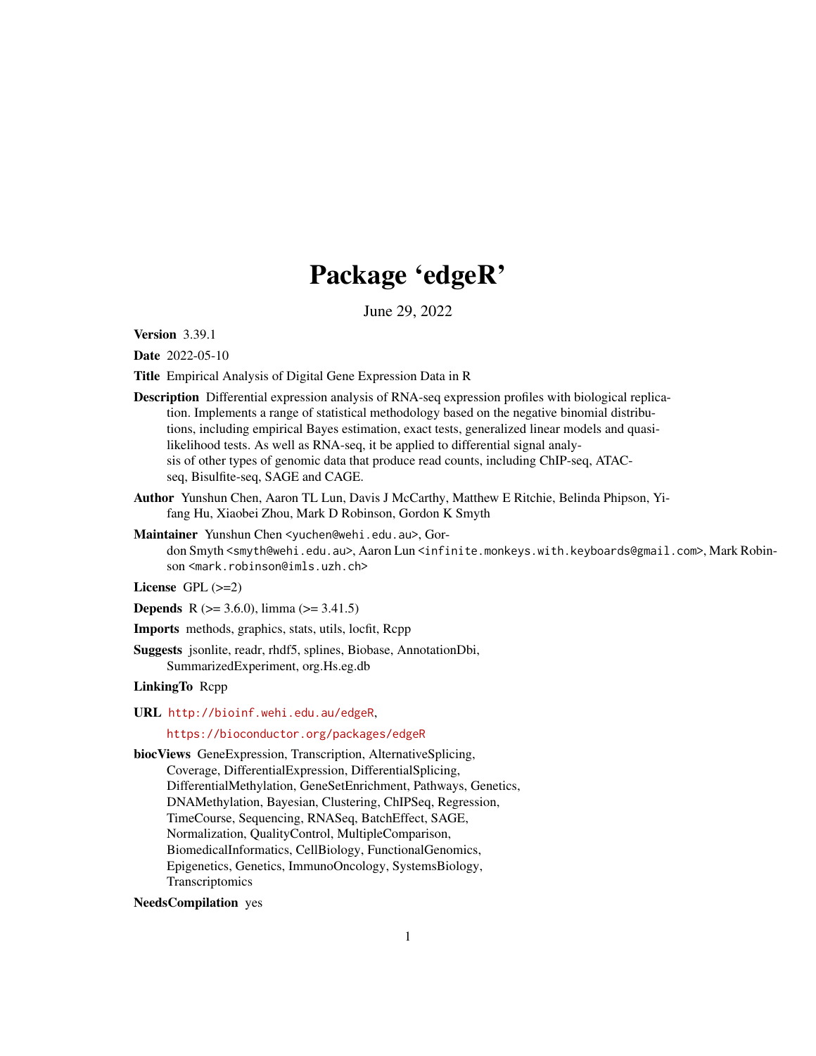# Package 'edgeR'

June 29, 2022

**Version** 3.39.1

**Date** 2022-05-10

**Title** Empirical Analysis of Digital Gene Expression Data in R

**Description** Differential expression analysis of RNA-seq expression profiles with biological replication. Implements a range of statistical methodology based on the negative binomial distributions, including empirical Bayes estimation, exact tests, generalized linear models and quasi-likelihood tests. As well as RNA-seq, it be applied to differential signal analysis of other types of genomic data that produce read counts, including ChIP-seq, ATAC-seq, Bisulfite-seq, SAGE and CAGE.

**Author** Yunshun Chen, Aaron TL Lun, Davis J McCarthy, Matthew E Ritchie, Belinda Phipson, Yifang Hu, Xiaobei Zhou, Mark D Robinson, Gordon K Smyth

**Maintainer** Yunshun Chen <yuchen@wehi.edu.au>, Gordon Smyth <smyth@wehi.edu.au>, Aaron Lun <infinite.monkeys.with.keyboards@gmail.com>, Mark Robinson <mark.robinson@imls.uzh.ch>

**License** GPL (>=2)

**Depends** R (>= 3.6.0), limma (>= 3.41.5)

**Imports** methods, graphics, stats, utils, locfit, Rcpp

**Suggests** jsonlite, readr, rhdf5, splines, Biobase, AnnotationDbi, SummarizedExperiment, org.Hs.eg.db

**LinkingTo** Rcpp

**URL** http://bioinf.wehi.edu.au/edgeR,
https://bioconductor.org/packages/edgeR

**biocViews** GeneExpression, Transcription, AlternativeSplicing, Coverage, DifferentialExpression, DifferentialSplicing, DifferentialMethylation, GeneSetEnrichment, Pathways, Genetics, DNAMethylation, Bayesian, Clustering, ChIPSeq, Regression, TimeCourse, Sequencing, RNASeq, BatchEffect, SAGE, Normalization, QualityControl, MultipleComparison, BiomedicalInformatics, CellBiology, FunctionalGenomics, Epigenetics, Genetics, ImmunoOncology, SystemsBiology, Transcriptomics

**NeedsCompilation** yes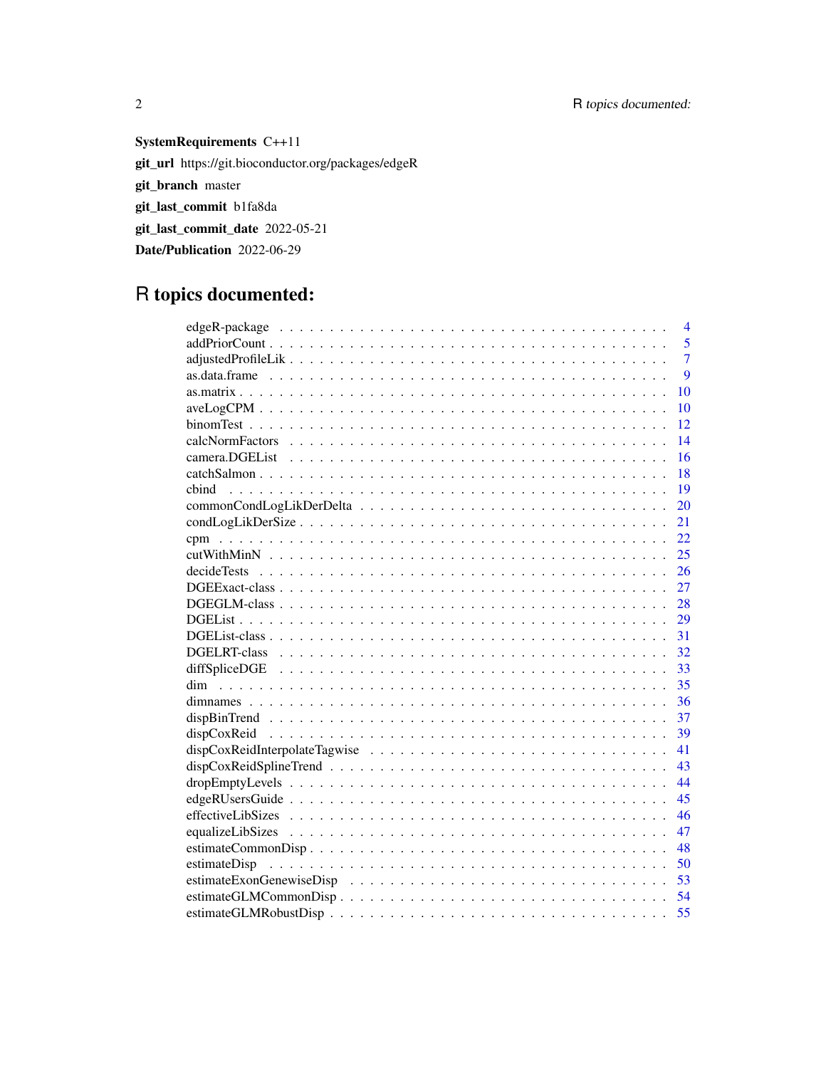**SystemRequirements** C++11

**git_url** https://git.bioconductor.org/packages/edgeR

**git_branch** master

**git_last_commit** b1fa8da

**git_last_commit_date** 2022-05-21

**Date/Publication** 2022-06-29

# R topics documented:

| | |
|---|---|
| edgeR-package | 4 |
| addPriorCount | 5 |
| adjustedProfileLik | 7 |
| as.data.frame | 9 |
| as.matrix | 10 |
| aveLogCPM | 10 |
| binomTest | 12 |
| calcNormFactors | 14 |
| camera.DGEList | 16 |
| catchSalmon | 18 |
| cbind | 19 |
| commonCondLogLikDerDelta | 20 |
| condLogLikDerSize | 21 |
| cpm | 22 |
| cutWithMinN | 25 |
| decideTests | 26 |
| DGEExact-class | 27 |
| DGEGLM-class | 28 |
| DGEList | 29 |
| DGEList-class | 31 |
| DGELRT-class | 32 |
| diffSpliceDGE | 33 |
| dim | 35 |
| dimnames | 36 |
| dispBinTrend | 37 |
| dispCoxReid | 39 |
| dispCoxReidInterpolateTagwise | 41 |
| dispCoxReidSplineTrend | 43 |
| dropEmptyLevels | 44 |
| edgeRUsersGuide | 45 |
| effectiveLibSizes | 46 |
| equalizeLibSizes | 47 |
| estimateCommonDisp | 48 |
| estimateDisp | 50 |
| estimateExonGenewiseDisp | 53 |
| estimateGLMCommonDisp | 54 |
| estimateGLMRobustDisp | 55 |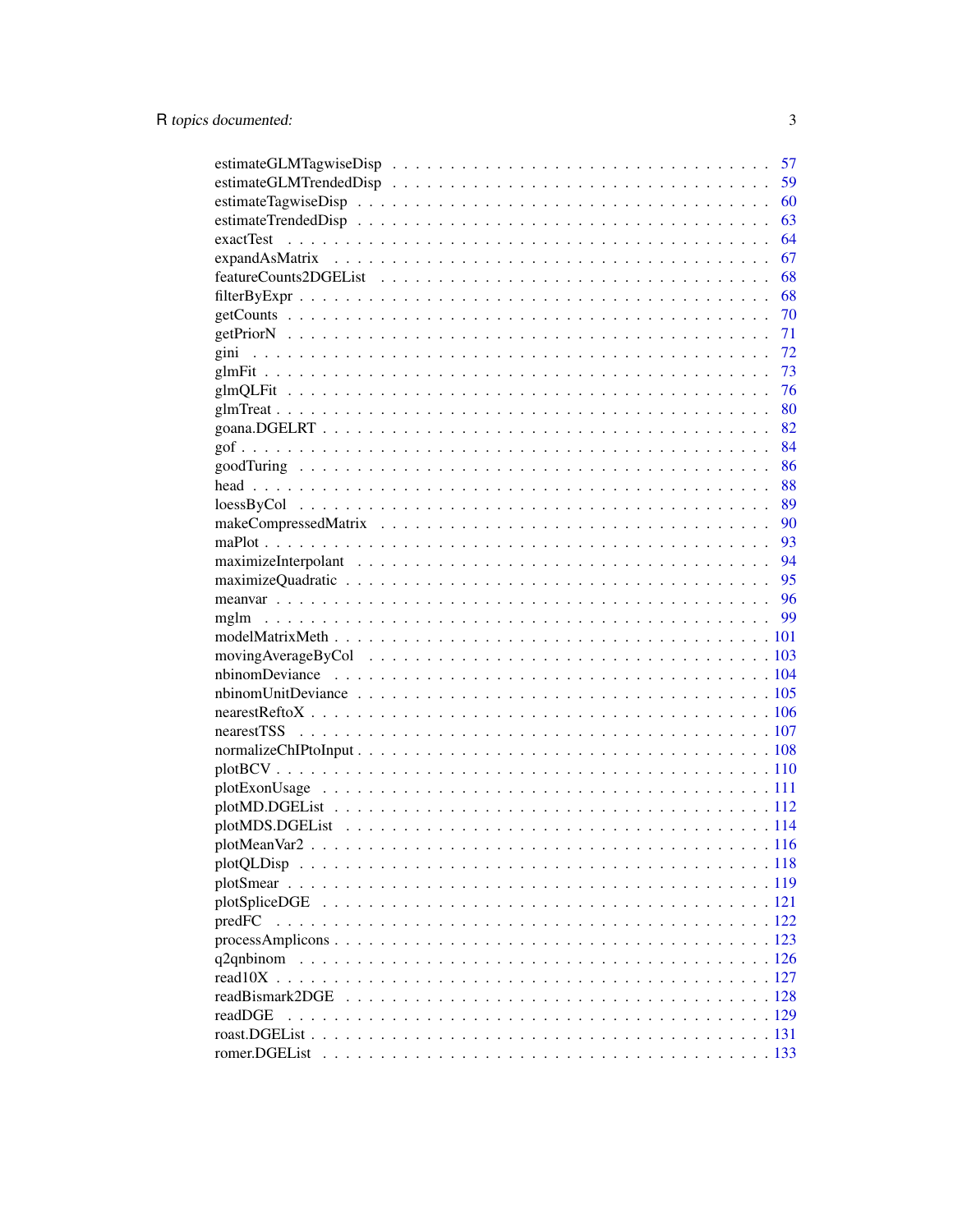estimateGLMTagwiseDisp . . . . . . . . . . . . . . . . . . . . . . . . . . . . . . 57
estimateGLMTrendedDisp . . . . . . . . . . . . . . . . . . . . . . . . . . . . . . 59
estimateTagwiseDisp . . . . . . . . . . . . . . . . . . . . . . . . . . . . . . . . 60
estimateTrendedDisp . . . . . . . . . . . . . . . . . . . . . . . . . . . . . . . . 63
exactTest . . . . . . . . . . . . . . . . . . . . . . . . . . . . . . . . . . . . . . 64
expandAsMatrix . . . . . . . . . . . . . . . . . . . . . . . . . . . . . . . . . . . 67
featureCounts2DGEList . . . . . . . . . . . . . . . . . . . . . . . . . . . . . . . 68
filterByExpr . . . . . . . . . . . . . . . . . . . . . . . . . . . . . . . . . . . . 68
getCounts . . . . . . . . . . . . . . . . . . . . . . . . . . . . . . . . . . . . . . 70
getPriorN . . . . . . . . . . . . . . . . . . . . . . . . . . . . . . . . . . . . . . 71
gini . . . . . . . . . . . . . . . . . . . . . . . . . . . . . . . . . . . . . . . . . 72
glmFit . . . . . . . . . . . . . . . . . . . . . . . . . . . . . . . . . . . . . . . . 73
glmQLFit . . . . . . . . . . . . . . . . . . . . . . . . . . . . . . . . . . . . . . . 76
glmTreat . . . . . . . . . . . . . . . . . . . . . . . . . . . . . . . . . . . . . . . 80
goana.DGELRT . . . . . . . . . . . . . . . . . . . . . . . . . . . . . . . . . . . . 82
gof . . . . . . . . . . . . . . . . . . . . . . . . . . . . . . . . . . . . . . . . . . 84
goodTuring . . . . . . . . . . . . . . . . . . . . . . . . . . . . . . . . . . . . . . 86
head . . . . . . . . . . . . . . . . . . . . . . . . . . . . . . . . . . . . . . . . . 88
loessByCol . . . . . . . . . . . . . . . . . . . . . . . . . . . . . . . . . . . . . . 89
makeCompressedMatrix . . . . . . . . . . . . . . . . . . . . . . . . . . . . . . . . 90
maPlot . . . . . . . . . . . . . . . . . . . . . . . . . . . . . . . . . . . . . . . . 93
maximizeInterpolant . . . . . . . . . . . . . . . . . . . . . . . . . . . . . . . . . 94
maximizeQuadratic . . . . . . . . . . . . . . . . . . . . . . . . . . . . . . . . . . 95
meanvar . . . . . . . . . . . . . . . . . . . . . . . . . . . . . . . . . . . . . . . 96
mglm . . . . . . . . . . . . . . . . . . . . . . . . . . . . . . . . . . . . . . . . . 99
modelMatrixMeth . . . . . . . . . . . . . . . . . . . . . . . . . . . . . . . . . . . 101
movingAverageByCol . . . . . . . . . . . . . . . . . . . . . . . . . . . . . . . . . 103
nbinomDeviance . . . . . . . . . . . . . . . . . . . . . . . . . . . . . . . . . . . 104
nbinomUnitDeviance . . . . . . . . . . . . . . . . . . . . . . . . . . . . . . . . . 105
nearestReftoX . . . . . . . . . . . . . . . . . . . . . . . . . . . . . . . . . . . . 106
nearestTSS . . . . . . . . . . . . . . . . . . . . . . . . . . . . . . . . . . . . . . 107
normalizeChIPtoInput . . . . . . . . . . . . . . . . . . . . . . . . . . . . . . . . 108
plotBCV . . . . . . . . . . . . . . . . . . . . . . . . . . . . . . . . . . . . . . . 110
plotExonUsage . . . . . . . . . . . . . . . . . . . . . . . . . . . . . . . . . . . . 111
plotMD.DGEList . . . . . . . . . . . . . . . . . . . . . . . . . . . . . . . . . . . 112
plotMDS.DGEList . . . . . . . . . . . . . . . . . . . . . . . . . . . . . . . . . . . 114
plotMeanVar2 . . . . . . . . . . . . . . . . . . . . . . . . . . . . . . . . . . . . . 116
plotQLDisp . . . . . . . . . . . . . . . . . . . . . . . . . . . . . . . . . . . . . . 118
plotSmear . . . . . . . . . . . . . . . . . . . . . . . . . . . . . . . . . . . . . . 119
plotSpliceDGE . . . . . . . . . . . . . . . . . . . . . . . . . . . . . . . . . . . . 121
predFC . . . . . . . . . . . . . . . . . . . . . . . . . . . . . . . . . . . . . . . . 122
processAmplicons . . . . . . . . . . . . . . . . . . . . . . . . . . . . . . . . . . 123
q2qnbinom . . . . . . . . . . . . . . . . . . . . . . . . . . . . . . . . . . . . . . 126
read10X . . . . . . . . . . . . . . . . . . . . . . . . . . . . . . . . . . . . . . . 127
readBismark2DGE . . . . . . . . . . . . . . . . . . . . . . . . . . . . . . . . . . . 128
readDGE . . . . . . . . . . . . . . . . . . . . . . . . . . . . . . . . . . . . . . . 129
roast.DGEList . . . . . . . . . . . . . . . . . . . . . . . . . . . . . . . . . . . . 131
romer.DGEList . . . . . . . . . . . . . . . . . . . . . . . . . . . . . . . . . . . . 133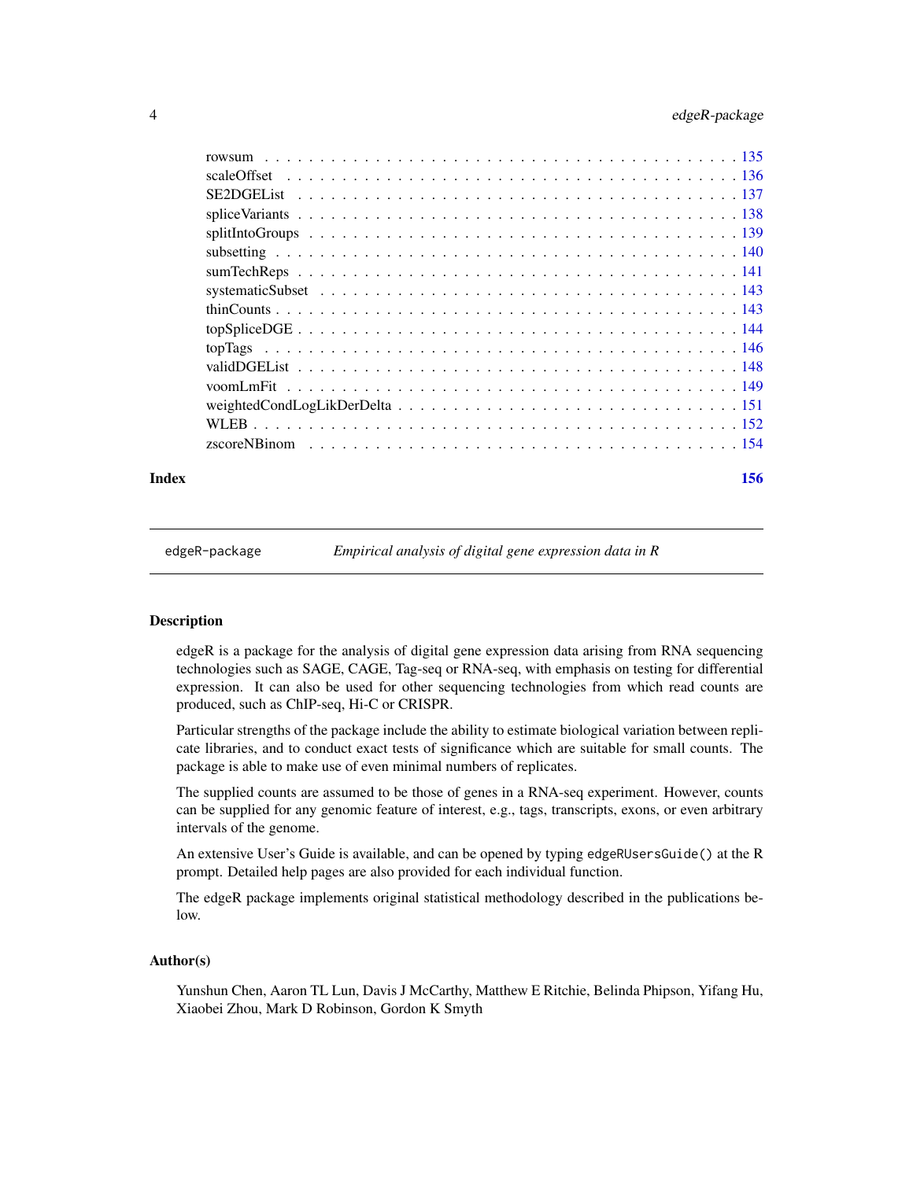rowsum . . . . . . . . . . . . . . . . . . . . . . . . . . . . . . . . . . . . . . . . . 135
scaleOffset . . . . . . . . . . . . . . . . . . . . . . . . . . . . . . . . . . . . . . . 136
SE2DGEList . . . . . . . . . . . . . . . . . . . . . . . . . . . . . . . . . . . . . . . 137
spliceVariants . . . . . . . . . . . . . . . . . . . . . . . . . . . . . . . . . . . . . . 138
splitIntoGroups . . . . . . . . . . . . . . . . . . . . . . . . . . . . . . . . . . . . . 139
subsetting . . . . . . . . . . . . . . . . . . . . . . . . . . . . . . . . . . . . . . . . 140
sumTechReps . . . . . . . . . . . . . . . . . . . . . . . . . . . . . . . . . . . . . . . 141
systematicSubset . . . . . . . . . . . . . . . . . . . . . . . . . . . . . . . . . . . . . 143
thinCounts . . . . . . . . . . . . . . . . . . . . . . . . . . . . . . . . . . . . . . . . 143
topSpliceDGE . . . . . . . . . . . . . . . . . . . . . . . . . . . . . . . . . . . . . . . 144
topTags . . . . . . . . . . . . . . . . . . . . . . . . . . . . . . . . . . . . . . . . . 146
validDGEList . . . . . . . . . . . . . . . . . . . . . . . . . . . . . . . . . . . . . . . 148
voomLmFit . . . . . . . . . . . . . . . . . . . . . . . . . . . . . . . . . . . . . . . . 149
weightedCondLogLikDerDelta . . . . . . . . . . . . . . . . . . . . . . . . . . . . . . . 151
WLEB . . . . . . . . . . . . . . . . . . . . . . . . . . . . . . . . . . . . . . . . . . . 152
zscoreNBinom . . . . . . . . . . . . . . . . . . . . . . . . . . . . . . . . . . . . . . . 154

**Index** 156

---

`edgeR-package` *Empirical analysis of digital gene expression data in R*

---

### Description

edgeR is a package for the analysis of digital gene expression data arising from RNA sequencing technologies such as SAGE, CAGE, Tag-seq or RNA-seq, with emphasis on testing for differential expression. It can also be used for other sequencing technologies from which read counts are produced, such as ChIP-seq, Hi-C or CRISPR.

Particular strengths of the package include the ability to estimate biological variation between replicate libraries, and to conduct exact tests of significance which are suitable for small counts. The package is able to make use of even minimal numbers of replicates.

The supplied counts are assumed to be those of genes in a RNA-seq experiment. However, counts can be supplied for any genomic feature of interest, e.g., tags, transcripts, exons, or even arbitrary intervals of the genome.

An extensive User's Guide is available, and can be opened by typing `edgeRUsersGuide()` at the R prompt. Detailed help pages are also provided for each individual function.

The edgeR package implements original statistical methodology described in the publications below.

### Author(s)

Yunshun Chen, Aaron TL Lun, Davis J McCarthy, Matthew E Ritchie, Belinda Phipson, Yifang Hu, Xiaobei Zhou, Mark D Robinson, Gordon K Smyth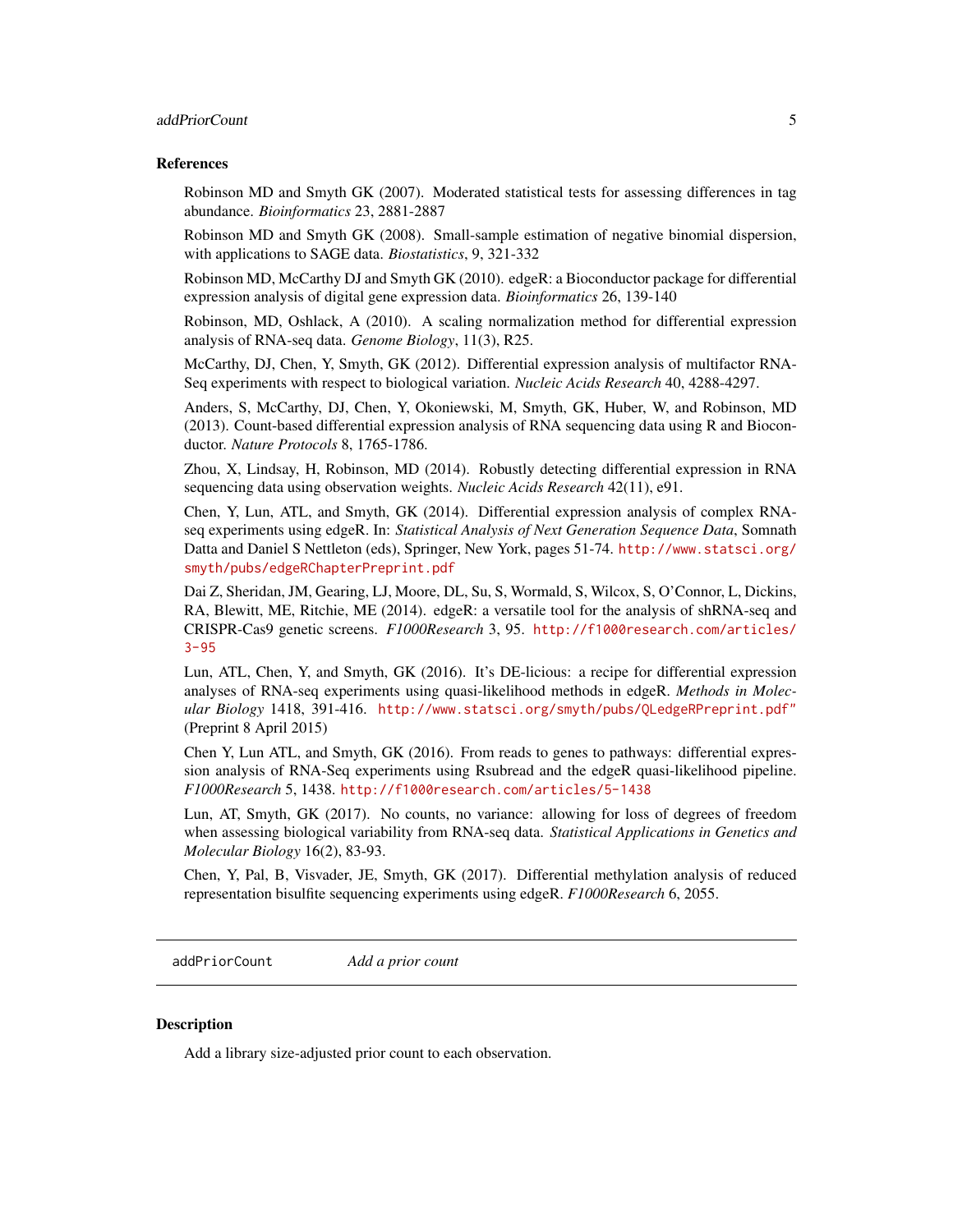### References

Robinson MD and Smyth GK (2007). Moderated statistical tests for assessing differences in tag abundance. *Bioinformatics* 23, 2881-2887

Robinson MD and Smyth GK (2008). Small-sample estimation of negative binomial dispersion, with applications to SAGE data. *Biostatistics*, 9, 321-332

Robinson MD, McCarthy DJ and Smyth GK (2010). edgeR: a Bioconductor package for differential expression analysis of digital gene expression data. *Bioinformatics* 26, 139-140

Robinson, MD, Oshlack, A (2010). A scaling normalization method for differential expression analysis of RNA-seq data. *Genome Biology*, 11(3), R25.

McCarthy, DJ, Chen, Y, Smyth, GK (2012). Differential expression analysis of multifactor RNA-Seq experiments with respect to biological variation. *Nucleic Acids Research* 40, 4288-4297.

Anders, S, McCarthy, DJ, Chen, Y, Okoniewski, M, Smyth, GK, Huber, W, and Robinson, MD (2013). Count-based differential expression analysis of RNA sequencing data using R and Bioconductor. *Nature Protocols* 8, 1765-1786.

Zhou, X, Lindsay, H, Robinson, MD (2014). Robustly detecting differential expression in RNA sequencing data using observation weights. *Nucleic Acids Research* 42(11), e91.

Chen, Y, Lun, ATL, and Smyth, GK (2014). Differential expression analysis of complex RNA-seq experiments using edgeR. In: *Statistical Analysis of Next Generation Sequence Data*, Somnath Datta and Daniel S Nettleton (eds), Springer, New York, pages 51-74. http://www.statsci.org/smyth/pubs/edgeRChapterPreprint.pdf

Dai Z, Sheridan, JM, Gearing, LJ, Moore, DL, Su, S, Wormald, S, Wilcox, S, O'Connor, L, Dickins, RA, Blewitt, ME, Ritchie, ME (2014). edgeR: a versatile tool for the analysis of shRNA-seq and CRISPR-Cas9 genetic screens. *F1000Research* 3, 95. http://f1000research.com/articles/3-95

Lun, ATL, Chen, Y, and Smyth, GK (2016). It's DE-licious: a recipe for differential expression analyses of RNA-seq experiments using quasi-likelihood methods in edgeR. *Methods in Molecular Biology* 1418, 391-416. http://www.statsci.org/smyth/pubs/QLedgeRPreprint.pdf" (Preprint 8 April 2015)

Chen Y, Lun ATL, and Smyth, GK (2016). From reads to genes to pathways: differential expression analysis of RNA-Seq experiments using Rsubread and the edgeR quasi-likelihood pipeline. *F1000Research* 5, 1438. http://f1000research.com/articles/5-1438

Lun, AT, Smyth, GK (2017). No counts, no variance: allowing for loss of degrees of freedom when assessing biological variability from RNA-seq data. *Statistical Applications in Genetics and Molecular Biology* 16(2), 83-93.

Chen, Y, Pal, B, Visvader, JE, Smyth, GK (2017). Differential methylation analysis of reduced representation bisulfite sequencing experiments using edgeR. *F1000Research* 6, 2055.

---

## addPriorCount — *Add a prior count*

### Description

Add a library size-adjusted prior count to each observation.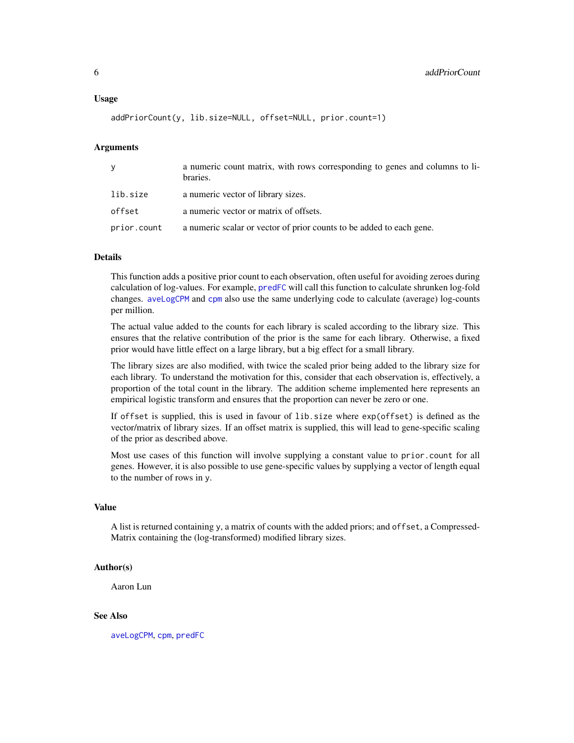### Usage

```
addPriorCount(y, lib.size=NULL, offset=NULL, prior.count=1)
```

### Arguments

| | |
|---|---|
| y | a numeric count matrix, with rows corresponding to genes and columns to libraries. |
| lib.size | a numeric vector of library sizes. |
| offset | a numeric vector or matrix of offsets. |
| prior.count | a numeric scalar or vector of prior counts to be added to each gene. |

### Details

This function adds a positive prior count to each observation, often useful for avoiding zeroes during calculation of log-values. For example, predFC will call this function to calculate shrunken log-fold changes. aveLogCPM and cpm also use the same underlying code to calculate (average) log-counts per million.

The actual value added to the counts for each library is scaled according to the library size. This ensures that the relative contribution of the prior is the same for each library. Otherwise, a fixed prior would have little effect on a large library, but a big effect for a small library.

The library sizes are also modified, with twice the scaled prior being added to the library size for each library. To understand the motivation for this, consider that each observation is, effectively, a proportion of the total count in the library. The addition scheme implemented here represents an empirical logistic transform and ensures that the proportion can never be zero or one.

If `offset` is supplied, this is used in favour of `lib.size` where `exp(offset)` is defined as the vector/matrix of library sizes. If an offset matrix is supplied, this will lead to gene-specific scaling of the prior as described above.

Most use cases of this function will involve supplying a constant value to `prior.count` for all genes. However, it is also possible to use gene-specific values by supplying a vector of length equal to the number of rows in `y`.

### Value

A list is returned containing `y`, a matrix of counts with the added priors; and `offset`, a CompressedMatrix containing the (log-transformed) modified library sizes.

### Author(s)

Aaron Lun

### See Also

aveLogCPM, cpm, predFC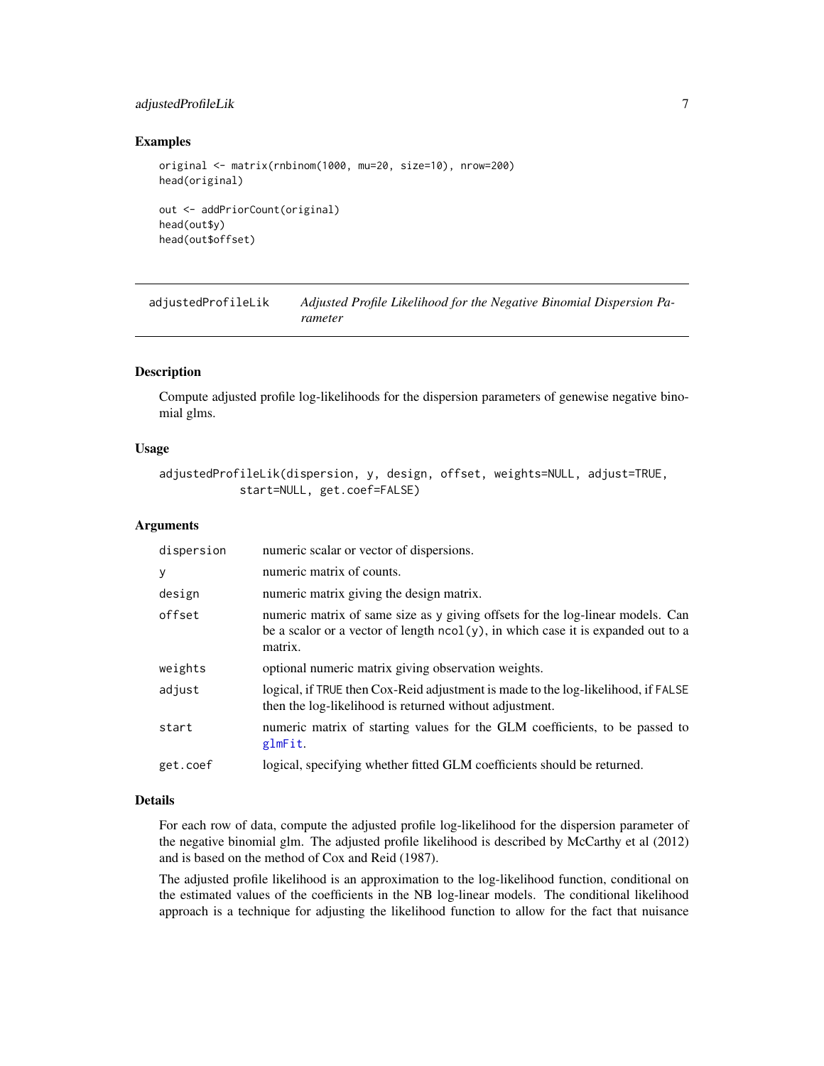### Examples

```
original <- matrix(rnbinom(1000, mu=20, size=10), nrow=200)
head(original)

out <- addPriorCount(original)
head(out$y)
head(out$offset)
```

---

## adjustedProfileLik — *Adjusted Profile Likelihood for the Negative Binomial Dispersion Parameter*

---

### Description

Compute adjusted profile log-likelihoods for the dispersion parameters of genewise negative binomial glms.

### Usage

```
adjustedProfileLik(dispersion, y, design, offset, weights=NULL, adjust=TRUE,
           start=NULL, get.coef=FALSE)
```

### Arguments

| | |
|---|---|
| `dispersion` | numeric scalar or vector of dispersions. |
| `y` | numeric matrix of counts. |
| `design` | numeric matrix giving the design matrix. |
| `offset` | numeric matrix of same size as `y` giving offsets for the log-linear models. Can be a scalor or a vector of length `ncol(y)`, in which case it is expanded out to a matrix. |
| `weights` | optional numeric matrix giving observation weights. |
| `adjust` | logical, if `TRUE` then Cox-Reid adjustment is made to the log-likelihood, if `FALSE` then the log-likelihood is returned without adjustment. |
| `start` | numeric matrix of starting values for the GLM coefficients, to be passed to `glmFit`. |
| `get.coef` | logical, specifying whether fitted GLM coefficients should be returned. |

### Details

For each row of data, compute the adjusted profile log-likelihood for the dispersion parameter of the negative binomial glm. The adjusted profile likelihood is described by McCarthy et al (2012) and is based on the method of Cox and Reid (1987).

The adjusted profile likelihood is an approximation to the log-likelihood function, conditional on the estimated values of the coefficients in the NB log-linear models. The conditional likelihood approach is a technique for adjusting the likelihood function to allow for the fact that nuisance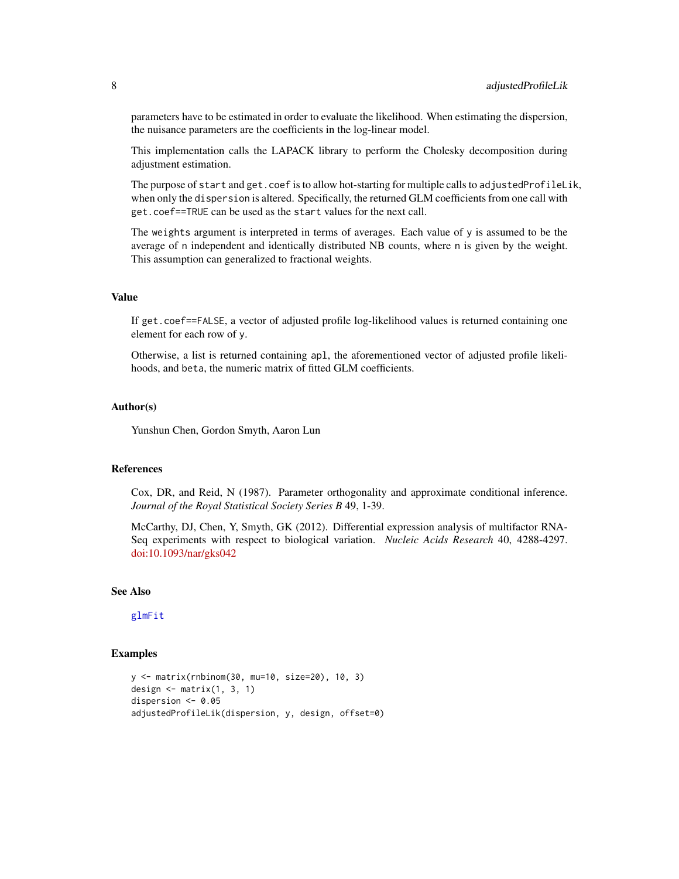parameters have to be estimated in order to evaluate the likelihood. When estimating the dispersion, the nuisance parameters are the coefficients in the log-linear model.

This implementation calls the LAPACK library to perform the Cholesky decomposition during adjustment estimation.

The purpose of `start` and `get.coef` is to allow hot-starting for multiple calls to `adjustedProfileLik`, when only the `dispersion` is altered. Specifically, the returned GLM coefficients from one call with `get.coef==TRUE` can be used as the `start` values for the next call.

The `weights` argument is interpreted in terms of averages. Each value of `y` is assumed to be the average of `n` independent and identically distributed NB counts, where `n` is given by the weight. This assumption can generalized to fractional weights.

## Value

If `get.coef==FALSE`, a vector of adjusted profile log-likelihood values is returned containing one element for each row of `y`.

Otherwise, a list is returned containing `apl`, the aforementioned vector of adjusted profile likelihoods, and `beta`, the numeric matrix of fitted GLM coefficients.

## Author(s)

Yunshun Chen, Gordon Smyth, Aaron Lun

## References

Cox, DR, and Reid, N (1987). Parameter orthogonality and approximate conditional inference. *Journal of the Royal Statistical Society Series B* 49, 1-39.

McCarthy, DJ, Chen, Y, Smyth, GK (2012). Differential expression analysis of multifactor RNA-Seq experiments with respect to biological variation. *Nucleic Acids Research* 40, 4288-4297. doi:10.1093/nar/gks042

## See Also

`glmFit`

## Examples

```
y <- matrix(rnbinom(30, mu=10, size=20), 10, 3)
design <- matrix(1, 3, 1)
dispersion <- 0.05
adjustedProfileLik(dispersion, y, design, offset=0)
```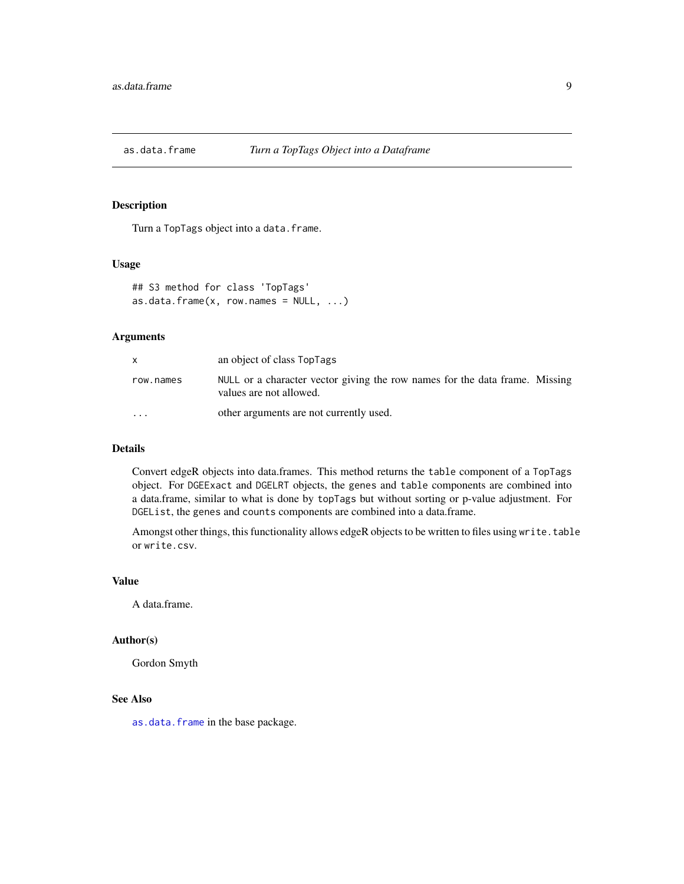## as.data.frame — *Turn a TopTags Object into a Dataframe*

### Description

Turn a `TopTags` object into a `data.frame`.

### Usage

```
## S3 method for class 'TopTags'
as.data.frame(x, row.names = NULL, ...)
```

### Arguments

| | |
|---|---|
| `x` | an object of class `TopTags` |
| `row.names` | `NULL` or a character vector giving the row names for the data frame. Missing values are not allowed. |
| `...` | other arguments are not currently used. |

### Details

Convert edgeR objects into data.frames. This method returns the `table` component of a `TopTags` object. For `DGEExact` and `DGELRT` objects, the `genes` and `table` components are combined into a data.frame, similar to what is done by `topTags` but without sorting or p-value adjustment. For `DGEList`, the `genes` and `counts` components are combined into a data.frame.

Amongst other things, this functionality allows edgeR objects to be written to files using `write.table` or `write.csv`.

### Value

A data.frame.

### Author(s)

Gordon Smyth

### See Also

`as.data.frame` in the base package.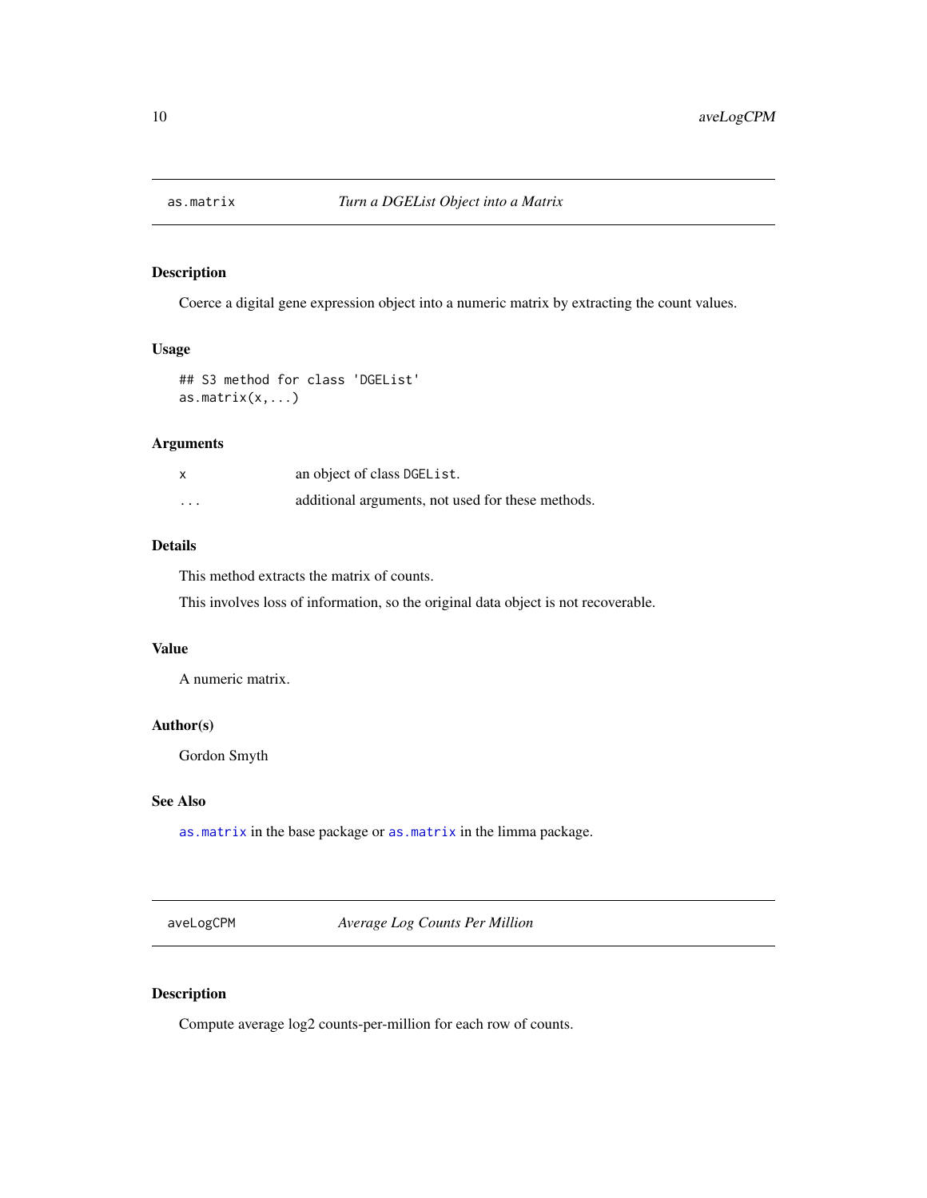## as.matrix — *Turn a DGEList Object into a Matrix*

### Description

Coerce a digital gene expression object into a numeric matrix by extracting the count values.

### Usage

```
## S3 method for class 'DGEList'
as.matrix(x,...)
```

### Arguments

| | |
|---|---|
| `x` | an object of class `DGEList`. |
| `...` | additional arguments, not used for these methods. |

### Details

This method extracts the matrix of counts.

This involves loss of information, so the original data object is not recoverable.

### Value

A numeric matrix.

### Author(s)

Gordon Smyth

### See Also

`as.matrix` in the base package or `as.matrix` in the limma package.

## aveLogCPM — *Average Log Counts Per Million*

### Description

Compute average log2 counts-per-million for each row of counts.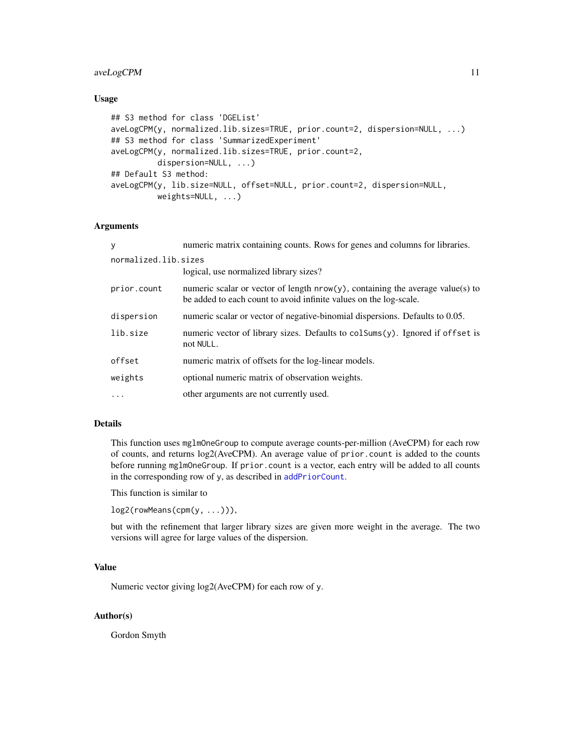## Usage

```
## S3 method for class 'DGEList'
aveLogCPM(y, normalized.lib.sizes=TRUE, prior.count=2, dispersion=NULL, ...)
## S3 method for class 'SummarizedExperiment'
aveLogCPM(y, normalized.lib.sizes=TRUE, prior.count=2,
          dispersion=NULL, ...)
## Default S3 method:
aveLogCPM(y, lib.size=NULL, offset=NULL, prior.count=2, dispersion=NULL,
          weights=NULL, ...)
```

## Arguments

| | |
|---|---|
| `y` | numeric matrix containing counts. Rows for genes and columns for libraries. |
| `normalized.lib.sizes` | logical, use normalized library sizes? |
| `prior.count` | numeric scalar or vector of length `nrow(y)`, containing the average value(s) to be added to each count to avoid infinite values on the log-scale. |
| `dispersion` | numeric scalar or vector of negative-binomial dispersions. Defaults to 0.05. |
| `lib.size` | numeric vector of library sizes. Defaults to `colSums(y)`. Ignored if `offset` is not `NULL`. |
| `offset` | numeric matrix of offsets for the log-linear models. |
| `weights` | optional numeric matrix of observation weights. |
| `...` | other arguments are not currently used. |

## Details

This function uses `mglmOneGroup` to compute average counts-per-million (AveCPM) for each row of counts, and returns log2(AveCPM). An average value of `prior.count` is added to the counts before running `mglmOneGroup`. If `prior.count` is a vector, each entry will be added to all counts in the corresponding row of `y`, as described in `addPriorCount`.

This function is similar to

`log2(rowMeans(cpm(y, ...)))`,

but with the refinement that larger library sizes are given more weight in the average. The two versions will agree for large values of the dispersion.

## Value

Numeric vector giving log2(AveCPM) for each row of `y`.

## Author(s)

Gordon Smyth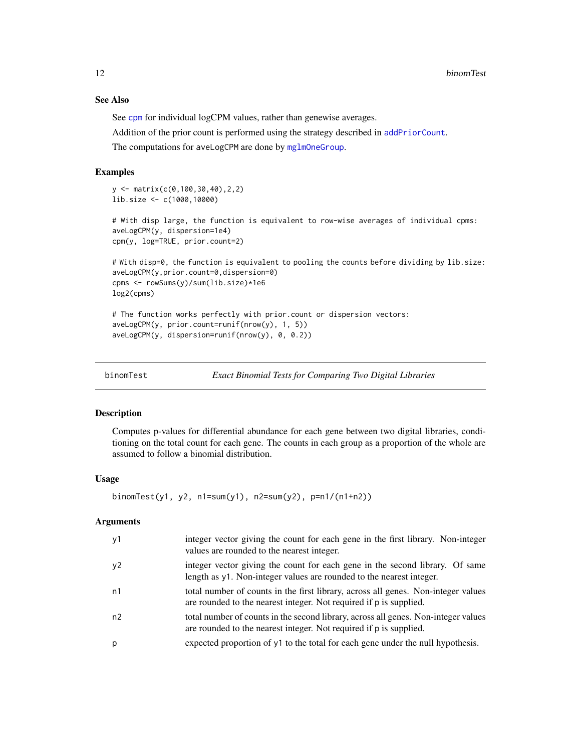## See Also

See `cpm` for individual logCPM values, rather than genewise averages.

Addition of the prior count is performed using the strategy described in `addPriorCount`.

The computations for `aveLogCPM` are done by `mglmOneGroup`.

## Examples

```
y <- matrix(c(0,100,30,40),2,2)
lib.size <- c(1000,10000)

# With disp large, the function is equivalent to row-wise averages of individual cpms:
aveLogCPM(y, dispersion=1e4)
cpm(y, log=TRUE, prior.count=2)

# With disp=0, the function is equivalent to pooling the counts before dividing by lib.size:
aveLogCPM(y,prior.count=0,dispersion=0)
cpms <- rowSums(y)/sum(lib.size)*1e6
log2(cpms)

# The function works perfectly with prior.count or dispersion vectors:
aveLogCPM(y, prior.count=runif(nrow(y), 1, 5))
aveLogCPM(y, dispersion=runif(nrow(y), 0, 0.2))
```

---

# binomTest *Exact Binomial Tests for Comparing Two Digital Libraries*

## Description

Computes p-values for differential abundance for each gene between two digital libraries, conditioning on the total count for each gene. The counts in each group as a proportion of the whole are assumed to follow a binomial distribution.

## Usage

```
binomTest(y1, y2, n1=sum(y1), n2=sum(y2), p=n1/(n1+n2))
```

## Arguments

| | |
|---|---|
| y1 | integer vector giving the count for each gene in the first library. Non-integer values are rounded to the nearest integer. |
| y2 | integer vector giving the count for each gene in the second library. Of same length as y1. Non-integer values are rounded to the nearest integer. |
| n1 | total number of counts in the first library, across all genes. Non-integer values are rounded to the nearest integer. Not required if p is supplied. |
| n2 | total number of counts in the second library, across all genes. Non-integer values are rounded to the nearest integer. Not required if p is supplied. |
| p | expected proportion of y1 to the total for each gene under the null hypothesis. |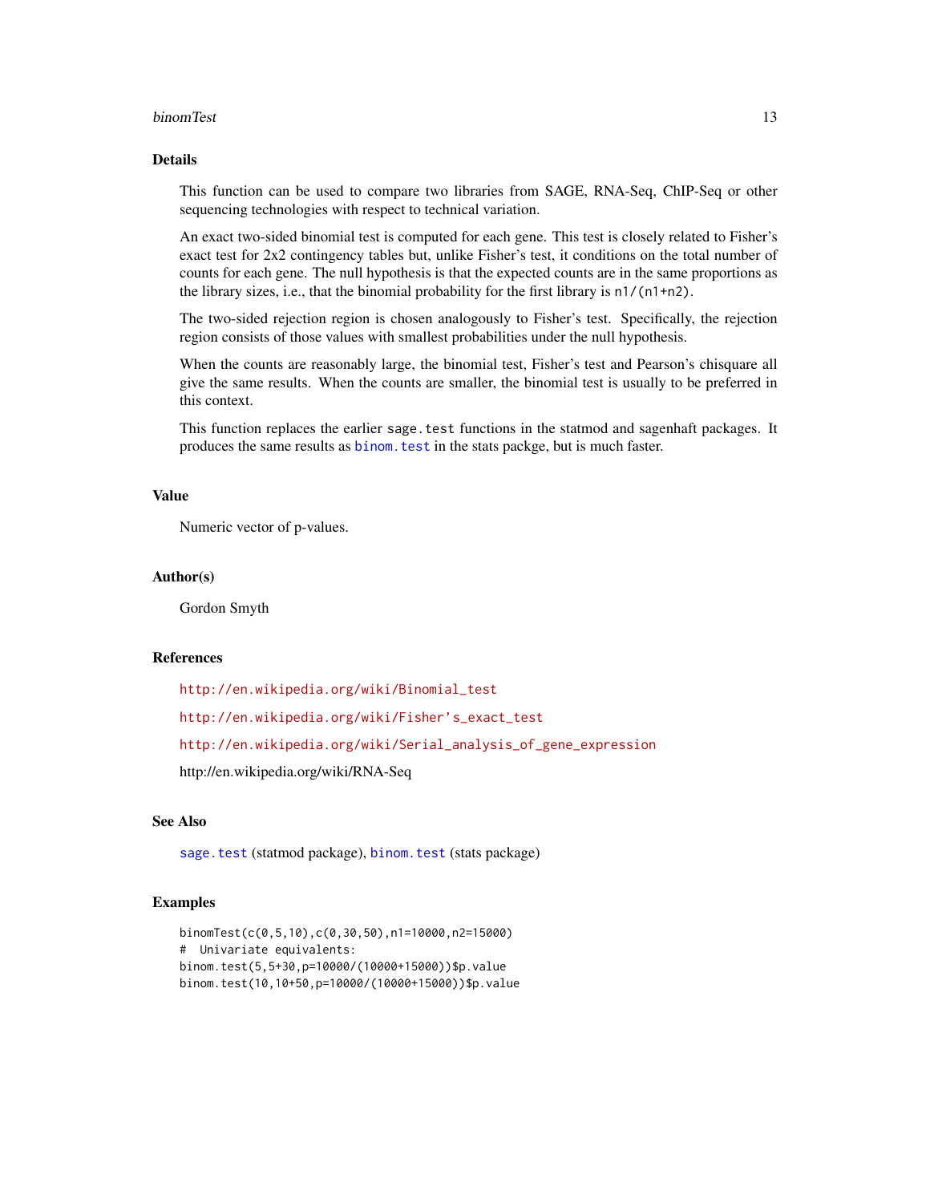## Details

This function can be used to compare two libraries from SAGE, RNA-Seq, ChIP-Seq or other sequencing technologies with respect to technical variation.

An exact two-sided binomial test is computed for each gene. This test is closely related to Fisher's exact test for 2x2 contingency tables but, unlike Fisher's test, it conditions on the total number of counts for each gene. The null hypothesis is that the expected counts are in the same proportions as the library sizes, i.e., that the binomial probability for the first library is `n1/(n1+n2)`.

The two-sided rejection region is chosen analogously to Fisher's test. Specifically, the rejection region consists of those values with smallest probabilities under the null hypothesis.

When the counts are reasonably large, the binomial test, Fisher's test and Pearson's chisquare all give the same results. When the counts are smaller, the binomial test is usually to be preferred in this context.

This function replaces the earlier `sage.test` functions in the statmod and sagenhaft packages. It produces the same results as `binom.test` in the stats packge, but is much faster.

## Value

Numeric vector of p-values.

## Author(s)

Gordon Smyth

## References

http://en.wikipedia.org/wiki/Binomial_test

http://en.wikipedia.org/wiki/Fisher's_exact_test

http://en.wikipedia.org/wiki/Serial_analysis_of_gene_expression

http://en.wikipedia.org/wiki/RNA-Seq

## See Also

`sage.test` (statmod package), `binom.test` (stats package)

## Examples

```
binomTest(c(0,5,10),c(0,30,50),n1=10000,n2=15000)
#  Univariate equivalents:
binom.test(5,5+30,p=10000/(10000+15000))$p.value
binom.test(10,10+50,p=10000/(10000+15000))$p.value
```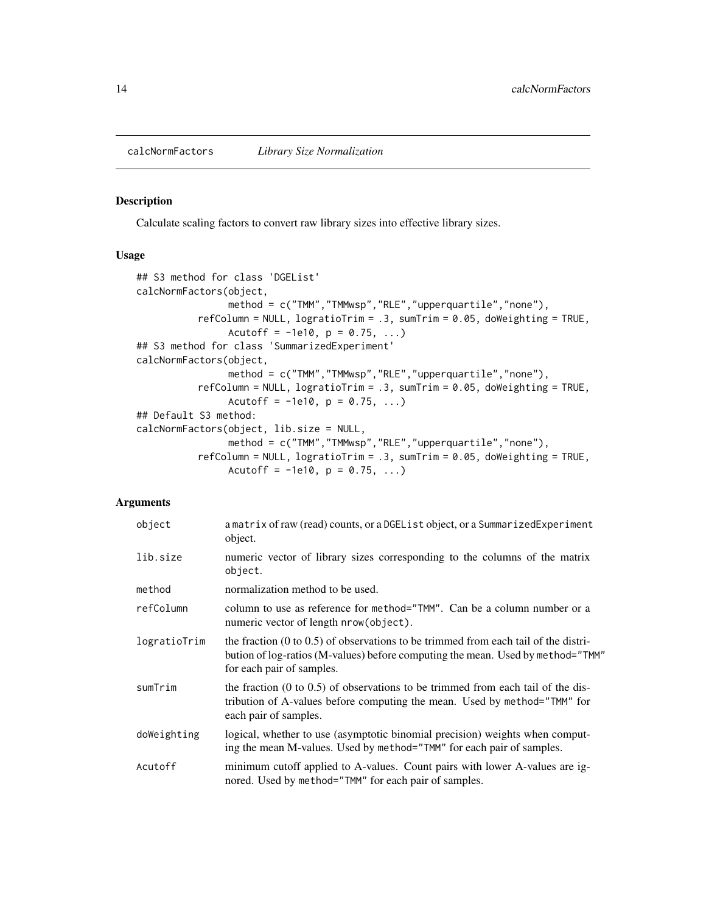calcNormFactors *Library Size Normalization*

## Description

Calculate scaling factors to convert raw library sizes into effective library sizes.

## Usage

```
## S3 method for class 'DGEList'
calcNormFactors(object,
                method = c("TMM","TMMwsp","RLE","upperquartile","none"),
           refColumn = NULL, logratioTrim = .3, sumTrim = 0.05, doWeighting = TRUE,
                Acutoff = -1e10, p = 0.75, ...)
## S3 method for class 'SummarizedExperiment'
calcNormFactors(object,
                method = c("TMM","TMMwsp","RLE","upperquartile","none"),
           refColumn = NULL, logratioTrim = .3, sumTrim = 0.05, doWeighting = TRUE,
                Acutoff = -1e10, p = 0.75, ...)
## Default S3 method:
calcNormFactors(object, lib.size = NULL,
                method = c("TMM","TMMwsp","RLE","upperquartile","none"),
           refColumn = NULL, logratioTrim = .3, sumTrim = 0.05, doWeighting = TRUE,
                Acutoff = -1e10, p = 0.75, ...)
```

## Arguments

| | |
|---|---|
| `object` | a `matrix` of raw (read) counts, or a `DGEList` object, or a `SummarizedExperiment` object. |
| `lib.size` | numeric vector of library sizes corresponding to the columns of the matrix `object`. |
| `method` | normalization method to be used. |
| `refColumn` | column to use as reference for `method="TMM"`. Can be a column number or a numeric vector of length `nrow(object)`. |
| `logratioTrim` | the fraction (0 to 0.5) of observations to be trimmed from each tail of the distribution of log-ratios (M-values) before computing the mean. Used by `method="TMM"` for each pair of samples. |
| `sumTrim` | the fraction (0 to 0.5) of observations to be trimmed from each tail of the distribution of A-values before computing the mean. Used by `method="TMM"` for each pair of samples. |
| `doWeighting` | logical, whether to use (asymptotic binomial precision) weights when computing the mean M-values. Used by `method="TMM"` for each pair of samples. |
| `Acutoff` | minimum cutoff applied to A-values. Count pairs with lower A-values are ignored. Used by `method="TMM"` for each pair of samples. |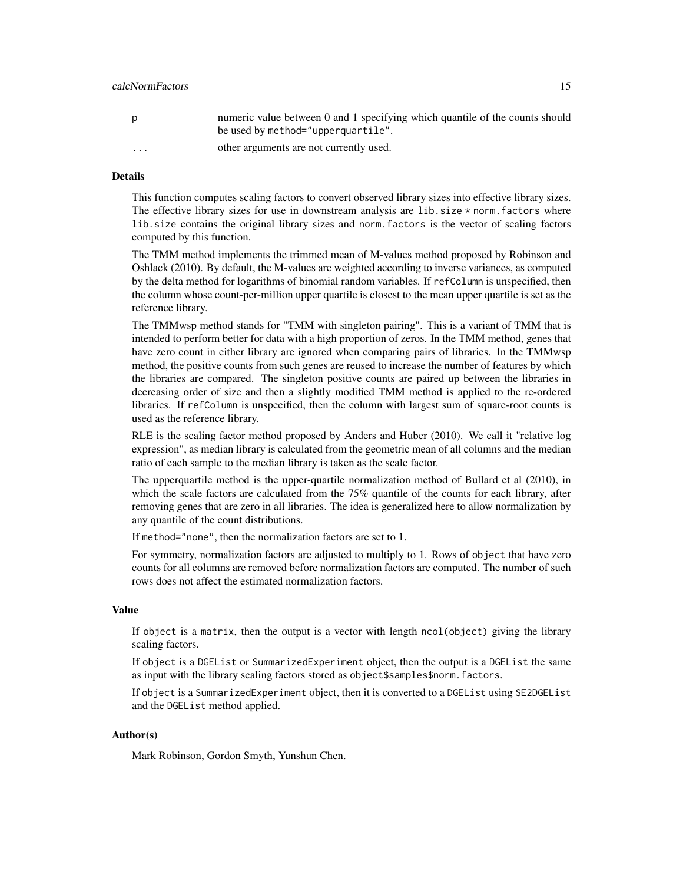| | |
|---|---|
| `p` | numeric value between 0 and 1 specifying which quantile of the counts should be used by `method="upperquartile"`. |
| `...` | other arguments are not currently used. |

## Details

This function computes scaling factors to convert observed library sizes into effective library sizes. The effective library sizes for use in downstream analysis are `lib.size * norm.factors` where `lib.size` contains the original library sizes and `norm.factors` is the vector of scaling factors computed by this function.

The TMM method implements the trimmed mean of M-values method proposed by Robinson and Oshlack (2010). By default, the M-values are weighted according to inverse variances, as computed by the delta method for logarithms of binomial random variables. If `refColumn` is unspecified, then the column whose count-per-million upper quartile is closest to the mean upper quartile is set as the reference library.

The TMMwsp method stands for "TMM with singleton pairing". This is a variant of TMM that is intended to perform better for data with a high proportion of zeros. In the TMM method, genes that have zero count in either library are ignored when comparing pairs of libraries. In the TMMwsp method, the positive counts from such genes are reused to increase the number of features by which the libraries are compared. The singleton positive counts are paired up between the libraries in decreasing order of size and then a slightly modified TMM method is applied to the re-ordered libraries. If `refColumn` is unspecified, then the column with largest sum of square-root counts is used as the reference library.

RLE is the scaling factor method proposed by Anders and Huber (2010). We call it "relative log expression", as median library is calculated from the geometric mean of all columns and the median ratio of each sample to the median library is taken as the scale factor.

The upperquartile method is the upper-quartile normalization method of Bullard et al (2010), in which the scale factors are calculated from the 75% quantile of the counts for each library, after removing genes that are zero in all libraries. The idea is generalized here to allow normalization by any quantile of the count distributions.

If `method="none"`, then the normalization factors are set to 1.

For symmetry, normalization factors are adjusted to multiply to 1. Rows of `object` that have zero counts for all columns are removed before normalization factors are computed. The number of such rows does not affect the estimated normalization factors.

## Value

If `object` is a `matrix`, then the output is a vector with length `ncol(object)` giving the library scaling factors.

If `object` is a `DGEList` or `SummarizedExperiment` object, then the output is a `DGEList` the same as input with the library scaling factors stored as `object$samples$norm.factors`.

If `object` is a `SummarizedExperiment` object, then it is converted to a `DGEList` using `SE2DGEList` and the `DGEList` method applied.

## Author(s)

Mark Robinson, Gordon Smyth, Yunshun Chen.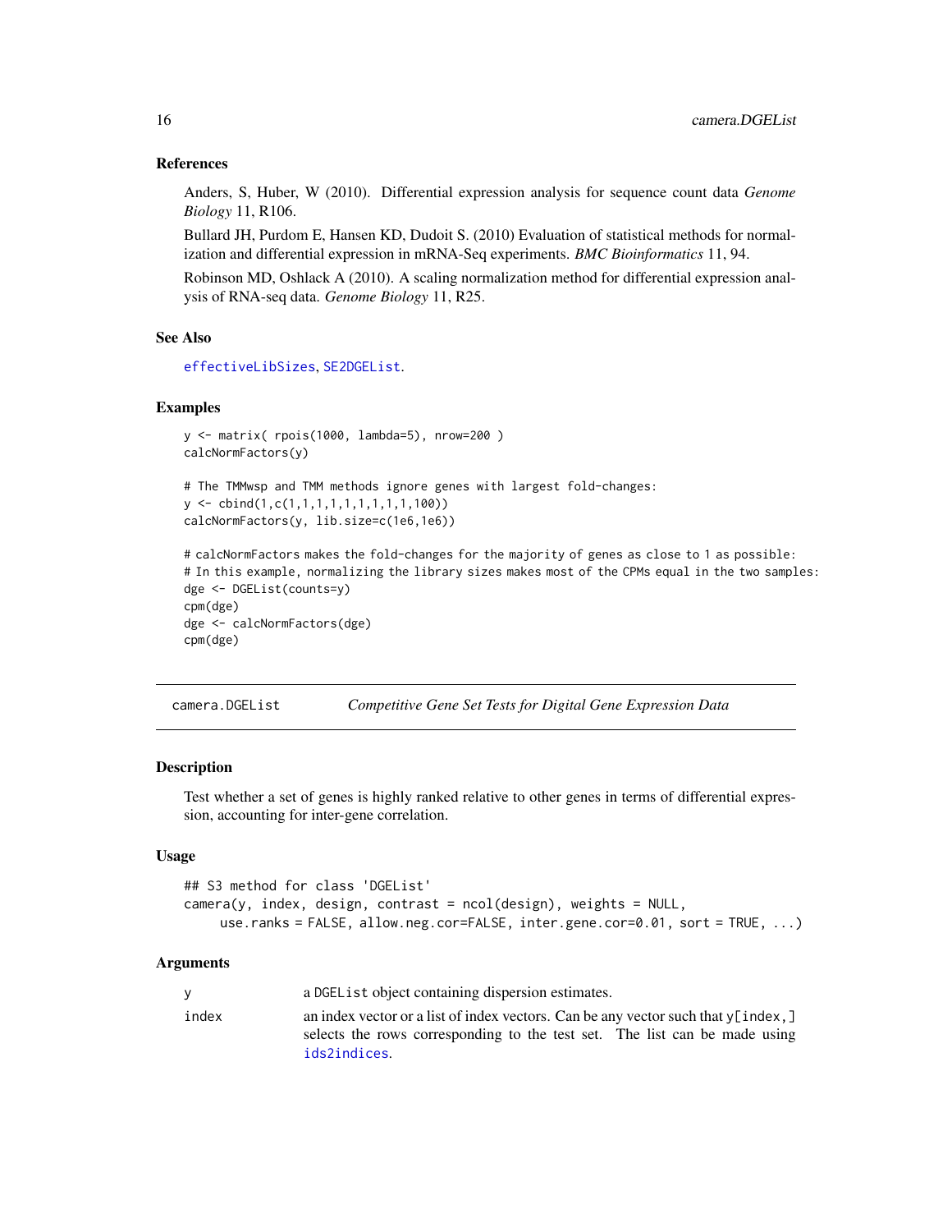### References

Anders, S, Huber, W (2010). Differential expression analysis for sequence count data *Genome Biology* 11, R106.

Bullard JH, Purdom E, Hansen KD, Dudoit S. (2010) Evaluation of statistical methods for normalization and differential expression in mRNA-Seq experiments. *BMC Bioinformatics* 11, 94.

Robinson MD, Oshlack A (2010). A scaling normalization method for differential expression analysis of RNA-seq data. *Genome Biology* 11, R25.

### See Also

effectiveLibSizes, SE2DGEList.

### Examples

```
y <- matrix( rpois(1000, lambda=5), nrow=200 )
calcNormFactors(y)

# The TMMwsp and TMM methods ignore genes with largest fold-changes:
y <- cbind(1,c(1,1,1,1,1,1,1,1,1,100))
calcNormFactors(y, lib.size=c(1e6,1e6))

# calcNormFactors makes the fold-changes for the majority of genes as close to 1 as possible:
# In this example, normalizing the library sizes makes most of the CPMs equal in the two samples:
dge <- DGEList(counts=y)
cpm(dge)
dge <- calcNormFactors(dge)
cpm(dge)
```

---

## camera.DGEList — *Competitive Gene Set Tests for Digital Gene Expression Data*

### Description

Test whether a set of genes is highly ranked relative to other genes in terms of differential expression, accounting for inter-gene correlation.

### Usage

```
## S3 method for class 'DGEList'
camera(y, index, design, contrast = ncol(design), weights = NULL,
     use.ranks = FALSE, allow.neg.cor=FALSE, inter.gene.cor=0.01, sort = TRUE, ...)
```

### Arguments

| | |
|---|---|
| y | a DGEList object containing dispersion estimates. |
| index | an index vector or a list of index vectors. Can be any vector such that y[index,] selects the rows corresponding to the test set. The list can be made using ids2indices. |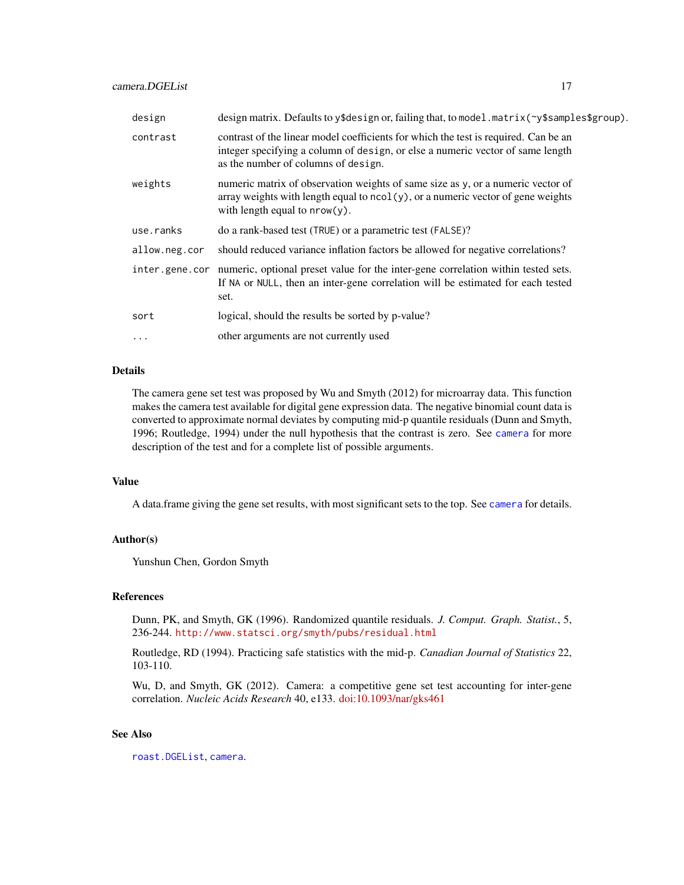| | |
|---|---|
| `design` | design matrix. Defaults to `y$design` or, failing that, to `model.matrix(~y$samples$group)`. |
| `contrast` | contrast of the linear model coefficients for which the test is required. Can be an integer specifying a column of `design`, or else a numeric vector of same length as the number of columns of `design`. |
| `weights` | numeric matrix of observation weights of same size as `y`, or a numeric vector of array weights with length equal to `ncol(y)`, or a numeric vector of gene weights with length equal to `nrow(y)`. |
| `use.ranks` | do a rank-based test (`TRUE`) or a parametric test (`FALSE`)? |
| `allow.neg.cor` | should reduced variance inflation factors be allowed for negative correlations? |
| `inter.gene.cor` | numeric, optional preset value for the inter-gene correlation within tested sets. If `NA` or `NULL`, then an inter-gene correlation will be estimated for each tested set. |
| `sort` | logical, should the results be sorted by p-value? |
| `...` | other arguments are not currently used |

## Details

The camera gene set test was proposed by Wu and Smyth (2012) for microarray data. This function makes the camera test available for digital gene expression data. The negative binomial count data is converted to approximate normal deviates by computing mid-p quantile residuals (Dunn and Smyth, 1996; Routledge, 1994) under the null hypothesis that the contrast is zero. See `camera` for more description of the test and for a complete list of possible arguments.

## Value

A data.frame giving the gene set results, with most significant sets to the top. See `camera` for details.

## Author(s)

Yunshun Chen, Gordon Smyth

## References

Dunn, PK, and Smyth, GK (1996). Randomized quantile residuals. *J. Comput. Graph. Statist.*, 5, 236-244. `http://www.statsci.org/smyth/pubs/residual.html`

Routledge, RD (1994). Practicing safe statistics with the mid-p. *Canadian Journal of Statistics* 22, 103-110.

Wu, D, and Smyth, GK (2012). Camera: a competitive gene set test accounting for inter-gene correlation. *Nucleic Acids Research* 40, e133. doi:10.1093/nar/gks461

## See Also

`roast.DGEList`, `camera`.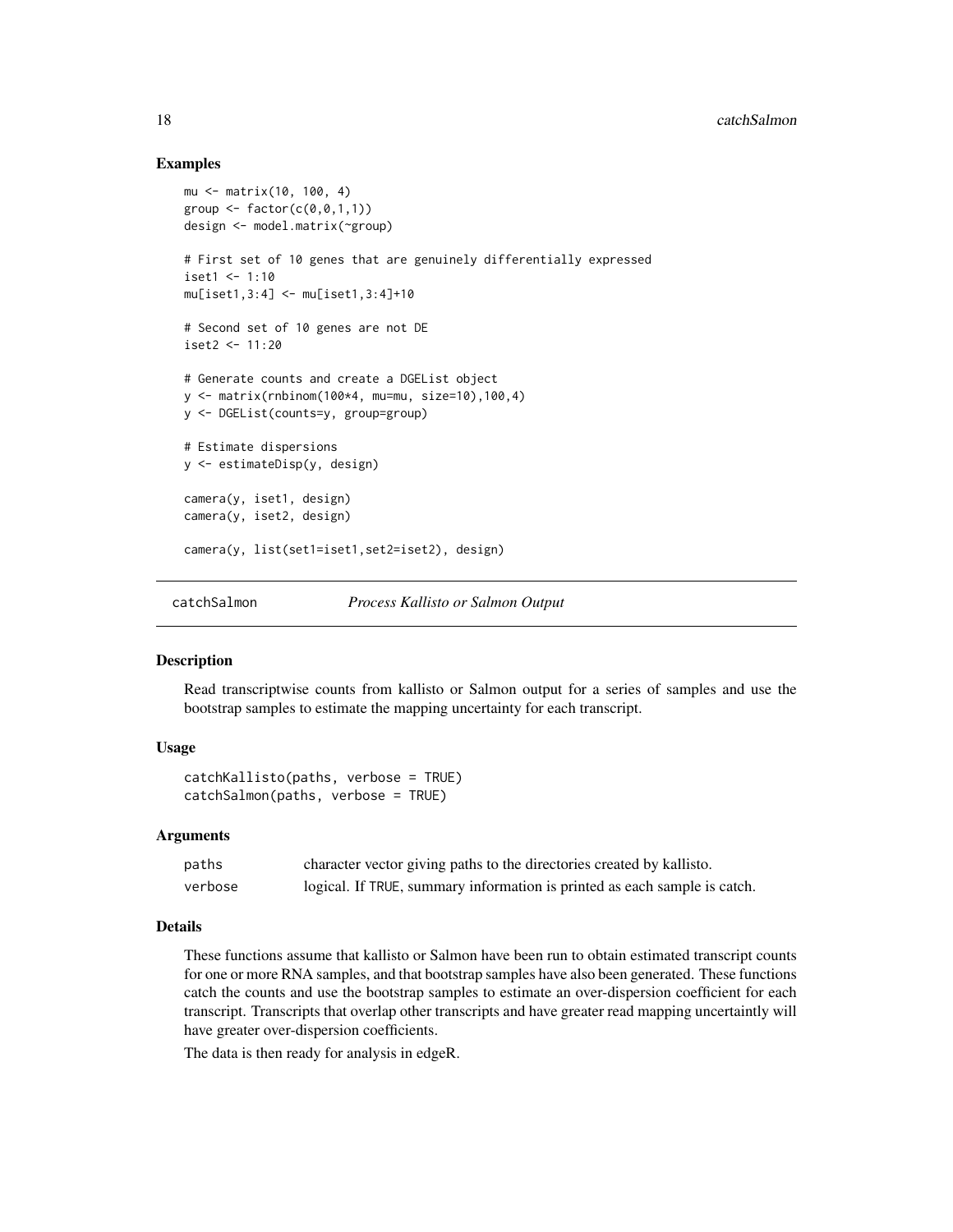## Examples

```
mu <- matrix(10, 100, 4)
group <- factor(c(0,0,1,1))
design <- model.matrix(~group)

# First set of 10 genes that are genuinely differentially expressed
iset1 <- 1:10
mu[iset1,3:4] <- mu[iset1,3:4]+10

# Second set of 10 genes are not DE
iset2 <- 11:20

# Generate counts and create a DGEList object
y <- matrix(rnbinom(100*4, mu=mu, size=10),100,4)
y <- DGEList(counts=y, group=group)

# Estimate dispersions
y <- estimateDisp(y, design)

camera(y, iset1, design)
camera(y, iset2, design)

camera(y, list(set1=iset1,set2=iset2), design)
```

---

# catchSalmon — *Process Kallisto or Salmon Output*

## Description

Read transcriptwise counts from kallisto or Salmon output for a series of samples and use the bootstrap samples to estimate the mapping uncertainty for each transcript.

## Usage

```
catchKallisto(paths, verbose = TRUE)
catchSalmon(paths, verbose = TRUE)
```

## Arguments

| | |
|---|---|
| `paths` | character vector giving paths to the directories created by kallisto. |
| `verbose` | logical. If `TRUE`, summary information is printed as each sample is catch. |

## Details

These functions assume that kallisto or Salmon have been run to obtain estimated transcript counts for one or more RNA samples, and that bootstrap samples have also been generated. These functions catch the counts and use the bootstrap samples to estimate an over-dispersion coefficient for each transcript. Transcripts that overlap other transcripts and have greater read mapping uncertaintly will have greater over-dispersion coefficients.

The data is then ready for analysis in edgeR.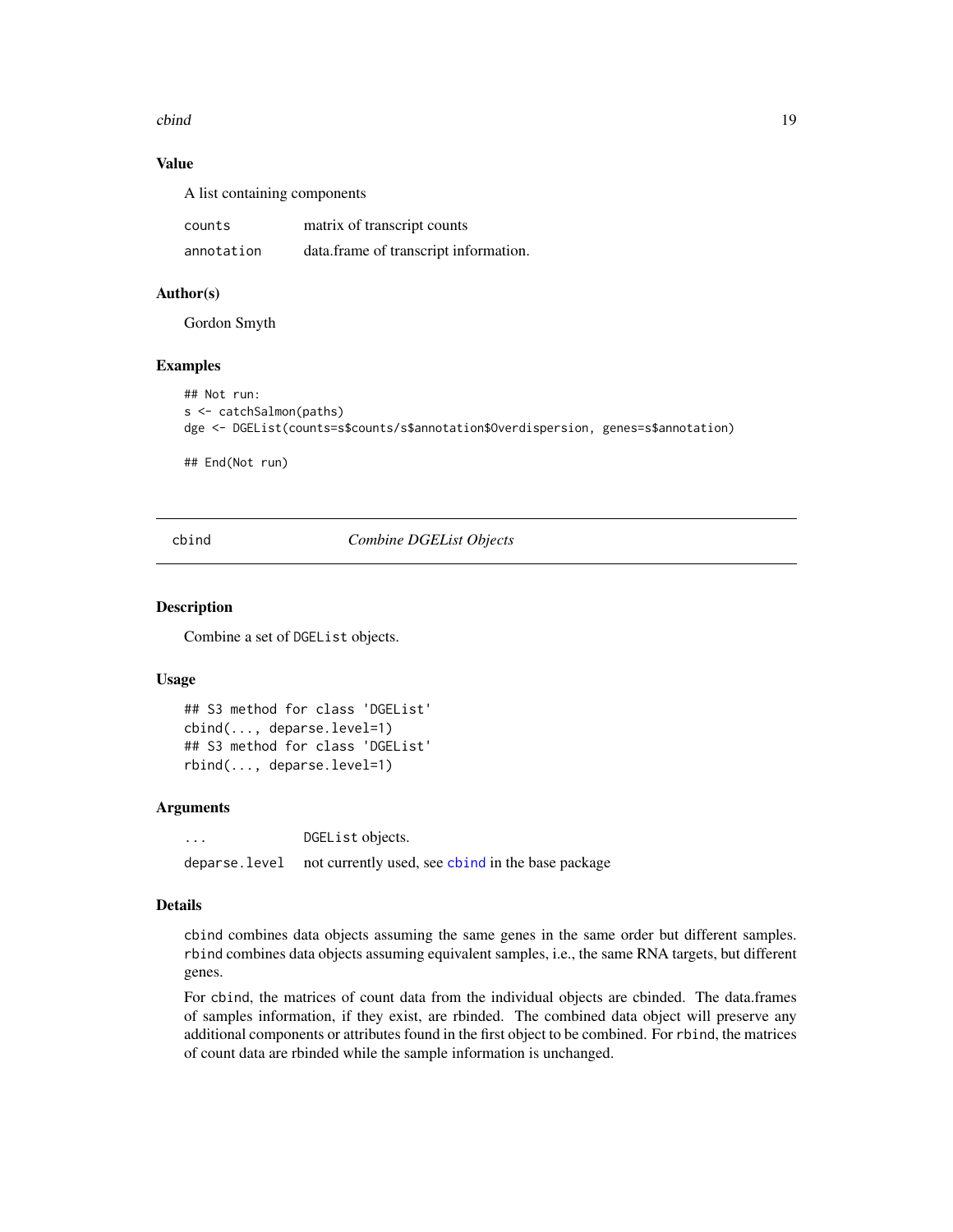### Value

A list containing components

| | |
|---|---|
| counts | matrix of transcript counts |
| annotation | data.frame of transcript information. |

### Author(s)

Gordon Smyth

### Examples

```
## Not run:
s <- catchSalmon(paths)
dge <- DGEList(counts=s$counts/s$annotation$Overdispersion, genes=s$annotation)

## End(Not run)
```

---

## cbind — *Combine DGEList Objects*

### Description

Combine a set of DGEList objects.

### Usage

```
## S3 method for class 'DGEList'
cbind(..., deparse.level=1)
## S3 method for class 'DGEList'
rbind(..., deparse.level=1)
```

### Arguments

| | |
|---|---|
| ... | DGEList objects. |
| deparse.level | not currently used, see cbind in the base package |

### Details

cbind combines data objects assuming the same genes in the same order but different samples. rbind combines data objects assuming equivalent samples, i.e., the same RNA targets, but different genes.

For cbind, the matrices of count data from the individual objects are cbinded. The data.frames of samples information, if they exist, are rbinded. The combined data object will preserve any additional components or attributes found in the first object to be combined. For rbind, the matrices of count data are rbinded while the sample information is unchanged.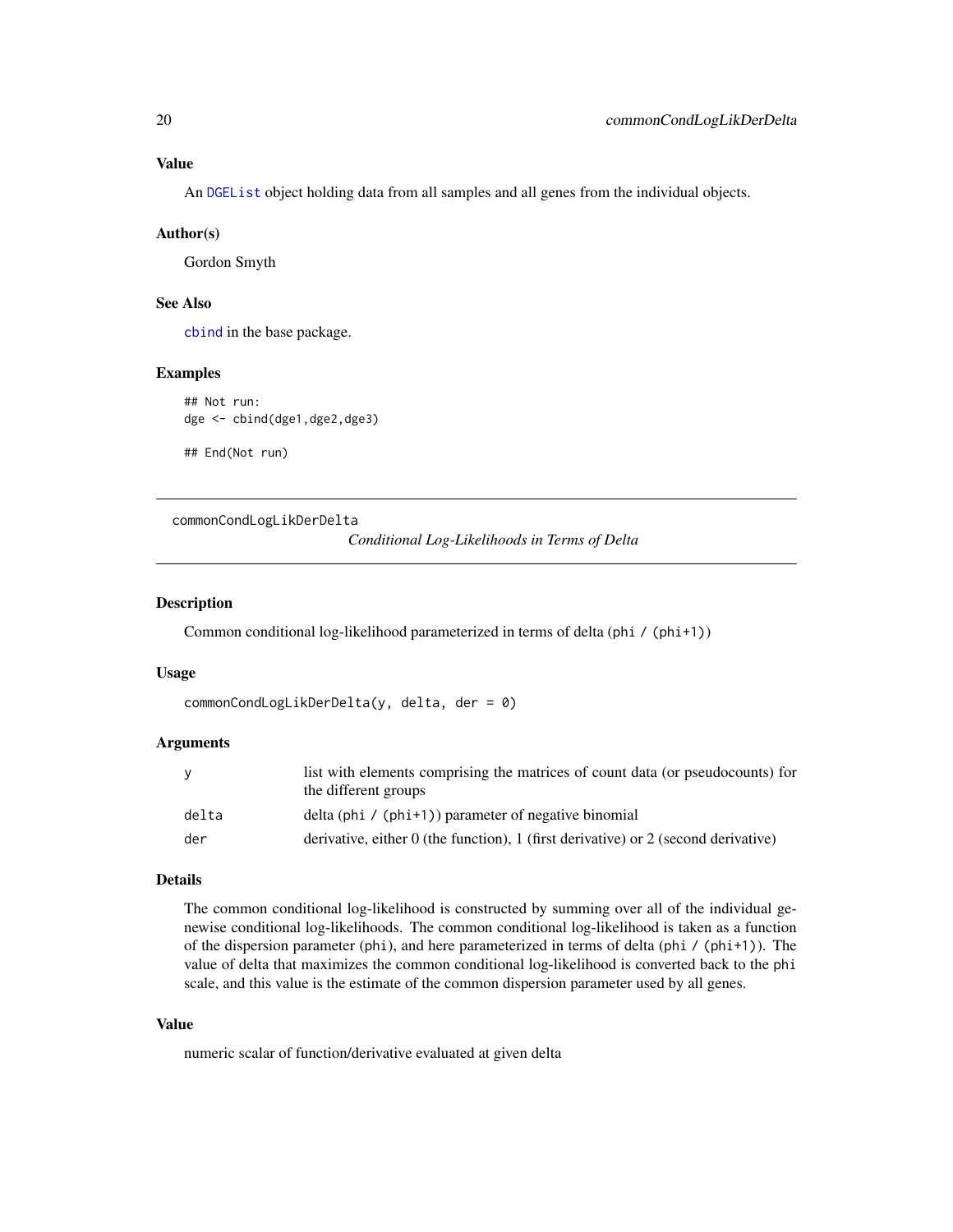### Value

An DGEList object holding data from all samples and all genes from the individual objects.

### Author(s)

Gordon Smyth

### See Also

cbind in the base package.

### Examples

```
## Not run:
dge <- cbind(dge1,dge2,dge3)

## End(Not run)
```

---

## commonCondLogLikDerDelta

*Conditional Log-Likelihoods in Terms of Delta*

---

### Description

Common conditional log-likelihood parameterized in terms of delta (`phi / (phi+1)`)

### Usage

```
commonCondLogLikDerDelta(y, delta, der = 0)
```

### Arguments

| | |
|---|---|
| `y` | list with elements comprising the matrices of count data (or pseudocounts) for the different groups |
| `delta` | delta (`phi / (phi+1)`) parameter of negative binomial |
| `der` | derivative, either 0 (the function), 1 (first derivative) or 2 (second derivative) |

### Details

The common conditional log-likelihood is constructed by summing over all of the individual genewise conditional log-likelihoods. The common conditional log-likelihood is taken as a function of the dispersion parameter (`phi`), and here parameterized in terms of delta (`phi / (phi+1)`). The value of delta that maximizes the common conditional log-likelihood is converted back to the `phi` scale, and this value is the estimate of the common dispersion parameter used by all genes.

### Value

numeric scalar of function/derivative evaluated at given delta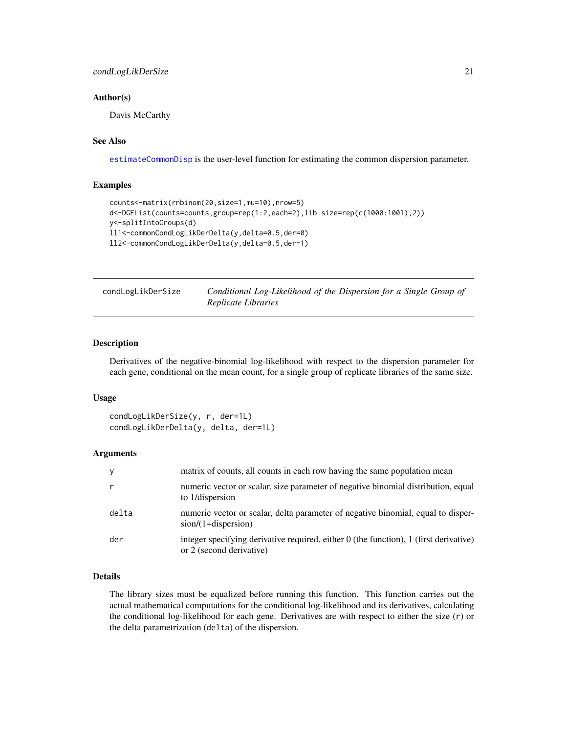### Author(s)

Davis McCarthy

### See Also

estimateCommonDisp is the user-level function for estimating the common dispersion parameter.

### Examples

```
counts<-matrix(rnbinom(20,size=1,mu=10),nrow=5)
d<-DGEList(counts=counts,group=rep(1:2,each=2),lib.size=rep(c(1000:1001),2))
y<-splitIntoGroups(d)
ll1<-commonCondLogLikDerDelta(y,delta=0.5,der=0)
ll2<-commonCondLogLikDerDelta(y,delta=0.5,der=1)
```

---

## condLogLikDerSize — *Conditional Log-Likelihood of the Dispersion for a Single Group of Replicate Libraries*

### Description

Derivatives of the negative-binomial log-likelihood with respect to the dispersion parameter for each gene, conditional on the mean count, for a single group of replicate libraries of the same size.

### Usage

```
condLogLikDerSize(y, r, der=1L)
condLogLikDerDelta(y, delta, der=1L)
```

### Arguments

| | |
|---|---|
| y | matrix of counts, all counts in each row having the same population mean |
| r | numeric vector or scalar, size parameter of negative binomial distribution, equal to 1/dispersion |
| delta | numeric vector or scalar, delta parameter of negative binomial, equal to dispersion/(1+dispersion) |
| der | integer specifying derivative required, either 0 (the function), 1 (first derivative) or 2 (second derivative) |

### Details

The library sizes must be equalized before running this function. This function carries out the actual mathematical computations for the conditional log-likelihood and its derivatives, calculating the conditional log-likelihood for each gene. Derivatives are with respect to either the size (r) or the delta parametrization (delta) of the dispersion.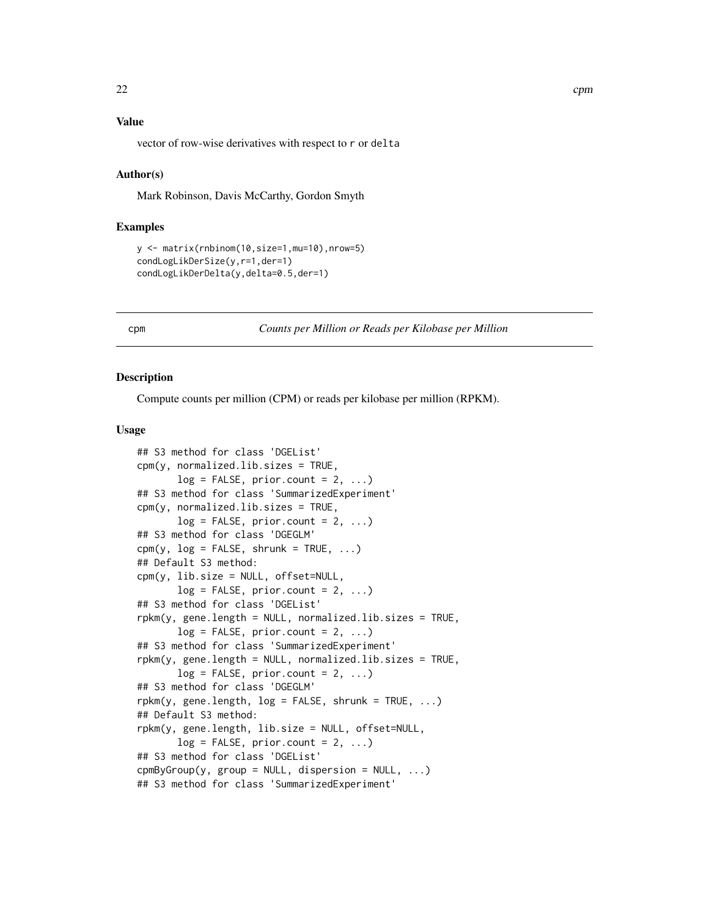### Value

vector of row-wise derivatives with respect to r or delta

### Author(s)

Mark Robinson, Davis McCarthy, Gordon Smyth

### Examples

```
y <- matrix(rnbinom(10,size=1,mu=10),nrow=5)
condLogLikDerSize(y,r=1,der=1)
condLogLikDerDelta(y,delta=0.5,der=1)
```

---

## cpm — *Counts per Million or Reads per Kilobase per Million*

### Description

Compute counts per million (CPM) or reads per kilobase per million (RPKM).

### Usage

```
## S3 method for class 'DGEList'
cpm(y, normalized.lib.sizes = TRUE,
       log = FALSE, prior.count = 2, ...)
## S3 method for class 'SummarizedExperiment'
cpm(y, normalized.lib.sizes = TRUE,
       log = FALSE, prior.count = 2, ...)
## S3 method for class 'DGEGLM'
cpm(y, log = FALSE, shrunk = TRUE, ...)
## Default S3 method:
cpm(y, lib.size = NULL, offset=NULL,
       log = FALSE, prior.count = 2, ...)
## S3 method for class 'DGEList'
rpkm(y, gene.length = NULL, normalized.lib.sizes = TRUE,
       log = FALSE, prior.count = 2, ...)
## S3 method for class 'SummarizedExperiment'
rpkm(y, gene.length = NULL, normalized.lib.sizes = TRUE,
       log = FALSE, prior.count = 2, ...)
## S3 method for class 'DGEGLM'
rpkm(y, gene.length, log = FALSE, shrunk = TRUE, ...)
## Default S3 method:
rpkm(y, gene.length, lib.size = NULL, offset=NULL,
       log = FALSE, prior.count = 2, ...)
## S3 method for class 'DGEList'
cpmByGroup(y, group = NULL, dispersion = NULL, ...)
## S3 method for class 'SummarizedExperiment'
```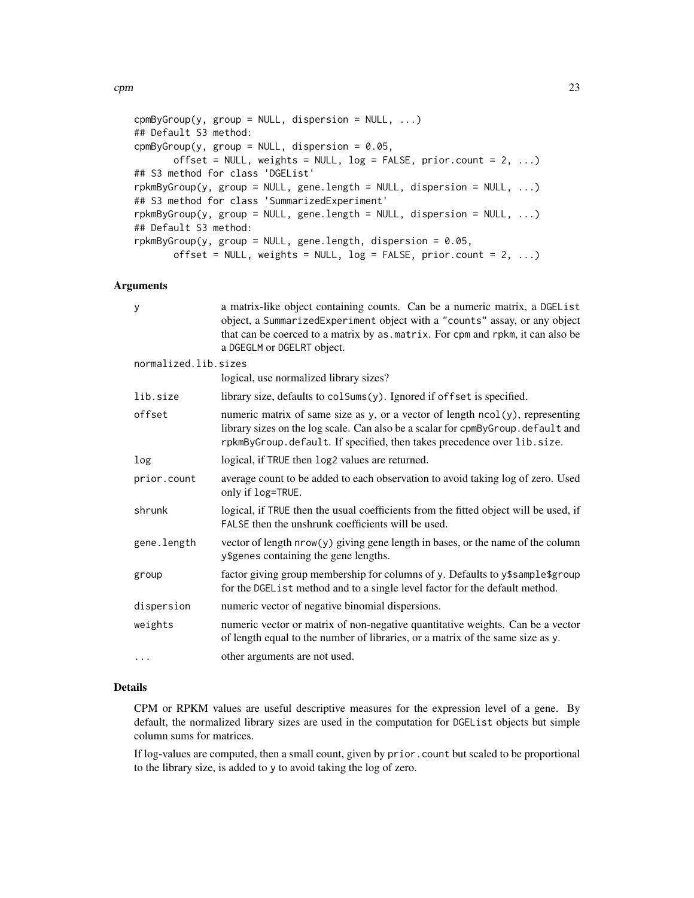```
cpmByGroup(y, group = NULL, dispersion = NULL, ...)
## Default S3 method:
cpmByGroup(y, group = NULL, dispersion = 0.05,
       offset = NULL, weights = NULL, log = FALSE, prior.count = 2, ...)
## S3 method for class 'DGEList'
rpkmByGroup(y, group = NULL, gene.length = NULL, dispersion = NULL, ...)
## S3 method for class 'SummarizedExperiment'
rpkmByGroup(y, group = NULL, gene.length = NULL, dispersion = NULL, ...)
## Default S3 method:
rpkmByGroup(y, group = NULL, gene.length, dispersion = 0.05,
       offset = NULL, weights = NULL, log = FALSE, prior.count = 2, ...)
```

## Arguments

| | |
|---|---|
| y | a matrix-like object containing counts. Can be a numeric matrix, a DGEList object, a SummarizedExperiment object with a "counts" assay, or any object that can be coerced to a matrix by as.matrix. For cpm and rpkm, it can also be a DGEGLM or DGELRT object. |
| normalized.lib.sizes | logical, use normalized library sizes? |
| lib.size | library size, defaults to colSums(y). Ignored if offset is specified. |
| offset | numeric matrix of same size as y, or a vector of length ncol(y), representing library sizes on the log scale. Can also be a scalar for cpmByGroup.default and rpkmByGroup.default. If specified, then takes precedence over lib.size. |
| log | logical, if TRUE then log2 values are returned. |
| prior.count | average count to be added to each observation to avoid taking log of zero. Used only if log=TRUE. |
| shrunk | logical, if TRUE then the usual coefficients from the fitted object will be used, if FALSE then the unshrunk coefficients will be used. |
| gene.length | vector of length nrow(y) giving gene length in bases, or the name of the column y$genes containing the gene lengths. |
| group | factor giving group membership for columns of y. Defaults to y$sample$group for the DGEList method and to a single level factor for the default method. |
| dispersion | numeric vector of negative binomial dispersions. |
| weights | numeric vector or matrix of non-negative quantitative weights. Can be a vector of length equal to the number of libraries, or a matrix of the same size as y. |
| ... | other arguments are not used. |

## Details

CPM or RPKM values are useful descriptive measures for the expression level of a gene. By default, the normalized library sizes are used in the computation for DGEList objects but simple column sums for matrices.

If log-values are computed, then a small count, given by prior.count but scaled to be proportional to the library size, is added to y to avoid taking the log of zero.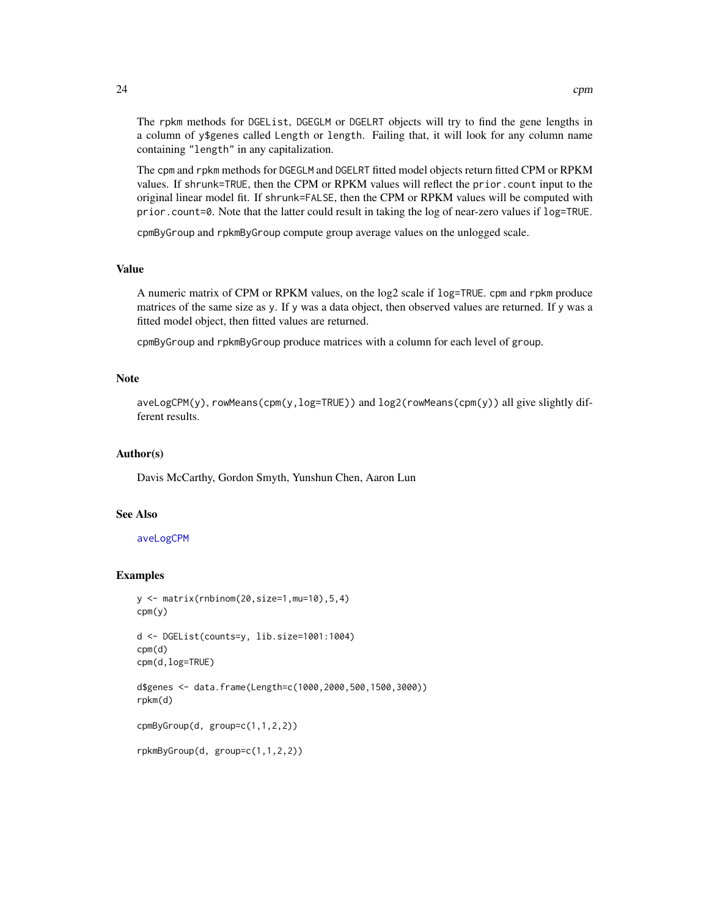The `rpkm` methods for `DGEList`, `DGEGLM` or `DGELRT` objects will try to find the gene lengths in a column of `y$genes` called `Length` or `length`. Failing that, it will look for any column name containing `"length"` in any capitalization.

The `cpm` and `rpkm` methods for `DGEGLM` and `DGELRT` fitted model objects return fitted CPM or RPKM values. If `shrunk=TRUE`, then the CPM or RPKM values will reflect the `prior.count` input to the original linear model fit. If `shrunk=FALSE`, then the CPM or RPKM values will be computed with `prior.count=0`. Note that the latter could result in taking the log of near-zero values if `log=TRUE`.

`cpmByGroup` and `rpkmByGroup` compute group average values on the unlogged scale.

## Value

A numeric matrix of CPM or RPKM values, on the log2 scale if `log=TRUE`. `cpm` and `rpkm` produce matrices of the same size as `y`. If `y` was a data object, then observed values are returned. If `y` was a fitted model object, then fitted values are returned.

`cpmByGroup` and `rpkmByGroup` produce matrices with a column for each level of `group`.

## Note

`aveLogCPM(y)`, `rowMeans(cpm(y,log=TRUE))` and `log2(rowMeans(cpm(y))` all give slightly different results.

## Author(s)

Davis McCarthy, Gordon Smyth, Yunshun Chen, Aaron Lun

## See Also

`aveLogCPM`

## Examples

```
y <- matrix(rnbinom(20,size=1,mu=10),5,4)
cpm(y)

d <- DGEList(counts=y, lib.size=1001:1004)
cpm(d)
cpm(d,log=TRUE)

d$genes <- data.frame(Length=c(1000,2000,500,1500,3000))
rpkm(d)

cpmByGroup(d, group=c(1,1,2,2))

rpkmByGroup(d, group=c(1,1,2,2))
```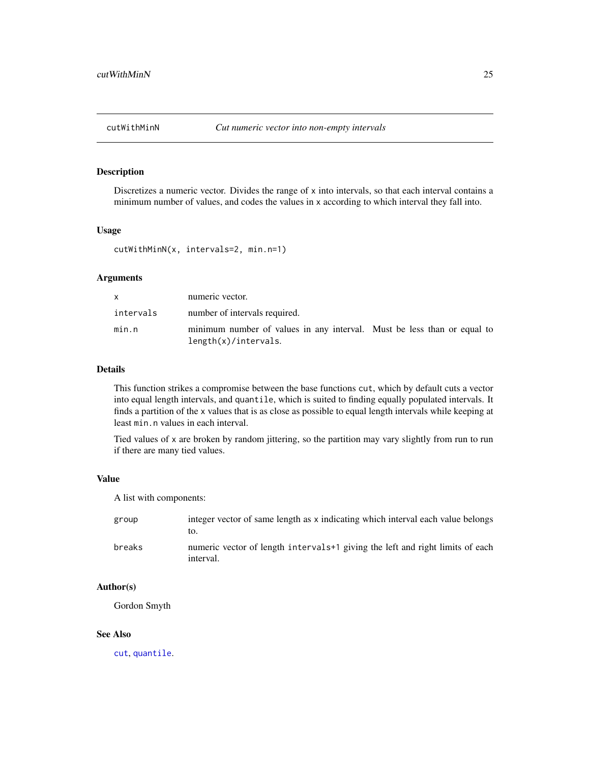# cutWithMinN — *Cut numeric vector into non-empty intervals*

## Description

Discretizes a numeric vector. Divides the range of `x` into intervals, so that each interval contains a minimum number of values, and codes the values in `x` according to which interval they fall into.

## Usage

```
cutWithMinN(x, intervals=2, min.n=1)
```

## Arguments

| | |
|---|---|
| `x` | numeric vector. |
| `intervals` | number of intervals required. |
| `min.n` | minimum number of values in any interval. Must be less than or equal to `length(x)/intervals`. |

## Details

This function strikes a compromise between the base functions `cut`, which by default cuts a vector into equal length intervals, and `quantile`, which is suited to finding equally populated intervals. It finds a partition of the `x` values that is as close as possible to equal length intervals while keeping at least `min.n` values in each interval.

Tied values of `x` are broken by random jittering, so the partition may vary slightly from run to run if there are many tied values.

## Value

A list with components:

| | |
|---|---|
| `group` | integer vector of same length as `x` indicating which interval each value belongs to. |
| `breaks` | numeric vector of length `intervals+1` giving the left and right limits of each interval. |

## Author(s)

Gordon Smyth

## See Also

`cut`, `quantile`.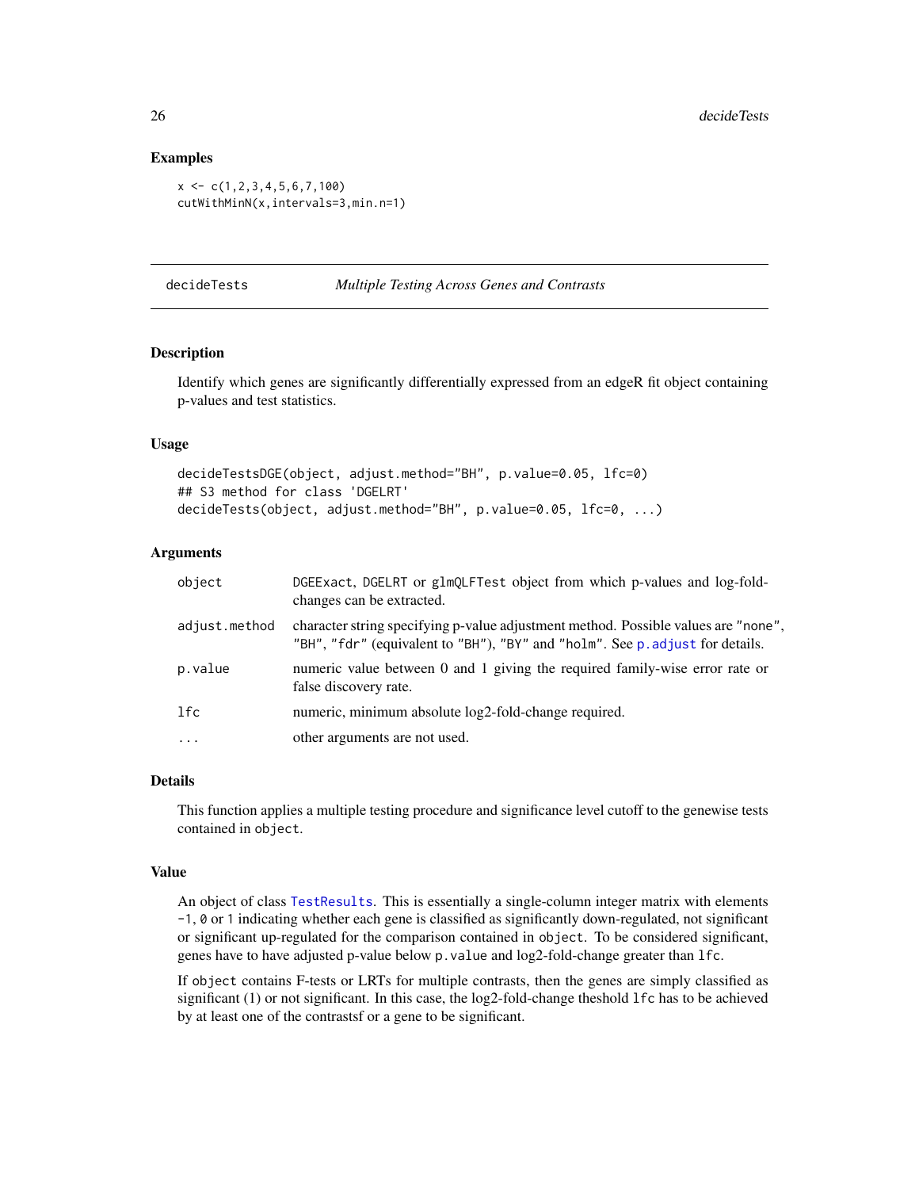## Examples

```
x <- c(1,2,3,4,5,6,7,100)
cutWithMinN(x,intervals=3,min.n=1)
```

---

# decideTests — *Multiple Testing Across Genes and Contrasts*

---

### Description

Identify which genes are significantly differentially expressed from an edgeR fit object containing p-values and test statistics.

### Usage

```
decideTestsDGE(object, adjust.method="BH", p.value=0.05, lfc=0)
## S3 method for class 'DGELRT'
decideTests(object, adjust.method="BH", p.value=0.05, lfc=0, ...)
```

### Arguments

| | |
|---|---|
| `object` | `DGEExact`, `DGELRT` or `glmQLFTest` object from which p-values and log-fold-changes can be extracted. |
| `adjust.method` | character string specifying p-value adjustment method. Possible values are `"none"`, `"BH"`, `"fdr"` (equivalent to `"BH"`), `"BY"` and `"holm"`. See `p.adjust` for details. |
| `p.value` | numeric value between 0 and 1 giving the required family-wise error rate or false discovery rate. |
| `lfc` | numeric, minimum absolute log2-fold-change required. |
| `...` | other arguments are not used. |

### Details

This function applies a multiple testing procedure and significance level cutoff to the genewise tests contained in `object`.

### Value

An object of class `TestResults`. This is essentially a single-column integer matrix with elements `-1`, `0` or `1` indicating whether each gene is classified as significantly down-regulated, not significant or significant up-regulated for the comparison contained in `object`. To be considered significant, genes have to have adjusted p-value below `p.value` and log2-fold-change greater than `lfc`.

If `object` contains F-tests or LRTs for multiple contrasts, then the genes are simply classified as significant (1) or not significant. In this case, the log2-fold-change theshold `lfc` has to be achieved by at least one of the contrastsf or a gene to be significant.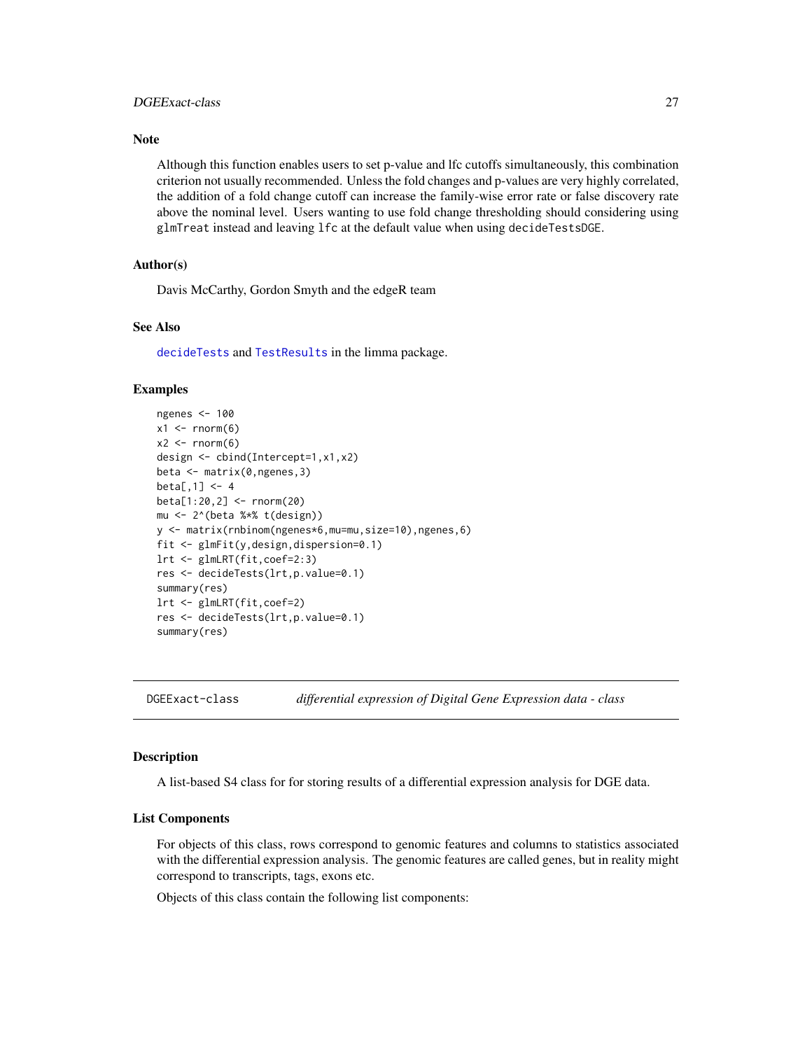### Note

Although this function enables users to set p-value and lfc cutoffs simultaneously, this combination criterion not usually recommended. Unless the fold changes and p-values are very highly correlated, the addition of a fold change cutoff can increase the family-wise error rate or false discovery rate above the nominal level. Users wanting to use fold change thresholding should considering using `glmTreat` instead and leaving `lfc` at the default value when using `decideTestsDGE`.

### Author(s)

Davis McCarthy, Gordon Smyth and the edgeR team

### See Also

`decideTests` and `TestResults` in the limma package.

### Examples

```
ngenes <- 100
x1 <- rnorm(6)
x2 <- rnorm(6)
design <- cbind(Intercept=1,x1,x2)
beta <- matrix(0,ngenes,3)
beta[,1] <- 4
beta[1:20,2] <- rnorm(20)
mu <- 2^(beta %*% t(design))
y <- matrix(rnbinom(ngenes*6,mu=mu,size=10),ngenes,6)
fit <- glmFit(y,design,dispersion=0.1)
lrt <- glmLRT(fit,coef=2:3)
res <- decideTests(lrt,p.value=0.1)
summary(res)
lrt <- glmLRT(fit,coef=2)
res <- decideTests(lrt,p.value=0.1)
summary(res)
```

---

## DGEExact-class    *differential expression of Digital Gene Expression data - class*

### Description

A list-based S4 class for for storing results of a differential expression analysis for DGE data.

### List Components

For objects of this class, rows correspond to genomic features and columns to statistics associated with the differential expression analysis. The genomic features are called genes, but in reality might correspond to transcripts, tags, exons etc.

Objects of this class contain the following list components: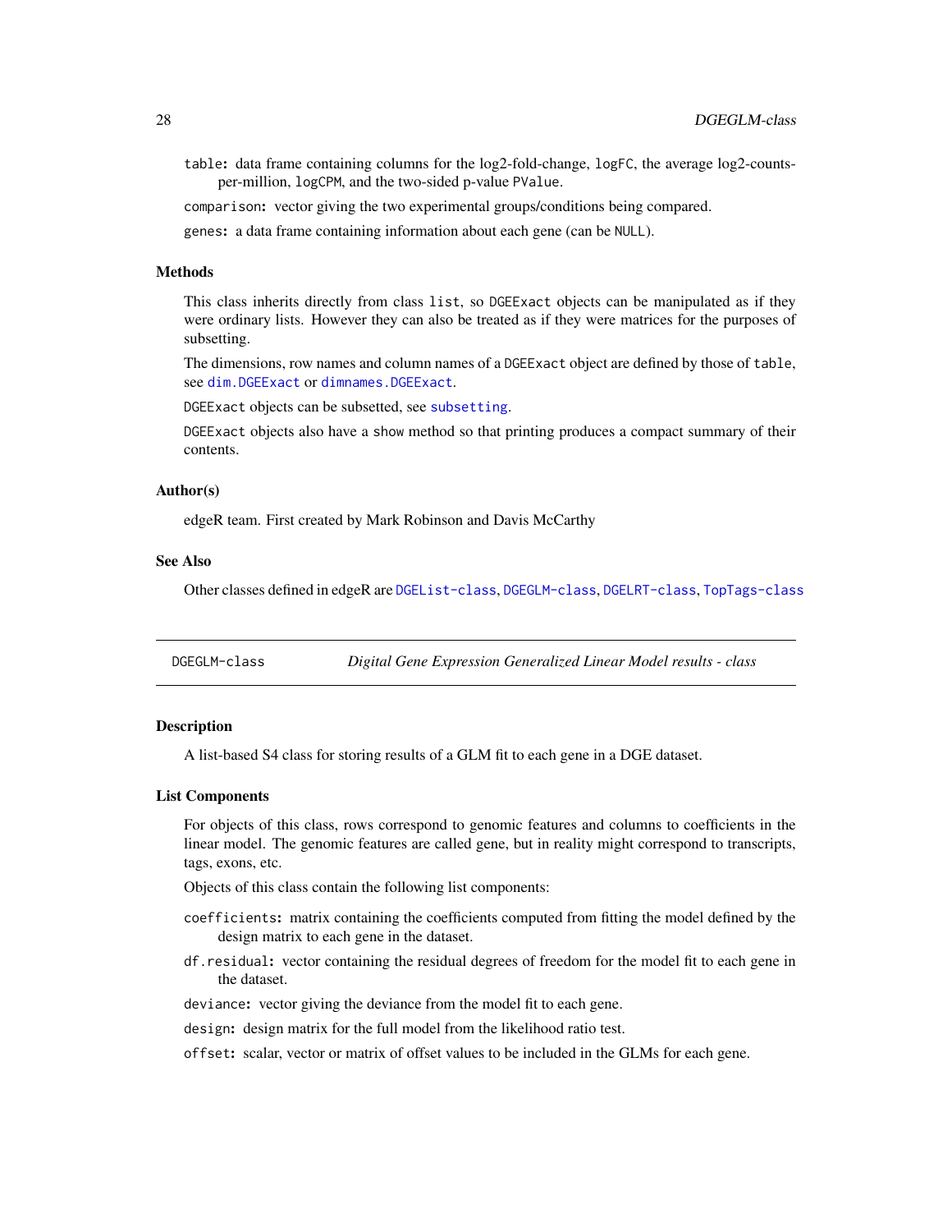- `table`: data frame containing columns for the log2-fold-change, `logFC`, the average log2-counts-per-million, `logCPM`, and the two-sided p-value `PValue`.
- `comparison`: vector giving the two experimental groups/conditions being compared.
- `genes`: a data frame containing information about each gene (can be `NULL`).

### Methods

This class inherits directly from class `list`, so `DGEExact` objects can be manipulated as if they were ordinary lists. However they can also be treated as if they were matrices for the purposes of subsetting.

The dimensions, row names and column names of a `DGEExact` object are defined by those of `table`, see `dim.DGEExact` or `dimnames.DGEExact`.

`DGEExact` objects can be subsetted, see `subsetting`.

`DGEExact` objects also have a `show` method so that printing produces a compact summary of their contents.

### Author(s)

edgeR team. First created by Mark Robinson and Davis McCarthy

### See Also

Other classes defined in edgeR are `DGEList-class`, `DGEGLM-class`, `DGELRT-class`, `TopTags-class`

---

## DGEGLM-class — *Digital Gene Expression Generalized Linear Model results - class*

### Description

A list-based S4 class for storing results of a GLM fit to each gene in a DGE dataset.

### List Components

For objects of this class, rows correspond to genomic features and columns to coefficients in the linear model. The genomic features are called gene, but in reality might correspond to transcripts, tags, exons, etc.

Objects of this class contain the following list components:

- `coefficients`: matrix containing the coefficients computed from fitting the model defined by the design matrix to each gene in the dataset.
- `df.residual`: vector containing the residual degrees of freedom for the model fit to each gene in the dataset.
- `deviance`: vector giving the deviance from the model fit to each gene.
- `design`: design matrix for the full model from the likelihood ratio test.
- `offset`: scalar, vector or matrix of offset values to be included in the GLMs for each gene.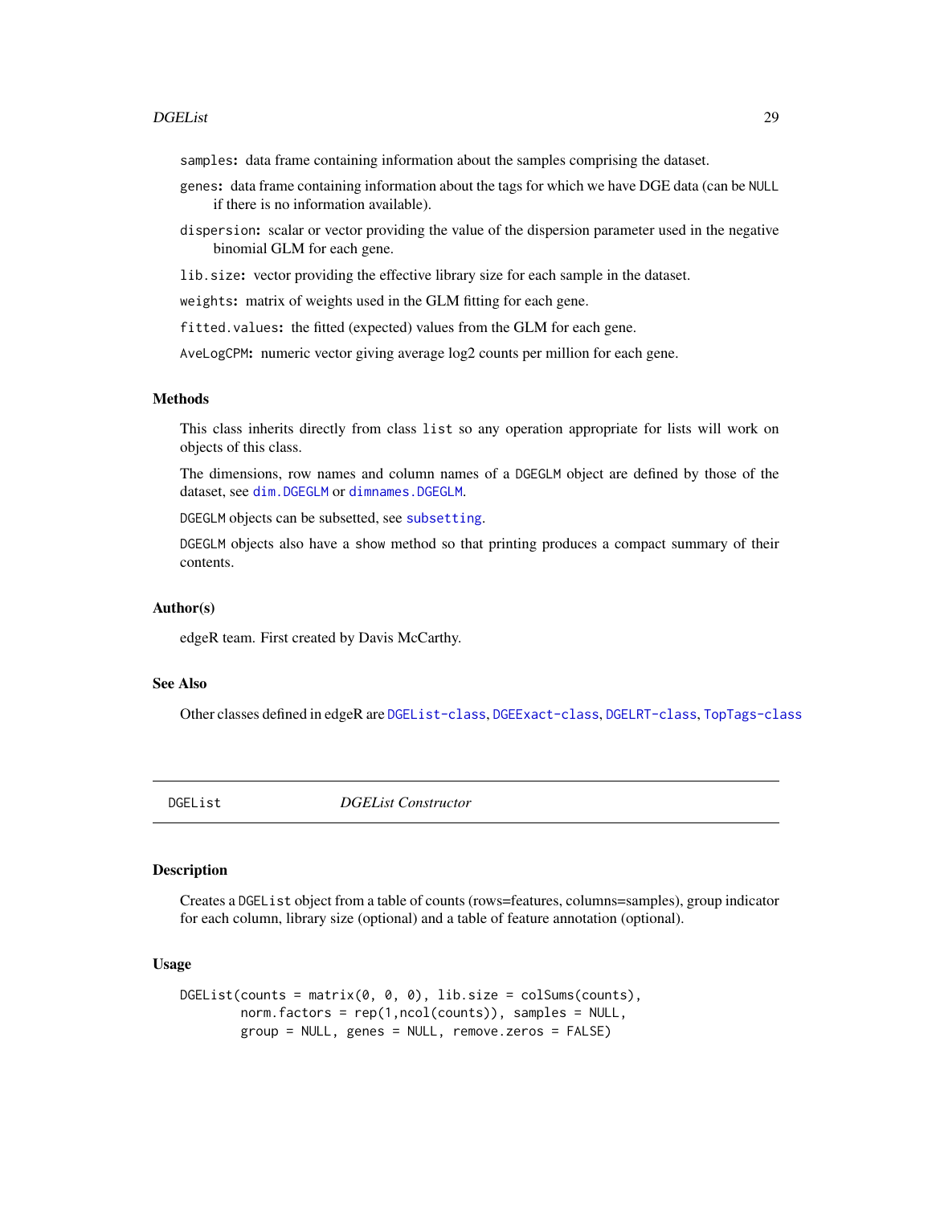samples: data frame containing information about the samples comprising the dataset.

genes: data frame containing information about the tags for which we have DGE data (can be NULL if there is no information available).

dispersion: scalar or vector providing the value of the dispersion parameter used in the negative binomial GLM for each gene.

lib.size: vector providing the effective library size for each sample in the dataset.

weights: matrix of weights used in the GLM fitting for each gene.

fitted.values: the fitted (expected) values from the GLM for each gene.

AveLogCPM: numeric vector giving average log2 counts per million for each gene.

### Methods

This class inherits directly from class list so any operation appropriate for lists will work on objects of this class.

The dimensions, row names and column names of a DGEGLM object are defined by those of the dataset, see dim.DGEGLM or dimnames.DGEGLM.

DGEGLM objects can be subsetted, see subsetting.

DGEGLM objects also have a show method so that printing produces a compact summary of their contents.

### Author(s)

edgeR team. First created by Davis McCarthy.

### See Also

Other classes defined in edgeR are DGEList-class, DGEExact-class, DGELRT-class, TopTags-class

---

## DGEList *DGEList Constructor*

### Description

Creates a DGEList object from a table of counts (rows=features, columns=samples), group indicator for each column, library size (optional) and a table of feature annotation (optional).

### Usage

```
DGEList(counts = matrix(0, 0, 0), lib.size = colSums(counts),
        norm.factors = rep(1,ncol(counts)), samples = NULL,
        group = NULL, genes = NULL, remove.zeros = FALSE)
```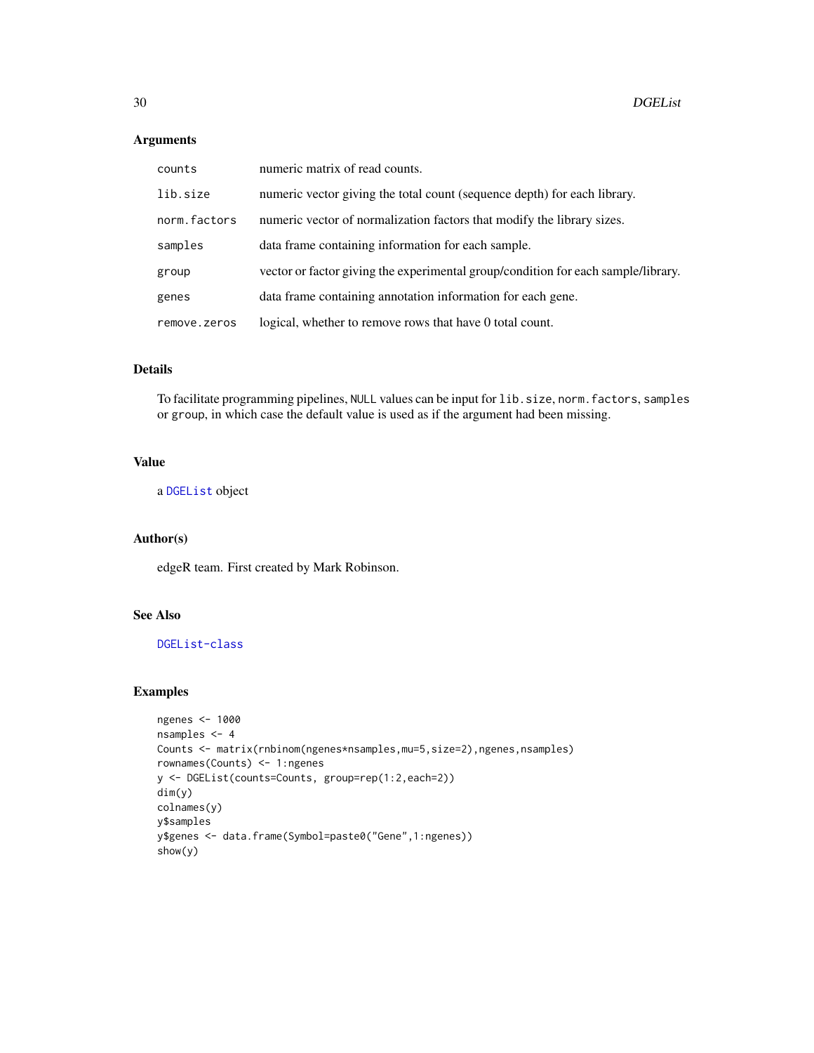## Arguments

| | |
|---|---|
| `counts` | numeric matrix of read counts. |
| `lib.size` | numeric vector giving the total count (sequence depth) for each library. |
| `norm.factors` | numeric vector of normalization factors that modify the library sizes. |
| `samples` | data frame containing information for each sample. |
| `group` | vector or factor giving the experimental group/condition for each sample/library. |
| `genes` | data frame containing annotation information for each gene. |
| `remove.zeros` | logical, whether to remove rows that have 0 total count. |

## Details

To facilitate programming pipelines, `NULL` values can be input for `lib.size`, `norm.factors`, `samples` or `group`, in which case the default value is used as if the argument had been missing.

## Value

a `DGEList` object

## Author(s)

edgeR team. First created by Mark Robinson.

## See Also

`DGEList-class`

## Examples

```
ngenes <- 1000
nsamples <- 4
Counts <- matrix(rnbinom(ngenes*nsamples,mu=5,size=2),ngenes,nsamples)
rownames(Counts) <- 1:ngenes
y <- DGEList(counts=Counts, group=rep(1:2,each=2))
dim(y)
colnames(y)
y$samples
y$genes <- data.frame(Symbol=paste0("Gene",1:ngenes))
show(y)
```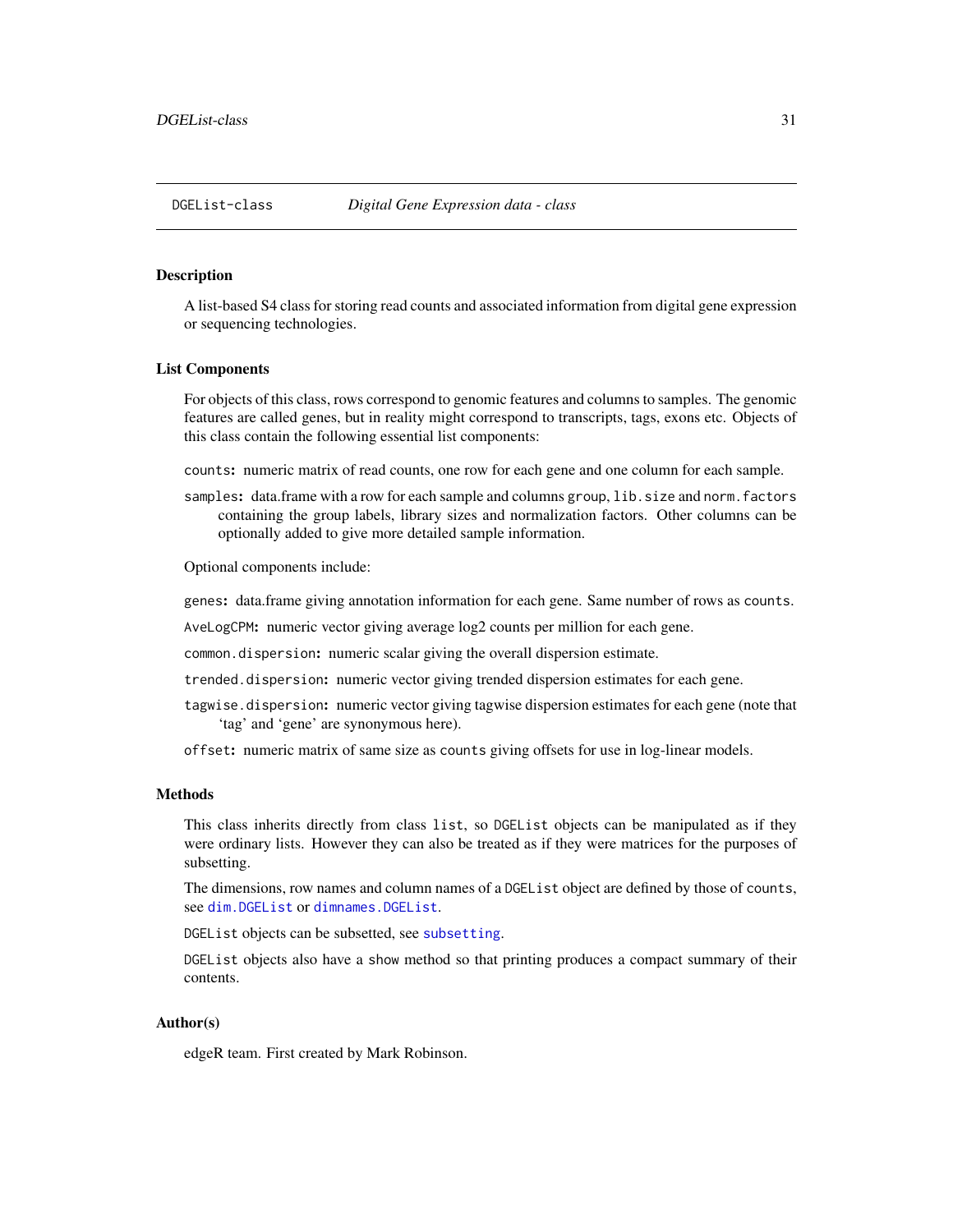DGEList-class    *Digital Gene Expression data - class*

## Description

A list-based S4 class for storing read counts and associated information from digital gene expression or sequencing technologies.

## List Components

For objects of this class, rows correspond to genomic features and columns to samples. The genomic features are called genes, but in reality might correspond to transcripts, tags, exons etc. Objects of this class contain the following essential list components:

`counts`**:** numeric matrix of read counts, one row for each gene and one column for each sample.

`samples`**:** data.frame with a row for each sample and columns `group`, `lib.size` and `norm.factors` containing the group labels, library sizes and normalization factors. Other columns can be optionally added to give more detailed sample information.

Optional components include:

`genes`**:** data.frame giving annotation information for each gene. Same number of rows as `counts`.

`AveLogCPM`**:** numeric vector giving average log2 counts per million for each gene.

`common.dispersion`**:** numeric scalar giving the overall dispersion estimate.

`trended.dispersion`**:** numeric vector giving trended dispersion estimates for each gene.

`tagwise.dispersion`**:** numeric vector giving tagwise dispersion estimates for each gene (note that 'tag' and 'gene' are synonymous here).

`offset`**:** numeric matrix of same size as `counts` giving offsets for use in log-linear models.

## Methods

This class inherits directly from class `list`, so `DGEList` objects can be manipulated as if they were ordinary lists. However they can also be treated as if they were matrices for the purposes of subsetting.

The dimensions, row names and column names of a `DGEList` object are defined by those of `counts`, see `dim.DGEList` or `dimnames.DGEList`.

`DGEList` objects can be subsetted, see `subsetting`.

`DGEList` objects also have a `show` method so that printing produces a compact summary of their contents.

## Author(s)

edgeR team. First created by Mark Robinson.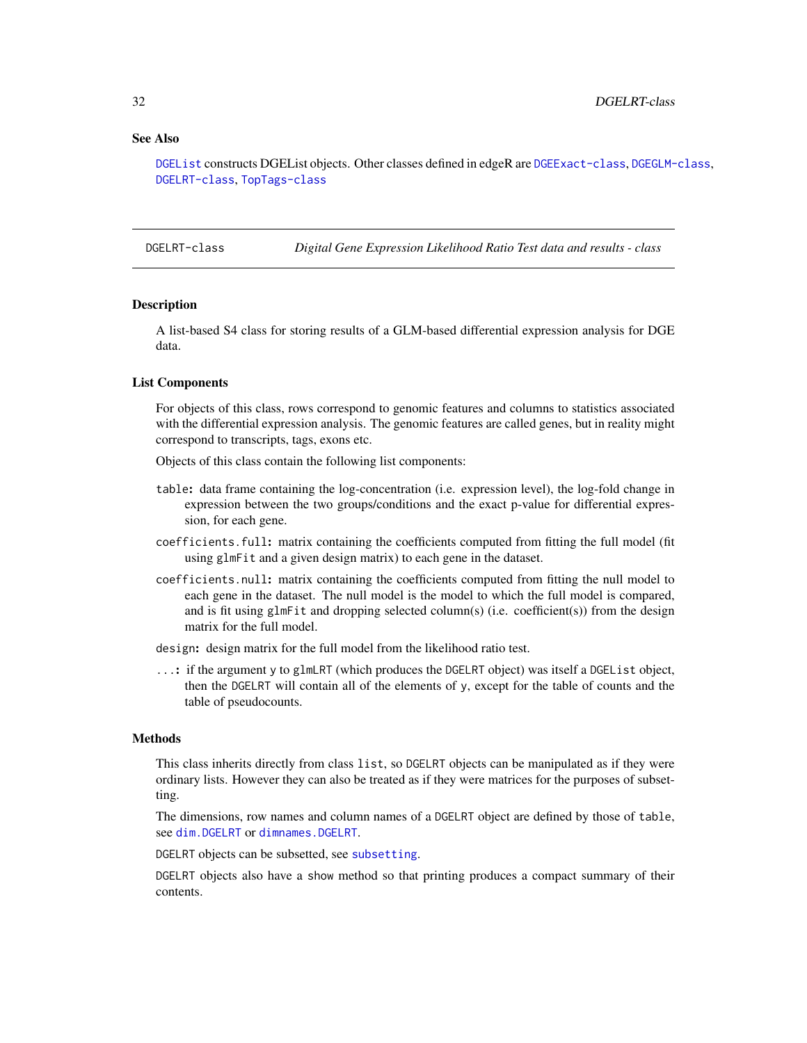### See Also

`DGEList` constructs DGEList objects. Other classes defined in edgeR are `DGEExact-class`, `DGEGLM-class`, `DGELRT-class`, `TopTags-class`

---

## DGELRT-class *Digital Gene Expression Likelihood Ratio Test data and results - class*

---

### Description

A list-based S4 class for storing results of a GLM-based differential expression analysis for DGE data.

### List Components

For objects of this class, rows correspond to genomic features and columns to statistics associated with the differential expression analysis. The genomic features are called genes, but in reality might correspond to transcripts, tags, exons etc.

Objects of this class contain the following list components:

`table`: data frame containing the log-concentration (i.e. expression level), the log-fold change in expression between the two groups/conditions and the exact p-value for differential expression, for each gene.

`coefficients.full`: matrix containing the coefficients computed from fitting the full model (fit using `glmFit` and a given design matrix) to each gene in the dataset.

`coefficients.null`: matrix containing the coefficients computed from fitting the null model to each gene in the dataset. The null model is the model to which the full model is compared, and is fit using `glmFit` and dropping selected column(s) (i.e. coefficient(s)) from the design matrix for the full model.

`design`: design matrix for the full model from the likelihood ratio test.

`...`: if the argument `y` to `glmLRT` (which produces the `DGELRT` object) was itself a `DGEList` object, then the `DGELRT` will contain all of the elements of `y`, except for the table of counts and the table of pseudocounts.

### Methods

This class inherits directly from class `list`, so `DGELRT` objects can be manipulated as if they were ordinary lists. However they can also be treated as if they were matrices for the purposes of subsetting.

The dimensions, row names and column names of a `DGELRT` object are defined by those of `table`, see `dim.DGELRT` or `dimnames.DGELRT`.

`DGELRT` objects can be subsetted, see `subsetting`.

`DGELRT` objects also have a `show` method so that printing produces a compact summary of their contents.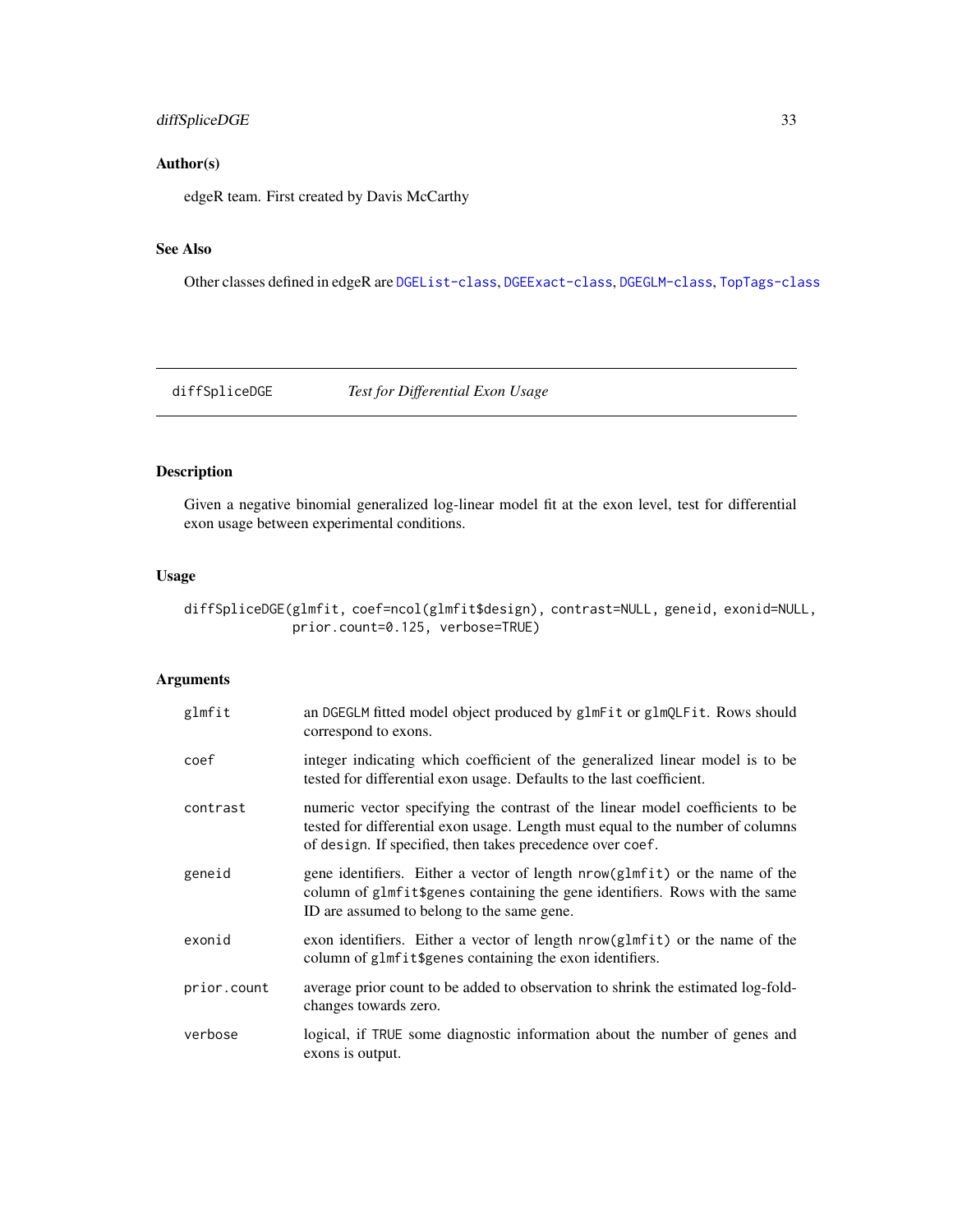## Author(s)

edgeR team. First created by Davis McCarthy

## See Also

Other classes defined in edgeR are DGEList-class, DGEExact-class, DGEGLM-class, TopTags-class

---

# diffSpliceDGE *Test for Differential Exon Usage*

---

## Description

Given a negative binomial generalized log-linear model fit at the exon level, test for differential exon usage between experimental conditions.

## Usage

```
diffSpliceDGE(glmfit, coef=ncol(glmfit$design), contrast=NULL, geneid, exonid=NULL,
              prior.count=0.125, verbose=TRUE)
```

## Arguments

| | |
|---|---|
| `glmfit` | an `DGEGLM` fitted model object produced by `glmFit` or `glmQLFit`. Rows should correspond to exons. |
| `coef` | integer indicating which coefficient of the generalized linear model is to be tested for differential exon usage. Defaults to the last coefficient. |
| `contrast` | numeric vector specifying the contrast of the linear model coefficients to be tested for differential exon usage. Length must equal to the number of columns of `design`. If specified, then takes precedence over `coef`. |
| `geneid` | gene identifiers. Either a vector of length `nrow(glmfit)` or the name of the column of `glmfit$genes` containing the gene identifiers. Rows with the same ID are assumed to belong to the same gene. |
| `exonid` | exon identifiers. Either a vector of length `nrow(glmfit)` or the name of the column of `glmfit$genes` containing the exon identifiers. |
| `prior.count` | average prior count to be added to observation to shrink the estimated log-fold-changes towards zero. |
| `verbose` | logical, if `TRUE` some diagnostic information about the number of genes and exons is output. |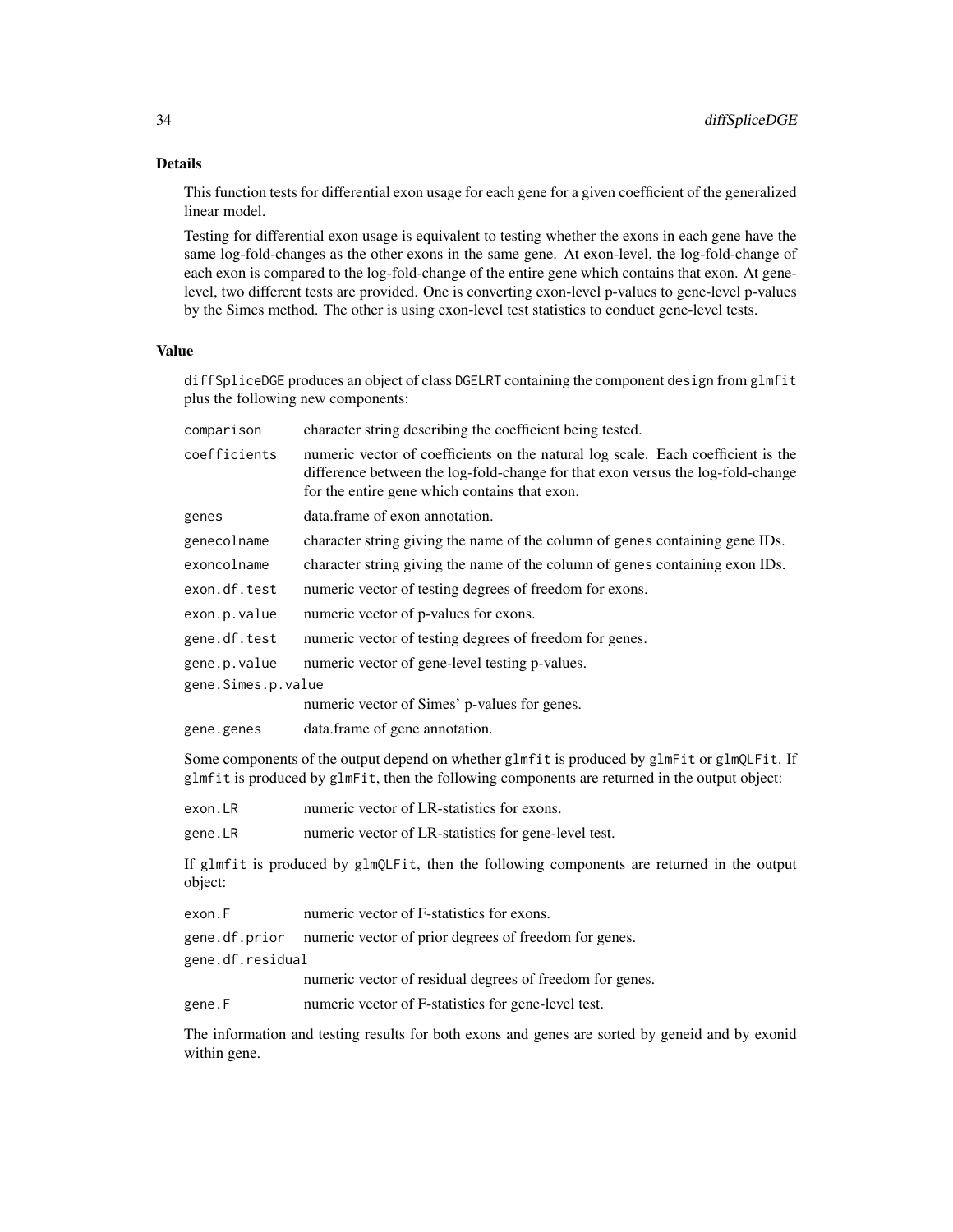## Details

This function tests for differential exon usage for each gene for a given coefficient of the generalized linear model.

Testing for differential exon usage is equivalent to testing whether the exons in each gene have the same log-fold-changes as the other exons in the same gene. At exon-level, the log-fold-change of each exon is compared to the log-fold-change of the entire gene which contains that exon. At gene-level, two different tests are provided. One is converting exon-level p-values to gene-level p-values by the Simes method. The other is using exon-level test statistics to conduct gene-level tests.

## Value

`diffSpliceDGE` produces an object of class `DGELRT` containing the component `design` from `glmfit` plus the following new components:

| | |
|---|---|
| `comparison` | character string describing the coefficient being tested. |
| `coefficients` | numeric vector of coefficients on the natural log scale. Each coefficient is the difference between the log-fold-change for that exon versus the log-fold-change for the entire gene which contains that exon. |
| `genes` | data.frame of exon annotation. |
| `genecolname` | character string giving the name of the column of `genes` containing gene IDs. |
| `exoncolname` | character string giving the name of the column of `genes` containing exon IDs. |
| `exon.df.test` | numeric vector of testing degrees of freedom for exons. |
| `exon.p.value` | numeric vector of p-values for exons. |
| `gene.df.test` | numeric vector of testing degrees of freedom for genes. |
| `gene.p.value` | numeric vector of gene-level testing p-values. |
| `gene.Simes.p.value` | numeric vector of Simes' p-values for genes. |
| `gene.genes` | data.frame of gene annotation. |

Some components of the output depend on whether `glmfit` is produced by `glmFit` or `glmQLFit`. If `glmfit` is produced by `glmFit`, then the following components are returned in the output object:

| | |
|---|---|
| `exon.LR` | numeric vector of LR-statistics for exons. |
| `gene.LR` | numeric vector of LR-statistics for gene-level test. |

If `glmfit` is produced by `glmQLFit`, then the following components are returned in the output object:

| | |
|---|---|
| `exon.F` | numeric vector of F-statistics for exons. |
| `gene.df.prior` | numeric vector of prior degrees of freedom for genes. |
| `gene.df.residual` | numeric vector of residual degrees of freedom for genes. |
| `gene.F` | numeric vector of F-statistics for gene-level test. |

The information and testing results for both exons and genes are sorted by geneid and by exonid within gene.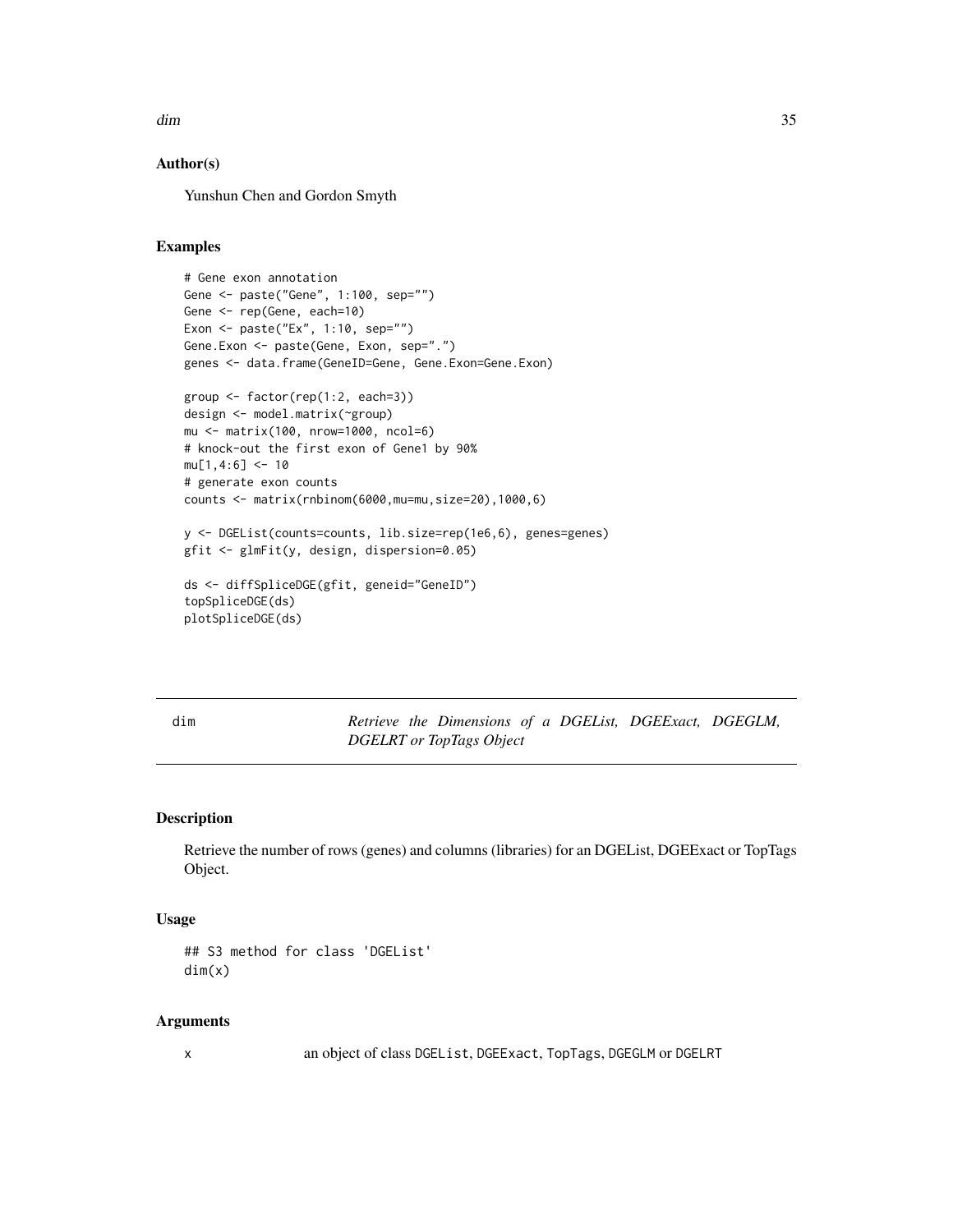### Author(s)

Yunshun Chen and Gordon Smyth

### Examples

```
# Gene exon annotation
Gene <- paste("Gene", 1:100, sep="")
Gene <- rep(Gene, each=10)
Exon <- paste("Ex", 1:10, sep="")
Gene.Exon <- paste(Gene, Exon, sep=".")
genes <- data.frame(GeneID=Gene, Gene.Exon=Gene.Exon)

group <- factor(rep(1:2, each=3))
design <- model.matrix(~group)
mu <- matrix(100, nrow=1000, ncol=6)
# knock-out the first exon of Gene1 by 90%
mu[1,4:6] <- 10
# generate exon counts
counts <- matrix(rnbinom(6000,mu=mu,size=20),1000,6)

y <- DGEList(counts=counts, lib.size=rep(1e6,6), genes=genes)
gfit <- glmFit(y, design, dispersion=0.05)

ds <- diffSpliceDGE(gfit, geneid="GeneID")
topSpliceDGE(ds)
plotSpliceDGE(ds)
```

---

## dim — *Retrieve the Dimensions of a DGEList, DGEExact, DGEGLM, DGELRT or TopTags Object*

---

### Description

Retrieve the number of rows (genes) and columns (libraries) for an DGEList, DGEExact or TopTags Object.

### Usage

```
## S3 method for class 'DGEList'
dim(x)
```

### Arguments

x    an object of class `DGEList`, `DGEExact`, `TopTags`, `DGEGLM` or `DGELRT`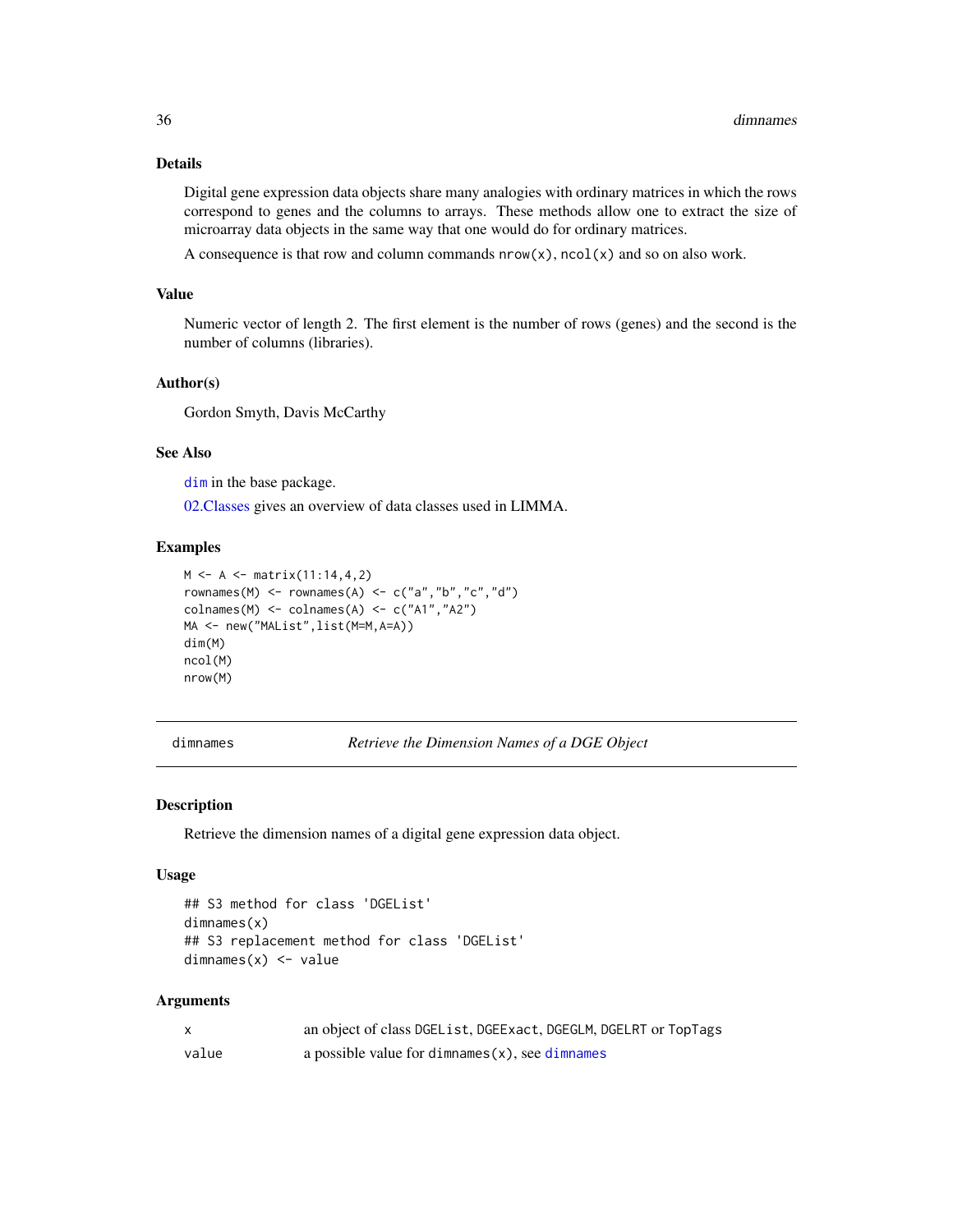## Details

Digital gene expression data objects share many analogies with ordinary matrices in which the rows correspond to genes and the columns to arrays. These methods allow one to extract the size of microarray data objects in the same way that one would do for ordinary matrices.

A consequence is that row and column commands `nrow(x)`, `ncol(x)` and so on also work.

## Value

Numeric vector of length 2. The first element is the number of rows (genes) and the second is the number of columns (libraries).

## Author(s)

Gordon Smyth, Davis McCarthy

## See Also

`dim` in the base package.

02.Classes gives an overview of data classes used in LIMMA.

## Examples

```
M <- A <- matrix(11:14,4,2)
rownames(M) <- rownames(A) <- c("a","b","c","d")
colnames(M) <- colnames(A) <- c("A1","A2")
MA <- new("MAList",list(M=M,A=A))
dim(M)
ncol(M)
nrow(M)
```

---

# dimnames — *Retrieve the Dimension Names of a DGE Object*

## Description

Retrieve the dimension names of a digital gene expression data object.

## Usage

```
## S3 method for class 'DGEList'
dimnames(x)
## S3 replacement method for class 'DGEList'
dimnames(x) <- value
```

## Arguments

| | |
|---|---|
| x | an object of class `DGEList`, `DGEExact`, `DGEGLM`, `DGELRT` or `TopTags` |
| value | a possible value for `dimnames(x)`, see `dimnames` |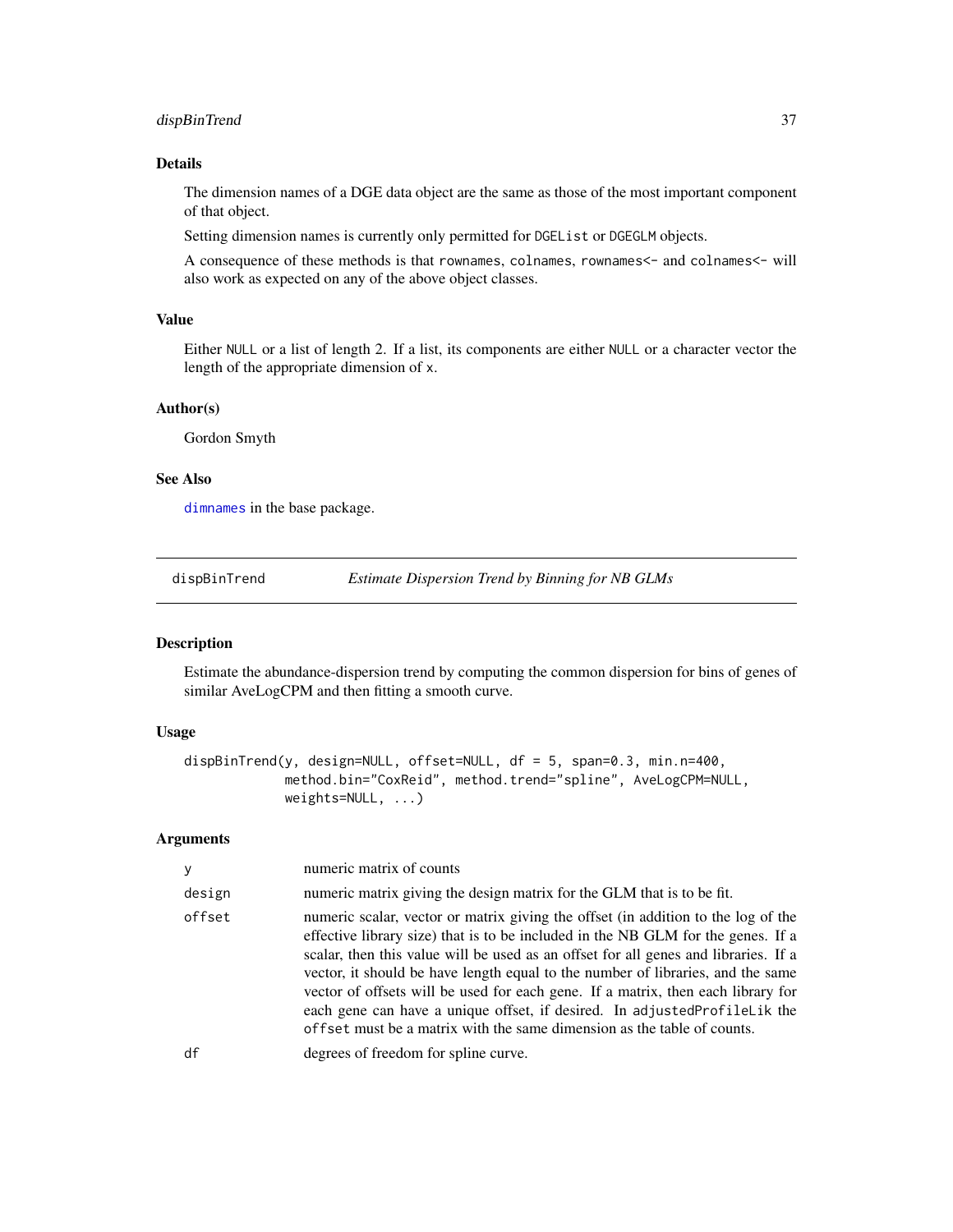## Details

The dimension names of a DGE data object are the same as those of the most important component of that object.

Setting dimension names is currently only permitted for `DGEList` or `DGEGLM` objects.

A consequence of these methods is that `rownames`, `colnames`, `rownames<-` and `colnames<-` will also work as expected on any of the above object classes.

## Value

Either `NULL` or a list of length 2. If a list, its components are either `NULL` or a character vector the length of the appropriate dimension of `x`.

## Author(s)

Gordon Smyth

## See Also

`dimnames` in the base package.

---

# dispBinTrend — *Estimate Dispersion Trend by Binning for NB GLMs*

## Description

Estimate the abundance-dispersion trend by computing the common dispersion for bins of genes of similar AveLogCPM and then fitting a smooth curve.

## Usage

```
dispBinTrend(y, design=NULL, offset=NULL, df = 5, span=0.3, min.n=400,
             method.bin="CoxReid", method.trend="spline", AveLogCPM=NULL,
             weights=NULL, ...)
```

## Arguments

| | |
|---|---|
| `y` | numeric matrix of counts |
| `design` | numeric matrix giving the design matrix for the GLM that is to be fit. |
| `offset` | numeric scalar, vector or matrix giving the offset (in addition to the log of the effective library size) that is to be included in the NB GLM for the genes. If a scalar, then this value will be used as an offset for all genes and libraries. If a vector, it should be have length equal to the number of libraries, and the same vector of offsets will be used for each gene. If a matrix, then each library for each gene can have a unique offset, if desired. In `adjustedProfileLik` the `offset` must be a matrix with the same dimension as the table of counts. |
| `df` | degrees of freedom for spline curve. |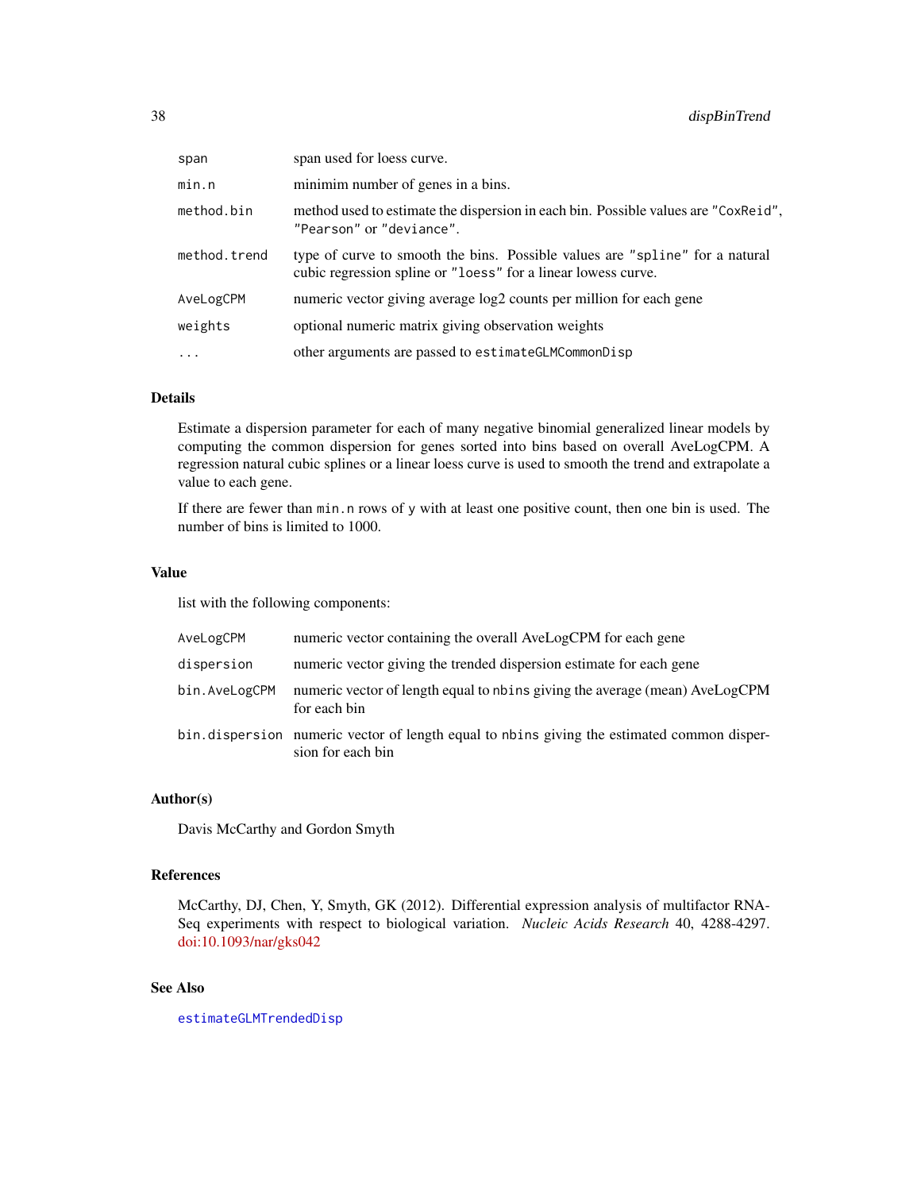| | |
|---|---|
| `span` | span used for loess curve. |
| `min.n` | minimim number of genes in a bins. |
| `method.bin` | method used to estimate the dispersion in each bin. Possible values are `"CoxReid"`, `"Pearson"` or `"deviance"`. |
| `method.trend` | type of curve to smooth the bins. Possible values are `"spline"` for a natural cubic regression spline or `"loess"` for a linear lowess curve. |
| `AveLogCPM` | numeric vector giving average log2 counts per million for each gene |
| `weights` | optional numeric matrix giving observation weights |
| `...` | other arguments are passed to `estimateGLMCommonDisp` |

### Details

Estimate a dispersion parameter for each of many negative binomial generalized linear models by computing the common dispersion for genes sorted into bins based on overall AveLogCPM. A regression natural cubic splines or a linear loess curve is used to smooth the trend and extrapolate a value to each gene.

If there are fewer than `min.n` rows of `y` with at least one positive count, then one bin is used. The number of bins is limited to 1000.

### Value

list with the following components:

| | |
|---|---|
| `AveLogCPM` | numeric vector containing the overall AveLogCPM for each gene |
| `dispersion` | numeric vector giving the trended dispersion estimate for each gene |
| `bin.AveLogCPM` | numeric vector of length equal to `nbins` giving the average (mean) AveLogCPM for each bin |
| `bin.dispersion` | numeric vector of length equal to `nbins` giving the estimated common dispersion for each bin |

### Author(s)

Davis McCarthy and Gordon Smyth

### References

McCarthy, DJ, Chen, Y, Smyth, GK (2012). Differential expression analysis of multifactor RNA-Seq experiments with respect to biological variation. *Nucleic Acids Research* 40, 4288-4297. doi:10.1093/nar/gks042

### See Also

`estimateGLMTrendedDisp`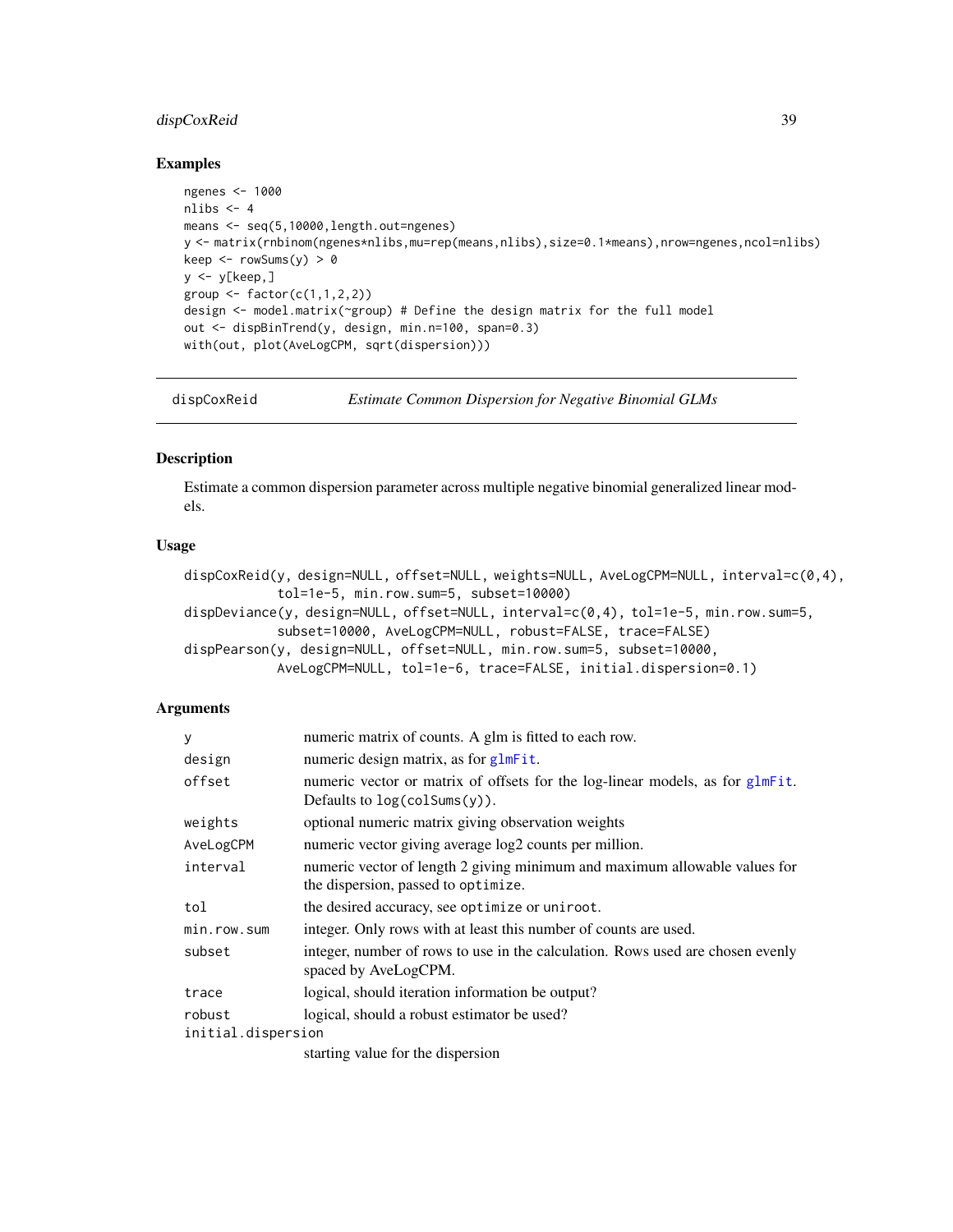## Examples

```
ngenes <- 1000
nlibs <- 4
means <- seq(5,10000,length.out=ngenes)
y <- matrix(rnbinom(ngenes*nlibs,mu=rep(means,nlibs),size=0.1*means),nrow=ngenes,ncol=nlibs)
keep <- rowSums(y) > 0
y <- y[keep,]
group <- factor(c(1,1,2,2))
design <- model.matrix(~group) # Define the design matrix for the full model
out <- dispBinTrend(y, design, min.n=100, span=0.3)
with(out, plot(AveLogCPM, sqrt(dispersion)))
```

---

# dispCoxReid — *Estimate Common Dispersion for Negative Binomial GLMs*

## Description

Estimate a common dispersion parameter across multiple negative binomial generalized linear models.

## Usage

```
dispCoxReid(y, design=NULL, offset=NULL, weights=NULL, AveLogCPM=NULL, interval=c(0,4),
            tol=1e-5, min.row.sum=5, subset=10000)
dispDeviance(y, design=NULL, offset=NULL, interval=c(0,4), tol=1e-5, min.row.sum=5,
            subset=10000, AveLogCPM=NULL, robust=FALSE, trace=FALSE)
dispPearson(y, design=NULL, offset=NULL, min.row.sum=5, subset=10000,
            AveLogCPM=NULL, tol=1e-6, trace=FALSE, initial.dispersion=0.1)
```

## Arguments

| | |
|---|---|
| `y` | numeric matrix of counts. A glm is fitted to each row. |
| `design` | numeric design matrix, as for `glmFit`. |
| `offset` | numeric vector or matrix of offsets for the log-linear models, as for `glmFit`. Defaults to `log(colSums(y))`. |
| `weights` | optional numeric matrix giving observation weights |
| `AveLogCPM` | numeric vector giving average log2 counts per million. |
| `interval` | numeric vector of length 2 giving minimum and maximum allowable values for the dispersion, passed to `optimize`. |
| `tol` | the desired accuracy, see `optimize` or `uniroot`. |
| `min.row.sum` | integer. Only rows with at least this number of counts are used. |
| `subset` | integer, number of rows to use in the calculation. Rows used are chosen evenly spaced by AveLogCPM. |
| `trace` | logical, should iteration information be output? |
| `robust` | logical, should a robust estimator be used? |
| `initial.dispersion` | starting value for the dispersion |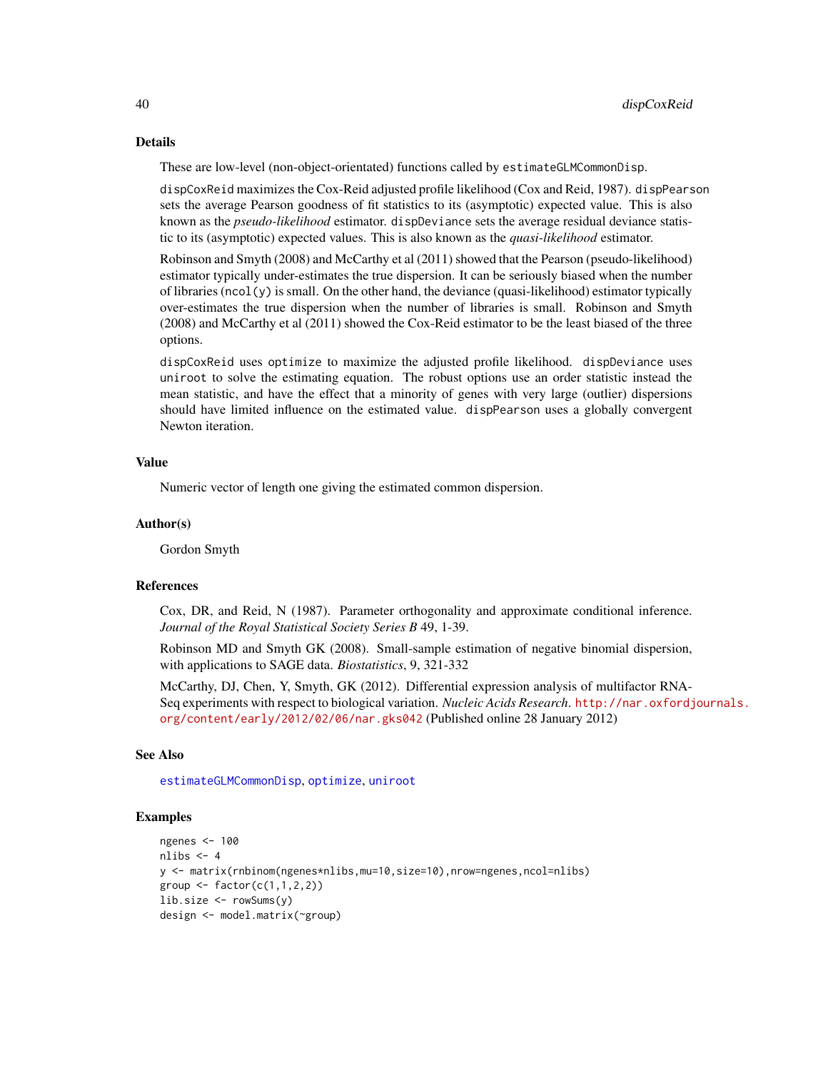## Details

These are low-level (non-object-orientated) functions called by `estimateGLMCommonDisp`.

`dispCoxReid` maximizes the Cox-Reid adjusted profile likelihood (Cox and Reid, 1987). `dispPearson` sets the average Pearson goodness of fit statistics to its (asymptotic) expected value. This is also known as the *pseudo-likelihood* estimator. `dispDeviance` sets the average residual deviance statistic to its (asymptotic) expected values. This is also known as the *quasi-likelihood* estimator.

Robinson and Smyth (2008) and McCarthy et al (2011) showed that the Pearson (pseudo-likelihood) estimator typically under-estimates the true dispersion. It can be seriously biased when the number of libraries (`ncol(y)` is small. On the other hand, the deviance (quasi-likelihood) estimator typically over-estimates the true dispersion when the number of libraries is small. Robinson and Smyth (2008) and McCarthy et al (2011) showed the Cox-Reid estimator to be the least biased of the three options.

`dispCoxReid` uses `optimize` to maximize the adjusted profile likelihood. `dispDeviance` uses `uniroot` to solve the estimating equation. The robust options use an order statistic instead the mean statistic, and have the effect that a minority of genes with very large (outlier) dispersions should have limited influence on the estimated value. `dispPearson` uses a globally convergent Newton iteration.

## Value

Numeric vector of length one giving the estimated common dispersion.

## Author(s)

Gordon Smyth

## References

Cox, DR, and Reid, N (1987). Parameter orthogonality and approximate conditional inference. *Journal of the Royal Statistical Society Series B* 49, 1-39.

Robinson MD and Smyth GK (2008). Small-sample estimation of negative binomial dispersion, with applications to SAGE data. *Biostatistics*, 9, 321-332

McCarthy, DJ, Chen, Y, Smyth, GK (2012). Differential expression analysis of multifactor RNA-Seq experiments with respect to biological variation. *Nucleic Acids Research*. http://nar.oxfordjournals.org/content/early/2012/02/06/nar.gks042 (Published online 28 January 2012)

## See Also

`estimateGLMCommonDisp`, `optimize`, `uniroot`

## Examples

```
ngenes <- 100
nlibs <- 4
y <- matrix(rnbinom(ngenes*nlibs,mu=10,size=10),nrow=ngenes,ncol=nlibs)
group <- factor(c(1,1,2,2))
lib.size <- rowSums(y)
design <- model.matrix(~group)
```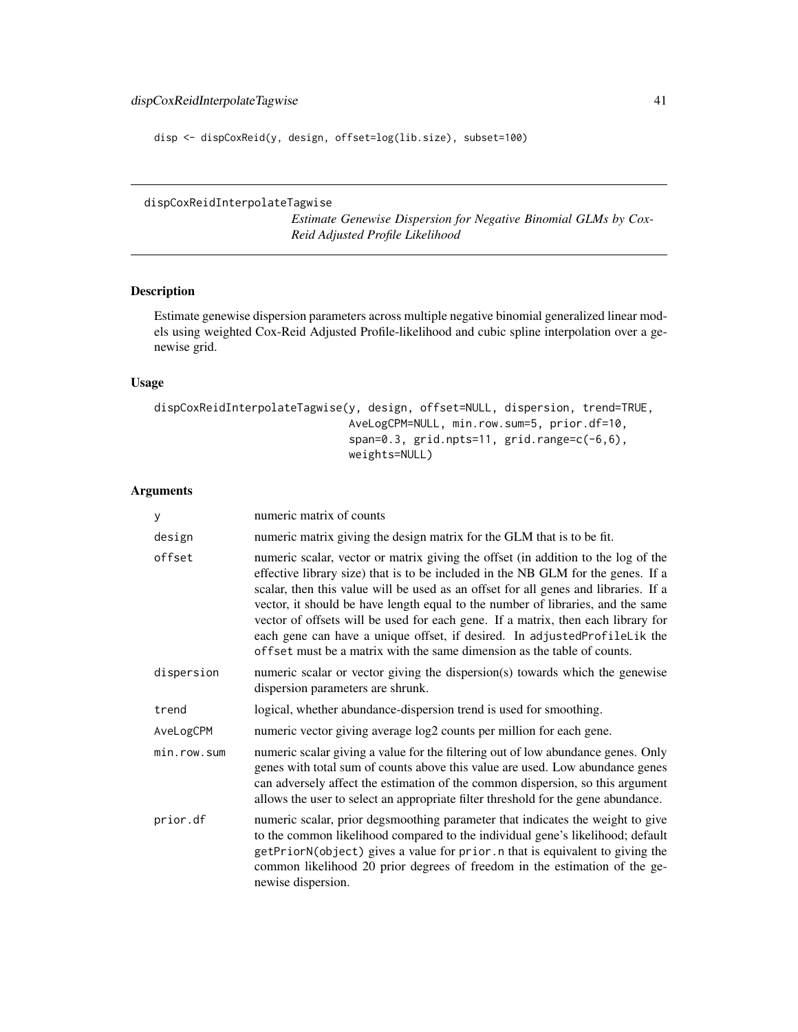```
disp <- dispCoxReid(y, design, offset=log(lib.size), subset=100)
```

---

## dispCoxReidInterpolateTagwise

*Estimate Genewise Dispersion for Negative Binomial GLMs by Cox-Reid Adjusted Profile Likelihood*

---

### Description

Estimate genewise dispersion parameters across multiple negative binomial generalized linear models using weighted Cox-Reid Adjusted Profile-likelihood and cubic spline interpolation over a genewise grid.

### Usage

```
dispCoxReidInterpolateTagwise(y, design, offset=NULL, dispersion, trend=TRUE,
                              AveLogCPM=NULL, min.row.sum=5, prior.df=10,
                              span=0.3, grid.npts=11, grid.range=c(-6,6),
                              weights=NULL)
```

### Arguments

| | |
|---|---|
| `y` | numeric matrix of counts |
| `design` | numeric matrix giving the design matrix for the GLM that is to be fit. |
| `offset` | numeric scalar, vector or matrix giving the offset (in addition to the log of the effective library size) that is to be included in the NB GLM for the genes. If a scalar, then this value will be used as an offset for all genes and libraries. If a vector, it should be have length equal to the number of libraries, and the same vector of offsets will be used for each gene. If a matrix, then each library for each gene can have a unique offset, if desired. In `adjustedProfileLik` the `offset` must be a matrix with the same dimension as the table of counts. |
| `dispersion` | numeric scalar or vector giving the dispersion(s) towards which the genewise dispersion parameters are shrunk. |
| `trend` | logical, whether abundance-dispersion trend is used for smoothing. |
| `AveLogCPM` | numeric vector giving average log2 counts per million for each gene. |
| `min.row.sum` | numeric scalar giving a value for the filtering out of low abundance genes. Only genes with total sum of counts above this value are used. Low abundance genes can adversely affect the estimation of the common dispersion, so this argument allows the user to select an appropriate filter threshold for the gene abundance. |
| `prior.df` | numeric scalar, prior degsmoothing parameter that indicates the weight to give to the common likelihood compared to the individual gene's likelihood; default `getPriorN(object)` gives a value for `prior.n` that is equivalent to giving the common likelihood 20 prior degrees of freedom in the estimation of the genewise dispersion. |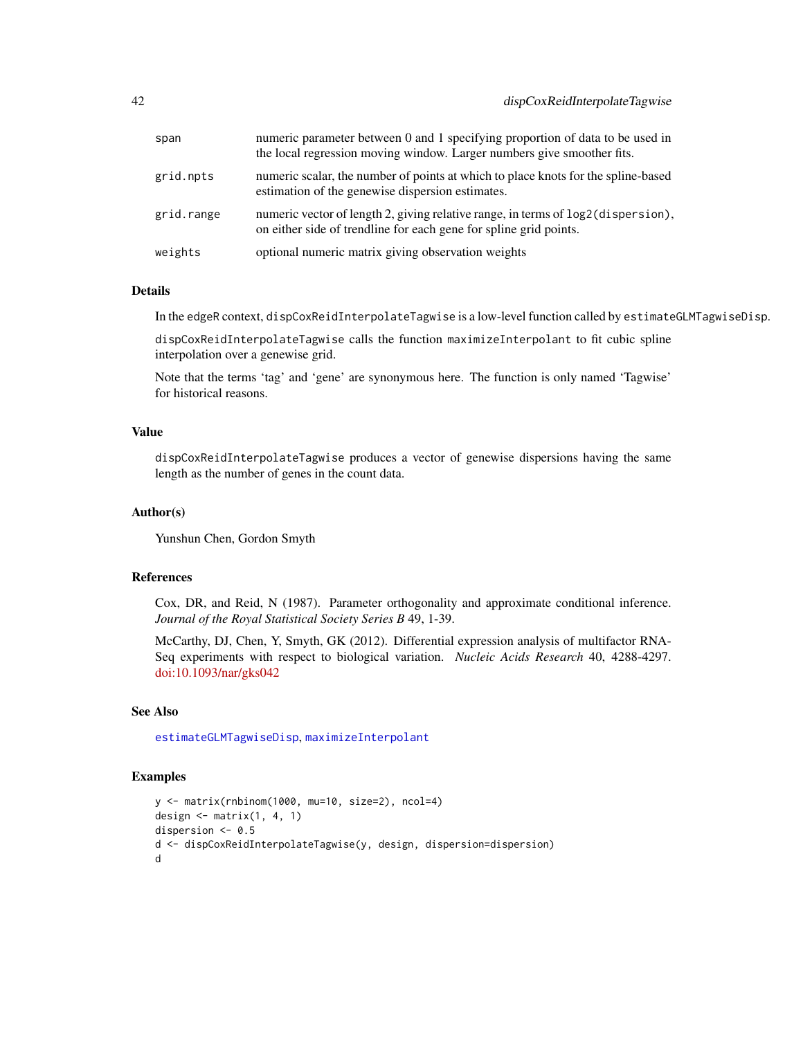| | |
|---|---|
| span | numeric parameter between 0 and 1 specifying proportion of data to be used in the local regression moving window. Larger numbers give smoother fits. |
| grid.npts | numeric scalar, the number of points at which to place knots for the spline-based estimation of the genewise dispersion estimates. |
| grid.range | numeric vector of length 2, giving relative range, in terms of `log2(dispersion)`, on either side of trendline for each gene for spline grid points. |
| weights | optional numeric matrix giving observation weights |

## Details

In the edgeR context, `dispCoxReidInterpolateTagwise` is a low-level function called by `estimateGLMTagwiseDisp`.

`dispCoxReidInterpolateTagwise` calls the function `maximizeInterpolant` to fit cubic spline interpolation over a genewise grid.

Note that the terms 'tag' and 'gene' are synonymous here. The function is only named 'Tagwise' for historical reasons.

## Value

`dispCoxReidInterpolateTagwise` produces a vector of genewise dispersions having the same length as the number of genes in the count data.

## Author(s)

Yunshun Chen, Gordon Smyth

## References

Cox, DR, and Reid, N (1987). Parameter orthogonality and approximate conditional inference. *Journal of the Royal Statistical Society Series B* 49, 1-39.

McCarthy, DJ, Chen, Y, Smyth, GK (2012). Differential expression analysis of multifactor RNA-Seq experiments with respect to biological variation. *Nucleic Acids Research* 40, 4288-4297. doi:10.1093/nar/gks042

## See Also

`estimateGLMTagwiseDisp`, `maximizeInterpolant`

## Examples

```
y <- matrix(rnbinom(1000, mu=10, size=2), ncol=4)
design <- matrix(1, 4, 1)
dispersion <- 0.5
d <- dispCoxReidInterpolateTagwise(y, design, dispersion=dispersion)
d
```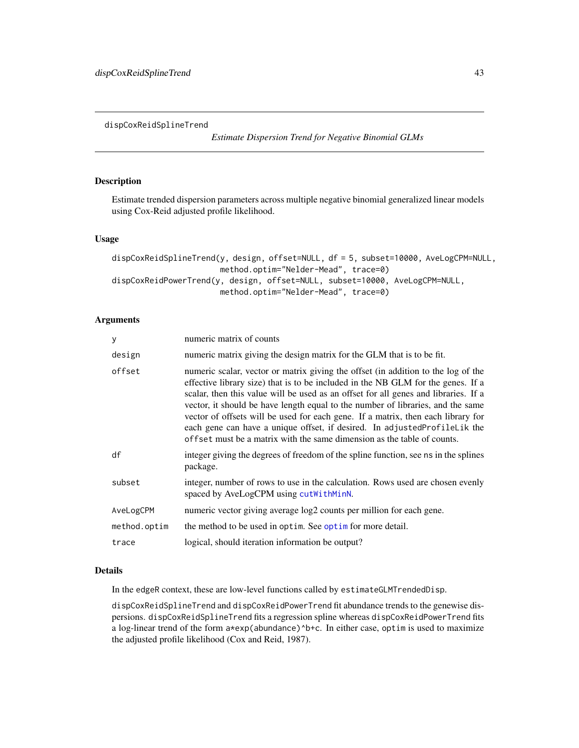dispCoxReidSplineTrend

*Estimate Dispersion Trend for Negative Binomial GLMs*

## Description

Estimate trended dispersion parameters across multiple negative binomial generalized linear models using Cox-Reid adjusted profile likelihood.

## Usage

```
dispCoxReidSplineTrend(y, design, offset=NULL, df = 5, subset=10000, AveLogCPM=NULL,
                       method.optim="Nelder-Mead", trace=0)
dispCoxReidPowerTrend(y, design, offset=NULL, subset=10000, AveLogCPM=NULL,
                       method.optim="Nelder-Mead", trace=0)
```

## Arguments

| | |
|---|---|
| `y` | numeric matrix of counts |
| `design` | numeric matrix giving the design matrix for the GLM that is to be fit. |
| `offset` | numeric scalar, vector or matrix giving the offset (in addition to the log of the effective library size) that is to be included in the NB GLM for the genes. If a scalar, then this value will be used as an offset for all genes and libraries. If a vector, it should be have length equal to the number of libraries, and the same vector of offsets will be used for each gene. If a matrix, then each library for each gene can have a unique offset, if desired. In `adjustedProfileLik` the `offset` must be a matrix with the same dimension as the table of counts. |
| `df` | integer giving the degrees of freedom of the spline function, see `ns` in the splines package. |
| `subset` | integer, number of rows to use in the calculation. Rows used are chosen evenly spaced by AveLogCPM using `cutWithMinN`. |
| `AveLogCPM` | numeric vector giving average log2 counts per million for each gene. |
| `method.optim` | the method to be used in `optim`. See `optim` for more detail. |
| `trace` | logical, should iteration information be output? |

## Details

In the edgeR context, these are low-level functions called by `estimateGLMTrendedDisp`.

`dispCoxReidSplineTrend` and `dispCoxReidPowerTrend` fit abundance trends to the genewise dispersions. `dispCoxReidSplineTrend` fits a regression spline whereas `dispCoxReidPowerTrend` fits a log-linear trend of the form `a*exp(abundance)^b+c`. In either case, `optim` is used to maximize the adjusted profile likelihood (Cox and Reid, 1987).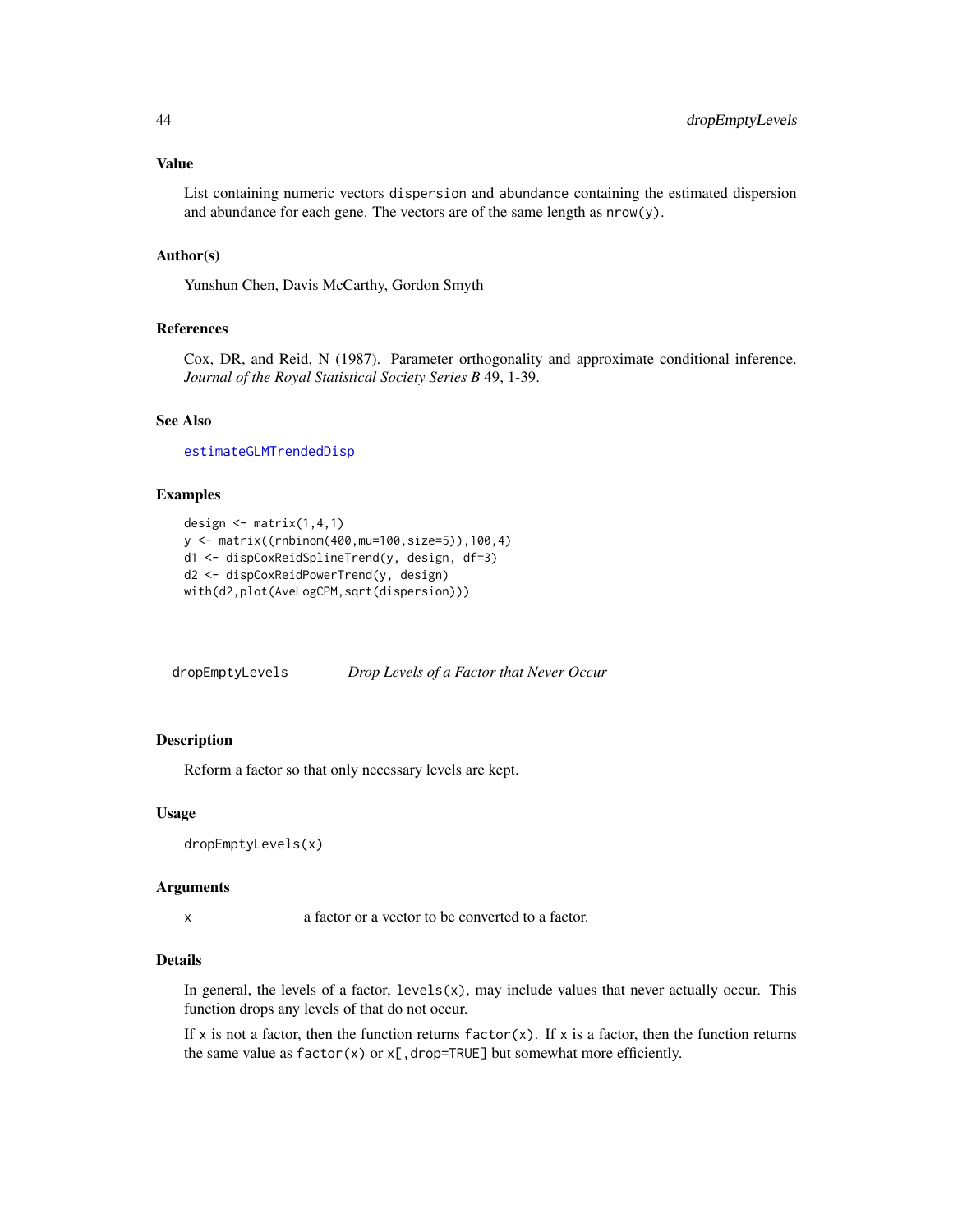## Value

List containing numeric vectors `dispersion` and `abundance` containing the estimated dispersion and abundance for each gene. The vectors are of the same length as `nrow(y)`.

## Author(s)

Yunshun Chen, Davis McCarthy, Gordon Smyth

## References

Cox, DR, and Reid, N (1987). Parameter orthogonality and approximate conditional inference. *Journal of the Royal Statistical Society Series B* 49, 1-39.

## See Also

`estimateGLMTrendedDisp`

## Examples

```
design <- matrix(1,4,1)
y <- matrix((rnbinom(400,mu=100,size=5)),100,4)
d1 <- dispCoxReidSplineTrend(y, design, df=3)
d2 <- dispCoxReidPowerTrend(y, design)
with(d2,plot(AveLogCPM,sqrt(dispersion)))
```

---

# dropEmptyLevels — *Drop Levels of a Factor that Never Occur*

## Description

Reform a factor so that only necessary levels are kept.

## Usage

```
dropEmptyLevels(x)
```

## Arguments

| | |
|---|---|
| `x` | a factor or a vector to be converted to a factor. |

## Details

In general, the levels of a factor, `levels(x)`, may include values that never actually occur. This function drops any levels of that do not occur.

If `x` is not a factor, then the function returns `factor(x)`. If `x` is a factor, then the function returns the same value as `factor(x)` or `x[,drop=TRUE]` but somewhat more efficiently.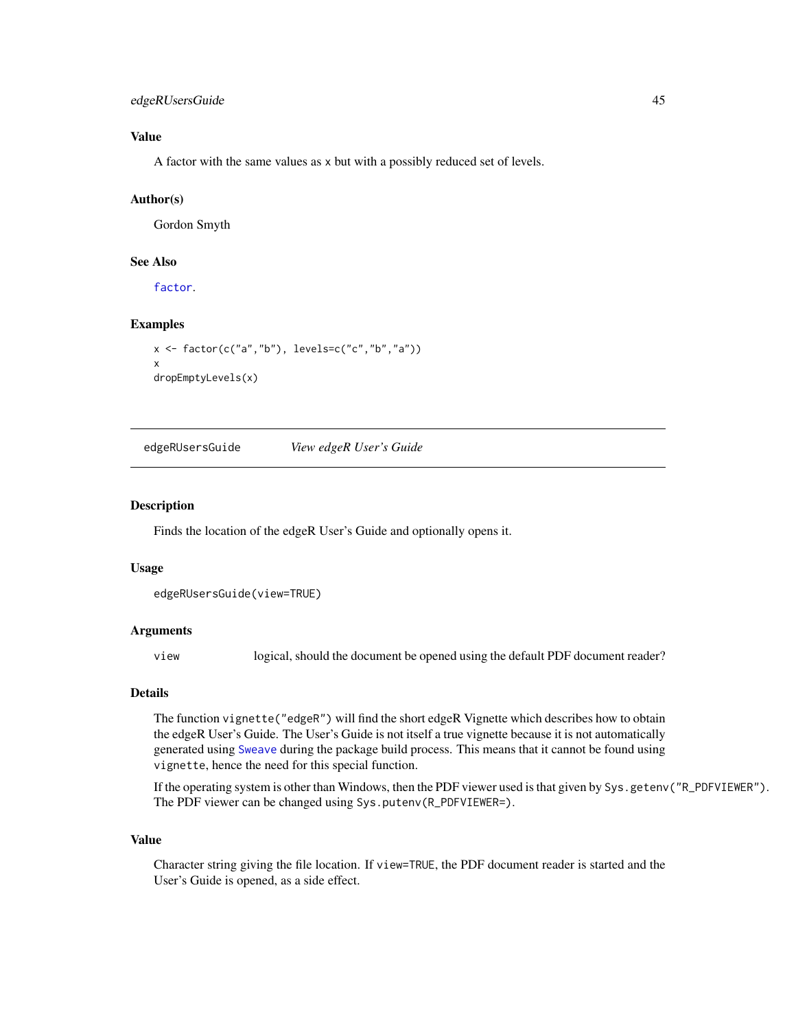### Value

A factor with the same values as x but with a possibly reduced set of levels.

### Author(s)

Gordon Smyth

### See Also

factor.

### Examples

```
x <- factor(c("a","b"), levels=c("c","b","a"))
x
dropEmptyLevels(x)
```

---

## edgeRUsersGuide *View edgeR User's Guide*

---

### Description

Finds the location of the edgeR User's Guide and optionally opens it.

### Usage

```
edgeRUsersGuide(view=TRUE)
```

### Arguments

| | |
|---|---|
| view | logical, should the document be opened using the default PDF document reader? |

### Details

The function `vignette("edgeR")` will find the short edgeR Vignette which describes how to obtain the edgeR User's Guide. The User's Guide is not itself a true vignette because it is not automatically generated using Sweave during the package build process. This means that it cannot be found using `vignette`, hence the need for this special function.

If the operating system is other than Windows, then the PDF viewer used is that given by `Sys.getenv("R_PDFVIEWER")`. The PDF viewer can be changed using `Sys.putenv(R_PDFVIEWER=)`.

### Value

Character string giving the file location. If `view=TRUE`, the PDF document reader is started and the User's Guide is opened, as a side effect.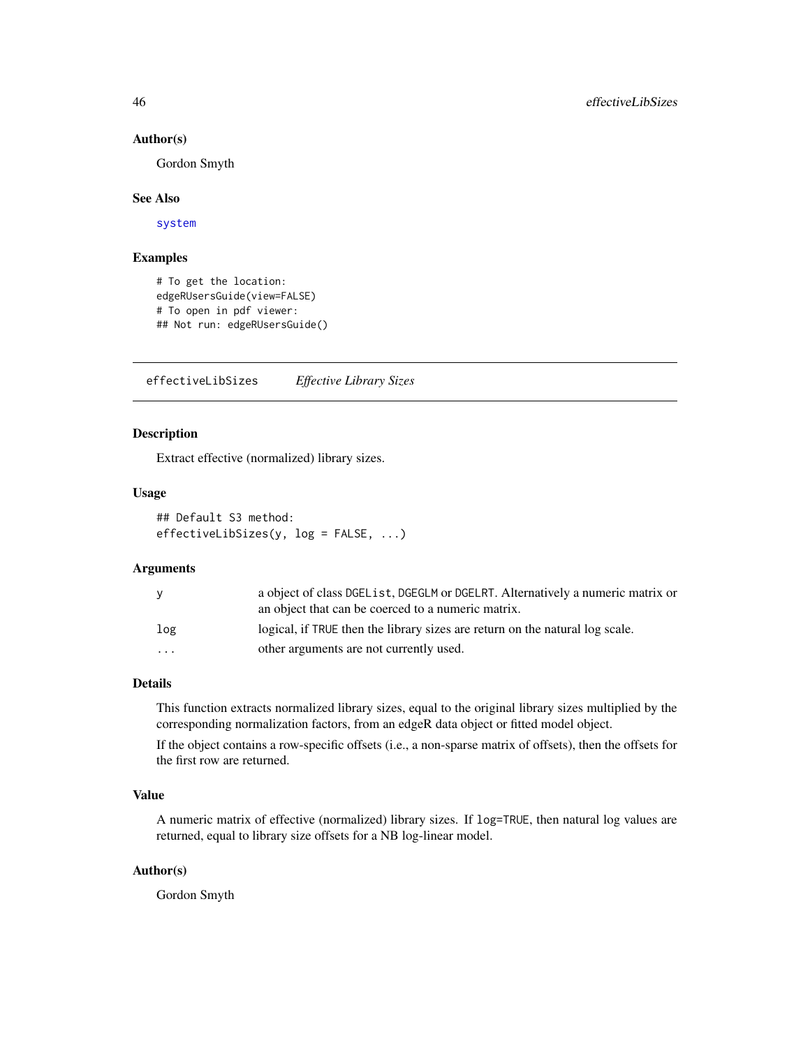### Author(s)

Gordon Smyth

### See Also

system

### Examples

```
# To get the location:
edgeRUsersGuide(view=FALSE)
# To open in pdf viewer:
## Not run: edgeRUsersGuide()
```

---

## effectiveLibSizes *Effective Library Sizes*

---

### Description

Extract effective (normalized) library sizes.

### Usage

```
## Default S3 method:
effectiveLibSizes(y, log = FALSE, ...)
```

### Arguments

| | |
|---|---|
| y | a object of class DGEList, DGEGLM or DGELRT. Alternatively a numeric matrix or an object that can be coerced to a numeric matrix. |
| log | logical, if TRUE then the library sizes are return on the natural log scale. |
| ... | other arguments are not currently used. |

### Details

This function extracts normalized library sizes, equal to the original library sizes multiplied by the corresponding normalization factors, from an edgeR data object or fitted model object.

If the object contains a row-specific offsets (i.e., a non-sparse matrix of offsets), then the offsets for the first row are returned.

### Value

A numeric matrix of effective (normalized) library sizes. If log=TRUE, then natural log values are returned, equal to library size offsets for a NB log-linear model.

### Author(s)

Gordon Smyth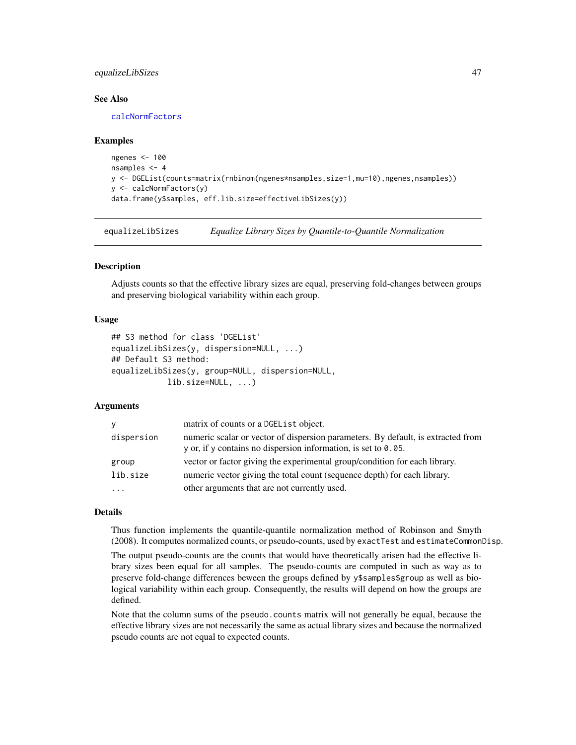### See Also

calcNormFactors

### Examples

```
ngenes <- 100
nsamples <- 4
y <- DGEList(counts=matrix(rnbinom(ngenes*nsamples,size=1,mu=10),ngenes,nsamples))
y <- calcNormFactors(y)
data.frame(y$samples, eff.lib.size=effectiveLibSizes(y))
```

---

## equalizeLibSizes *Equalize Library Sizes by Quantile-to-Quantile Normalization*

### Description

Adjusts counts so that the effective library sizes are equal, preserving fold-changes between groups and preserving biological variability within each group.

### Usage

```
## S3 method for class 'DGEList'
equalizeLibSizes(y, dispersion=NULL, ...)
## Default S3 method:
equalizeLibSizes(y, group=NULL, dispersion=NULL,
            lib.size=NULL, ...)
```

### Arguments

| | |
|---|---|
| y | matrix of counts or a DGEList object. |
| dispersion | numeric scalar or vector of dispersion parameters. By default, is extracted from y or, if y contains no dispersion information, is set to 0.05. |
| group | vector or factor giving the experimental group/condition for each library. |
| lib.size | numeric vector giving the total count (sequence depth) for each library. |
| ... | other arguments that are not currently used. |

### Details

Thus function implements the quantile-quantile normalization method of Robinson and Smyth (2008). It computes normalized counts, or pseudo-counts, used by exactTest and estimateCommonDisp.

The output pseudo-counts are the counts that would have theoretically arisen had the effective library sizes been equal for all samples. The pseudo-counts are computed in such as way as to preserve fold-change differences beween the groups defined by y$samples$group as well as biological variability within each group. Consequently, the results will depend on how the groups are defined.

Note that the column sums of the pseudo.counts matrix will not generally be equal, because the effective library sizes are not necessarily the same as actual library sizes and because the normalized pseudo counts are not equal to expected counts.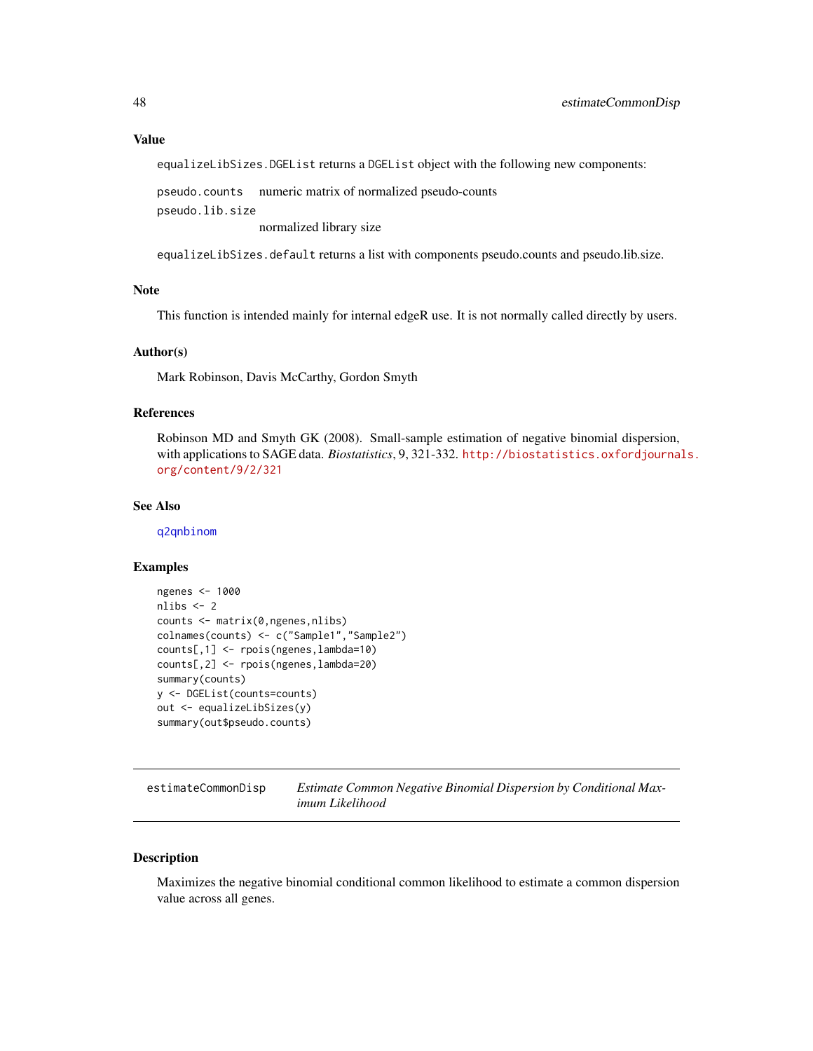### Value

`equalizeLibSizes.DGEList` returns a `DGEList` object with the following new components:

`pseudo.counts` numeric matrix of normalized pseudo-counts

`pseudo.lib.size`
normalized library size

`equalizeLibSizes.default` returns a list with components pseudo.counts and pseudo.lib.size.

### Note

This function is intended mainly for internal edgeR use. It is not normally called directly by users.

### Author(s)

Mark Robinson, Davis McCarthy, Gordon Smyth

### References

Robinson MD and Smyth GK (2008). Small-sample estimation of negative binomial dispersion, with applications to SAGE data. *Biostatistics*, 9, 321-332. http://biostatistics.oxfordjournals.org/content/9/2/321

### See Also

q2qnbinom

### Examples

```
ngenes <- 1000
nlibs <- 2
counts <- matrix(0,ngenes,nlibs)
colnames(counts) <- c("Sample1","Sample2")
counts[,1] <- rpois(ngenes,lambda=10)
counts[,2] <- rpois(ngenes,lambda=20)
summary(counts)
y <- DGEList(counts=counts)
out <- equalizeLibSizes(y)
summary(out$pseudo.counts)
```

---

## estimateCommonDisp — *Estimate Common Negative Binomial Dispersion by Conditional Maximum Likelihood*

### Description

Maximizes the negative binomial conditional common likelihood to estimate a common dispersion value across all genes.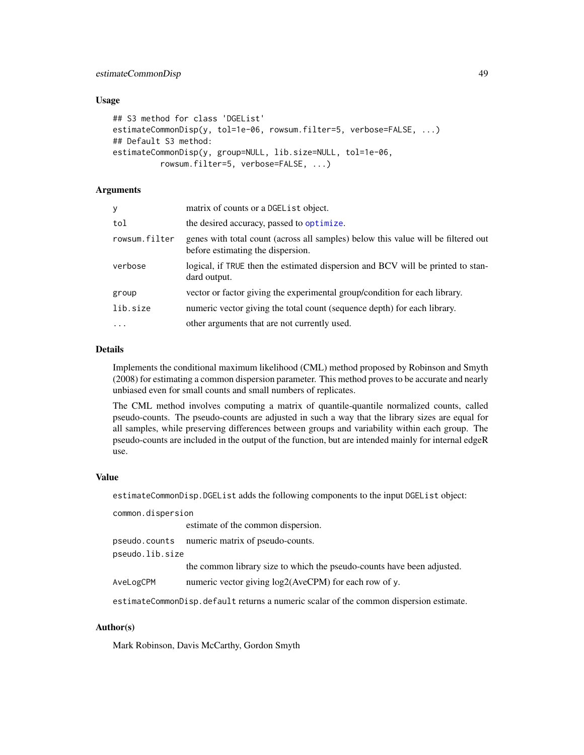## Usage

```
## S3 method for class 'DGEList'
estimateCommonDisp(y, tol=1e-06, rowsum.filter=5, verbose=FALSE, ...)
## Default S3 method:
estimateCommonDisp(y, group=NULL, lib.size=NULL, tol=1e-06,
          rowsum.filter=5, verbose=FALSE, ...)
```

## Arguments

| | |
|---|---|
| `y` | matrix of counts or a `DGEList` object. |
| `tol` | the desired accuracy, passed to `optimize`. |
| `rowsum.filter` | genes with total count (across all samples) below this value will be filtered out before estimating the dispersion. |
| `verbose` | logical, if `TRUE` then the estimated dispersion and BCV will be printed to standard output. |
| `group` | vector or factor giving the experimental group/condition for each library. |
| `lib.size` | numeric vector giving the total count (sequence depth) for each library. |
| `...` | other arguments that are not currently used. |

## Details

Implements the conditional maximum likelihood (CML) method proposed by Robinson and Smyth (2008) for estimating a common dispersion parameter. This method proves to be accurate and nearly unbiased even for small counts and small numbers of replicates.

The CML method involves computing a matrix of quantile-quantile normalized counts, called pseudo-counts. The pseudo-counts are adjusted in such a way that the library sizes are equal for all samples, while preserving differences between groups and variability within each group. The pseudo-counts are included in the output of the function, but are intended mainly for internal edgeR use.

## Value

`estimateCommonDisp.DGEList` adds the following components to the input `DGEList` object:

| | |
|---|---|
| `common.dispersion` | estimate of the common dispersion. |
| `pseudo.counts` | numeric matrix of pseudo-counts. |
| `pseudo.lib.size` | the common library size to which the pseudo-counts have been adjusted. |
| `AveLogCPM` | numeric vector giving log2(AveCPM) for each row of `y`. |

`estimateCommonDisp.default` returns a numeric scalar of the common dispersion estimate.

## Author(s)

Mark Robinson, Davis McCarthy, Gordon Smyth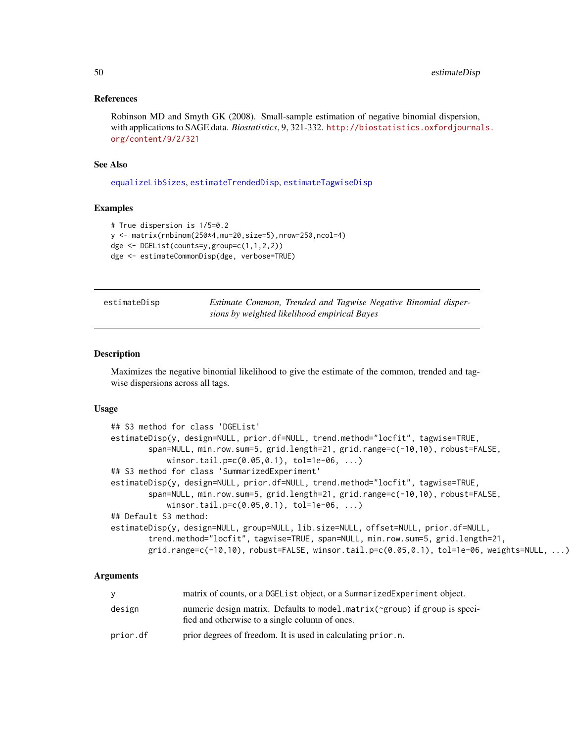### References

Robinson MD and Smyth GK (2008). Small-sample estimation of negative binomial dispersion, with applications to SAGE data. *Biostatistics*, 9, 321-332. http://biostatistics.oxfordjournals.org/content/9/2/321

### See Also

equalizeLibSizes, estimateTrendedDisp, estimateTagwiseDisp

### Examples

```
# True dispersion is 1/5=0.2
y <- matrix(rnbinom(250*4,mu=20,size=5),nrow=250,ncol=4)
dge <- DGEList(counts=y,group=c(1,1,2,2))
dge <- estimateCommonDisp(dge, verbose=TRUE)
```

---

## estimateDisp

*Estimate Common, Trended and Tagwise Negative Binomial dispersions by weighted likelihood empirical Bayes*

---

### Description

Maximizes the negative binomial likelihood to give the estimate of the common, trended and tagwise dispersions across all tags.

### Usage

```
## S3 method for class 'DGEList'
estimateDisp(y, design=NULL, prior.df=NULL, trend.method="locfit", tagwise=TRUE,
        span=NULL, min.row.sum=5, grid.length=21, grid.range=c(-10,10), robust=FALSE,
            winsor.tail.p=c(0.05,0.1), tol=1e-06, ...)
## S3 method for class 'SummarizedExperiment'
estimateDisp(y, design=NULL, prior.df=NULL, trend.method="locfit", tagwise=TRUE,
        span=NULL, min.row.sum=5, grid.length=21, grid.range=c(-10,10), robust=FALSE,
            winsor.tail.p=c(0.05,0.1), tol=1e-06, ...)
## Default S3 method:
estimateDisp(y, design=NULL, group=NULL, lib.size=NULL, offset=NULL, prior.df=NULL,
        trend.method="locfit", tagwise=TRUE, span=NULL, min.row.sum=5, grid.length=21,
        grid.range=c(-10,10), robust=FALSE, winsor.tail.p=c(0.05,0.1), tol=1e-06, weights=NULL, ...)
```

### Arguments

| | |
|---|---|
| y | matrix of counts, or a DGEList object, or a SummarizedExperiment object. |
| design | numeric design matrix. Defaults to model.matrix(~group) if group is specified and otherwise to a single column of ones. |
| prior.df | prior degrees of freedom. It is used in calculating prior.n. |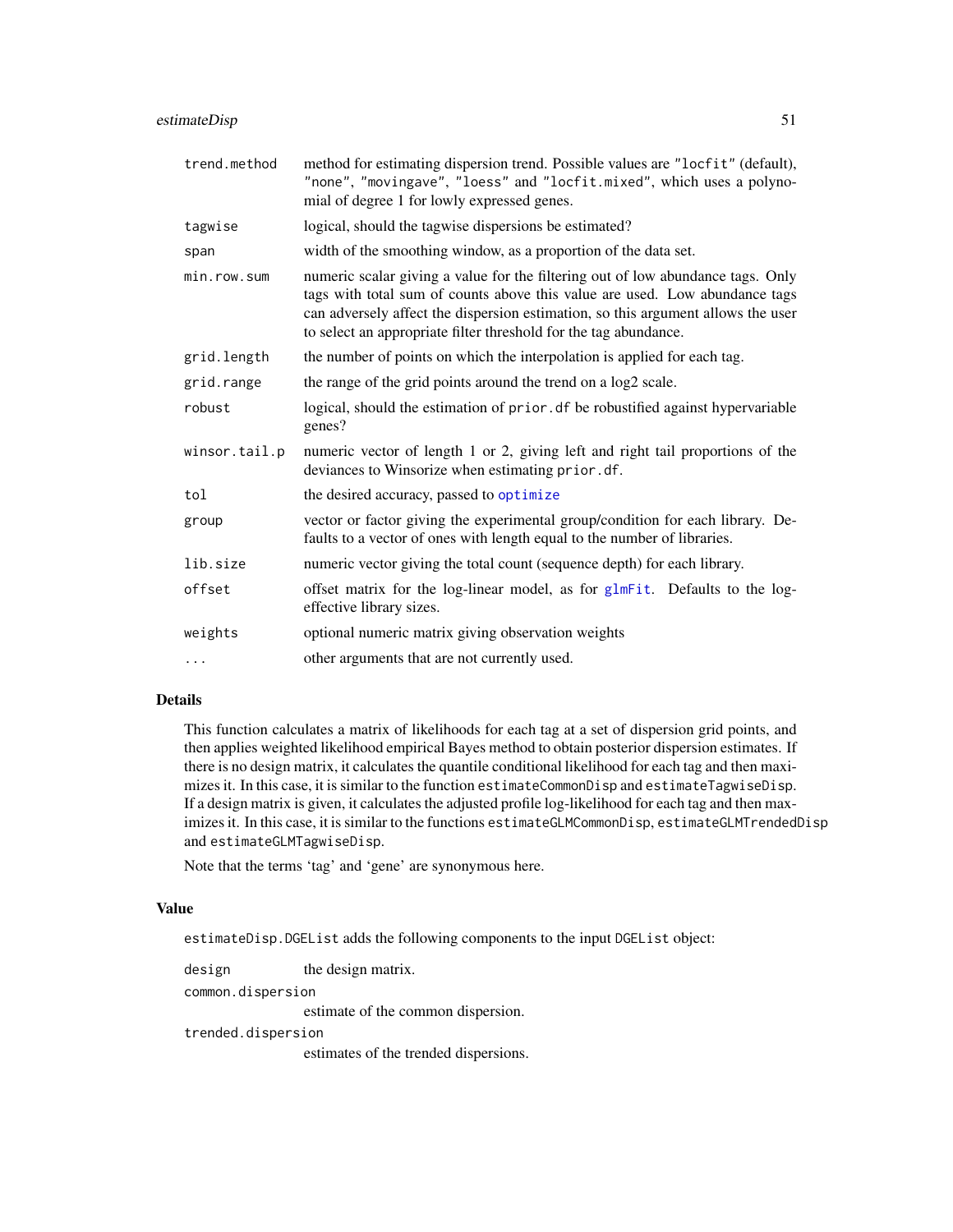| | |
|---|---|
| trend.method | method for estimating dispersion trend. Possible values are "locfit" (default), "none", "movingave", "loess" and "locfit.mixed", which uses a polynomial of degree 1 for lowly expressed genes. |
| tagwise | logical, should the tagwise dispersions be estimated? |
| span | width of the smoothing window, as a proportion of the data set. |
| min.row.sum | numeric scalar giving a value for the filtering out of low abundance tags. Only tags with total sum of counts above this value are used. Low abundance tags can adversely affect the dispersion estimation, so this argument allows the user to select an appropriate filter threshold for the tag abundance. |
| grid.length | the number of points on which the interpolation is applied for each tag. |
| grid.range | the range of the grid points around the trend on a log2 scale. |
| robust | logical, should the estimation of prior.df be robustified against hypervariable genes? |
| winsor.tail.p | numeric vector of length 1 or 2, giving left and right tail proportions of the deviances to Winsorize when estimating prior.df. |
| tol | the desired accuracy, passed to optimize |
| group | vector or factor giving the experimental group/condition for each library. Defaults to a vector of ones with length equal to the number of libraries. |
| lib.size | numeric vector giving the total count (sequence depth) for each library. |
| offset | offset matrix for the log-linear model, as for glmFit. Defaults to the log-effective library sizes. |
| weights | optional numeric matrix giving observation weights |
| ... | other arguments that are not currently used. |

## Details

This function calculates a matrix of likelihoods for each tag at a set of dispersion grid points, and then applies weighted likelihood empirical Bayes method to obtain posterior dispersion estimates. If there is no design matrix, it calculates the quantile conditional likelihood for each tag and then maximizes it. In this case, it is similar to the function estimateCommonDisp and estimateTagwiseDisp. If a design matrix is given, it calculates the adjusted profile log-likelihood for each tag and then maximizes it. In this case, it is similar to the functions estimateGLMCommonDisp, estimateGLMTrendedDisp and estimateGLMTagwiseDisp.

Note that the terms 'tag' and 'gene' are synonymous here.

## Value

estimateDisp.DGEList adds the following components to the input DGEList object:

| | |
|---|---|
| design | the design matrix. |
| common.dispersion | estimate of the common dispersion. |
| trended.dispersion | estimates of the trended dispersions. |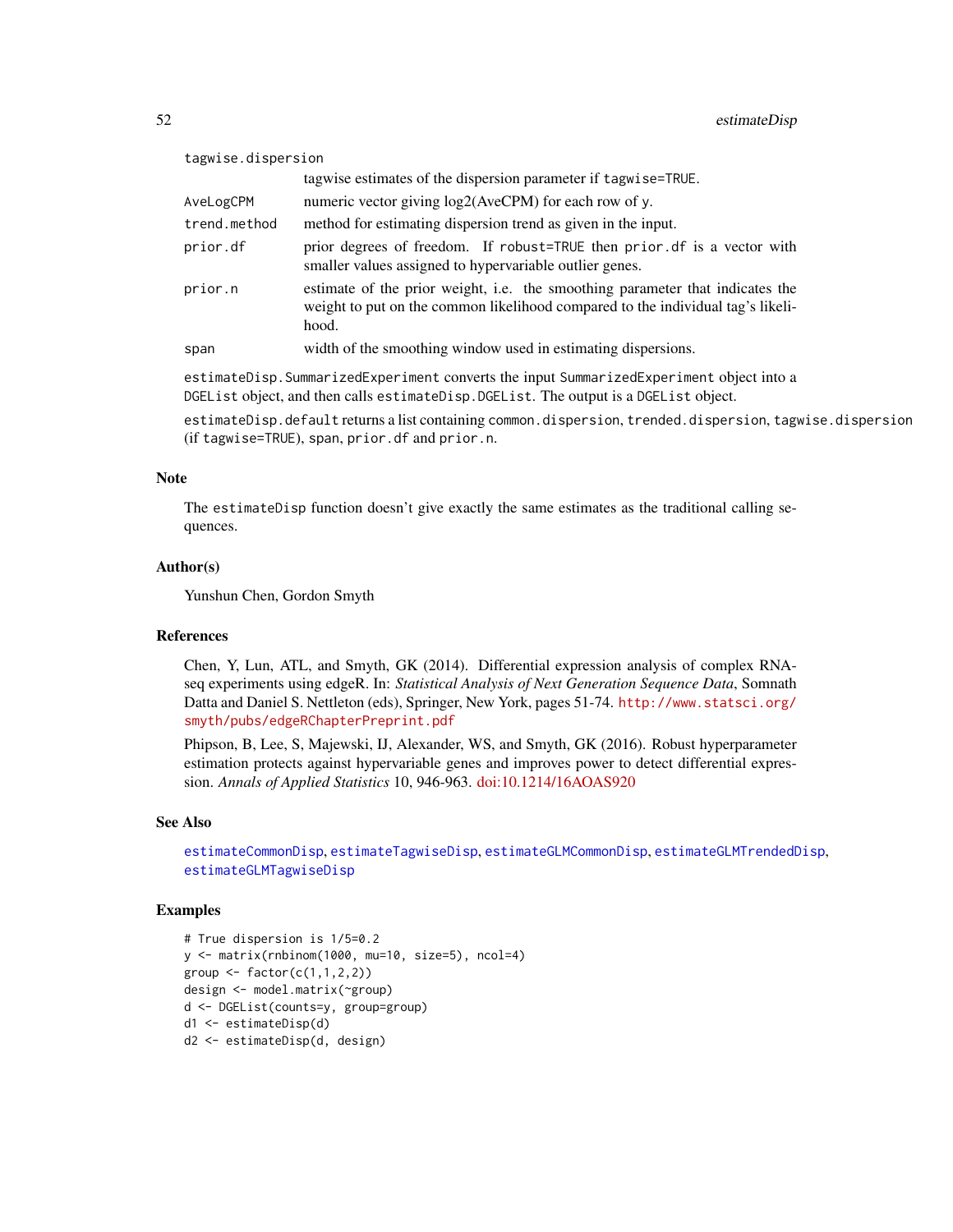| | |
|---|---|
| tagwise.dispersion | tagwise estimates of the dispersion parameter if tagwise=TRUE. |
| AveLogCPM | numeric vector giving log2(AveCPM) for each row of y. |
| trend.method | method for estimating dispersion trend as given in the input. |
| prior.df | prior degrees of freedom. If robust=TRUE then prior.df is a vector with smaller values assigned to hypervariable outlier genes. |
| prior.n | estimate of the prior weight, i.e. the smoothing parameter that indicates the weight to put on the common likelihood compared to the individual tag's likelihood. |
| span | width of the smoothing window used in estimating dispersions. |

estimateDisp.SummarizedExperiment converts the input SummarizedExperiment object into a DGEList object, and then calls estimateDisp.DGEList. The output is a DGEList object.

estimateDisp.default returns a list containing common.dispersion, trended.dispersion, tagwise.dispersion (if tagwise=TRUE), span, prior.df and prior.n.

### Note

The estimateDisp function doesn't give exactly the same estimates as the traditional calling sequences.

### Author(s)

Yunshun Chen, Gordon Smyth

### References

Chen, Y, Lun, ATL, and Smyth, GK (2014). Differential expression analysis of complex RNA-seq experiments using edgeR. In: *Statistical Analysis of Next Generation Sequence Data*, Somnath Datta and Daniel S. Nettleton (eds), Springer, New York, pages 51-74. http://www.statsci.org/smyth/pubs/edgeRChapterPreprint.pdf

Phipson, B, Lee, S, Majewski, IJ, Alexander, WS, and Smyth, GK (2016). Robust hyperparameter estimation protects against hypervariable genes and improves power to detect differential expression. *Annals of Applied Statistics* 10, 946-963. doi:10.1214/16AOAS920

### See Also

estimateCommonDisp, estimateTagwiseDisp, estimateGLMCommonDisp, estimateGLMTrendedDisp, estimateGLMTagwiseDisp

### Examples

```
# True dispersion is 1/5=0.2
y <- matrix(rnbinom(1000, mu=10, size=5), ncol=4)
group <- factor(c(1,1,2,2))
design <- model.matrix(~group)
d <- DGEList(counts=y, group=group)
d1 <- estimateDisp(d)
d2 <- estimateDisp(d, design)
```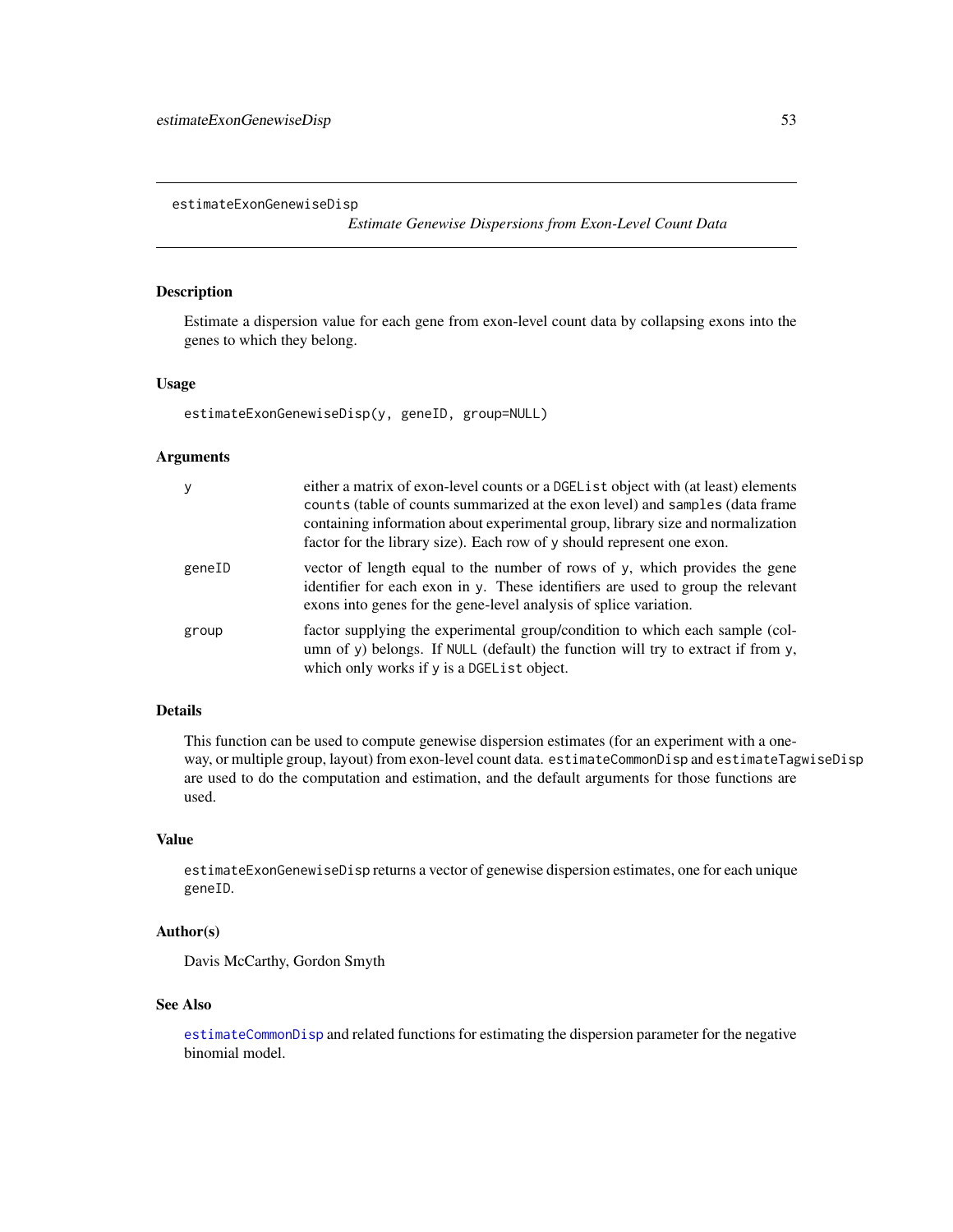# estimateExonGenewiseDisp

*Estimate Genewise Dispersions from Exon-Level Count Data*

## Description

Estimate a dispersion value for each gene from exon-level count data by collapsing exons into the genes to which they belong.

## Usage

```
estimateExonGenewiseDisp(y, geneID, group=NULL)
```

## Arguments

| | |
|---|---|
| y | either a matrix of exon-level counts or a `DGEList` object with (at least) elements `counts` (table of counts summarized at the exon level) and `samples` (data frame containing information about experimental group, library size and normalization factor for the library size). Each row of y should represent one exon. |
| geneID | vector of length equal to the number of rows of y, which provides the gene identifier for each exon in y. These identifiers are used to group the relevant exons into genes for the gene-level analysis of splice variation. |
| group | factor supplying the experimental group/condition to which each sample (column of y) belongs. If `NULL` (default) the function will try to extract if from y, which only works if y is a `DGEList` object. |

## Details

This function can be used to compute genewise dispersion estimates (for an experiment with a one-way, or multiple group, layout) from exon-level count data. `estimateCommonDisp` and `estimateTagwiseDisp` are used to do the computation and estimation, and the default arguments for those functions are used.

## Value

`estimateExonGenewiseDisp` returns a vector of genewise dispersion estimates, one for each unique `geneID`.

## Author(s)

Davis McCarthy, Gordon Smyth

## See Also

`estimateCommonDisp` and related functions for estimating the dispersion parameter for the negative binomial model.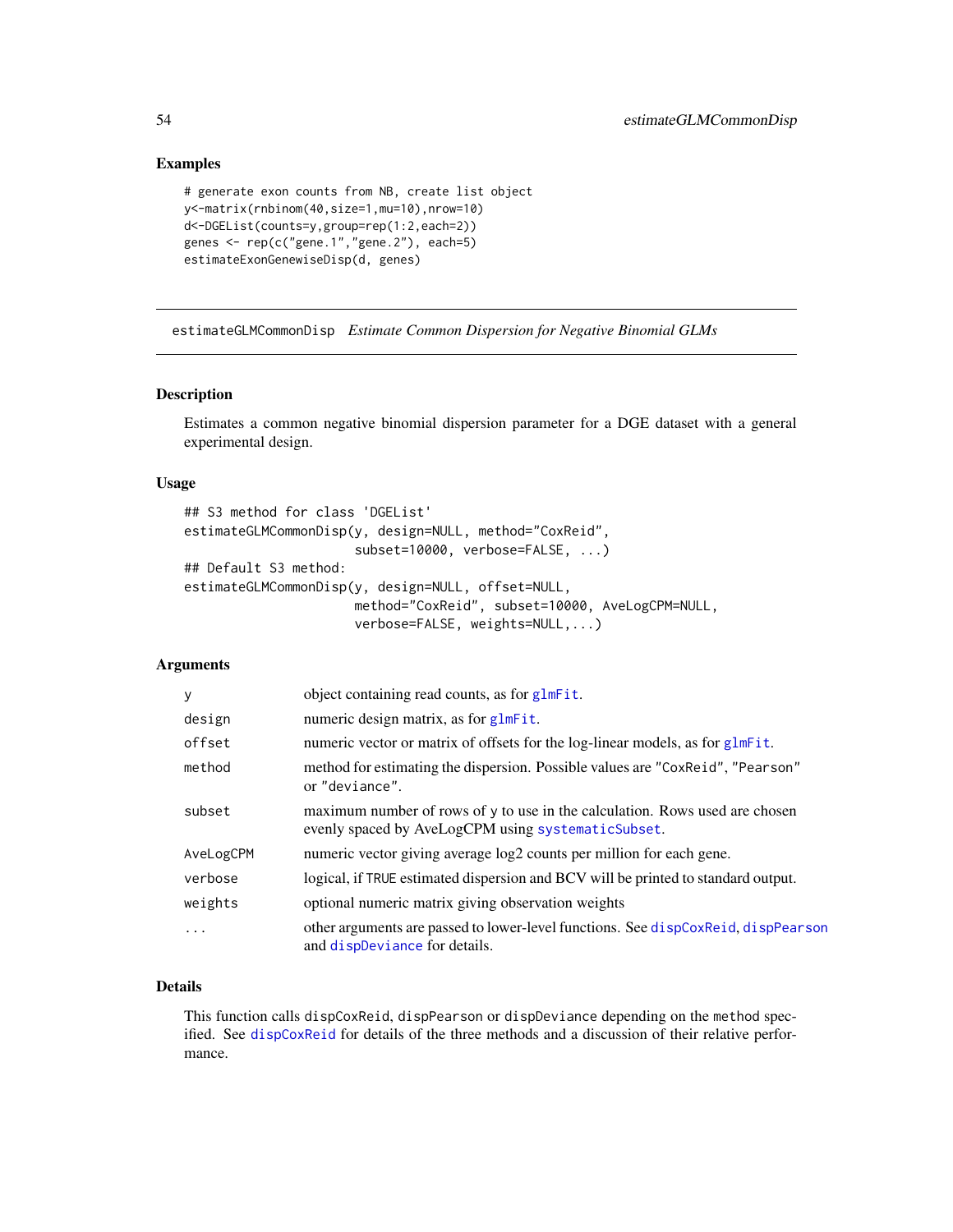## Examples

```
# generate exon counts from NB, create list object
y<-matrix(rnbinom(40,size=1,mu=10),nrow=10)
d<-DGEList(counts=y,group=rep(1:2,each=2))
genes <- rep(c("gene.1","gene.2"), each=5)
estimateExonGenewiseDisp(d, genes)
```

---

# estimateGLMCommonDisp *Estimate Common Dispersion for Negative Binomial GLMs*

---

## Description

Estimates a common negative binomial dispersion parameter for a DGE dataset with a general experimental design.

## Usage

```
## S3 method for class 'DGEList'
estimateGLMCommonDisp(y, design=NULL, method="CoxReid",
                      subset=10000, verbose=FALSE, ...)
## Default S3 method:
estimateGLMCommonDisp(y, design=NULL, offset=NULL,
                      method="CoxReid", subset=10000, AveLogCPM=NULL,
                      verbose=FALSE, weights=NULL,...)
```

## Arguments

| | |
|---|---|
| `y` | object containing read counts, as for `glmFit`. |
| `design` | numeric design matrix, as for `glmFit`. |
| `offset` | numeric vector or matrix of offsets for the log-linear models, as for `glmFit`. |
| `method` | method for estimating the dispersion. Possible values are "CoxReid", "Pearson" or "deviance". |
| `subset` | maximum number of rows of y to use in the calculation. Rows used are chosen evenly spaced by AveLogCPM using `systematicSubset`. |
| `AveLogCPM` | numeric vector giving average log2 counts per million for each gene. |
| `verbose` | logical, if TRUE estimated dispersion and BCV will be printed to standard output. |
| `weights` | optional numeric matrix giving observation weights |
| `...` | other arguments are passed to lower-level functions. See `dispCoxReid`, `dispPearson` and `dispDeviance` for details. |

## Details

This function calls `dispCoxReid`, `dispPearson` or `dispDeviance` depending on the `method` specified. See `dispCoxReid` for details of the three methods and a discussion of their relative performance.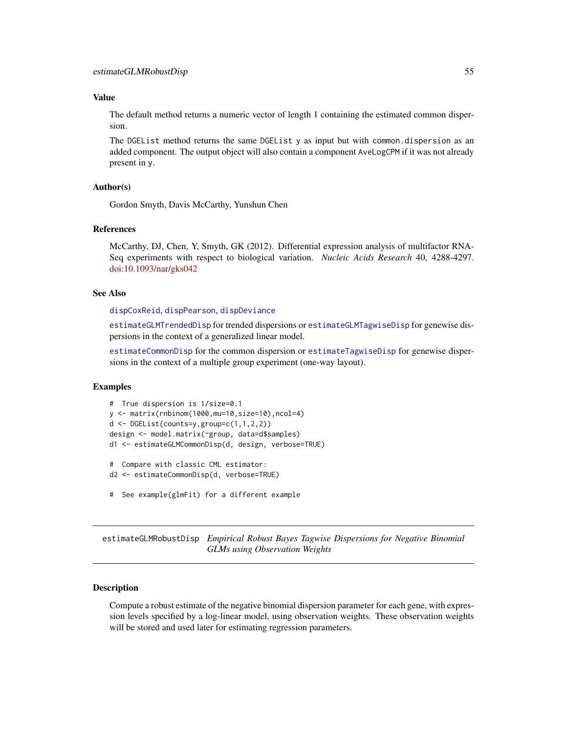### Value

The default method returns a numeric vector of length 1 containing the estimated common dispersion.

The DGEList method returns the same DGEList y as input but with common.dispersion as an added component. The output object will also contain a component AveLogCPM if it was not already present in y.

### Author(s)

Gordon Smyth, Davis McCarthy, Yunshun Chen

### References

McCarthy, DJ, Chen, Y, Smyth, GK (2012). Differential expression analysis of multifactor RNA-Seq experiments with respect to biological variation. *Nucleic Acids Research* 40, 4288-4297. doi:10.1093/nar/gks042

### See Also

dispCoxReid, dispPearson, dispDeviance

estimateGLMTrendedDisp for trended dispersions or estimateGLMTagwiseDisp for genewise dispersions in the context of a generalized linear model.

estimateCommonDisp for the common dispersion or estimateTagwiseDisp for genewise dispersions in the context of a multiple group experiment (one-way layout).

### Examples

```
#  True dispersion is 1/size=0.1
y <- matrix(rnbinom(1000,mu=10,size=10),ncol=4)
d <- DGEList(counts=y,group=c(1,1,2,2))
design <- model.matrix(~group, data=d$samples)
d1 <- estimateGLMCommonDisp(d, design, verbose=TRUE)

#  Compare with classic CML estimator:
d2 <- estimateCommonDisp(d, verbose=TRUE)

#  See example(glmFit) for a different example
```

---

## estimateGLMRobustDisp *Empirical Robust Bayes Tagwise Dispersions for Negative Binomial GLMs using Observation Weights*

---

### Description

Compute a robust estimate of the negative binomial dispersion parameter for each gene, with expression levels specified by a log-linear model, using observation weights. These observation weights will be stored and used later for estimating regression parameters.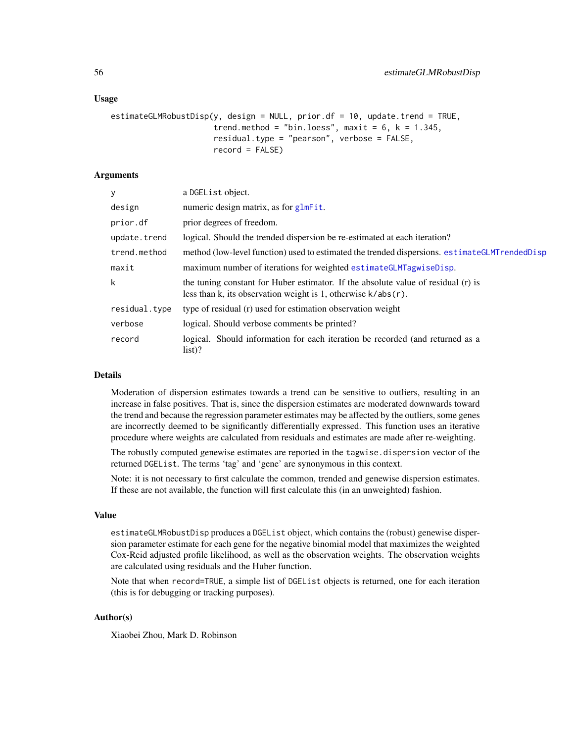## Usage

```
estimateGLMRobustDisp(y, design = NULL, prior.df = 10, update.trend = TRUE,
                      trend.method = "bin.loess", maxit = 6, k = 1.345,
                      residual.type = "pearson", verbose = FALSE,
                      record = FALSE)
```

## Arguments

| | |
|---|---|
| `y` | a `DGEList` object. |
| `design` | numeric design matrix, as for `glmFit`. |
| `prior.df` | prior degrees of freedom. |
| `update.trend` | logical. Should the trended dispersion be re-estimated at each iteration? |
| `trend.method` | method (low-level function) used to estimated the trended dispersions. `estimateGLMTrendedDisp` |
| `maxit` | maximum number of iterations for weighted `estimateGLMTagwiseDisp`. |
| `k` | the tuning constant for Huber estimator. If the absolute value of residual (r) is less than k, its observation weight is 1, otherwise `k/abs(r)`. |
| `residual.type` | type of residual (r) used for estimation observation weight |
| `verbose` | logical. Should verbose comments be printed? |
| `record` | logical. Should information for each iteration be recorded (and returned as a list)? |

## Details

Moderation of dispersion estimates towards a trend can be sensitive to outliers, resulting in an increase in false positives. That is, since the dispersion estimates are moderated downwards toward the trend and because the regression parameter estimates may be affected by the outliers, some genes are incorrectly deemed to be significantly differentially expressed. This function uses an iterative procedure where weights are calculated from residuals and estimates are made after re-weighting.

The robustly computed genewise estimates are reported in the `tagwise.dispersion` vector of the returned `DGEList`. The terms 'tag' and 'gene' are synonymous in this context.

Note: it is not necessary to first calculate the common, trended and genewise dispersion estimates. If these are not available, the function will first calculate this (in an unweighted) fashion.

## Value

`estimateGLMRobustDisp` produces a `DGEList` object, which contains the (robust) genewise dispersion parameter estimate for each gene for the negative binomial model that maximizes the weighted Cox-Reid adjusted profile likelihood, as well as the observation weights. The observation weights are calculated using residuals and the Huber function.

Note that when `record=TRUE`, a simple list of `DGEList` objects is returned, one for each iteration (this is for debugging or tracking purposes).

## Author(s)

Xiaobei Zhou, Mark D. Robinson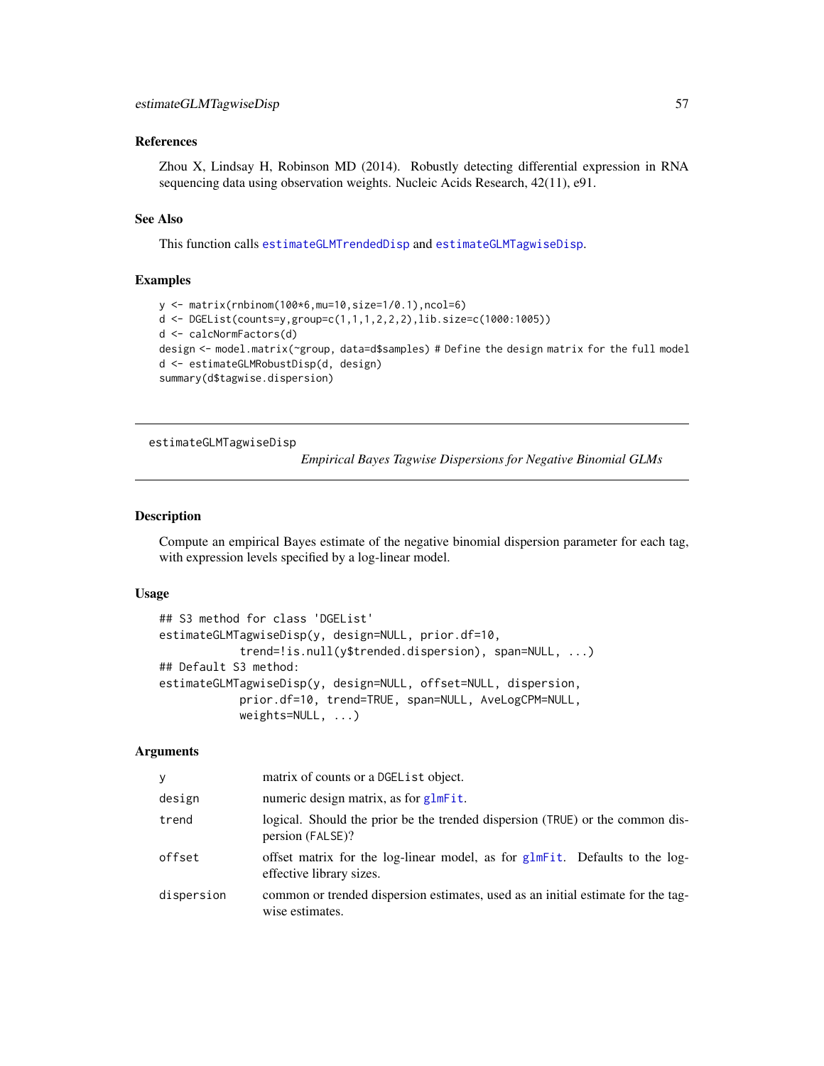### References

Zhou X, Lindsay H, Robinson MD (2014). Robustly detecting differential expression in RNA sequencing data using observation weights. Nucleic Acids Research, 42(11), e91.

### See Also

This function calls estimateGLMTrendedDisp and estimateGLMTagwiseDisp.

### Examples

```
y <- matrix(rnbinom(100*6,mu=10,size=1/0.1),ncol=6)
d <- DGEList(counts=y,group=c(1,1,1,2,2,2),lib.size=c(1000:1005))
d <- calcNormFactors(d)
design <- model.matrix(~group, data=d$samples) # Define the design matrix for the full model
d <- estimateGLMRobustDisp(d, design)
summary(d$tagwise.dispersion)
```

---

## estimateGLMTagwiseDisp

*Empirical Bayes Tagwise Dispersions for Negative Binomial GLMs*

---

### Description

Compute an empirical Bayes estimate of the negative binomial dispersion parameter for each tag, with expression levels specified by a log-linear model.

### Usage

```
## S3 method for class 'DGEList'
estimateGLMTagwiseDisp(y, design=NULL, prior.df=10,
            trend=!is.null(y$trended.dispersion), span=NULL, ...)
## Default S3 method:
estimateGLMTagwiseDisp(y, design=NULL, offset=NULL, dispersion,
            prior.df=10, trend=TRUE, span=NULL, AveLogCPM=NULL,
            weights=NULL, ...)
```

### Arguments

| | |
|---|---|
| `y` | matrix of counts or a `DGEList` object. |
| `design` | numeric design matrix, as for glmFit. |
| `trend` | logical. Should the prior be the trended dispersion (`TRUE`) or the common dispersion (`FALSE`)? |
| `offset` | offset matrix for the log-linear model, as for glmFit. Defaults to the log-effective library sizes. |
| `dispersion` | common or trended dispersion estimates, used as an initial estimate for the tagwise estimates. |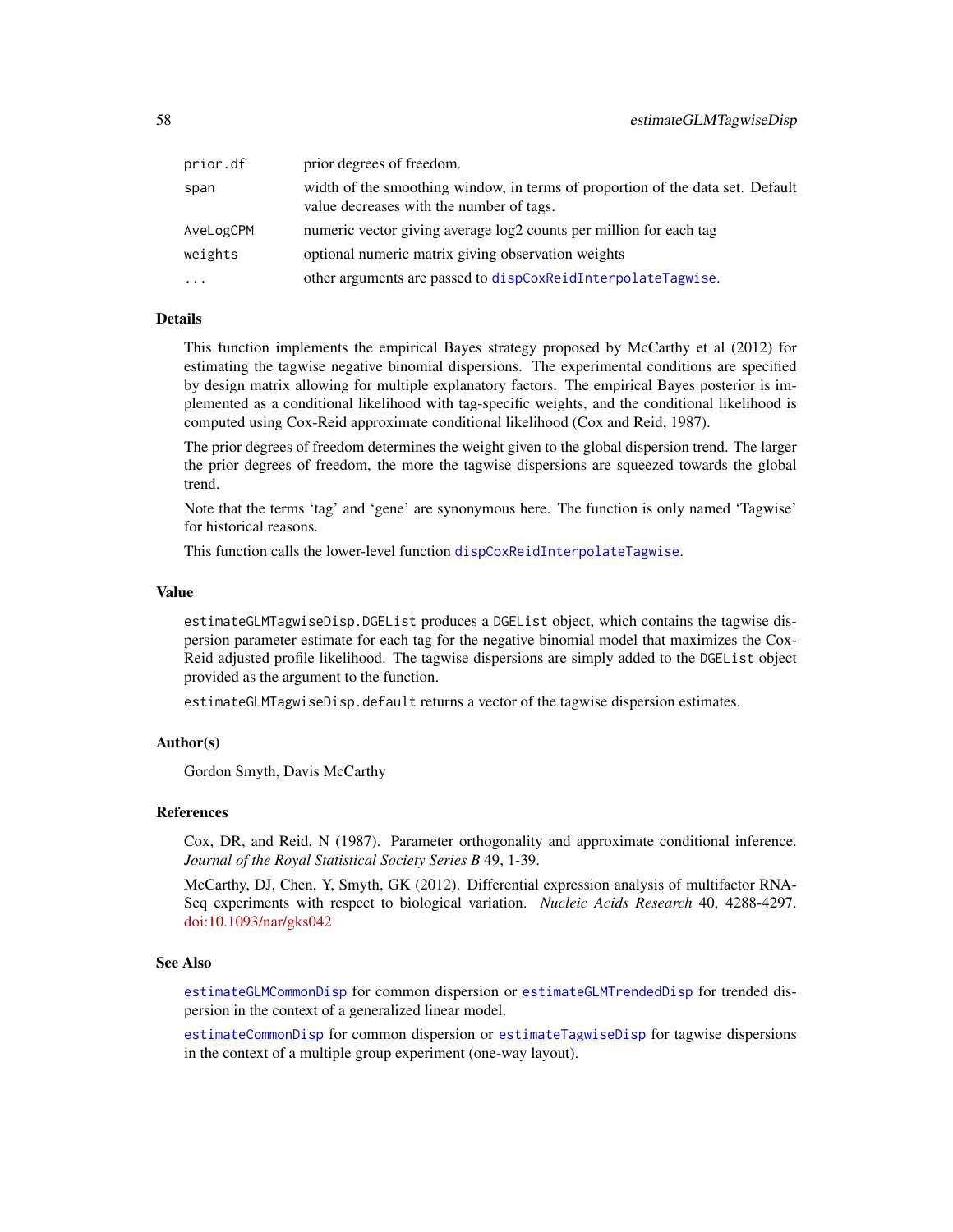| | |
|---|---|
| prior.df | prior degrees of freedom. |
| span | width of the smoothing window, in terms of proportion of the data set. Default value decreases with the number of tags. |
| AveLogCPM | numeric vector giving average log2 counts per million for each tag |
| weights | optional numeric matrix giving observation weights |
| ... | other arguments are passed to dispCoxReidInterpolateTagwise. |

### Details

This function implements the empirical Bayes strategy proposed by McCarthy et al (2012) for estimating the tagwise negative binomial dispersions. The experimental conditions are specified by design matrix allowing for multiple explanatory factors. The empirical Bayes posterior is implemented as a conditional likelihood with tag-specific weights, and the conditional likelihood is computed using Cox-Reid approximate conditional likelihood (Cox and Reid, 1987).

The prior degrees of freedom determines the weight given to the global dispersion trend. The larger the prior degrees of freedom, the more the tagwise dispersions are squeezed towards the global trend.

Note that the terms 'tag' and 'gene' are synonymous here. The function is only named 'Tagwise' for historical reasons.

This function calls the lower-level function dispCoxReidInterpolateTagwise.

### Value

estimateGLMTagwiseDisp.DGEList produces a DGEList object, which contains the tagwise dispersion parameter estimate for each tag for the negative binomial model that maximizes the Cox-Reid adjusted profile likelihood. The tagwise dispersions are simply added to the DGEList object provided as the argument to the function.

estimateGLMTagwiseDisp.default returns a vector of the tagwise dispersion estimates.

### Author(s)

Gordon Smyth, Davis McCarthy

### References

Cox, DR, and Reid, N (1987). Parameter orthogonality and approximate conditional inference. *Journal of the Royal Statistical Society Series B* 49, 1-39.

McCarthy, DJ, Chen, Y, Smyth, GK (2012). Differential expression analysis of multifactor RNA-Seq experiments with respect to biological variation. *Nucleic Acids Research* 40, 4288-4297. doi:10.1093/nar/gks042

### See Also

estimateGLMCommonDisp for common dispersion or estimateGLMTrendedDisp for trended dispersion in the context of a generalized linear model.

estimateCommonDisp for common dispersion or estimateTagwiseDisp for tagwise dispersions in the context of a multiple group experiment (one-way layout).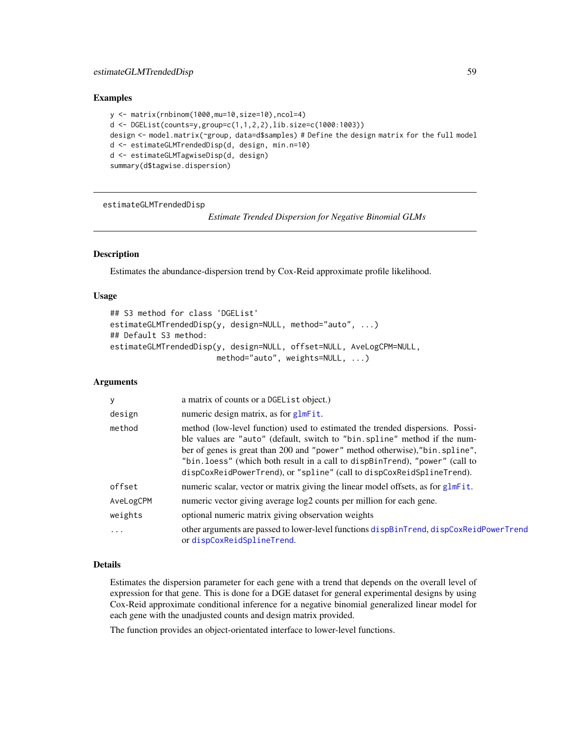## Examples

```
y <- matrix(rnbinom(1000,mu=10,size=10),ncol=4)
d <- DGEList(counts=y,group=c(1,1,2,2),lib.size=c(1000:1003))
design <- model.matrix(~group, data=d$samples) # Define the design matrix for the full model
d <- estimateGLMTrendedDisp(d, design, min.n=10)
d <- estimateGLMTagwiseDisp(d, design)
summary(d$tagwise.dispersion)
```

---

# estimateGLMTrendedDisp

*Estimate Trended Dispersion for Negative Binomial GLMs*

---

## Description

Estimates the abundance-dispersion trend by Cox-Reid approximate profile likelihood.

## Usage

```
## S3 method for class 'DGEList'
estimateGLMTrendedDisp(y, design=NULL, method="auto", ...)
## Default S3 method:
estimateGLMTrendedDisp(y, design=NULL, offset=NULL, AveLogCPM=NULL,
                       method="auto", weights=NULL, ...)
```

## Arguments

| | |
|---|---|
| `y` | a matrix of counts or a `DGEList` object.) |
| `design` | numeric design matrix, as for `glmFit`. |
| `method` | method (low-level function) used to estimated the trended dispersions. Possible values are `"auto"` (default, switch to `"bin.spline"` method if the number of genes is great than 200 and `"power"` method otherwise),`"bin.spline"`, `"bin.loess"` (which both result in a call to `dispBinTrend`), `"power"` (call to `dispCoxReidPowerTrend`), or `"spline"` (call to `dispCoxReidSplineTrend`). |
| `offset` | numeric scalar, vector or matrix giving the linear model offsets, as for `glmFit`. |
| `AveLogCPM` | numeric vector giving average log2 counts per million for each gene. |
| `weights` | optional numeric matrix giving observation weights |
| `...` | other arguments are passed to lower-level functions `dispBinTrend`, `dispCoxReidPowerTrend` or `dispCoxReidSplineTrend`. |

## Details

Estimates the dispersion parameter for each gene with a trend that depends on the overall level of expression for that gene. This is done for a DGE dataset for general experimental designs by using Cox-Reid approximate conditional inference for a negative binomial generalized linear model for each gene with the unadjusted counts and design matrix provided.

The function provides an object-orientated interface to lower-level functions.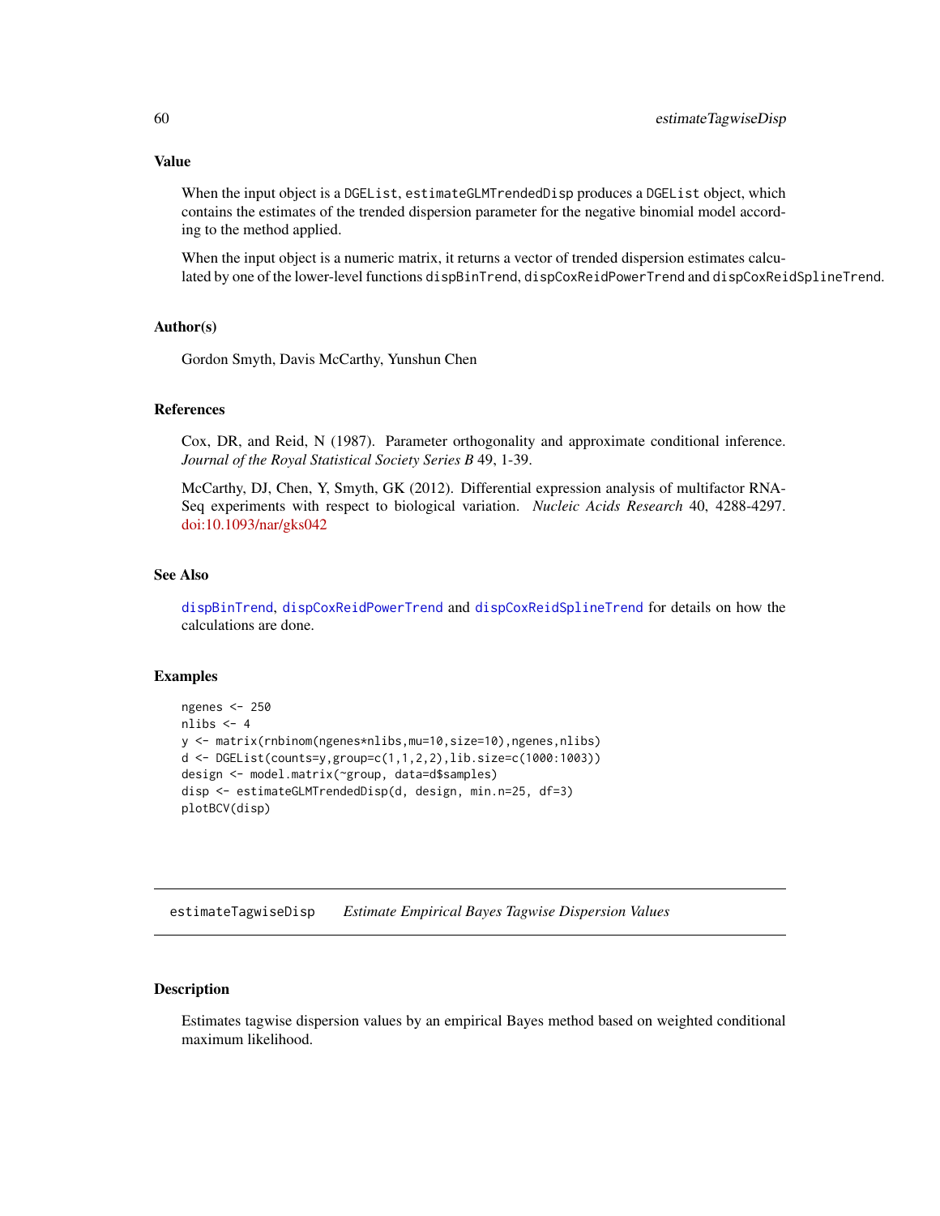### Value

When the input object is a `DGEList`, `estimateGLMTrendedDisp` produces a `DGEList` object, which contains the estimates of the trended dispersion parameter for the negative binomial model according to the method applied.

When the input object is a numeric matrix, it returns a vector of trended dispersion estimates calculated by one of the lower-level functions `dispBinTrend`, `dispCoxReidPowerTrend` and `dispCoxReidSplineTrend`.

### Author(s)

Gordon Smyth, Davis McCarthy, Yunshun Chen

### References

Cox, DR, and Reid, N (1987). Parameter orthogonality and approximate conditional inference. *Journal of the Royal Statistical Society Series B* 49, 1-39.

McCarthy, DJ, Chen, Y, Smyth, GK (2012). Differential expression analysis of multifactor RNA-Seq experiments with respect to biological variation. *Nucleic Acids Research* 40, 4288-4297. doi:10.1093/nar/gks042

### See Also

`dispBinTrend`, `dispCoxReidPowerTrend` and `dispCoxReidSplineTrend` for details on how the calculations are done.

### Examples

```
ngenes <- 250
nlibs <- 4
y <- matrix(rnbinom(ngenes*nlibs,mu=10,size=10),ngenes,nlibs)
d <- DGEList(counts=y,group=c(1,1,2,2),lib.size=c(1000:1003))
design <- model.matrix(~group, data=d$samples)
disp <- estimateGLMTrendedDisp(d, design, min.n=25, df=3)
plotBCV(disp)
```

---

## estimateTagwiseDisp *Estimate Empirical Bayes Tagwise Dispersion Values*

### Description

Estimates tagwise dispersion values by an empirical Bayes method based on weighted conditional maximum likelihood.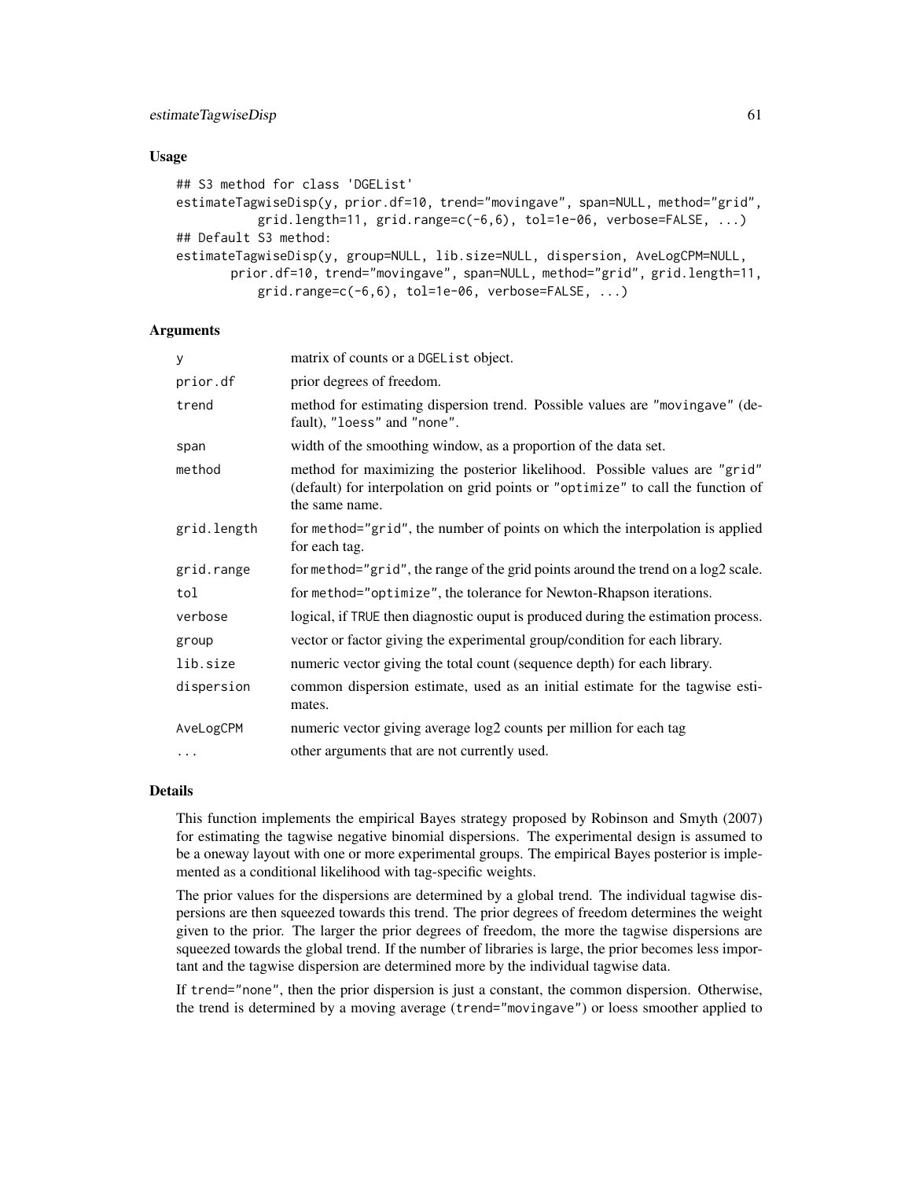### Usage

```
## S3 method for class 'DGEList'
estimateTagwiseDisp(y, prior.df=10, trend="movingave", span=NULL, method="grid",
          grid.length=11, grid.range=c(-6,6), tol=1e-06, verbose=FALSE, ...)
## Default S3 method:
estimateTagwiseDisp(y, group=NULL, lib.size=NULL, dispersion, AveLogCPM=NULL,
       prior.df=10, trend="movingave", span=NULL, method="grid", grid.length=11,
          grid.range=c(-6,6), tol=1e-06, verbose=FALSE, ...)
```

### Arguments

| | |
|---|---|
| `y` | matrix of counts or a `DGEList` object. |
| `prior.df` | prior degrees of freedom. |
| `trend` | method for estimating dispersion trend. Possible values are `"movingave"` (default), `"loess"` and `"none"`. |
| `span` | width of the smoothing window, as a proportion of the data set. |
| `method` | method for maximizing the posterior likelihood. Possible values are `"grid"` (default) for interpolation on grid points or `"optimize"` to call the function of the same name. |
| `grid.length` | for `method="grid"`, the number of points on which the interpolation is applied for each tag. |
| `grid.range` | for `method="grid"`, the range of the grid points around the trend on a log2 scale. |
| `tol` | for `method="optimize"`, the tolerance for Newton-Rhapson iterations. |
| `verbose` | logical, if `TRUE` then diagnostic ouput is produced during the estimation process. |
| `group` | vector or factor giving the experimental group/condition for each library. |
| `lib.size` | numeric vector giving the total count (sequence depth) for each library. |
| `dispersion` | common dispersion estimate, used as an initial estimate for the tagwise estimates. |
| `AveLogCPM` | numeric vector giving average log2 counts per million for each tag |
| `...` | other arguments that are not currently used. |

### Details

This function implements the empirical Bayes strategy proposed by Robinson and Smyth (2007) for estimating the tagwise negative binomial dispersions. The experimental design is assumed to be a oneway layout with one or more experimental groups. The empirical Bayes posterior is implemented as a conditional likelihood with tag-specific weights.

The prior values for the dispersions are determined by a global trend. The individual tagwise dispersions are then squeezed towards this trend. The prior degrees of freedom determines the weight given to the prior. The larger the prior degrees of freedom, the more the tagwise dispersions are squeezed towards the global trend. If the number of libraries is large, the prior becomes less important and the tagwise dispersion are determined more by the individual tagwise data.

If `trend="none"`, then the prior dispersion is just a constant, the common dispersion. Otherwise, the trend is determined by a moving average (`trend="movingave"`) or loess smoother applied to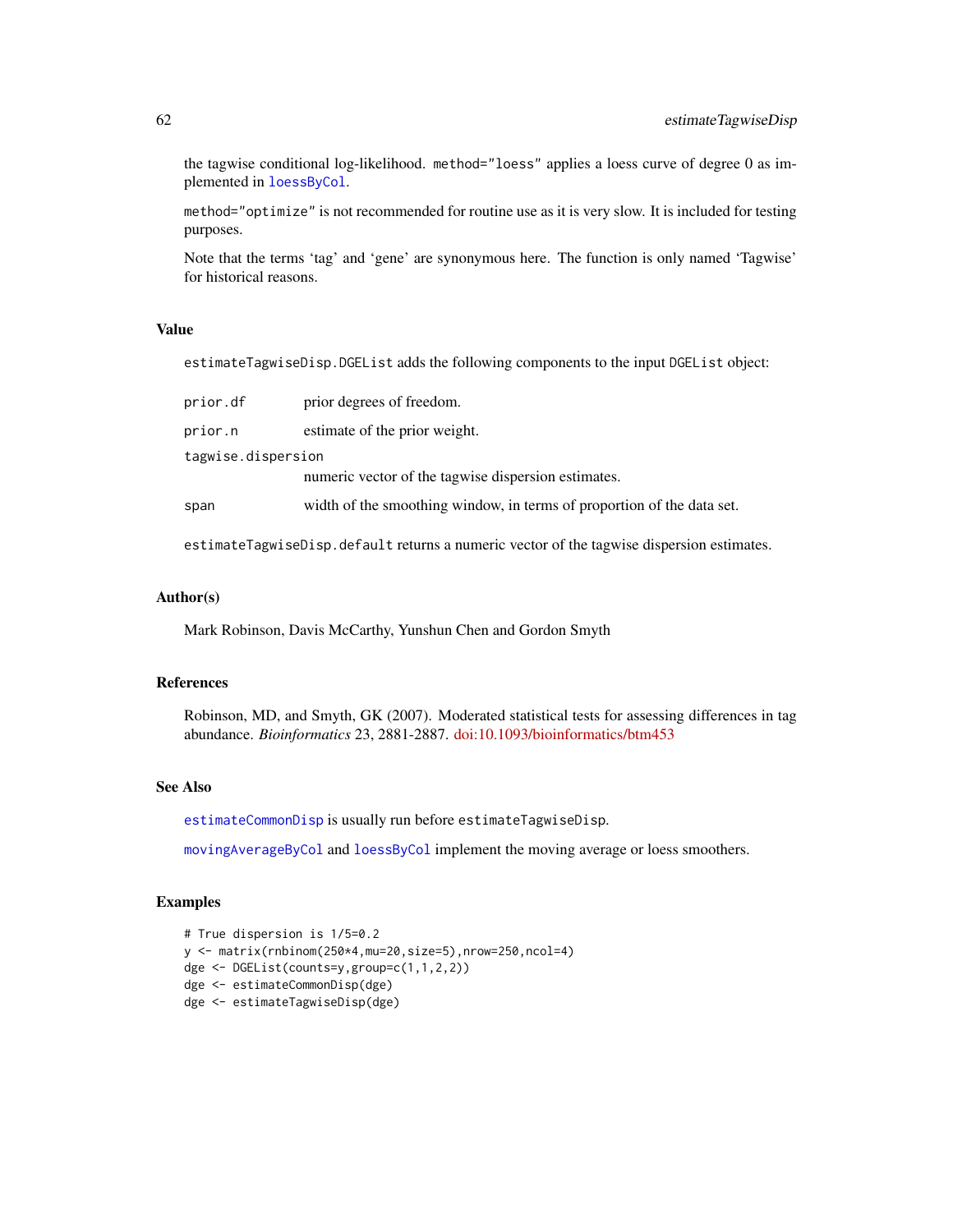the tagwise conditional log-likelihood. `method="loess"` applies a loess curve of degree 0 as implemented in `loessByCol`.

`method="optimize"` is not recommended for routine use as it is very slow. It is included for testing purposes.

Note that the terms ‘tag’ and ‘gene’ are synonymous here. The function is only named ‘Tagwise’ for historical reasons.

## Value

`estimateTagwiseDisp.DGEList` adds the following components to the input `DGEList` object:

- `prior.df` — prior degrees of freedom.
- `prior.n` — estimate of the prior weight.
- `tagwise.dispersion` — numeric vector of the tagwise dispersion estimates.
- `span` — width of the smoothing window, in terms of proportion of the data set.

`estimateTagwiseDisp.default` returns a numeric vector of the tagwise dispersion estimates.

## Author(s)

Mark Robinson, Davis McCarthy, Yunshun Chen and Gordon Smyth

## References

Robinson, MD, and Smyth, GK (2007). Moderated statistical tests for assessing differences in tag abundance. *Bioinformatics* 23, 2881-2887. doi:10.1093/bioinformatics/btm453

## See Also

`estimateCommonDisp` is usually run before `estimateTagwiseDisp`.

`movingAverageByCol` and `loessByCol` implement the moving average or loess smoothers.

## Examples

```
# True dispersion is 1/5=0.2
y <- matrix(rnbinom(250*4,mu=20,size=5),nrow=250,ncol=4)
dge <- DGEList(counts=y,group=c(1,1,2,2))
dge <- estimateCommonDisp(dge)
dge <- estimateTagwiseDisp(dge)
```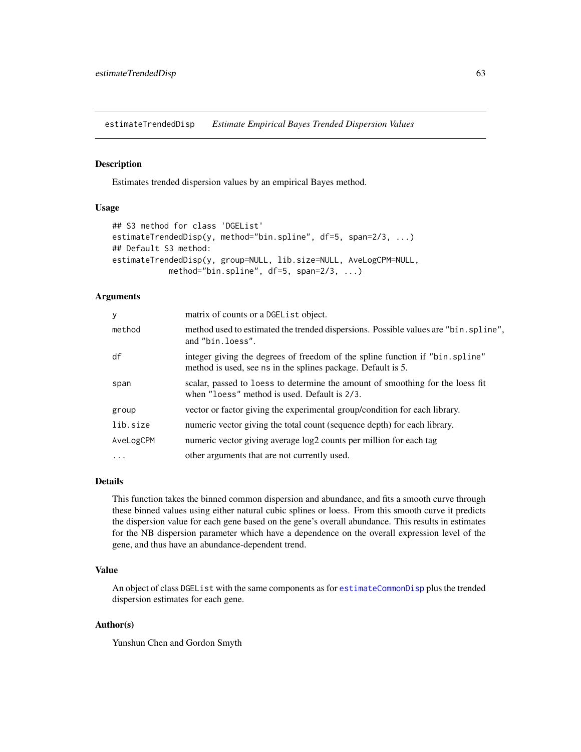estimateTrendedDisp *Estimate Empirical Bayes Trended Dispersion Values*

## Description

Estimates trended dispersion values by an empirical Bayes method.

## Usage

```
## S3 method for class 'DGEList'
estimateTrendedDisp(y, method="bin.spline", df=5, span=2/3, ...)
## Default S3 method:
estimateTrendedDisp(y, group=NULL, lib.size=NULL, AveLogCPM=NULL,
            method="bin.spline", df=5, span=2/3, ...)
```

## Arguments

| | |
|---|---|
| `y` | matrix of counts or a `DGEList` object. |
| `method` | method used to estimated the trended dispersions. Possible values are `"bin.spline"`, and `"bin.loess"`. |
| `df` | integer giving the degrees of freedom of the spline function if `"bin.spline"` method is used, see `ns` in the splines package. Default is 5. |
| `span` | scalar, passed to `loess` to determine the amount of smoothing for the loess fit when `"loess"` method is used. Default is `2/3`. |
| `group` | vector or factor giving the experimental group/condition for each library. |
| `lib.size` | numeric vector giving the total count (sequence depth) for each library. |
| `AveLogCPM` | numeric vector giving average log2 counts per million for each tag |
| `...` | other arguments that are not currently used. |

## Details

This function takes the binned common dispersion and abundance, and fits a smooth curve through these binned values using either natural cubic splines or loess. From this smooth curve it predicts the dispersion value for each gene based on the gene's overall abundance. This results in estimates for the NB dispersion parameter which have a dependence on the overall expression level of the gene, and thus have an abundance-dependent trend.

## Value

An object of class `DGEList` with the same components as for `estimateCommonDisp` plus the trended dispersion estimates for each gene.

## Author(s)

Yunshun Chen and Gordon Smyth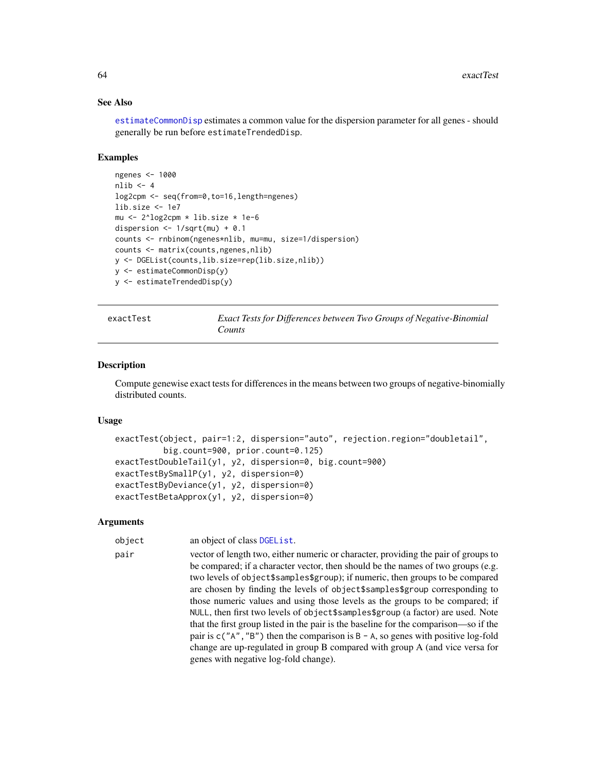### See Also

`estimateCommonDisp` estimates a common value for the dispersion parameter for all genes - should generally be run before `estimateTrendedDisp`.

### Examples

```
ngenes <- 1000
nlib <- 4
log2cpm <- seq(from=0,to=16,length=ngenes)
lib.size <- 1e7
mu <- 2^log2cpm * lib.size * 1e-6
dispersion <- 1/sqrt(mu) + 0.1
counts <- rnbinom(ngenes*nlib, mu=mu, size=1/dispersion)
counts <- matrix(counts,ngenes,nlib)
y <- DGEList(counts,lib.size=rep(lib.size,nlib))
y <- estimateCommonDisp(y)
y <- estimateTrendedDisp(y)
```

---

## exactTest — *Exact Tests for Differences between Two Groups of Negative-Binomial Counts*

---

### Description

Compute genewise exact tests for differences in the means between two groups of negative-binomially distributed counts.

### Usage

```
exactTest(object, pair=1:2, dispersion="auto", rejection.region="doubletail",
          big.count=900, prior.count=0.125)
exactTestDoubleTail(y1, y2, dispersion=0, big.count=900)
exactTestBySmallP(y1, y2, dispersion=0)
exactTestByDeviance(y1, y2, dispersion=0)
exactTestBetaApprox(y1, y2, dispersion=0)
```

### Arguments

| | |
|---|---|
| `object` | an object of class `DGEList`. |
| `pair` | vector of length two, either numeric or character, providing the pair of groups to be compared; if a character vector, then should be the names of two groups (e.g. two levels of `object$samples$group`); if numeric, then groups to be compared are chosen by finding the levels of `object$samples$group` corresponding to those numeric values and using those levels as the groups to be compared; if `NULL`, then first two levels of `object$samples$group` (a factor) are used. Note that the first group listed in the pair is the baseline for the comparison—so if the pair is `c("A","B")` then the comparison is `B - A`, so genes with positive log-fold change are up-regulated in group B compared with group A (and vice versa for genes with negative log-fold change). |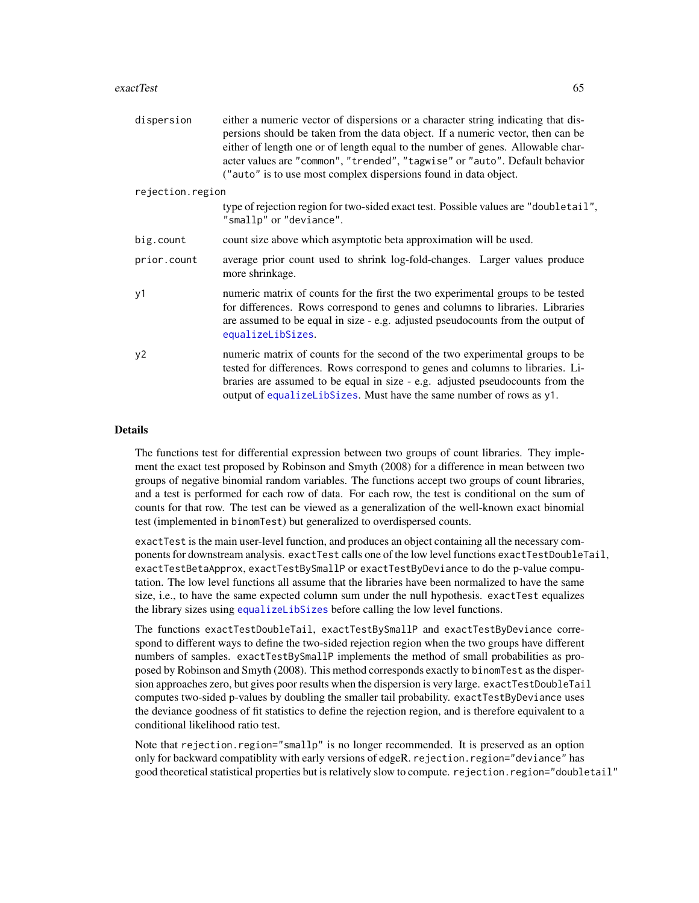| | |
|---|---|
| `dispersion` | either a numeric vector of dispersions or a character string indicating that dispersions should be taken from the data object. If a numeric vector, then can be either of length one or of length equal to the number of genes. Allowable character values are `"common"`, `"trended"`, `"tagwise"` or `"auto"`. Default behavior (`"auto"` is to use most complex dispersions found in data object. |
| `rejection.region` | type of rejection region for two-sided exact test. Possible values are `"doubletail"`, `"smallp"` or `"deviance"`. |
| `big.count` | count size above which asymptotic beta approximation will be used. |
| `prior.count` | average prior count used to shrink log-fold-changes. Larger values produce more shrinkage. |
| `y1` | numeric matrix of counts for the first the two experimental groups to be tested for differences. Rows correspond to genes and columns to libraries. Libraries are assumed to be equal in size - e.g. adjusted pseudocounts from the output of `equalizeLibSizes`. |
| `y2` | numeric matrix of counts for the second of the two experimental groups to be tested for differences. Rows correspond to genes and columns to libraries. Libraries are assumed to be equal in size - e.g. adjusted pseudocounts from the output of `equalizeLibSizes`. Must have the same number of rows as `y1`. |

## Details

The functions test for differential expression between two groups of count libraries. They implement the exact test proposed by Robinson and Smyth (2008) for a difference in mean between two groups of negative binomial random variables. The functions accept two groups of count libraries, and a test is performed for each row of data. For each row, the test is conditional on the sum of counts for that row. The test can be viewed as a generalization of the well-known exact binomial test (implemented in `binomTest`) but generalized to overdispersed counts.

`exactTest` is the main user-level function, and produces an object containing all the necessary components for downstream analysis. `exactTest` calls one of the low level functions `exactTestDoubleTail`, `exactTestBetaApprox`, `exactTestBySmallP` or `exactTestByDeviance` to do the p-value computation. The low level functions all assume that the libraries have been normalized to have the same size, i.e., to have the same expected column sum under the null hypothesis. `exactTest` equalizes the library sizes using `equalizeLibSizes` before calling the low level functions.

The functions `exactTestDoubleTail`, `exactTestBySmallP` and `exactTestByDeviance` correspond to different ways to define the two-sided rejection region when the two groups have different numbers of samples. `exactTestBySmallP` implements the method of small probabilities as proposed by Robinson and Smyth (2008). This method corresponds exactly to `binomTest` as the dispersion approaches zero, but gives poor results when the dispersion is very large. `exactTestDoubleTail` computes two-sided p-values by doubling the smaller tail probability. `exactTestByDeviance` uses the deviance goodness of fit statistics to define the rejection region, and is therefore equivalent to a conditional likelihood ratio test.

Note that `rejection.region="smallp"` is no longer recommended. It is preserved as an option only for backward compatiblity with early versions of edgeR. `rejection.region="deviance"` has good theoretical statistical properties but is relatively slow to compute. `rejection.region="doubletail"`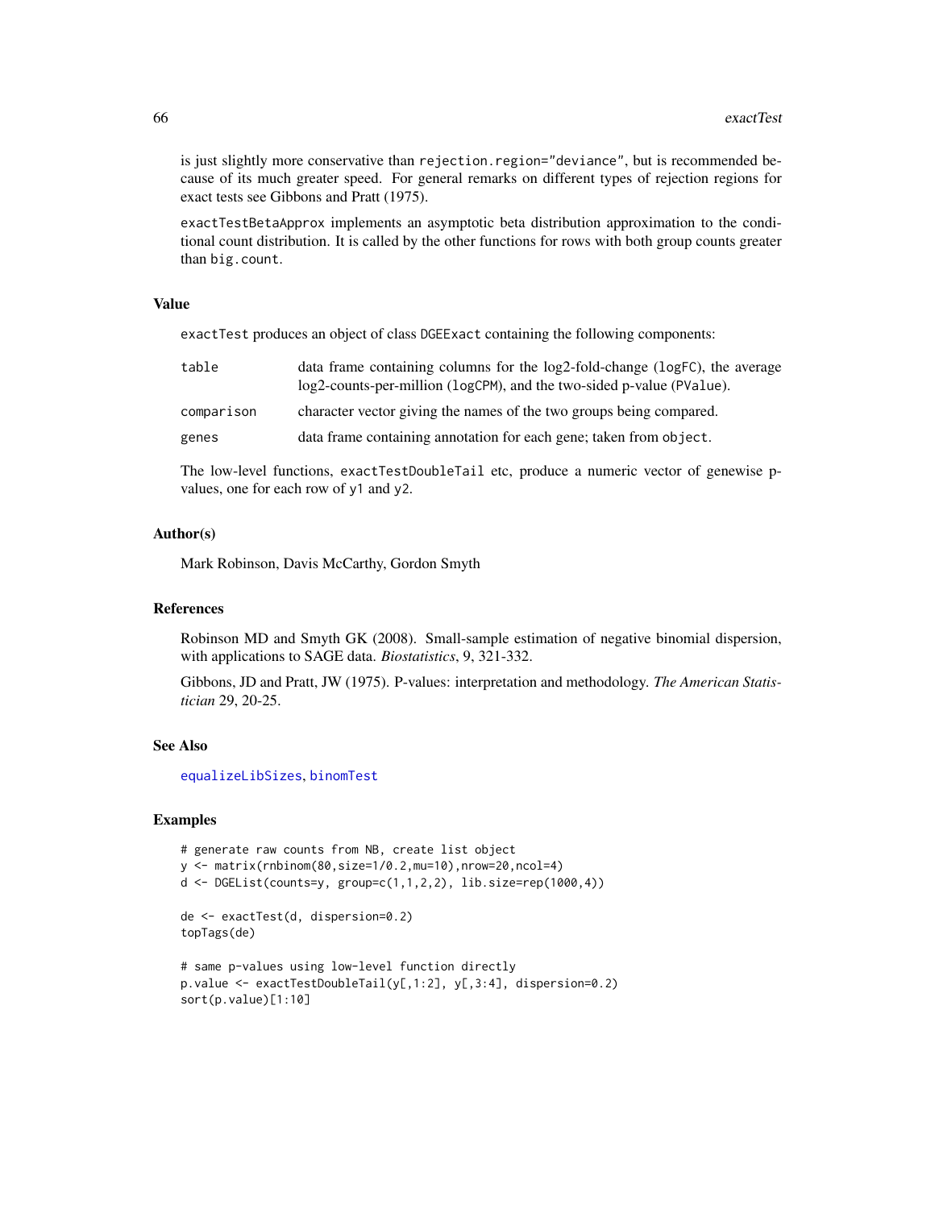is just slightly more conservative than `rejection.region="deviance"`, but is recommended because of its much greater speed. For general remarks on different types of rejection regions for exact tests see Gibbons and Pratt (1975).

`exactTestBetaApprox` implements an asymptotic beta distribution approximation to the conditional count distribution. It is called by the other functions for rows with both group counts greater than `big.count`.

## Value

`exactTest` produces an object of class `DGEExact` containing the following components:

| | |
|---|---|
| `table` | data frame containing columns for the log2-fold-change (`logFC`), the average log2-counts-per-million (`logCPM`), and the two-sided p-value (`PValue`). |
| `comparison` | character vector giving the names of the two groups being compared. |
| `genes` | data frame containing annotation for each gene; taken from `object`. |

The low-level functions, `exactTestDoubleTail` etc, produce a numeric vector of genewise p-values, one for each row of `y1` and `y2`.

## Author(s)

Mark Robinson, Davis McCarthy, Gordon Smyth

## References

Robinson MD and Smyth GK (2008). Small-sample estimation of negative binomial dispersion, with applications to SAGE data. *Biostatistics*, 9, 321-332.

Gibbons, JD and Pratt, JW (1975). P-values: interpretation and methodology. *The American Statistician* 29, 20-25.

## See Also

`equalizeLibSizes`, `binomTest`

## Examples

```
# generate raw counts from NB, create list object
y <- matrix(rnbinom(80,size=1/0.2,mu=10),nrow=20,ncol=4)
d <- DGEList(counts=y, group=c(1,1,2,2), lib.size=rep(1000,4))

de <- exactTest(d, dispersion=0.2)
topTags(de)

# same p-values using low-level function directly
p.value <- exactTestDoubleTail(y[,1:2], y[,3:4], dispersion=0.2)
sort(p.value)[1:10]
```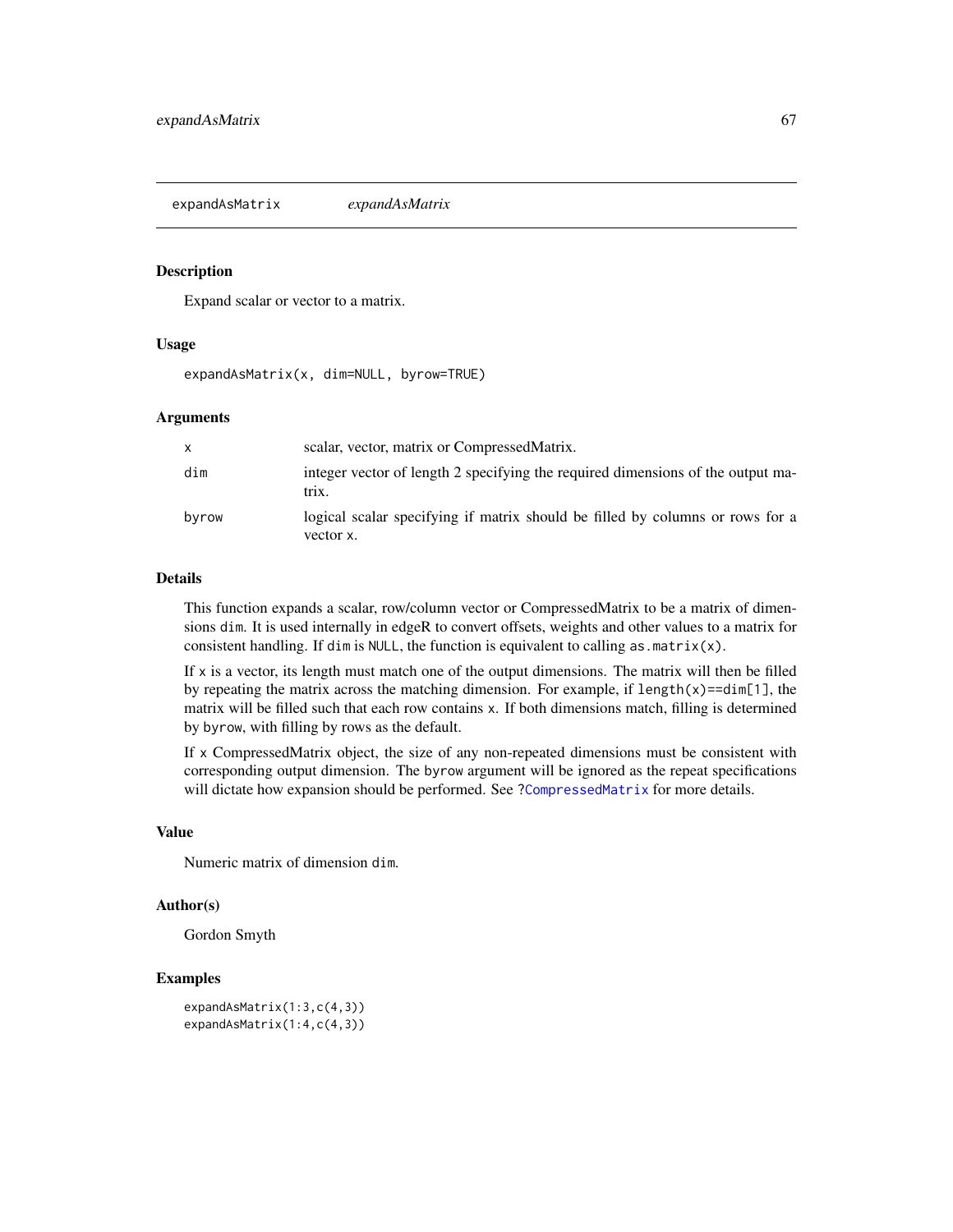# expandAsMatrix — *expandAsMatrix*

## Description

Expand scalar or vector to a matrix.

## Usage

```
expandAsMatrix(x, dim=NULL, byrow=TRUE)
```

## Arguments

| | |
|---|---|
| `x` | scalar, vector, matrix or CompressedMatrix. |
| `dim` | integer vector of length 2 specifying the required dimensions of the output matrix. |
| `byrow` | logical scalar specifying if matrix should be filled by columns or rows for a vector `x`. |

## Details

This function expands a scalar, row/column vector or CompressedMatrix to be a matrix of dimensions `dim`. It is used internally in edgeR to convert offsets, weights and other values to a matrix for consistent handling. If `dim` is `NULL`, the function is equivalent to calling `as.matrix(x)`.

If `x` is a vector, its length must match one of the output dimensions. The matrix will then be filled by repeating the matrix across the matching dimension. For example, if `length(x)==dim[1]`, the matrix will be filled such that each row contains `x`. If both dimensions match, filling is determined by `byrow`, with filling by rows as the default.

If `x` CompressedMatrix object, the size of any non-repeated dimensions must be consistent with corresponding output dimension. The `byrow` argument will be ignored as the repeat specifications will dictate how expansion should be performed. See `?CompressedMatrix` for more details.

## Value

Numeric matrix of dimension `dim`.

## Author(s)

Gordon Smyth

## Examples

```
expandAsMatrix(1:3,c(4,3))
expandAsMatrix(1:4,c(4,3))
```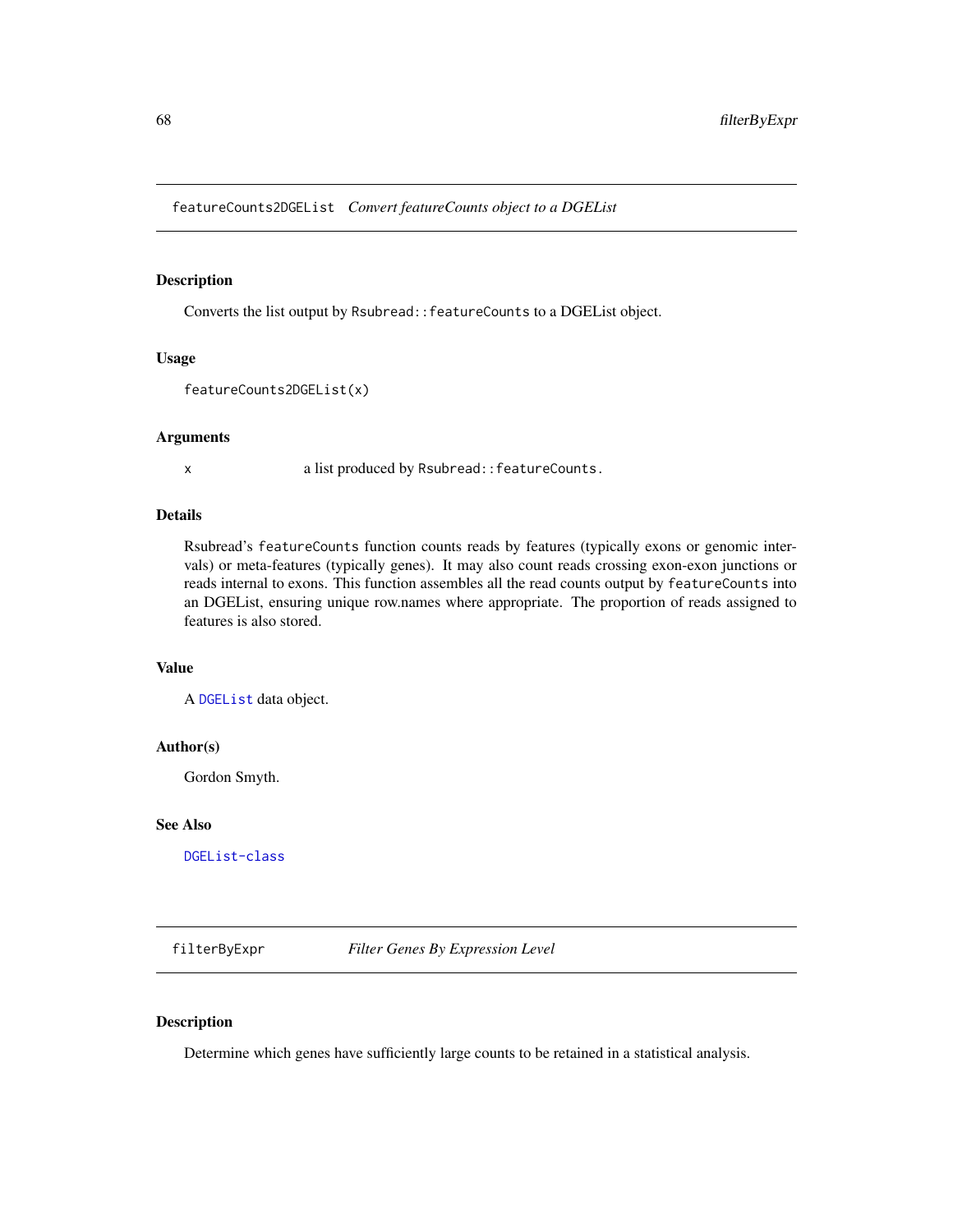## featureCounts2DGEList *Convert featureCounts object to a DGEList*

### Description

Converts the list output by `Rsubread::featureCounts` to a DGEList object.

### Usage

```
featureCounts2DGEList(x)
```

### Arguments

| | |
|---|---|
| `x` | a list produced by `Rsubread::featureCounts`. |

### Details

Rsubread's `featureCounts` function counts reads by features (typically exons or genomic intervals) or meta-features (typically genes). It may also count reads crossing exon-exon junctions or reads internal to exons. This function assembles all the read counts output by `featureCounts` into an DGEList, ensuring unique row.names where appropriate. The proportion of reads assigned to features is also stored.

### Value

A `DGEList` data object.

### Author(s)

Gordon Smyth.

### See Also

`DGEList-class`

## filterByExpr *Filter Genes By Expression Level*

### Description

Determine which genes have sufficiently large counts to be retained in a statistical analysis.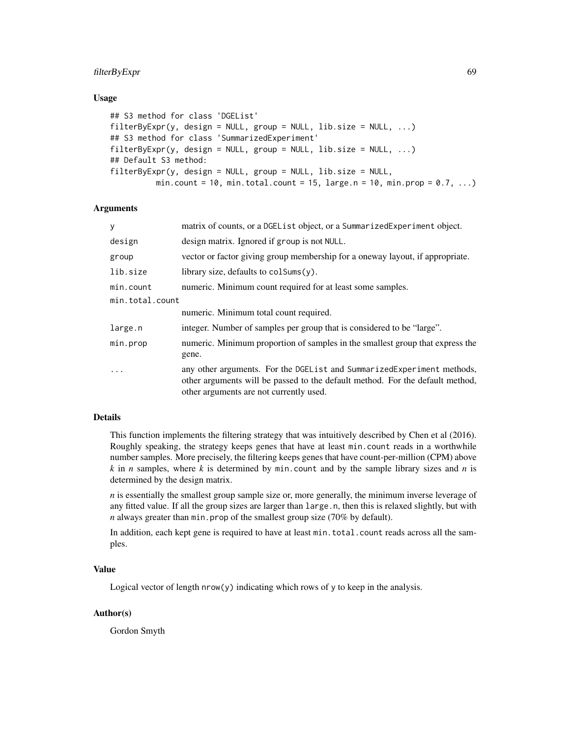## Usage

```
## S3 method for class 'DGEList'
filterByExpr(y, design = NULL, group = NULL, lib.size = NULL, ...)
## S3 method for class 'SummarizedExperiment'
filterByExpr(y, design = NULL, group = NULL, lib.size = NULL, ...)
## Default S3 method:
filterByExpr(y, design = NULL, group = NULL, lib.size = NULL,
          min.count = 10, min.total.count = 15, large.n = 10, min.prop = 0.7, ...)
```

## Arguments

| | |
|---|---|
| `y` | matrix of counts, or a `DGEList` object, or a `SummarizedExperiment` object. |
| `design` | design matrix. Ignored if `group` is not `NULL`. |
| `group` | vector or factor giving group membership for a oneway layout, if appropriate. |
| `lib.size` | library size, defaults to `colSums(y)`. |
| `min.count` | numeric. Minimum count required for at least some samples. |
| `min.total.count` | numeric. Minimum total count required. |
| `large.n` | integer. Number of samples per group that is considered to be "large". |
| `min.prop` | numeric. Minimum proportion of samples in the smallest group that express the gene. |
| `...` | any other arguments. For the `DGEList` and `SummarizedExperiment` methods, other arguments will be passed to the default method. For the default method, other arguments are not currently used. |

## Details

This function implements the filtering strategy that was intuitively described by Chen et al (2016). Roughly speaking, the strategy keeps genes that have at least `min.count` reads in a worthwhile number samples. More precisely, the filtering keeps genes that have count-per-million (CPM) above $k$ in $n$ samples, where $k$ is determined by `min.count` and by the sample library sizes and $n$ is determined by the design matrix.

$n$ is essentially the smallest group sample size or, more generally, the minimum inverse leverage of any fitted value. If all the group sizes are larger than `large.n`, then this is relaxed slightly, but with $n$ always greater than `min.prop` of the smallest group size (70% by default).

In addition, each kept gene is required to have at least `min.total.count` reads across all the samples.

## Value

Logical vector of length `nrow(y)` indicating which rows of `y` to keep in the analysis.

## Author(s)

Gordon Smyth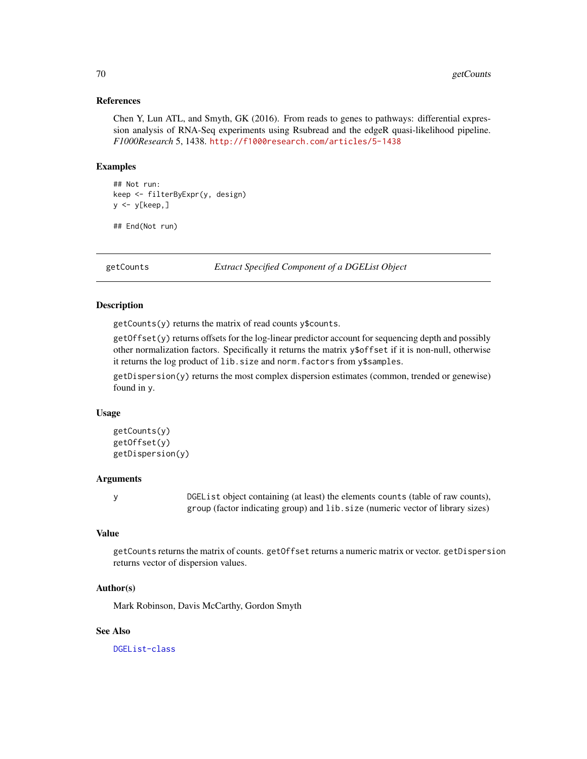### References

Chen Y, Lun ATL, and Smyth, GK (2016). From reads to genes to pathways: differential expression analysis of RNA-Seq experiments using Rsubread and the edgeR quasi-likelihood pipeline. *F1000Research* 5, 1438. http://f1000research.com/articles/5-1438

### Examples

```
## Not run:
keep <- filterByExpr(y, design)
y <- y[keep,]

## End(Not run)
```

---

## getCounts — *Extract Specified Component of a DGEList Object*

---

### Description

`getCounts(y)` returns the matrix of read counts `y$counts`.

`getOffset(y)` returns offsets for the log-linear predictor account for sequencing depth and possibly other normalization factors. Specifically it returns the matrix `y$offset` if it is non-null, otherwise it returns the log product of `lib.size` and `norm.factors` from `y$samples`.

`getDispersion(y)` returns the most complex dispersion estimates (common, trended or genewise) found in `y`.

### Usage

```
getCounts(y)
getOffset(y)
getDispersion(y)
```

### Arguments

| | |
|---|---|
| `y` | `DGEList` object containing (at least) the elements `counts` (table of raw counts), `group` (factor indicating group) and `lib.size` (numeric vector of library sizes) |

### Value

`getCounts` returns the matrix of counts. `getOffset` returns a numeric matrix or vector. `getDispersion` returns vector of dispersion values.

### Author(s)

Mark Robinson, Davis McCarthy, Gordon Smyth

### See Also

DGEList-class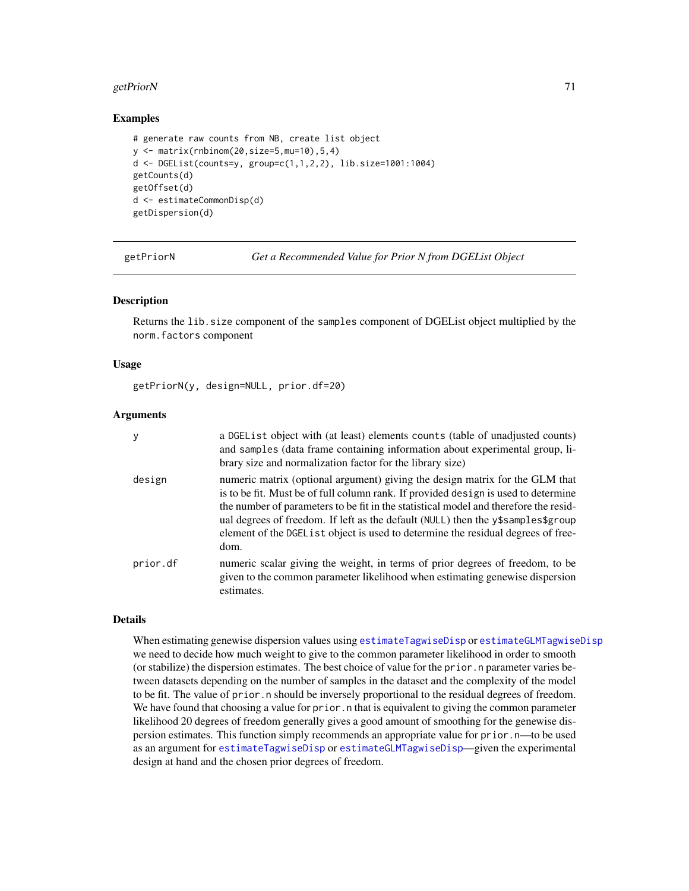## Examples

```
# generate raw counts from NB, create list object
y <- matrix(rnbinom(20,size=5,mu=10),5,4)
d <- DGEList(counts=y, group=c(1,1,2,2), lib.size=1001:1004)
getCounts(d)
getOffset(d)
d <- estimateCommonDisp(d)
getDispersion(d)
```

---

# getPriorN — *Get a Recommended Value for Prior N from DGEList Object*

---

## Description

Returns the `lib.size` component of the `samples` component of DGEList object multiplied by the `norm.factors` component

## Usage

```
getPriorN(y, design=NULL, prior.df=20)
```

## Arguments

| | |
|---|---|
| `y` | a `DGEList` object with (at least) elements `counts` (table of unadjusted counts) and `samples` (data frame containing information about experimental group, library size and normalization factor for the library size) |
| `design` | numeric matrix (optional argument) giving the design matrix for the GLM that is to be fit. Must be of full column rank. If provided `design` is used to determine the number of parameters to be fit in the statistical model and therefore the residual degrees of freedom. If left as the default (`NULL`) then the `y$samples$group` element of the `DGEList` object is used to determine the residual degrees of freedom. |
| `prior.df` | numeric scalar giving the weight, in terms of prior degrees of freedom, to be given to the common parameter likelihood when estimating genewise dispersion estimates. |

## Details

When estimating genewise dispersion values using `estimateTagwiseDisp` or `estimateGLMTagwiseDisp` we need to decide how much weight to give to the common parameter likelihood in order to smooth (or stabilize) the dispersion estimates. The best choice of value for the `prior.n` parameter varies between datasets depending on the number of samples in the dataset and the complexity of the model to be fit. The value of `prior.n` should be inversely proportional to the residual degrees of freedom. We have found that choosing a value for `prior.n` that is equivalent to giving the common parameter likelihood 20 degrees of freedom generally gives a good amount of smoothing for the genewise dispersion estimates. This function simply recommends an appropriate value for `prior.n`—to be used as an argument for `estimateTagwiseDisp` or `estimateGLMTagwiseDisp`—given the experimental design at hand and the chosen prior degrees of freedom.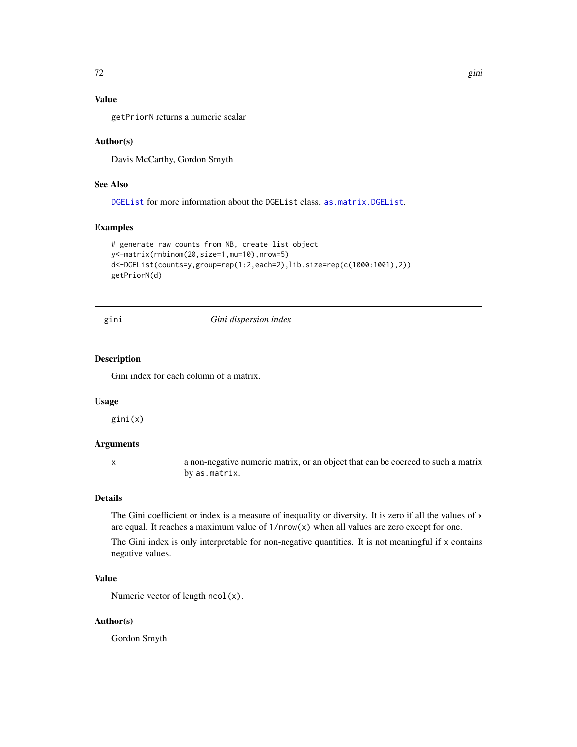## Value

getPriorN returns a numeric scalar

## Author(s)

Davis McCarthy, Gordon Smyth

## See Also

DGEList for more information about the DGEList class. as.matrix.DGEList.

## Examples

```
# generate raw counts from NB, create list object
y<-matrix(rnbinom(20,size=1,mu=10),nrow=5)
d<-DGEList(counts=y,group=rep(1:2,each=2),lib.size=rep(c(1000:1001),2))
getPriorN(d)
```

---

# gini — *Gini dispersion index*

## Description

Gini index for each column of a matrix.

## Usage

```
gini(x)
```

## Arguments

| | |
|---|---|
| x | a non-negative numeric matrix, or an object that can be coerced to such a matrix by as.matrix. |

## Details

The Gini coefficient or index is a measure of inequality or diversity. It is zero if all the values of x are equal. It reaches a maximum value of 1/nrow(x) when all values are zero except for one.

The Gini index is only interpretable for non-negative quantities. It is not meaningful if x contains negative values.

## Value

Numeric vector of length ncol(x).

## Author(s)

Gordon Smyth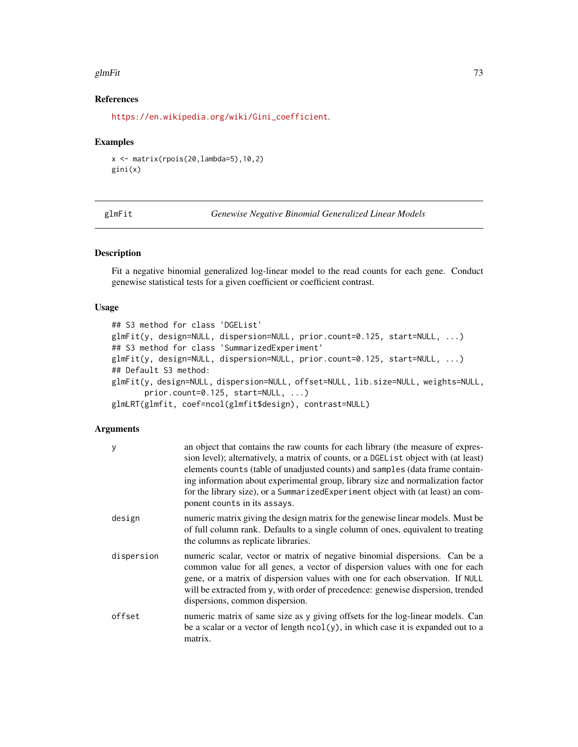## References

https://en.wikipedia.org/wiki/Gini_coefficient.

## Examples

```
x <- matrix(rpois(20,lambda=5),10,2)
gini(x)
```

---

# glmFit — *Genewise Negative Binomial Generalized Linear Models*

## Description

Fit a negative binomial generalized log-linear model to the read counts for each gene. Conduct genewise statistical tests for a given coefficient or coefficient contrast.

## Usage

```
## S3 method for class 'DGEList'
glmFit(y, design=NULL, dispersion=NULL, prior.count=0.125, start=NULL, ...)
## S3 method for class 'SummarizedExperiment'
glmFit(y, design=NULL, dispersion=NULL, prior.count=0.125, start=NULL, ...)
## Default S3 method:
glmFit(y, design=NULL, dispersion=NULL, offset=NULL, lib.size=NULL, weights=NULL,
       prior.count=0.125, start=NULL, ...)
glmLRT(glmfit, coef=ncol(glmfit$design), contrast=NULL)
```

## Arguments

| | |
|---|---|
| y | an object that contains the raw counts for each library (the measure of expression level); alternatively, a matrix of counts, or a DGEList object with (at least) elements counts (table of unadjusted counts) and samples (data frame containing information about experimental group, library size and normalization factor for the library size), or a SummarizedExperiment object with (at least) an component counts in its assays. |
| design | numeric matrix giving the design matrix for the genewise linear models. Must be of full column rank. Defaults to a single column of ones, equivalent to treating the columns as replicate libraries. |
| dispersion | numeric scalar, vector or matrix of negative binomial dispersions. Can be a common value for all genes, a vector of dispersion values with one for each gene, or a matrix of dispersion values with one for each observation. If NULL will be extracted from y, with order of precedence: genewise dispersion, trended dispersions, common dispersion. |
| offset | numeric matrix of same size as y giving offsets for the log-linear models. Can be a scalar or a vector of length ncol(y), in which case it is expanded out to a matrix. |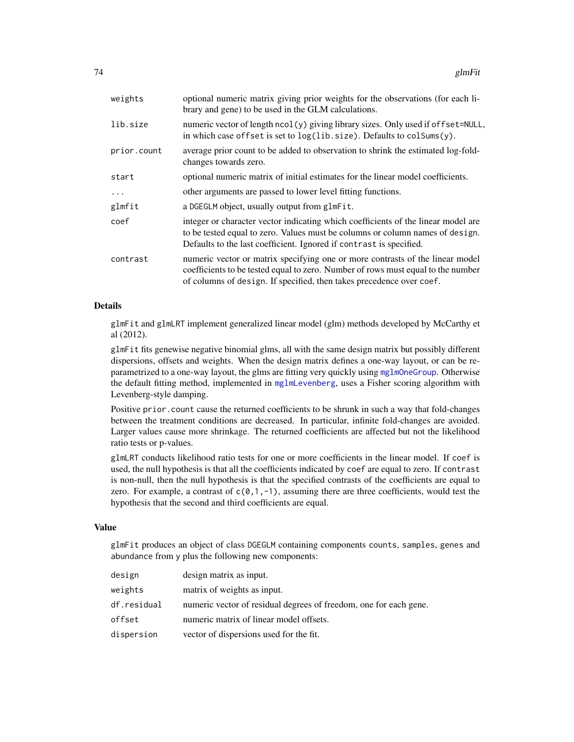| | |
|---|---|
| `weights` | optional numeric matrix giving prior weights for the observations (for each library and gene) to be used in the GLM calculations. |
| `lib.size` | numeric vector of length `ncol(y)` giving library sizes. Only used if `offset=NULL`, in which case `offset` is set to `log(lib.size)`. Defaults to `colSums(y)`. |
| `prior.count` | average prior count to be added to observation to shrink the estimated log-fold-changes towards zero. |
| `start` | optional numeric matrix of initial estimates for the linear model coefficients. |
| `...` | other arguments are passed to lower level fitting functions. |
| `glmfit` | a `DGEGLM` object, usually output from `glmFit`. |
| `coef` | integer or character vector indicating which coefficients of the linear model are to be tested equal to zero. Values must be columns or column names of `design`. Defaults to the last coefficient. Ignored if `contrast` is specified. |
| `contrast` | numeric vector or matrix specifying one or more contrasts of the linear model coefficients to be tested equal to zero. Number of rows must equal to the number of columns of `design`. If specified, then takes precedence over `coef`. |

## Details

`glmFit` and `glmLRT` implement generalized linear model (glm) methods developed by McCarthy et al (2012).

`glmFit` fits genewise negative binomial glms, all with the same design matrix but possibly different dispersions, offsets and weights. When the design matrix defines a one-way layout, or can be re-parametrized to a one-way layout, the glms are fitting very quickly using `mglmOneGroup`. Otherwise the default fitting method, implemented in `mglmLevenberg`, uses a Fisher scoring algorithm with Levenberg-style damping.

Positive `prior.count` cause the returned coefficients to be shrunk in such a way that fold-changes between the treatment conditions are decreased. In particular, infinite fold-changes are avoided. Larger values cause more shrinkage. The returned coefficients are affected but not the likelihood ratio tests or p-values.

`glmLRT` conducts likelihood ratio tests for one or more coefficients in the linear model. If `coef` is used, the null hypothesis is that all the coefficients indicated by `coef` are equal to zero. If `contrast` is non-null, then the null hypothesis is that the specified contrasts of the coefficients are equal to zero. For example, a contrast of `c(0,1,-1)`, assuming there are three coefficients, would test the hypothesis that the second and third coefficients are equal.

## Value

`glmFit` produces an object of class `DGEGLM` containing components `counts`, `samples`, `genes` and `abundance` from `y` plus the following new components:

| | |
|---|---|
| `design` | design matrix as input. |
| `weights` | matrix of weights as input. |
| `df.residual` | numeric vector of residual degrees of freedom, one for each gene. |
| `offset` | numeric matrix of linear model offsets. |
| `dispersion` | vector of dispersions used for the fit. |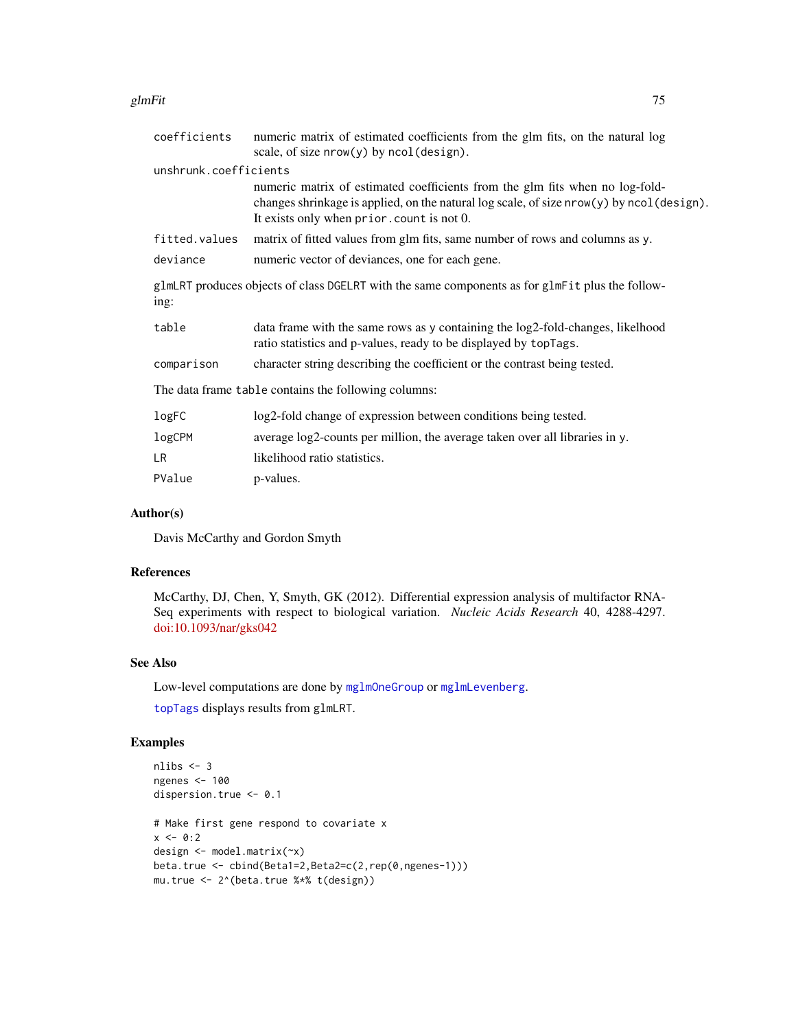`coefficients` numeric matrix of estimated coefficients from the glm fits, on the natural log scale, of size `nrow(y)` by `ncol(design)`.

`unshrunk.coefficients` numeric matrix of estimated coefficients from the glm fits when no log-fold-changes shrinkage is applied, on the natural log scale, of size `nrow(y)` by `ncol(design)`. It exists only when `prior.count` is not 0.

`fitted.values` matrix of fitted values from glm fits, same number of rows and columns as `y`.

`deviance` numeric vector of deviances, one for each gene.

`glmLRT` produces objects of class `DGELRT` with the same components as for `glmFit` plus the following:

`table` data frame with the same rows as `y` containing the log2-fold-changes, likelhood ratio statistics and p-values, ready to be displayed by `topTags`.

`comparison` character string describing the coefficient or the contrast being tested.

The data frame `table` contains the following columns:

`logFC` log2-fold change of expression between conditions being tested.

`logCPM` average log2-counts per million, the average taken over all libraries in `y`.

`LR` likelihood ratio statistics.

`PValue` p-values.

## Author(s)

Davis McCarthy and Gordon Smyth

## References

McCarthy, DJ, Chen, Y, Smyth, GK (2012). Differential expression analysis of multifactor RNA-Seq experiments with respect to biological variation. *Nucleic Acids Research* 40, 4288-4297. doi:10.1093/nar/gks042

## See Also

Low-level computations are done by `mglmOneGroup` or `mglmLevenberg`.

`topTags` displays results from `glmLRT`.

## Examples

```
nlibs <- 3
ngenes <- 100
dispersion.true <- 0.1

# Make first gene respond to covariate x
x <- 0:2
design <- model.matrix(~x)
beta.true <- cbind(Beta1=2,Beta2=c(2,rep(0,ngenes-1)))
mu.true <- 2^(beta.true %*% t(design))
```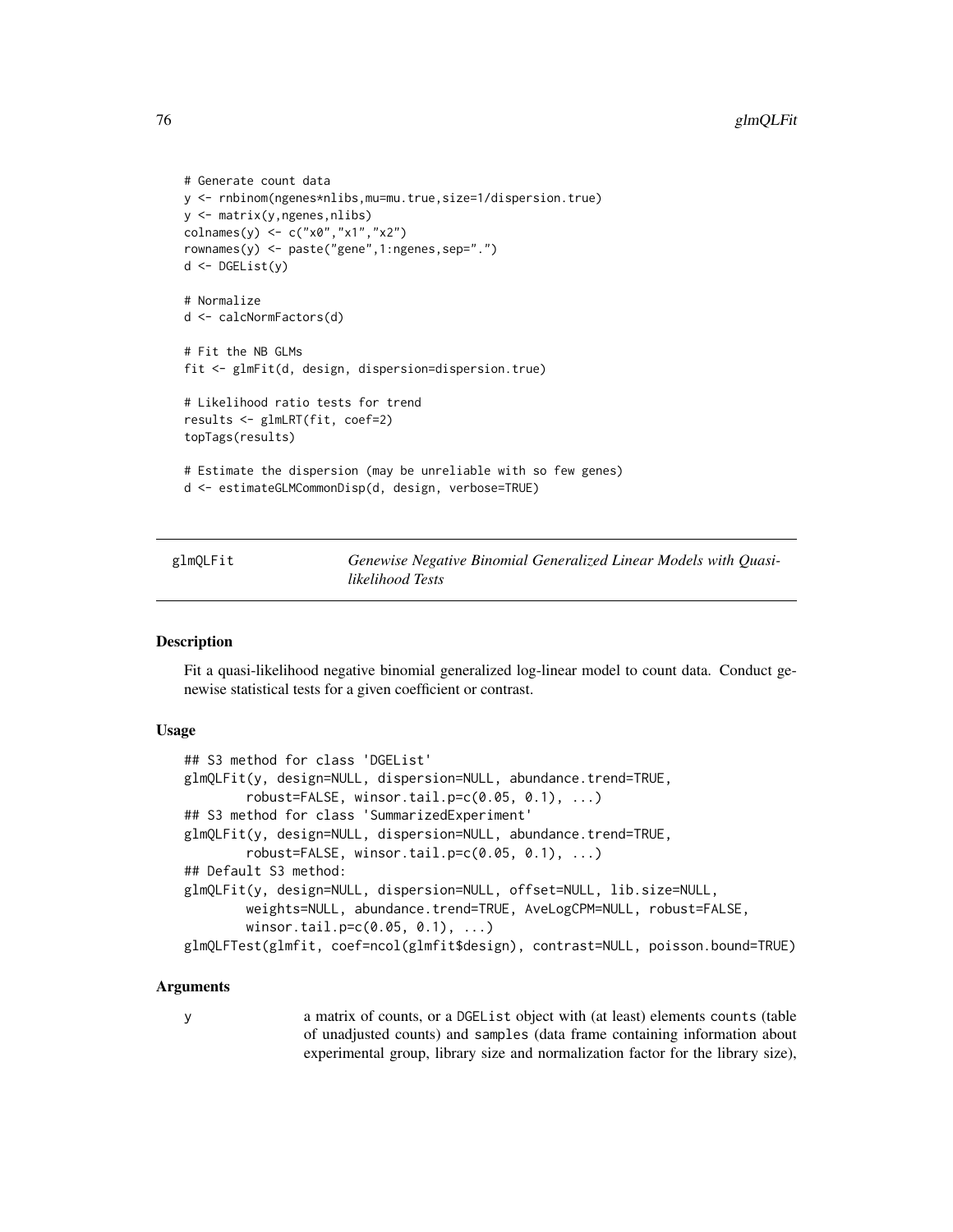```
# Generate count data
y <- rnbinom(ngenes*nlibs,mu=mu.true,size=1/dispersion.true)
y <- matrix(y,ngenes,nlibs)
colnames(y) <- c("x0","x1","x2")
rownames(y) <- paste("gene",1:ngenes,sep=".")
d <- DGEList(y)

# Normalize
d <- calcNormFactors(d)

# Fit the NB GLMs
fit <- glmFit(d, design, dispersion=dispersion.true)

# Likelihood ratio tests for trend
results <- glmLRT(fit, coef=2)
topTags(results)

# Estimate the dispersion (may be unreliable with so few genes)
d <- estimateGLMCommonDisp(d, design, verbose=TRUE)
```

## glmQLFit — *Genewise Negative Binomial Generalized Linear Models with Quasi-likelihood Tests*

### Description

Fit a quasi-likelihood negative binomial generalized log-linear model to count data. Conduct genewise statistical tests for a given coefficient or contrast.

### Usage

```
## S3 method for class 'DGEList'
glmQLFit(y, design=NULL, dispersion=NULL, abundance.trend=TRUE,
        robust=FALSE, winsor.tail.p=c(0.05, 0.1), ...)
## S3 method for class 'SummarizedExperiment'
glmQLFit(y, design=NULL, dispersion=NULL, abundance.trend=TRUE,
        robust=FALSE, winsor.tail.p=c(0.05, 0.1), ...)
## Default S3 method:
glmQLFit(y, design=NULL, dispersion=NULL, offset=NULL, lib.size=NULL,
        weights=NULL, abundance.trend=TRUE, AveLogCPM=NULL, robust=FALSE,
        winsor.tail.p=c(0.05, 0.1), ...)
glmQLFTest(glmfit, coef=ncol(glmfit$design), contrast=NULL, poisson.bound=TRUE)
```

### Arguments

`y` a matrix of counts, or a `DGEList` object with (at least) elements `counts` (table of unadjusted counts) and `samples` (data frame containing information about experimental group, library size and normalization factor for the library size),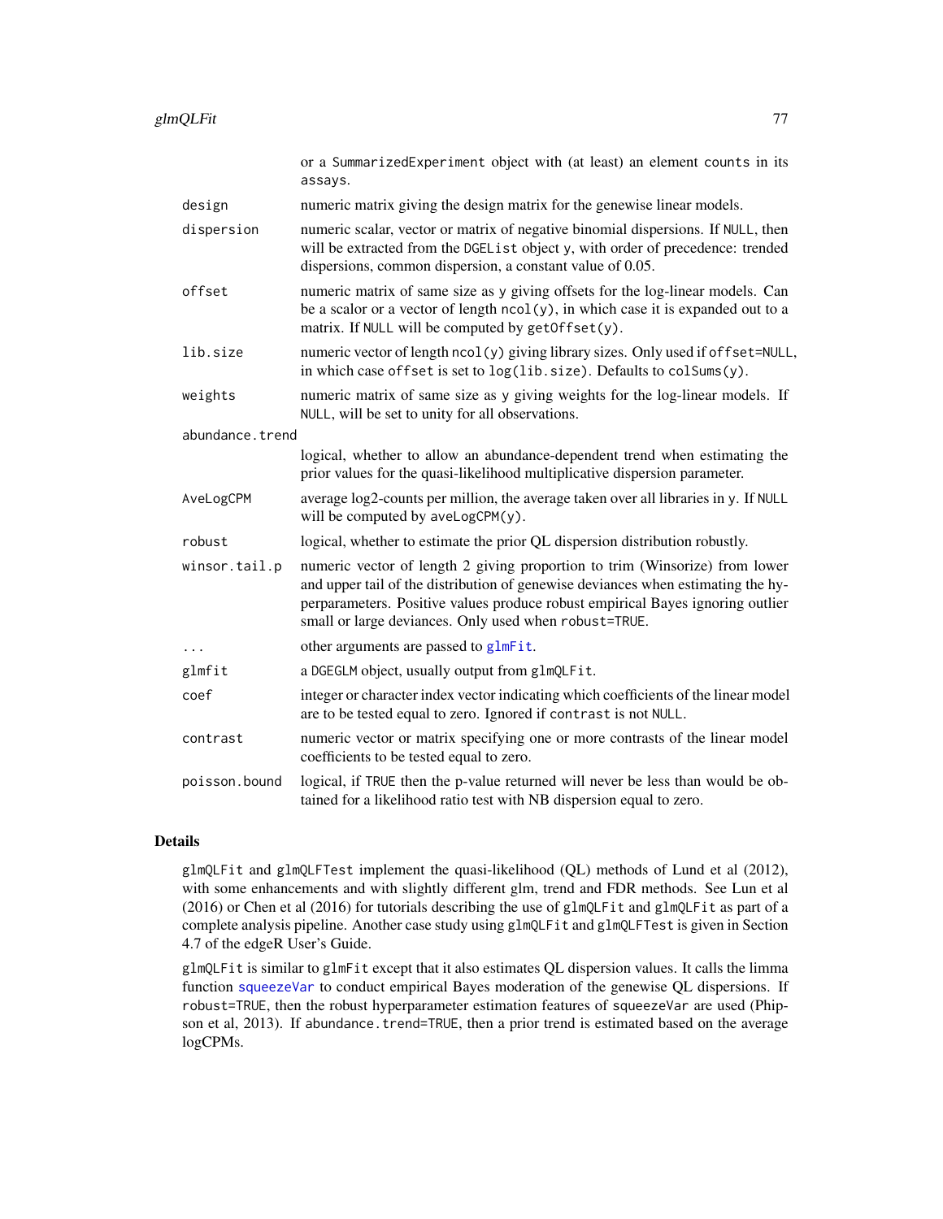or a SummarizedExperiment object with (at least) an element counts in its assays.

| | |
|---|---|
| design | numeric matrix giving the design matrix for the genewise linear models. |
| dispersion | numeric scalar, vector or matrix of negative binomial dispersions. If NULL, then will be extracted from the DGEList object y, with order of precedence: trended dispersions, common dispersion, a constant value of 0.05. |
| offset | numeric matrix of same size as y giving offsets for the log-linear models. Can be a scalor or a vector of length ncol(y), in which case it is expanded out to a matrix. If NULL will be computed by getOffset(y). |
| lib.size | numeric vector of length ncol(y) giving library sizes. Only used if offset=NULL, in which case offset is set to log(lib.size). Defaults to colSums(y). |
| weights | numeric matrix of same size as y giving weights for the log-linear models. If NULL, will be set to unity for all observations. |
| abundance.trend | logical, whether to allow an abundance-dependent trend when estimating the prior values for the quasi-likelihood multiplicative dispersion parameter. |
| AveLogCPM | average log2-counts per million, the average taken over all libraries in y. If NULL will be computed by aveLogCPM(y). |
| robust | logical, whether to estimate the prior QL dispersion distribution robustly. |
| winsor.tail.p | numeric vector of length 2 giving proportion to trim (Winsorize) from lower and upper tail of the distribution of genewise deviances when estimating the hyperparameters. Positive values produce robust empirical Bayes ignoring outlier small or large deviances. Only used when robust=TRUE. |
| ... | other arguments are passed to glmFit. |
| glmfit | a DGEGLM object, usually output from glmQLFit. |
| coef | integer or character index vector indicating which coefficients of the linear model are to be tested equal to zero. Ignored if contrast is not NULL. |
| contrast | numeric vector or matrix specifying one or more contrasts of the linear model coefficients to be tested equal to zero. |
| poisson.bound | logical, if TRUE then the p-value returned will never be less than would be obtained for a likelihood ratio test with NB dispersion equal to zero. |

## Details

glmQLFit and glmQLFTest implement the quasi-likelihood (QL) methods of Lund et al (2012), with some enhancements and with slightly different glm, trend and FDR methods. See Lun et al (2016) or Chen et al (2016) for tutorials describing the use of glmQLFit and glmQLFit as part of a complete analysis pipeline. Another case study using glmQLFit and glmQLFTest is given in Section 4.7 of the edgeR User's Guide.

glmQLFit is similar to glmFit except that it also estimates QL dispersion values. It calls the limma function squeezeVar to conduct empirical Bayes moderation of the genewise QL dispersions. If robust=TRUE, then the robust hyperparameter estimation features of squeezeVar are used (Phipson et al, 2013). If abundance.trend=TRUE, then a prior trend is estimated based on the average logCPMs.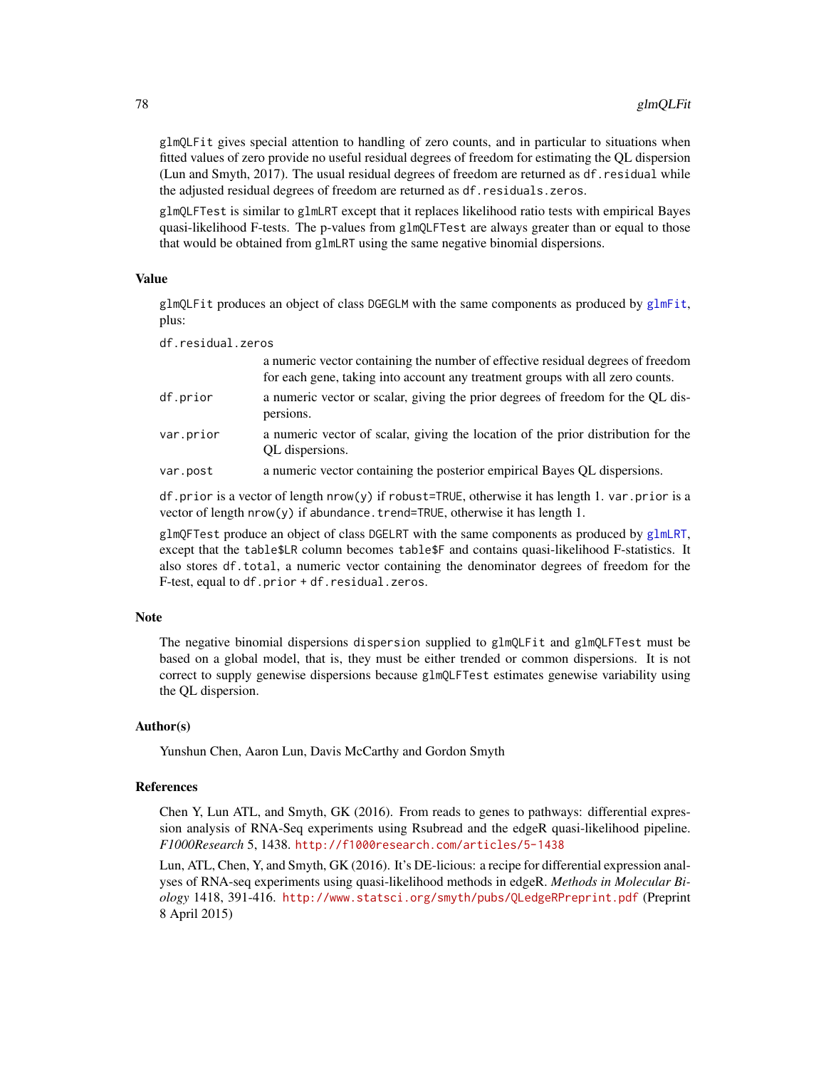glmQLFit gives special attention to handling of zero counts, and in particular to situations when fitted values of zero provide no useful residual degrees of freedom for estimating the QL dispersion (Lun and Smyth, 2017). The usual residual degrees of freedom are returned as `df.residual` while the adjusted residual degrees of freedom are returned as `df.residuals.zeros`.

`glmQLFTest` is similar to `glmLRT` except that it replaces likelihood ratio tests with empirical Bayes quasi-likelihood F-tests. The p-values from `glmQLFTest` are always greater than or equal to those that would be obtained from `glmLRT` using the same negative binomial dispersions.

### Value

`glmQLFit` produces an object of class `DGEGLM` with the same components as produced by `glmFit`, plus:

`df.residual.zeros`
: a numeric vector containing the number of effective residual degrees of freedom for each gene, taking into account any treatment groups with all zero counts.

`df.prior`
: a numeric vector or scalar, giving the prior degrees of freedom for the QL dispersions.

`var.prior`
: a numeric vector of scalar, giving the location of the prior distribution for the QL dispersions.

`var.post`
: a numeric vector containing the posterior empirical Bayes QL dispersions.

`df.prior` is a vector of length `nrow(y)` if `robust=TRUE`, otherwise it has length 1. `var.prior` is a vector of length `nrow(y)` if `abundance.trend=TRUE`, otherwise it has length 1.

`glmQFTest` produce an object of class `DGELRT` with the same components as produced by `glmLRT`, except that the `table$LR` column becomes `table$F` and contains quasi-likelihood F-statistics. It also stores `df.total`, a numeric vector containing the denominator degrees of freedom for the F-test, equal to `df.prior + df.residual.zeros`.

### Note

The negative binomial dispersions `dispersion` supplied to `glmQLFit` and `glmQLFTest` must be based on a global model, that is, they must be either trended or common dispersions. It is not correct to supply genewise dispersions because `glmQLFTest` estimates genewise variability using the QL dispersion.

### Author(s)

Yunshun Chen, Aaron Lun, Davis McCarthy and Gordon Smyth

### References

Chen Y, Lun ATL, and Smyth, GK (2016). From reads to genes to pathways: differential expression analysis of RNA-Seq experiments using Rsubread and the edgeR quasi-likelihood pipeline. *F1000Research* 5, 1438. http://f1000research.com/articles/5-1438

Lun, ATL, Chen, Y, and Smyth, GK (2016). It's DE-licious: a recipe for differential expression analyses of RNA-seq experiments using quasi-likelihood methods in edgeR. *Methods in Molecular Biology* 1418, 391-416. http://www.statsci.org/smyth/pubs/QLedgeRPreprint.pdf (Preprint 8 April 2015)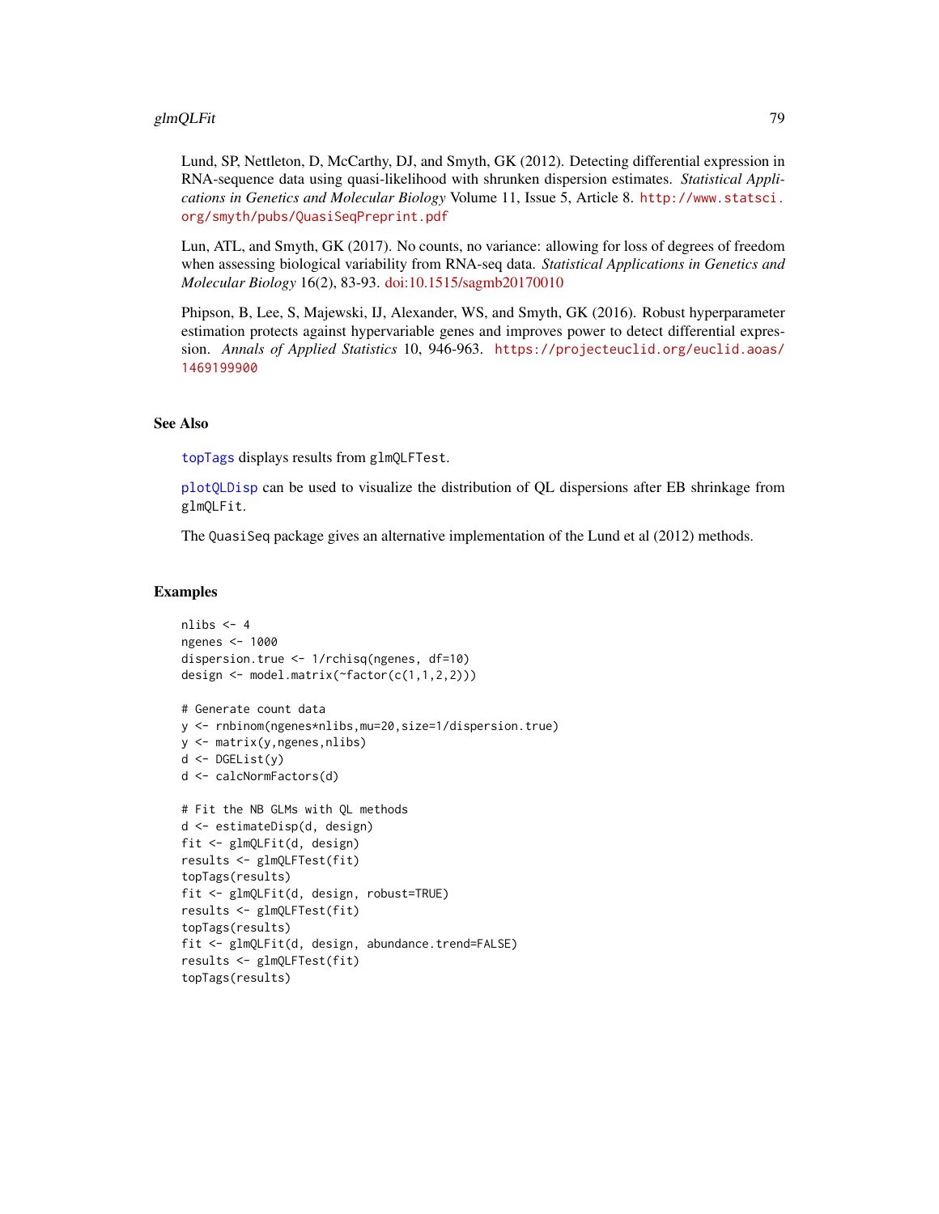Lund, SP, Nettleton, D, McCarthy, DJ, and Smyth, GK (2012). Detecting differential expression in RNA-sequence data using quasi-likelihood with shrunken dispersion estimates. *Statistical Applications in Genetics and Molecular Biology* Volume 11, Issue 5, Article 8. http://www.statsci.org/smyth/pubs/QuasiSeqPreprint.pdf

Lun, ATL, and Smyth, GK (2017). No counts, no variance: allowing for loss of degrees of freedom when assessing biological variability from RNA-seq data. *Statistical Applications in Genetics and Molecular Biology* 16(2), 83-93. doi:10.1515/sagmb20170010

Phipson, B, Lee, S, Majewski, IJ, Alexander, WS, and Smyth, GK (2016). Robust hyperparameter estimation protects against hypervariable genes and improves power to detect differential expression. *Annals of Applied Statistics* 10, 946-963. https://projecteuclid.org/euclid.aoas/1469199900

## See Also

topTags displays results from `glmQLFTest`.

plotQLDisp can be used to visualize the distribution of QL dispersions after EB shrinkage from `glmQLFit`.

The `QuasiSeq` package gives an alternative implementation of the Lund et al (2012) methods.

## Examples

```
nlibs <- 4
ngenes <- 1000
dispersion.true <- 1/rchisq(ngenes, df=10)
design <- model.matrix(~factor(c(1,1,2,2)))

# Generate count data
y <- rnbinom(ngenes*nlibs,mu=20,size=1/dispersion.true)
y <- matrix(y,ngenes,nlibs)
d <- DGEList(y)
d <- calcNormFactors(d)

# Fit the NB GLMs with QL methods
d <- estimateDisp(d, design)
fit <- glmQLFit(d, design)
results <- glmQLFTest(fit)
topTags(results)
fit <- glmQLFit(d, design, robust=TRUE)
results <- glmQLFTest(fit)
topTags(results)
fit <- glmQLFit(d, design, abundance.trend=FALSE)
results <- glmQLFTest(fit)
topTags(results)
```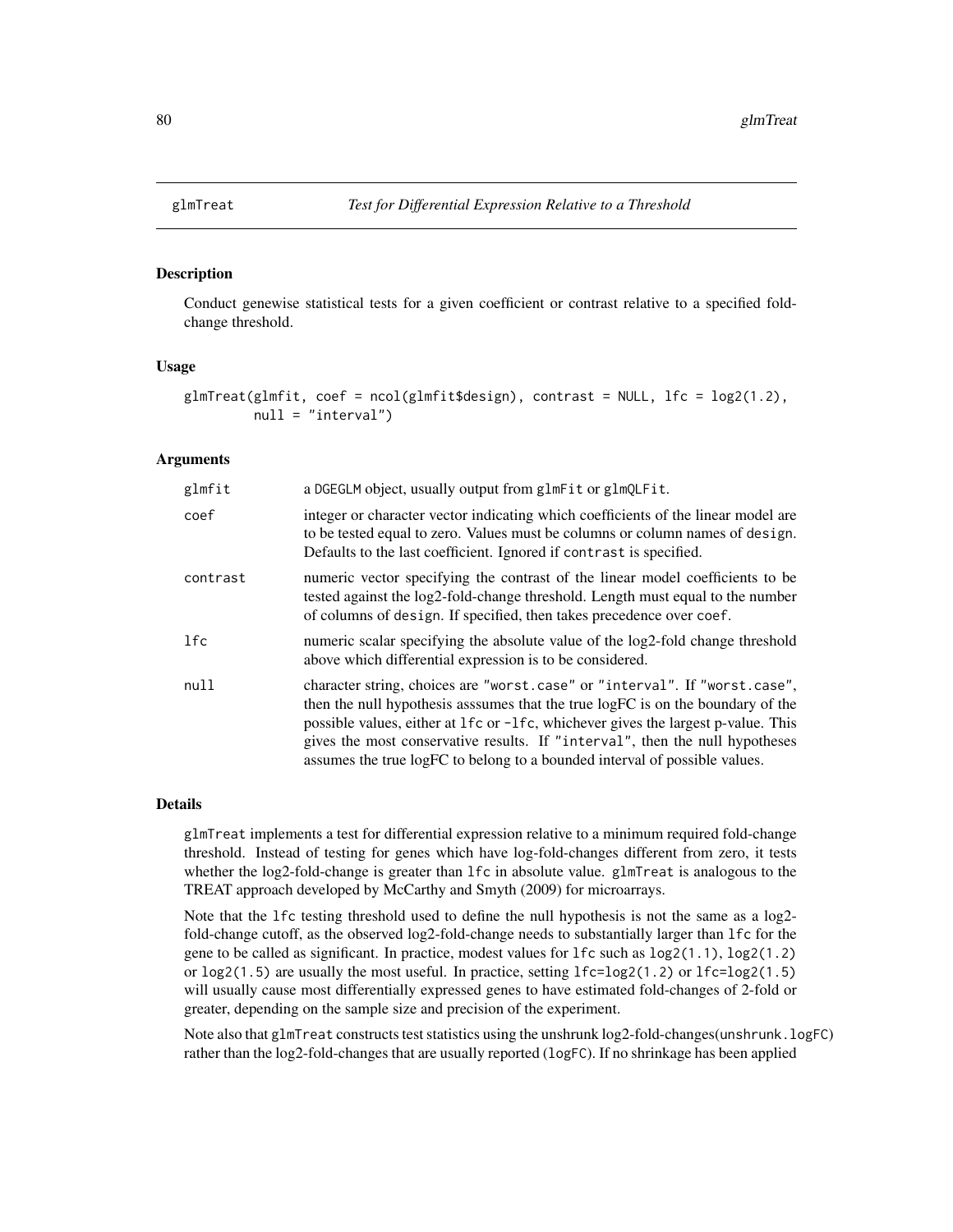## glmTreat *Test for Differential Expression Relative to a Threshold*

### Description

Conduct genewise statistical tests for a given coefficient or contrast relative to a specified fold-change threshold.

### Usage

```
glmTreat(glmfit, coef = ncol(glmfit$design), contrast = NULL, lfc = log2(1.2),
         null = "interval")
```

### Arguments

| | |
|---|---|
| glmfit | a DGEGLM object, usually output from glmFit or glmQLFit. |
| coef | integer or character vector indicating which coefficients of the linear model are to be tested equal to zero. Values must be columns or column names of design. Defaults to the last coefficient. Ignored if contrast is specified. |
| contrast | numeric vector specifying the contrast of the linear model coefficients to be tested against the log2-fold-change threshold. Length must equal to the number of columns of design. If specified, then takes precedence over coef. |
| lfc | numeric scalar specifying the absolute value of the log2-fold change threshold above which differential expression is to be considered. |
| null | character string, choices are "worst.case" or "interval". If "worst.case", then the null hypothesis asssumes that the true logFC is on the boundary of the possible values, either at lfc or -lfc, whichever gives the largest p-value. This gives the most conservative results. If "interval", then the null hypotheses assumes the true logFC to belong to a bounded interval of possible values. |

### Details

glmTreat implements a test for differential expression relative to a minimum required fold-change threshold. Instead of testing for genes which have log-fold-changes different from zero, it tests whether the log2-fold-change is greater than lfc in absolute value. glmTreat is analogous to the TREAT approach developed by McCarthy and Smyth (2009) for microarrays.

Note that the lfc testing threshold used to define the null hypothesis is not the same as a log2-fold-change cutoff, as the observed log2-fold-change needs to substantially larger than lfc for the gene to be called as significant. In practice, modest values for lfc such as log2(1.1), log2(1.2) or log2(1.5) are usually the most useful. In practice, setting lfc=log2(1.2) or lfc=log2(1.5) will usually cause most differentially expressed genes to have estimated fold-changes of 2-fold or greater, depending on the sample size and precision of the experiment.

Note also that glmTreat constructs test statistics using the unshrunk log2-fold-changes(unshrunk.logFC) rather than the log2-fold-changes that are usually reported (logFC). If no shrinkage has been applied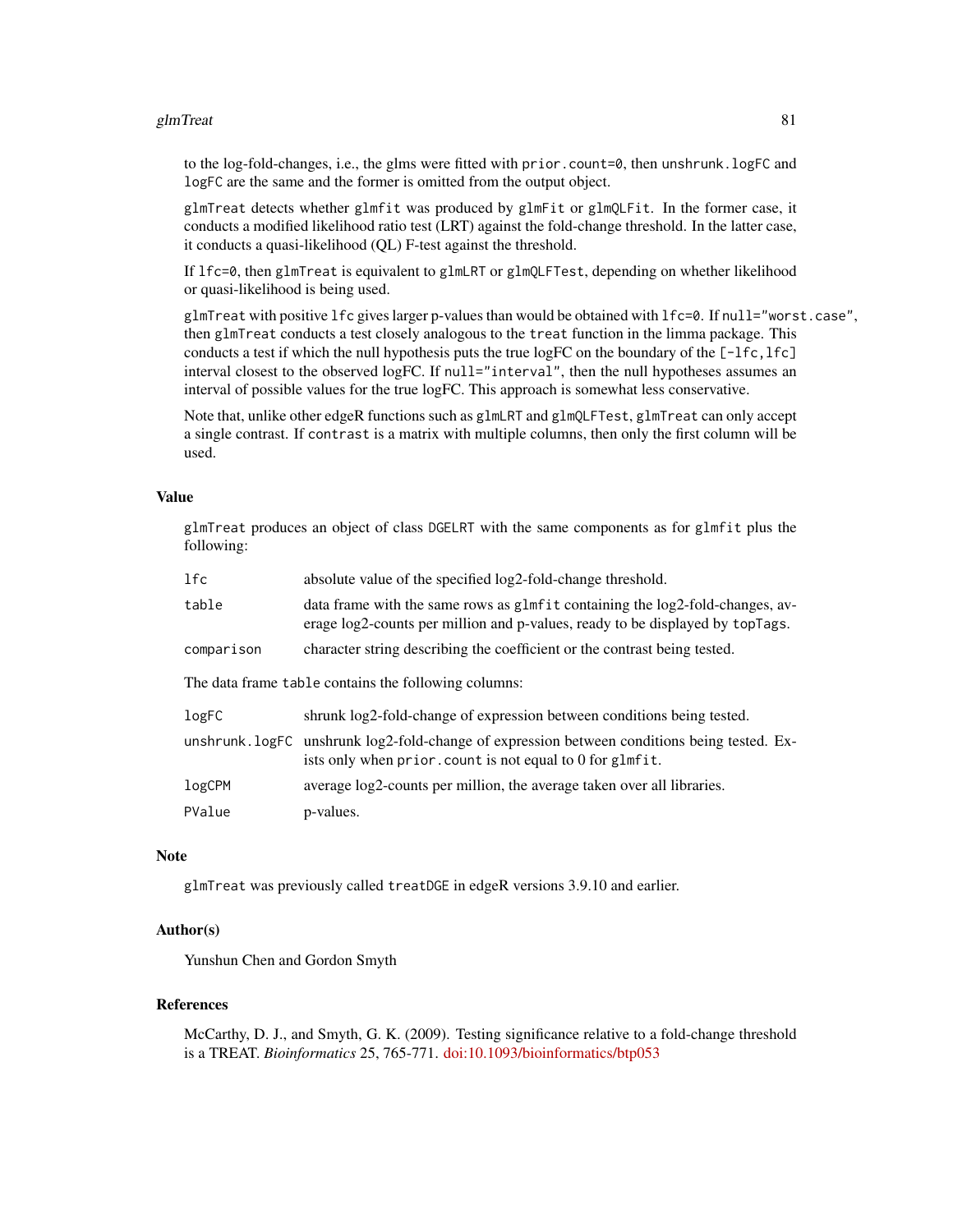to the log-fold-changes, i.e., the glms were fitted with `prior.count=0`, then `unshrunk.logFC` and `logFC` are the same and the former is omitted from the output object.

`glmTreat` detects whether `glmfit` was produced by `glmFit` or `glmQLFit`. In the former case, it conducts a modified likelihood ratio test (LRT) against the fold-change threshold. In the latter case, it conducts a quasi-likelihood (QL) F-test against the threshold.

If `lfc=0`, then `glmTreat` is equivalent to `glmLRT` or `glmQLFTest`, depending on whether likelihood or quasi-likelihood is being used.

`glmTreat` with positive `lfc` gives larger p-values than would be obtained with `lfc=0`. If `null="worst.case"`, then `glmTreat` conducts a test closely analogous to the `treat` function in the limma package. This conducts a test if which the null hypothesis puts the true logFC on the boundary of the `[-lfc,lfc]` interval closest to the observed logFC. If `null="interval"`, then the null hypotheses assumes an interval of possible values for the true logFC. This approach is somewhat less conservative.

Note that, unlike other edgeR functions such as `glmLRT` and `glmQLFTest`, `glmTreat` can only accept a single contrast. If `contrast` is a matrix with multiple columns, then only the first column will be used.

## Value

`glmTreat` produces an object of class `DGELRT` with the same components as for `glmfit` plus the following:

| | |
|---|---|
| `lfc` | absolute value of the specified log2-fold-change threshold. |
| `table` | data frame with the same rows as `glmfit` containing the log2-fold-changes, average log2-counts per million and p-values, ready to be displayed by `topTags`. |
| `comparison` | character string describing the coefficient or the contrast being tested. |

The data frame `table` contains the following columns:

| | |
|---|---|
| `logFC` | shrunk log2-fold-change of expression between conditions being tested. |
| `unshrunk.logFC` | unshrunk log2-fold-change of expression between conditions being tested. Exists only when `prior.count` is not equal to 0 for `glmfit`. |
| `logCPM` | average log2-counts per million, the average taken over all libraries. |
| `PValue` | p-values. |

## Note

`glmTreat` was previously called `treatDGE` in edgeR versions 3.9.10 and earlier.

## Author(s)

Yunshun Chen and Gordon Smyth

## References

McCarthy, D. J., and Smyth, G. K. (2009). Testing significance relative to a fold-change threshold is a TREAT. *Bioinformatics* 25, 765-771. doi:10.1093/bioinformatics/btp053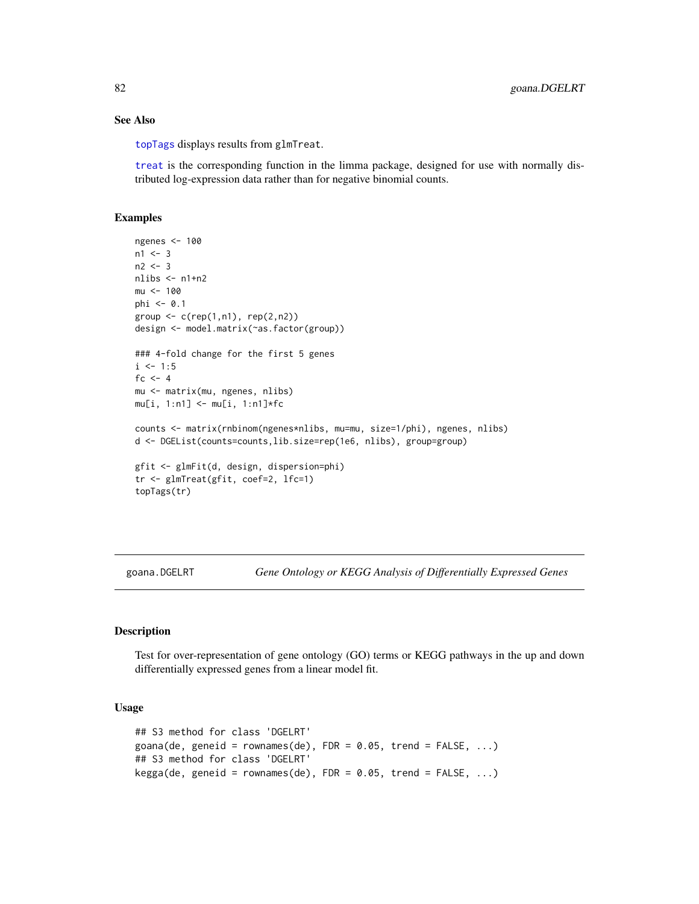### See Also

topTags displays results from glmTreat.

treat is the corresponding function in the limma package, designed for use with normally distributed log-expression data rather than for negative binomial counts.

### Examples

```
ngenes <- 100
n1 <- 3
n2 <- 3
nlibs <- n1+n2
mu <- 100
phi <- 0.1
group <- c(rep(1,n1), rep(2,n2))
design <- model.matrix(~as.factor(group))

### 4-fold change for the first 5 genes
i <- 1:5
fc <- 4
mu <- matrix(mu, ngenes, nlibs)
mu[i, 1:n1] <- mu[i, 1:n1]*fc

counts <- matrix(rnbinom(ngenes*nlibs, mu=mu, size=1/phi), ngenes, nlibs)
d <- DGEList(counts=counts,lib.size=rep(1e6, nlibs), group=group)

gfit <- glmFit(d, design, dispersion=phi)
tr <- glmTreat(gfit, coef=2, lfc=1)
topTags(tr)
```

---

## goana.DGELRT — *Gene Ontology or KEGG Analysis of Differentially Expressed Genes*

### Description

Test for over-representation of gene ontology (GO) terms or KEGG pathways in the up and down differentially expressed genes from a linear model fit.

### Usage

```
## S3 method for class 'DGELRT'
goana(de, geneid = rownames(de), FDR = 0.05, trend = FALSE, ...)
## S3 method for class 'DGELRT'
kegga(de, geneid = rownames(de), FDR = 0.05, trend = FALSE, ...)
```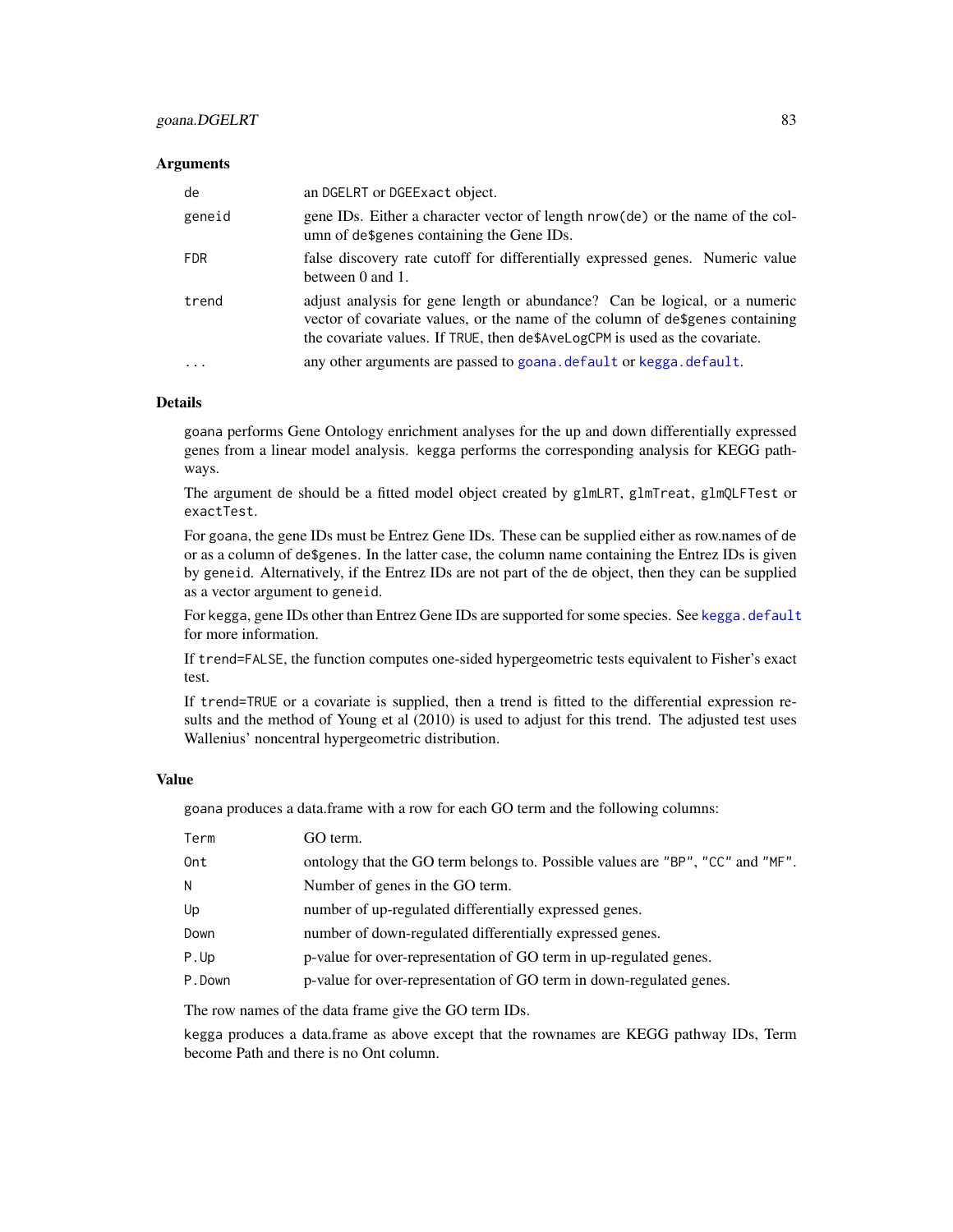### Arguments

| | |
|---|---|
| `de` | an `DGELRT` or `DGEExact` object. |
| `geneid` | gene IDs. Either a character vector of length `nrow(de)` or the name of the column of `de$genes` containing the Gene IDs. |
| `FDR` | false discovery rate cutoff for differentially expressed genes. Numeric value between 0 and 1. |
| `trend` | adjust analysis for gene length or abundance? Can be logical, or a numeric vector of covariate values, or the name of the column of `de$genes` containing the covariate values. If `TRUE`, then `de$AveLogCPM` is used as the covariate. |
| `...` | any other arguments are passed to `goana.default` or `kegga.default`. |

### Details

`goana` performs Gene Ontology enrichment analyses for the up and down differentially expressed genes from a linear model analysis. `kegga` performs the corresponding analysis for KEGG pathways.

The argument `de` should be a fitted model object created by `glmLRT`, `glmTreat`, `glmQLFTest` or `exactTest`.

For `goana`, the gene IDs must be Entrez Gene IDs. These can be supplied either as row.names of `de` or as a column of `de$genes`. In the latter case, the column name containing the Entrez IDs is given by `geneid`. Alternatively, if the Entrez IDs are not part of the `de` object, then they can be supplied as a vector argument to `geneid`.

For `kegga`, gene IDs other than Entrez Gene IDs are supported for some species. See `kegga.default` for more information.

If `trend=FALSE`, the function computes one-sided hypergeometric tests equivalent to Fisher's exact test.

If `trend=TRUE` or a covariate is supplied, then a trend is fitted to the differential expression results and the method of Young et al (2010) is used to adjust for this trend. The adjusted test uses Wallenius' noncentral hypergeometric distribution.

### Value

`goana` produces a data.frame with a row for each GO term and the following columns:

| | |
|---|---|
| `Term` | GO term. |
| `Ont` | ontology that the GO term belongs to. Possible values are `"BP"`, `"CC"` and `"MF"`. |
| `N` | Number of genes in the GO term. |
| `Up` | number of up-regulated differentially expressed genes. |
| `Down` | number of down-regulated differentially expressed genes. |
| `P.Up` | p-value for over-representation of GO term in up-regulated genes. |
| `P.Down` | p-value for over-representation of GO term in down-regulated genes. |

The row names of the data frame give the GO term IDs.

`kegga` produces a data.frame as above except that the rownames are KEGG pathway IDs, Term become Path and there is no Ont column.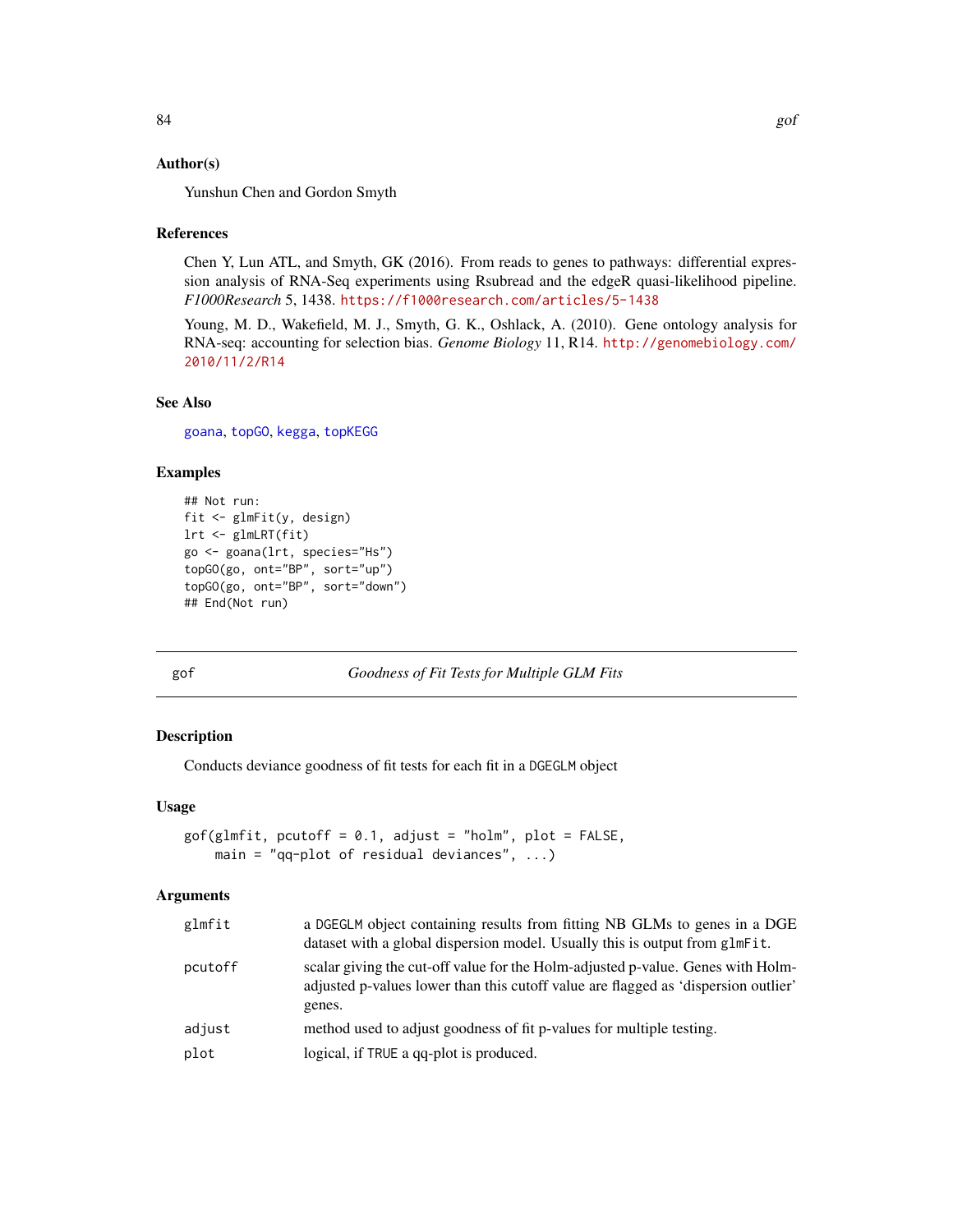### Author(s)

Yunshun Chen and Gordon Smyth

### References

Chen Y, Lun ATL, and Smyth, GK (2016). From reads to genes to pathways: differential expression analysis of RNA-Seq experiments using Rsubread and the edgeR quasi-likelihood pipeline. *F1000Research* 5, 1438. https://f1000research.com/articles/5-1438

Young, M. D., Wakefield, M. J., Smyth, G. K., Oshlack, A. (2010). Gene ontology analysis for RNA-seq: accounting for selection bias. *Genome Biology* 11, R14. http://genomebiology.com/2010/11/2/R14

### See Also

goana, topGO, kegga, topKEGG

### Examples

```
## Not run:
fit <- glmFit(y, design)
lrt <- glmLRT(fit)
go <- goana(lrt, species="Hs")
topGO(go, ont="BP", sort="up")
topGO(go, ont="BP", sort="down")
## End(Not run)
```

---

## gof — *Goodness of Fit Tests for Multiple GLM Fits*

### Description

Conducts deviance goodness of fit tests for each fit in a DGEGLM object

### Usage

```
gof(glmfit, pcutoff = 0.1, adjust = "holm", plot = FALSE,
    main = "qq-plot of residual deviances", ...)
```

### Arguments

| | |
|---|---|
| glmfit | a DGEGLM object containing results from fitting NB GLMs to genes in a DGE dataset with a global dispersion model. Usually this is output from glmFit. |
| pcutoff | scalar giving the cut-off value for the Holm-adjusted p-value. Genes with Holm-adjusted p-values lower than this cutoff value are flagged as 'dispersion outlier' genes. |
| adjust | method used to adjust goodness of fit p-values for multiple testing. |
| plot | logical, if TRUE a qq-plot is produced. |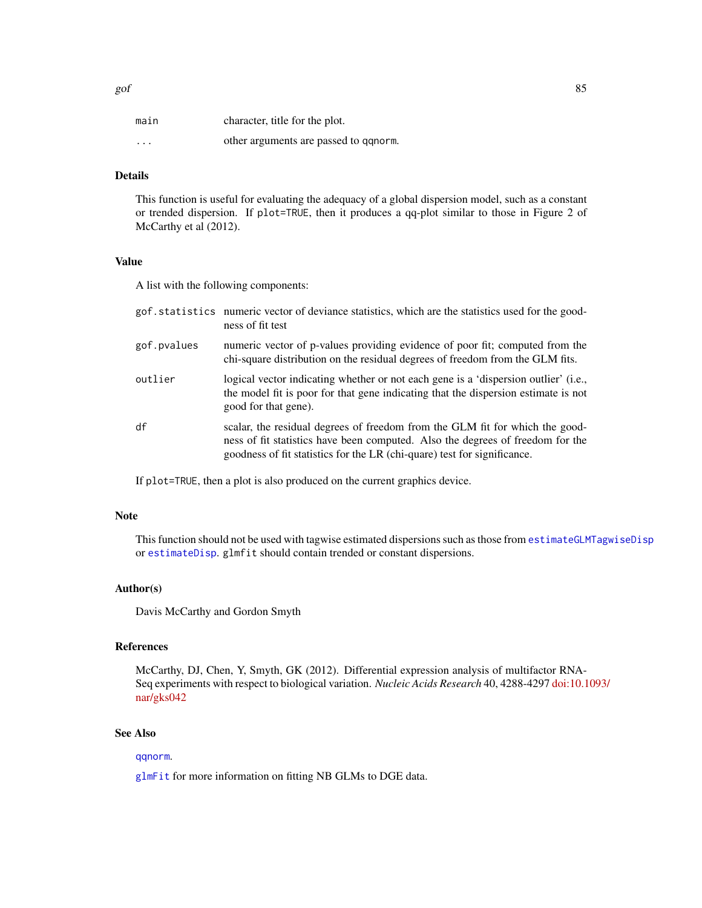| | |
|---|---|
| `main` | character, title for the plot. |
| `...` | other arguments are passed to `qqnorm`. |

## Details

This function is useful for evaluating the adequacy of a global dispersion model, such as a constant or trended dispersion. If `plot=TRUE`, then it produces a qq-plot similar to those in Figure 2 of McCarthy et al (2012).

## Value

A list with the following components:

| | |
|---|---|
| `gof.statistics` | numeric vector of deviance statistics, which are the statistics used for the goodness of fit test |
| `gof.pvalues` | numeric vector of p-values providing evidence of poor fit; computed from the chi-square distribution on the residual degrees of freedom from the GLM fits. |
| `outlier` | logical vector indicating whether or not each gene is a 'dispersion outlier' (i.e., the model fit is poor for that gene indicating that the dispersion estimate is not good for that gene). |
| `df` | scalar, the residual degrees of freedom from the GLM fit for which the goodness of fit statistics have been computed. Also the degrees of freedom for the goodness of fit statistics for the LR (chi-quare) test for significance. |

If `plot=TRUE`, then a plot is also produced on the current graphics device.

## Note

This function should not be used with tagwise estimated dispersions such as those from `estimateGLMTagwiseDisp` or `estimateDisp`. `glmfit` should contain trended or constant dispersions.

## Author(s)

Davis McCarthy and Gordon Smyth

## References

McCarthy, DJ, Chen, Y, Smyth, GK (2012). Differential expression analysis of multifactor RNA-Seq experiments with respect to biological variation. *Nucleic Acids Research* 40, 4288-4297 doi:10.1093/nar/gks042

## See Also

`qqnorm`.

`glmFit` for more information on fitting NB GLMs to DGE data.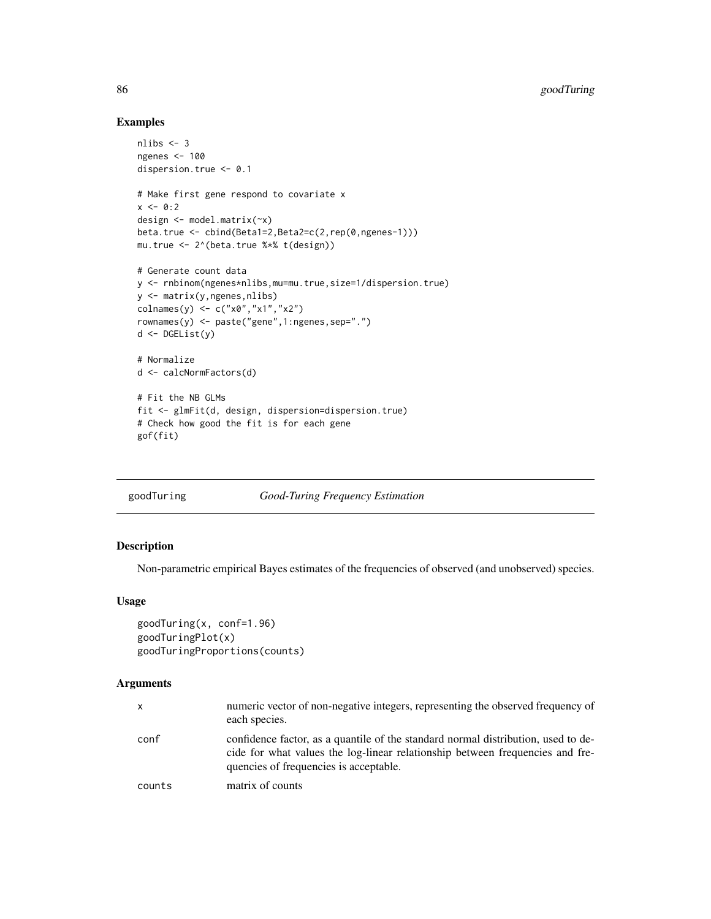## Examples

```
nlibs <- 3
ngenes <- 100
dispersion.true <- 0.1

# Make first gene respond to covariate x
x <- 0:2
design <- model.matrix(~x)
beta.true <- cbind(Beta1=2,Beta2=c(2,rep(0,ngenes-1)))
mu.true <- 2^(beta.true %*% t(design))

# Generate count data
y <- rnbinom(ngenes*nlibs,mu=mu.true,size=1/dispersion.true)
y <- matrix(y,ngenes,nlibs)
colnames(y) <- c("x0","x1","x2")
rownames(y) <- paste("gene",1:ngenes,sep=".")
d <- DGEList(y)

# Normalize
d <- calcNormFactors(d)

# Fit the NB GLMs
fit <- glmFit(d, design, dispersion=dispersion.true)
# Check how good the fit is for each gene
gof(fit)
```

---

# goodTuring *Good-Turing Frequency Estimation*

---

## Description

Non-parametric empirical Bayes estimates of the frequencies of observed (and unobserved) species.

## Usage

```
goodTuring(x, conf=1.96)
goodTuringPlot(x)
goodTuringProportions(counts)
```

## Arguments

| | |
|---|---|
| `x` | numeric vector of non-negative integers, representing the observed frequency of each species. |
| `conf` | confidence factor, as a quantile of the standard normal distribution, used to decide for what values the log-linear relationship between frequencies and frequencies of frequencies is acceptable. |
| `counts` | matrix of counts |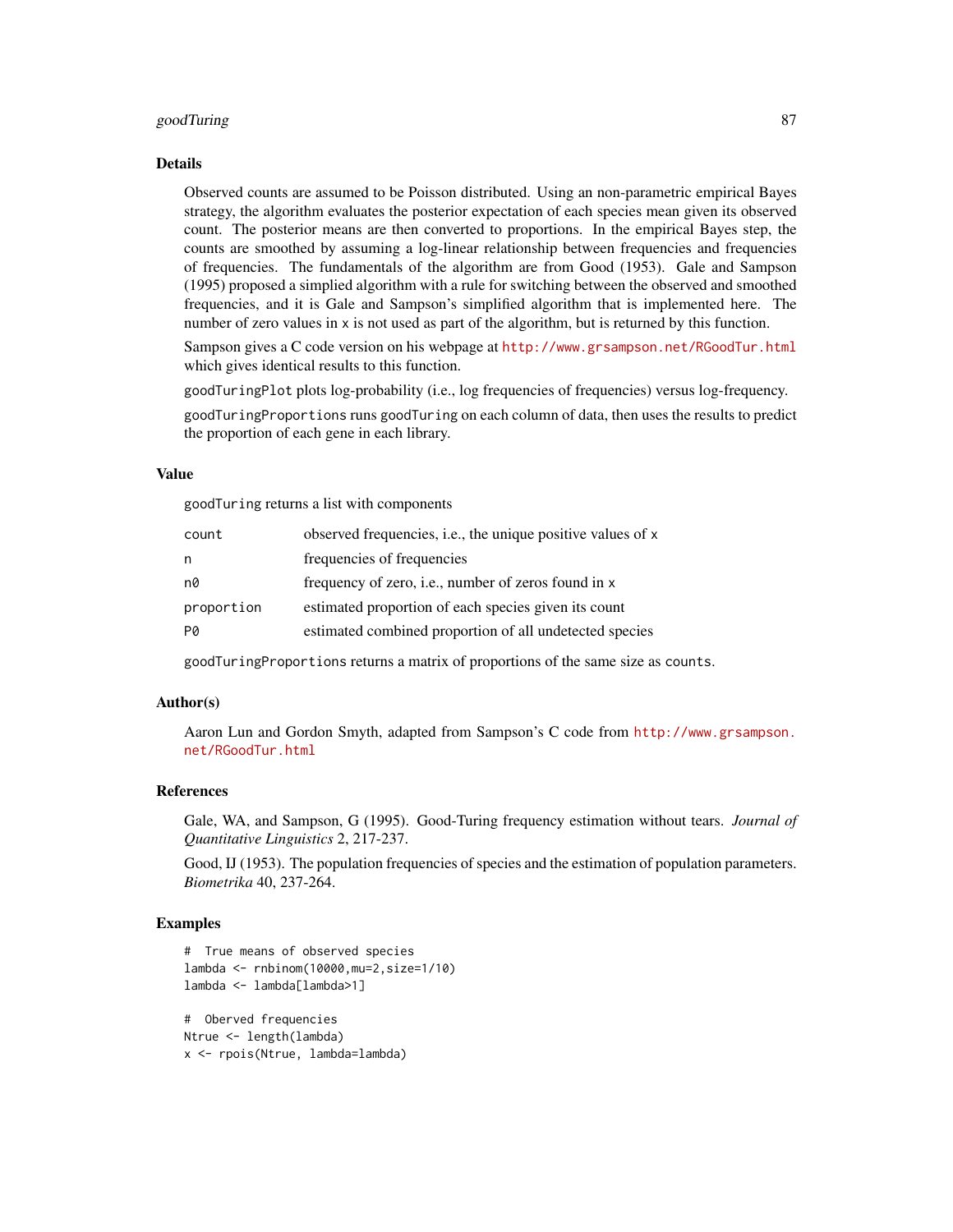### Details

Observed counts are assumed to be Poisson distributed. Using an non-parametric empirical Bayes strategy, the algorithm evaluates the posterior expectation of each species mean given its observed count. The posterior means are then converted to proportions. In the empirical Bayes step, the counts are smoothed by assuming a log-linear relationship between frequencies and frequencies of frequencies. The fundamentals of the algorithm are from Good (1953). Gale and Sampson (1995) proposed a simplied algorithm with a rule for switching between the observed and smoothed frequencies, and it is Gale and Sampson's simplified algorithm that is implemented here. The number of zero values in `x` is not used as part of the algorithm, but is returned by this function.

Sampson gives a C code version on his webpage at http://www.grsampson.net/RGoodTur.html which gives identical results to this function.

`goodTuringPlot` plots log-probability (i.e., log frequencies of frequencies) versus log-frequency.

`goodTuringProportions` runs `goodTuring` on each column of data, then uses the results to predict the proportion of each gene in each library.

### Value

`goodTuring` returns a list with components

| | |
|---|---|
| `count` | observed frequencies, i.e., the unique positive values of `x` |
| `n` | frequencies of frequencies |
| `n0` | frequency of zero, i.e., number of zeros found in `x` |
| `proportion` | estimated proportion of each species given its count |
| `P0` | estimated combined proportion of all undetected species |

`goodTuringProportions` returns a matrix of proportions of the same size as `counts`.

### Author(s)

Aaron Lun and Gordon Smyth, adapted from Sampson's C code from http://www.grsampson.net/RGoodTur.html

### References

Gale, WA, and Sampson, G (1995). Good-Turing frequency estimation without tears. *Journal of Quantitative Linguistics* 2, 217-237.

Good, IJ (1953). The population frequencies of species and the estimation of population parameters. *Biometrika* 40, 237-264.

### Examples

```
#  True means of observed species
lambda <- rnbinom(10000,mu=2,size=1/10)
lambda <- lambda[lambda>1]

#  Oberved frequencies
Ntrue <- length(lambda)
x <- rpois(Ntrue, lambda=lambda)
```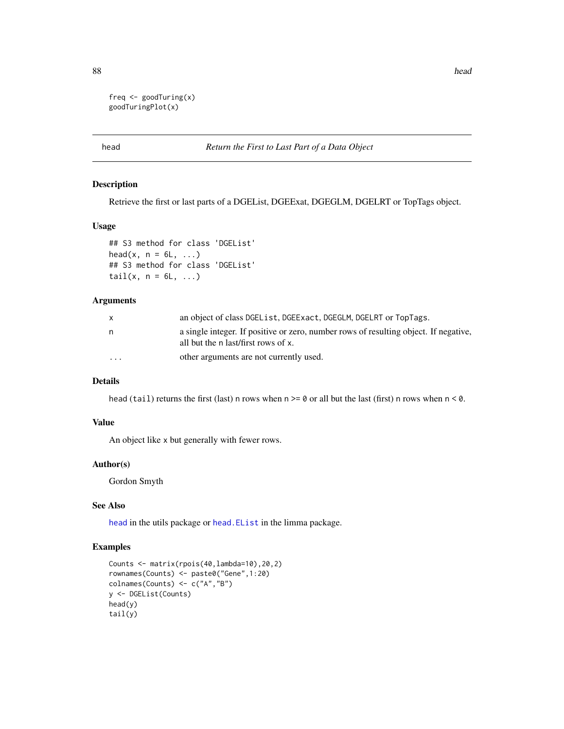```
freq <- goodTuring(x)
goodTuringPlot(x)
```

---

## head — *Return the First to Last Part of a Data Object*

### Description

Retrieve the first or last parts of a DGEList, DGEExat, DGEGLM, DGELRT or TopTags object.

### Usage

```
## S3 method for class 'DGEList'
head(x, n = 6L, ...)
## S3 method for class 'DGEList'
tail(x, n = 6L, ...)
```

### Arguments

| | |
|---|---|
| `x` | an object of class `DGEList`, `DGEExact`, `DGEGLM`, `DGELRT` or `TopTags`. |
| `n` | a single integer. If positive or zero, number rows of resulting object. If negative, all but the `n` last/first rows of `x`. |
| `...` | other arguments are not currently used. |

### Details

`head` (`tail`) returns the first (last) `n` rows when `n >= 0` or all but the last (first) `n` rows when `n < 0`.

### Value

An object like `x` but generally with fewer rows.

### Author(s)

Gordon Smyth

### See Also

`head` in the utils package or `head.EList` in the limma package.

### Examples

```
Counts <- matrix(rpois(40,lambda=10),20,2)
rownames(Counts) <- paste0("Gene",1:20)
colnames(Counts) <- c("A","B")
y <- DGEList(Counts)
head(y)
tail(y)
```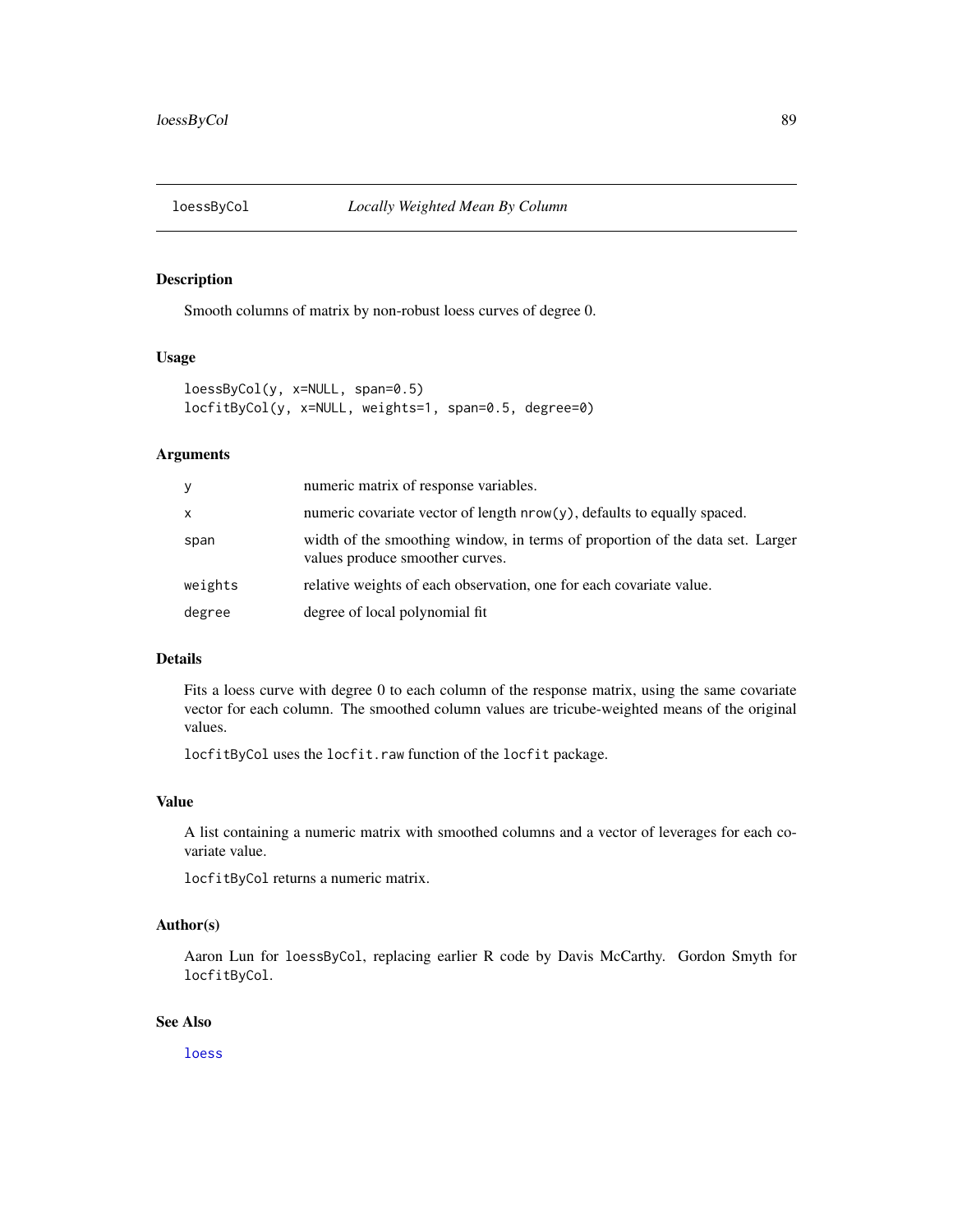# loessByCol *Locally Weighted Mean By Column*

## Description

Smooth columns of matrix by non-robust loess curves of degree 0.

## Usage

```
loessByCol(y, x=NULL, span=0.5)
locfitByCol(y, x=NULL, weights=1, span=0.5, degree=0)
```

## Arguments

| | |
|---|---|
| y | numeric matrix of response variables. |
| x | numeric covariate vector of length nrow(y), defaults to equally spaced. |
| span | width of the smoothing window, in terms of proportion of the data set. Larger values produce smoother curves. |
| weights | relative weights of each observation, one for each covariate value. |
| degree | degree of local polynomial fit |

## Details

Fits a loess curve with degree 0 to each column of the response matrix, using the same covariate vector for each column. The smoothed column values are tricube-weighted means of the original values.

`locfitByCol` uses the `locfit.raw` function of the `locfit` package.

## Value

A list containing a numeric matrix with smoothed columns and a vector of leverages for each covariate value.

`locfitByCol` returns a numeric matrix.

## Author(s)

Aaron Lun for `loessByCol`, replacing earlier R code by Davis McCarthy. Gordon Smyth for `locfitByCol`.

## See Also

`loess`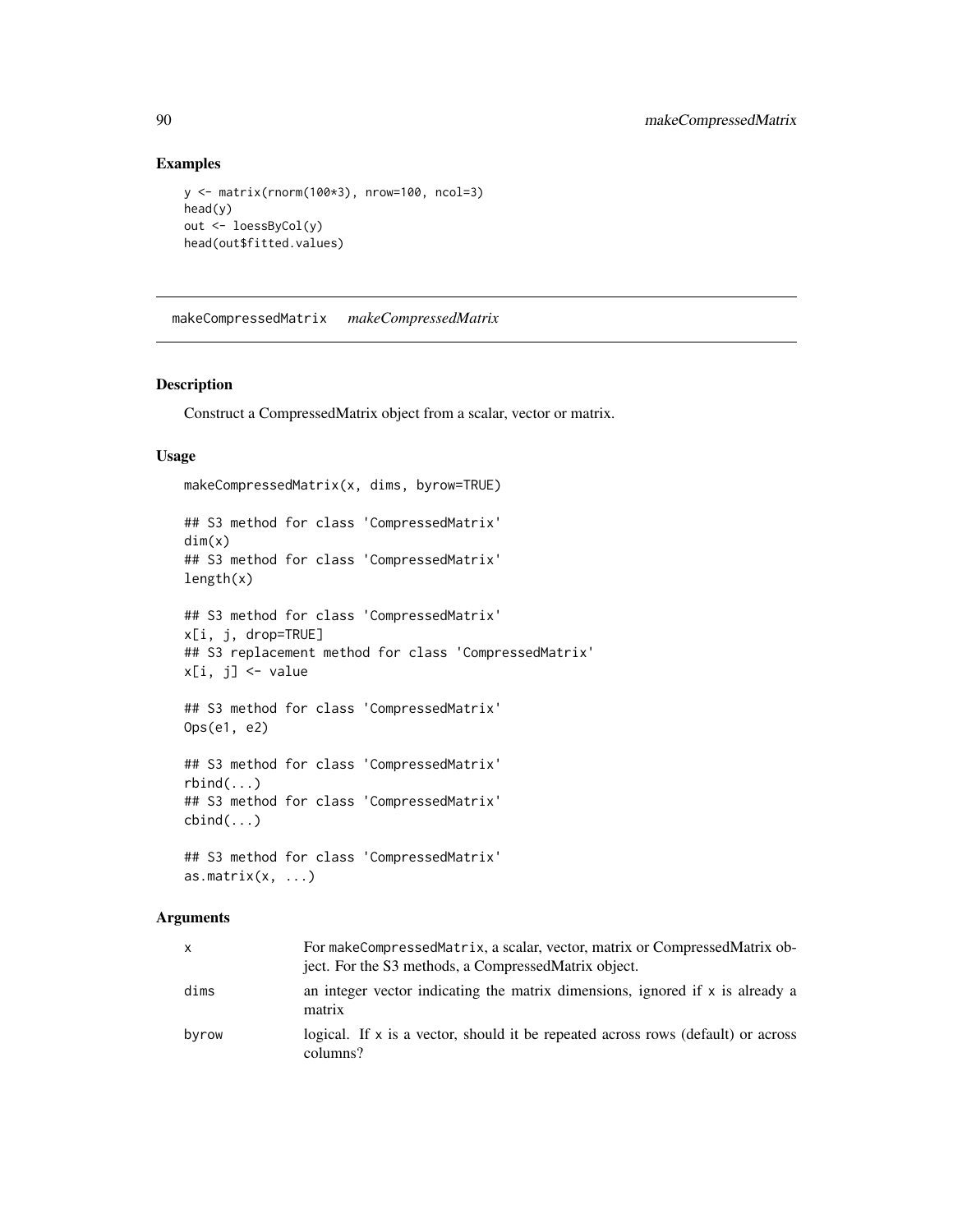## Examples

```
y <- matrix(rnorm(100*3), nrow=100, ncol=3)
head(y)
out <- loessByCol(y)
head(out$fitted.values)
```

---

# makeCompressedMatrix    *makeCompressedMatrix*

---

### Description

Construct a CompressedMatrix object from a scalar, vector or matrix.

### Usage

```
makeCompressedMatrix(x, dims, byrow=TRUE)

## S3 method for class 'CompressedMatrix'
dim(x)
## S3 method for class 'CompressedMatrix'
length(x)

## S3 method for class 'CompressedMatrix'
x[i, j, drop=TRUE]
## S3 replacement method for class 'CompressedMatrix'
x[i, j] <- value

## S3 method for class 'CompressedMatrix'
Ops(e1, e2)

## S3 method for class 'CompressedMatrix'
rbind(...)
## S3 method for class 'CompressedMatrix'
cbind(...)

## S3 method for class 'CompressedMatrix'
as.matrix(x, ...)
```

### Arguments

| | |
|---|---|
| `x` | For `makeCompressedMatrix`, a scalar, vector, matrix or CompressedMatrix object. For the S3 methods, a CompressedMatrix object. |
| `dims` | an integer vector indicating the matrix dimensions, ignored if `x` is already a matrix |
| `byrow` | logical. If `x` is a vector, should it be repeated across rows (default) or across columns? |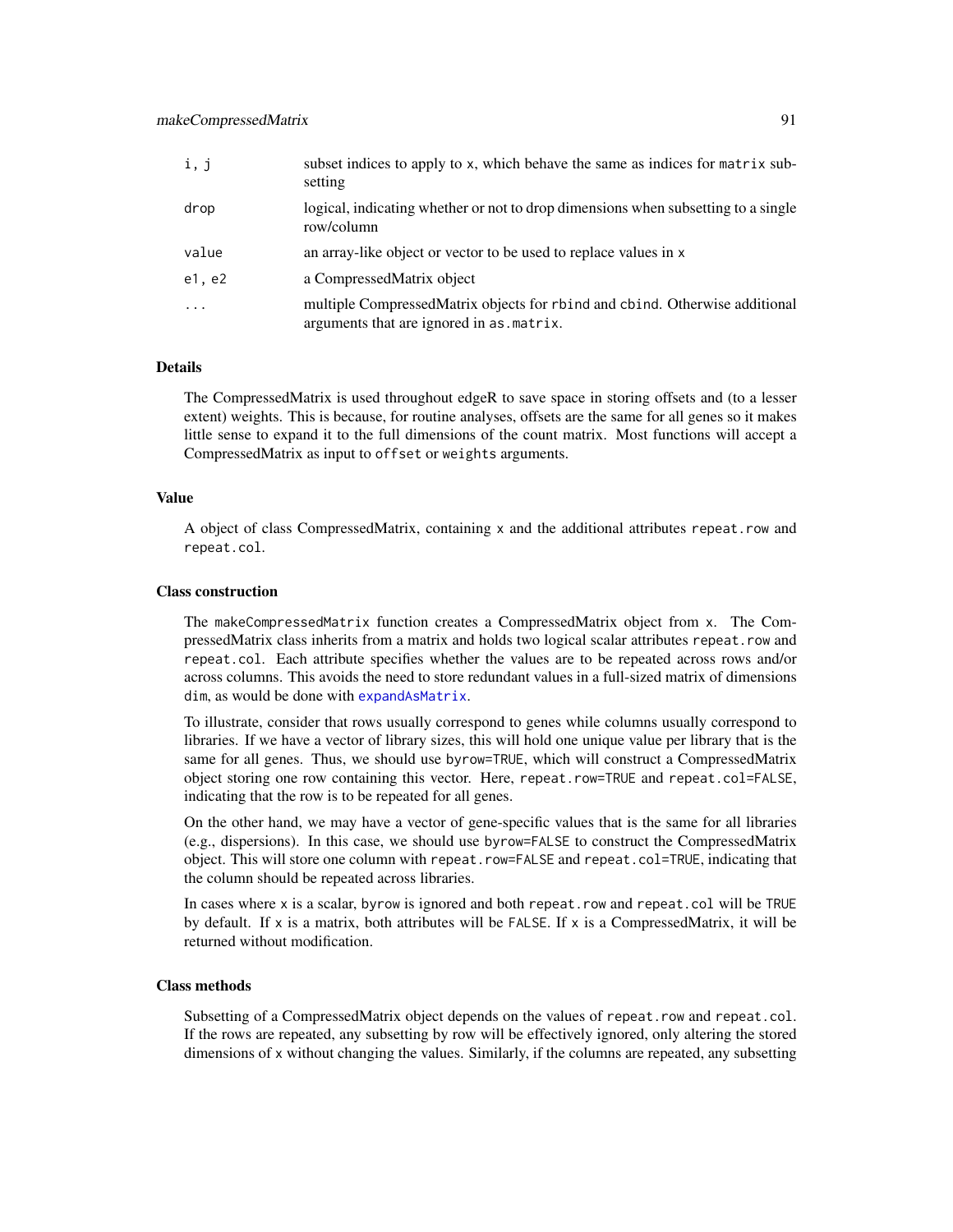| | |
|---|---|
| i, j | subset indices to apply to x, which behave the same as indices for matrix subsetting |
| drop | logical, indicating whether or not to drop dimensions when subsetting to a single row/column |
| value | an array-like object or vector to be used to replace values in x |
| e1, e2 | a CompressedMatrix object |
| ... | multiple CompressedMatrix objects for rbind and cbind. Otherwise additional arguments that are ignored in as.matrix. |

## Details

The CompressedMatrix is used throughout edgeR to save space in storing offsets and (to a lesser extent) weights. This is because, for routine analyses, offsets are the same for all genes so it makes little sense to expand it to the full dimensions of the count matrix. Most functions will accept a CompressedMatrix as input to offset or weights arguments.

## Value

A object of class CompressedMatrix, containing x and the additional attributes repeat.row and repeat.col.

## Class construction

The makeCompressedMatrix function creates a CompressedMatrix object from x. The CompressedMatrix class inherits from a matrix and holds two logical scalar attributes repeat.row and repeat.col. Each attribute specifies whether the values are to be repeated across rows and/or across columns. This avoids the need to store redundant values in a full-sized matrix of dimensions dim, as would be done with expandAsMatrix.

To illustrate, consider that rows usually correspond to genes while columns usually correspond to libraries. If we have a vector of library sizes, this will hold one unique value per library that is the same for all genes. Thus, we should use byrow=TRUE, which will construct a CompressedMatrix object storing one row containing this vector. Here, repeat.row=TRUE and repeat.col=FALSE, indicating that the row is to be repeated for all genes.

On the other hand, we may have a vector of gene-specific values that is the same for all libraries (e.g., dispersions). In this case, we should use byrow=FALSE to construct the CompressedMatrix object. This will store one column with repeat.row=FALSE and repeat.col=TRUE, indicating that the column should be repeated across libraries.

In cases where x is a scalar, byrow is ignored and both repeat.row and repeat.col will be TRUE by default. If x is a matrix, both attributes will be FALSE. If x is a CompressedMatrix, it will be returned without modification.

## Class methods

Subsetting of a CompressedMatrix object depends on the values of repeat.row and repeat.col. If the rows are repeated, any subsetting by row will be effectively ignored, only altering the stored dimensions of x without changing the values. Similarly, if the columns are repeated, any subsetting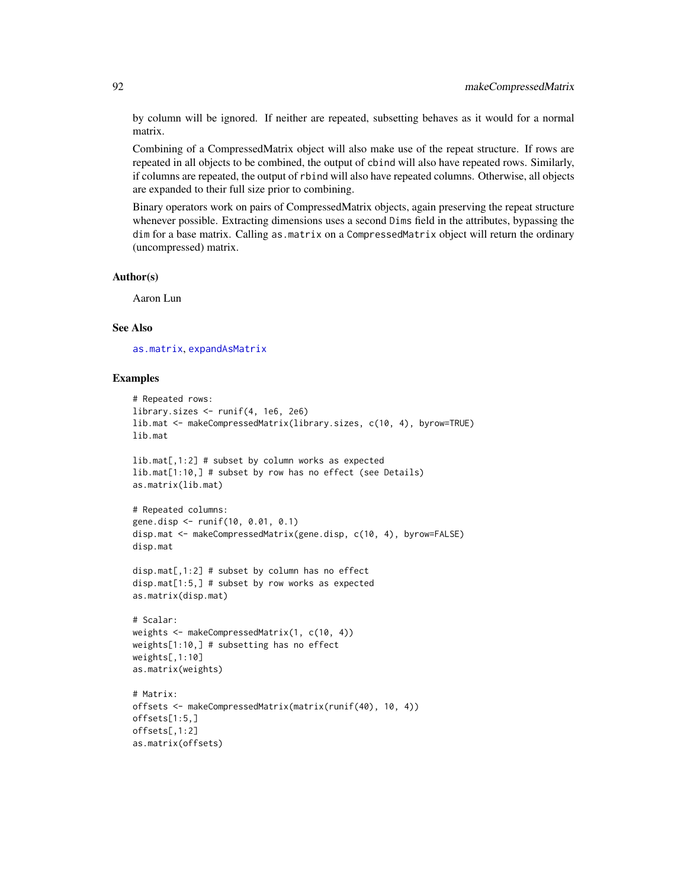by column will be ignored. If neither are repeated, subsetting behaves as it would for a normal matrix.

Combining of a CompressedMatrix object will also make use of the repeat structure. If rows are repeated in all objects to be combined, the output of cbind will also have repeated rows. Similarly, if columns are repeated, the output of rbind will also have repeated columns. Otherwise, all objects are expanded to their full size prior to combining.

Binary operators work on pairs of CompressedMatrix objects, again preserving the repeat structure whenever possible. Extracting dimensions uses a second Dims field in the attributes, bypassing the dim for a base matrix. Calling as.matrix on a CompressedMatrix object will return the ordinary (uncompressed) matrix.

### Author(s)

Aaron Lun

### See Also

as.matrix, expandAsMatrix

### Examples

```
# Repeated rows:
library.sizes <- runif(4, 1e6, 2e6)
lib.mat <- makeCompressedMatrix(library.sizes, c(10, 4), byrow=TRUE)
lib.mat

lib.mat[,1:2] # subset by column works as expected
lib.mat[1:10,] # subset by row has no effect (see Details)
as.matrix(lib.mat)

# Repeated columns:
gene.disp <- runif(10, 0.01, 0.1)
disp.mat <- makeCompressedMatrix(gene.disp, c(10, 4), byrow=FALSE)
disp.mat

disp.mat[,1:2] # subset by column has no effect
disp.mat[1:5,] # subset by row works as expected
as.matrix(disp.mat)

# Scalar:
weights <- makeCompressedMatrix(1, c(10, 4))
weights[1:10,] # subsetting has no effect
weights[,1:10]
as.matrix(weights)

# Matrix:
offsets <- makeCompressedMatrix(matrix(runif(40), 10, 4))
offsets[1:5,]
offsets[,1:2]
as.matrix(offsets)
```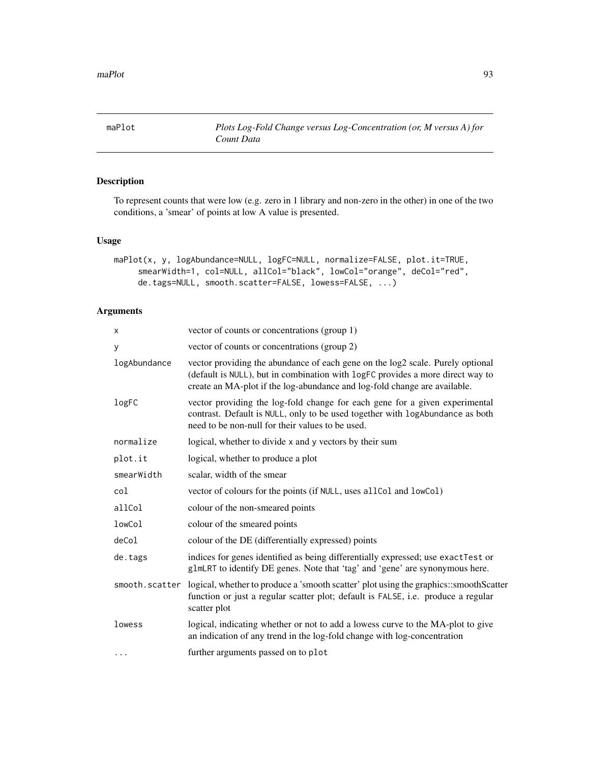## maPot — wait

## maPlot *Plots Log-Fold Change versus Log-Concentration (or, M versus A) for Count Data*

### Description

To represent counts that were low (e.g. zero in 1 library and non-zero in the other) in one of the two conditions, a 'smear' of points at low A value is presented.

### Usage

```
maPlot(x, y, logAbundance=NULL, logFC=NULL, normalize=FALSE, plot.it=TRUE,
     smearWidth=1, col=NULL, allCol="black", lowCol="orange", deCol="red",
     de.tags=NULL, smooth.scatter=FALSE, lowess=FALSE, ...)
```

### Arguments

| | |
|---|---|
| `x` | vector of counts or concentrations (group 1) |
| `y` | vector of counts or concentrations (group 2) |
| `logAbundance` | vector providing the abundance of each gene on the log2 scale. Purely optional (default is `NULL`), but in combination with `logFC` provides a more direct way to create an MA-plot if the log-abundance and log-fold change are available. |
| `logFC` | vector providing the log-fold change for each gene for a given experimental contrast. Default is `NULL`, only to be used together with `logAbundance` as both need to be non-null for their values to be used. |
| `normalize` | logical, whether to divide `x` and `y` vectors by their sum |
| `plot.it` | logical, whether to produce a plot |
| `smearWidth` | scalar, width of the smear |
| `col` | vector of colours for the points (if `NULL`, uses `allCol` and `lowCol`) |
| `allCol` | colour of the non-smeared points |
| `lowCol` | colour of the smeared points |
| `deCol` | colour of the DE (differentially expressed) points |
| `de.tags` | indices for genes identified as being differentially expressed; use `exactTest` or `glmLRT` to identify DE genes. Note that 'tag' and 'gene' are synonymous here. |
| `smooth.scatter` | logical, whether to produce a 'smooth scatter' plot using the graphics::smoothScatter function or just a regular scatter plot; default is `FALSE`, i.e. produce a regular scatter plot |
| `lowess` | logical, indicating whether or not to add a lowess curve to the MA-plot to give an indication of any trend in the log-fold change with log-concentration |
| `...` | further arguments passed on to `plot` |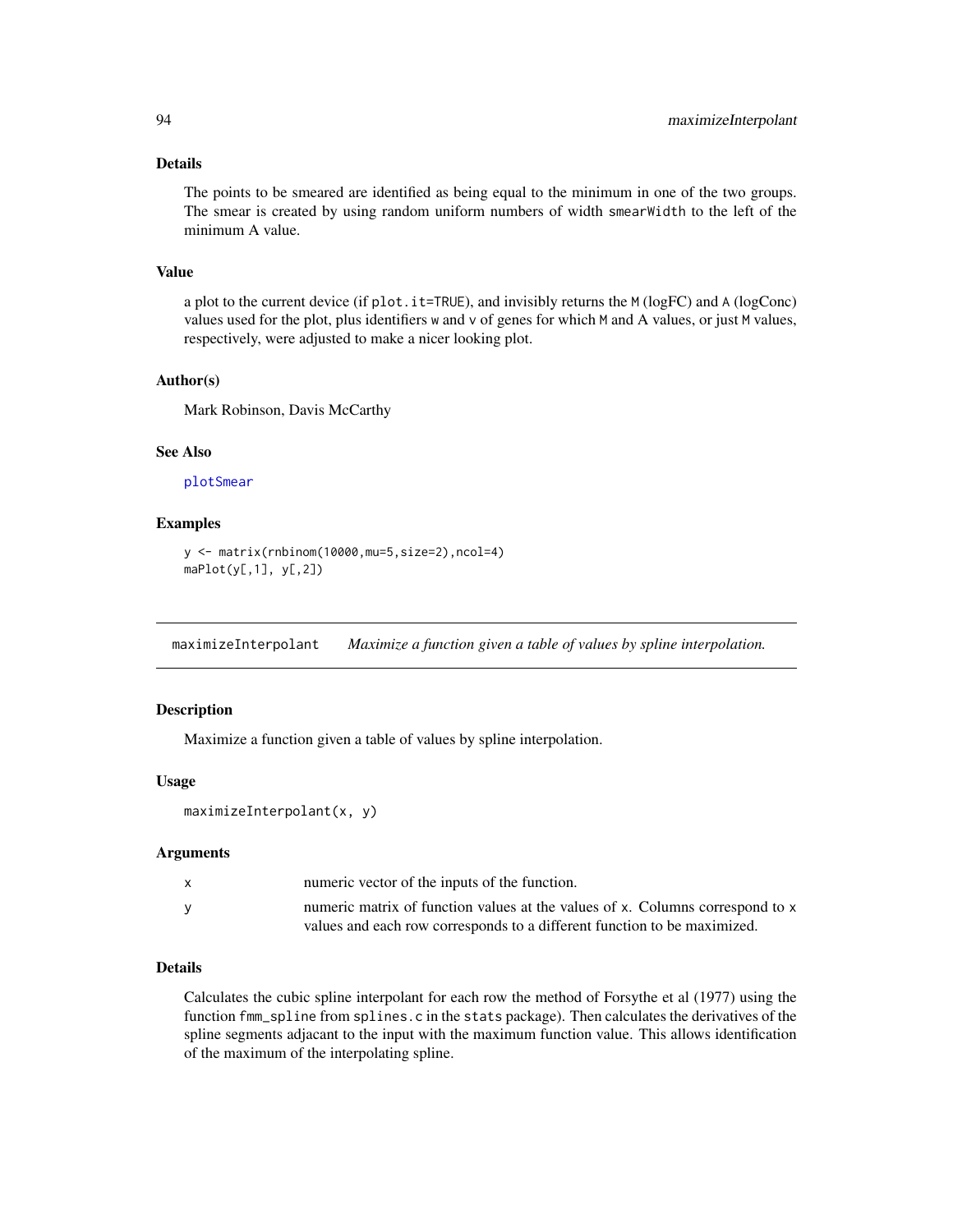## Details

The points to be smeared are identified as being equal to the minimum in one of the two groups. The smear is created by using random uniform numbers of width `smearWidth` to the left of the minimum A value.

## Value

a plot to the current device (if `plot.it=TRUE`), and invisibly returns the `M` (logFC) and `A` (logConc) values used for the plot, plus identifiers `w` and `v` of genes for which `M` and A values, or just `M` values, respectively, were adjusted to make a nicer looking plot.

## Author(s)

Mark Robinson, Davis McCarthy

## See Also

`plotSmear`

## Examples

```
y <- matrix(rnbinom(10000,mu=5,size=2),ncol=4)
maPlot(y[,1], y[,2])
```

---

# maximizeInterpolant — *Maximize a function given a table of values by spline interpolation.*

---

## Description

Maximize a function given a table of values by spline interpolation.

## Usage

```
maximizeInterpolant(x, y)
```

## Arguments

| | |
|---|---|
| `x` | numeric vector of the inputs of the function. |
| `y` | numeric matrix of function values at the values of `x`. Columns correspond to `x` values and each row corresponds to a different function to be maximized. |

## Details

Calculates the cubic spline interpolant for each row the method of Forsythe et al (1977) using the function `fmm_spline` from `splines.c` in the `stats` package). Then calculates the derivatives of the spline segments adjacant to the input with the maximum function value. This allows identification of the maximum of the interpolating spline.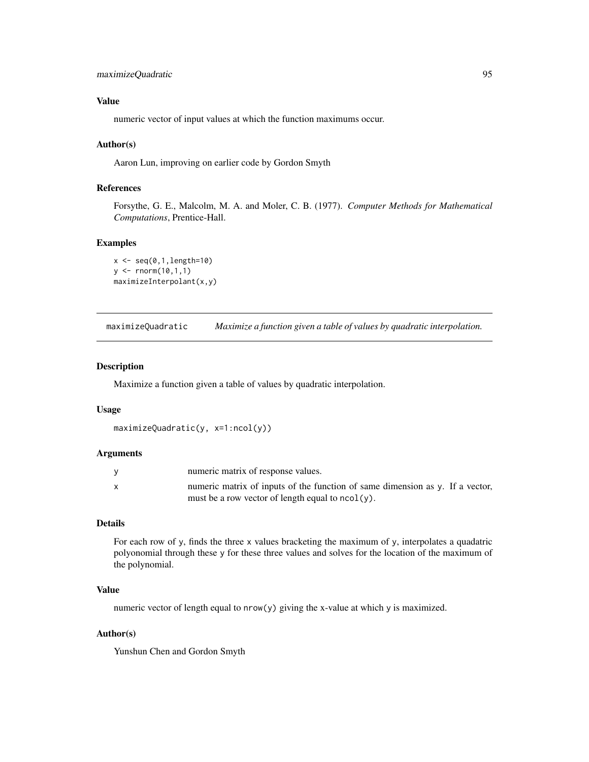### Value

numeric vector of input values at which the function maximums occur.

### Author(s)

Aaron Lun, improving on earlier code by Gordon Smyth

### References

Forsythe, G. E., Malcolm, M. A. and Moler, C. B. (1977). *Computer Methods for Mathematical Computations*, Prentice-Hall.

### Examples

```
x <- seq(0,1,length=10)
y <- rnorm(10,1,1)
maximizeInterpolant(x,y)
```

---

## maximizeQuadratic — *Maximize a function given a table of values by quadratic interpolation.*

---

### Description

Maximize a function given a table of values by quadratic interpolation.

### Usage

```
maximizeQuadratic(y, x=1:ncol(y))
```

### Arguments

| | |
|---|---|
| `y` | numeric matrix of response values. |
| `x` | numeric matrix of inputs of the function of same dimension as `y`. If a vector, must be a row vector of length equal to `ncol(y)`. |

### Details

For each row of `y`, finds the three `x` values bracketing the maximum of `y`, interpolates a quadatric polyonomial through these `y` for these three values and solves for the location of the maximum of the polynomial.

### Value

numeric vector of length equal to `nrow(y)` giving the x-value at which `y` is maximized.

### Author(s)

Yunshun Chen and Gordon Smyth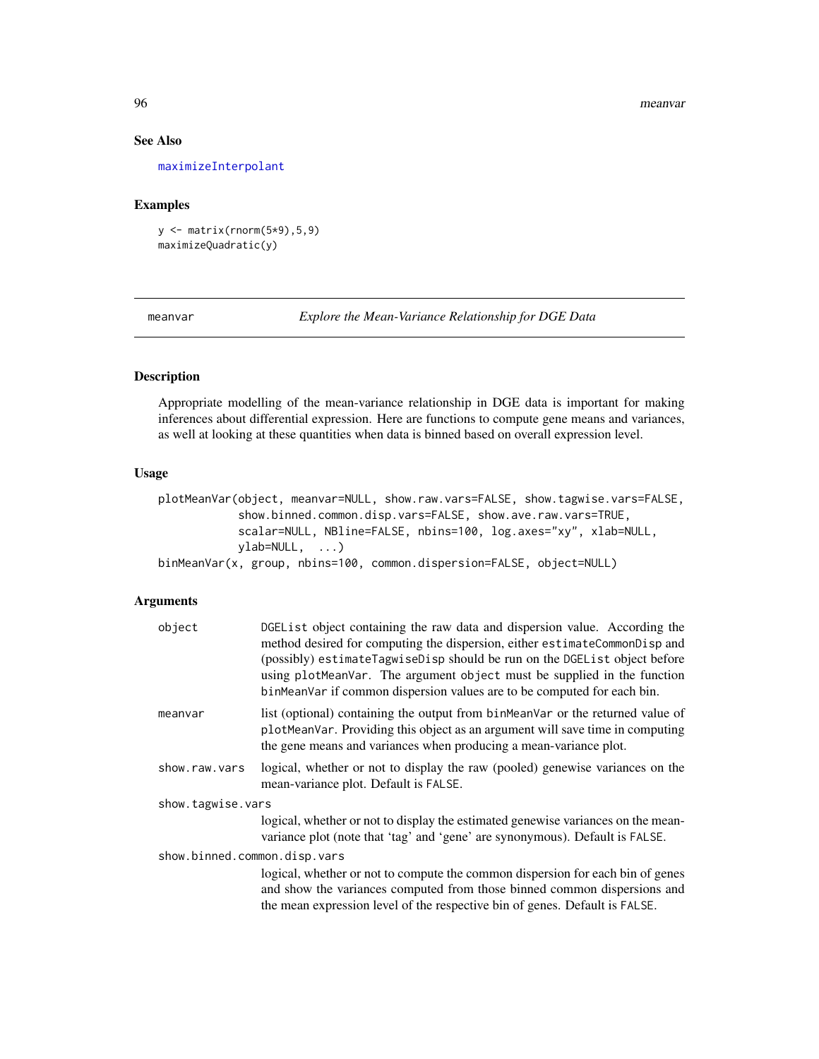## See Also

maximizeInterpolant

## Examples

```
y <- matrix(rnorm(5*9),5,9)
maximizeQuadratic(y)
```

---

meanvar *Explore the Mean-Variance Relationship for DGE Data*

---

## Description

Appropriate modelling of the mean-variance relationship in DGE data is important for making inferences about differential expression. Here are functions to compute gene means and variances, as well at looking at these quantities when data is binned based on overall expression level.

## Usage

```
plotMeanVar(object, meanvar=NULL, show.raw.vars=FALSE, show.tagwise.vars=FALSE,
            show.binned.common.disp.vars=FALSE, show.ave.raw.vars=TRUE,
            scalar=NULL, NBline=FALSE, nbins=100, log.axes="xy", xlab=NULL,
            ylab=NULL,  ...)
binMeanVar(x, group, nbins=100, common.dispersion=FALSE, object=NULL)
```

## Arguments

`object` — `DGEList` object containing the raw data and dispersion value. According the method desired for computing the dispersion, either `estimateCommonDisp` and (possibly) `estimateTagwiseDisp` should be run on the `DGEList` object before using `plotMeanVar`. The argument `object` must be supplied in the function `binMeanVar` if common dispersion values are to be computed for each bin.

`meanvar` — list (optional) containing the output from `binMeanVar` or the returned value of `plotMeanVar`. Providing this object as an argument will save time in computing the gene means and variances when producing a mean-variance plot.

`show.raw.vars` — logical, whether or not to display the raw (pooled) genewise variances on the mean-variance plot. Default is `FALSE`.

`show.tagwise.vars` — logical, whether or not to display the estimated genewise variances on the mean-variance plot (note that 'tag' and 'gene' are synonymous). Default is `FALSE`.

`show.binned.common.disp.vars` — logical, whether or not to compute the common dispersion for each bin of genes and show the variances computed from those binned common dispersions and the mean expression level of the respective bin of genes. Default is `FALSE`.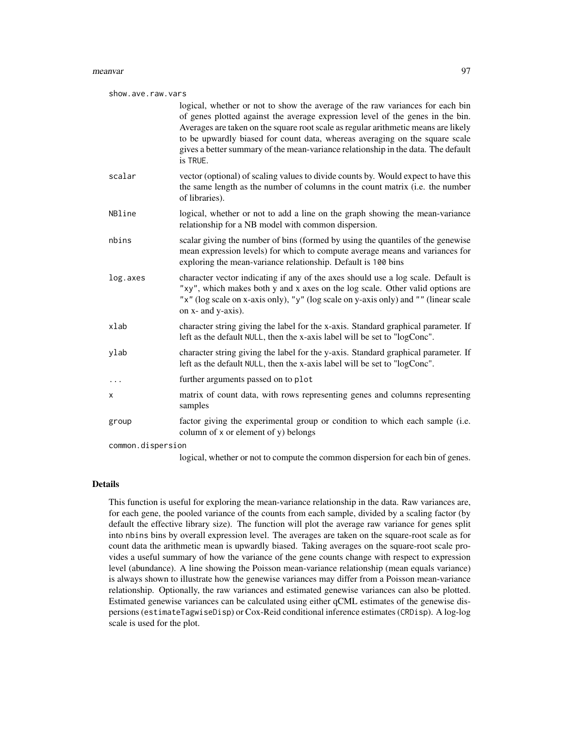show.ave.raw.vars
: logical, whether or not to show the average of the raw variances for each bin of genes plotted against the average expression level of the genes in the bin. Averages are taken on the square root scale as regular arithmetic means are likely to be upwardly biased for count data, whereas averaging on the square scale gives a better summary of the mean-variance relationship in the data. The default is `TRUE`.

scalar
: vector (optional) of scaling values to divide counts by. Would expect to have this the same length as the number of columns in the count matrix (i.e. the number of libraries).

NBline
: logical, whether or not to add a line on the graph showing the mean-variance relationship for a NB model with common dispersion.

nbins
: scalar giving the number of bins (formed by using the quantiles of the genewise mean expression levels) for which to compute average means and variances for exploring the mean-variance relationship. Default is `100` bins

log.axes
: character vector indicating if any of the axes should use a log scale. Default is `"xy"`, which makes both y and x axes on the log scale. Other valid options are `"x"` (log scale on x-axis only), `"y"` (log scale on y-axis only) and `""` (linear scale on x- and y-axis).

xlab
: character string giving the label for the x-axis. Standard graphical parameter. If left as the default `NULL`, then the x-axis label will be set to "logConc".

ylab
: character string giving the label for the y-axis. Standard graphical parameter. If left as the default `NULL`, then the x-axis label will be set to "logConc".

...
: further arguments passed on to `plot`

x
: matrix of count data, with rows representing genes and columns representing samples

group
: factor giving the experimental group or condition to which each sample (i.e. column of `x` or element of `y`) belongs

common.dispersion
: logical, whether or not to compute the common dispersion for each bin of genes.

## Details

This function is useful for exploring the mean-variance relationship in the data. Raw variances are, for each gene, the pooled variance of the counts from each sample, divided by a scaling factor (by default the effective library size). The function will plot the average raw variance for genes split into `nbins` bins by overall expression level. The averages are taken on the square-root scale as for count data the arithmetic mean is upwardly biased. Taking averages on the square-root scale provides a useful summary of how the variance of the gene counts change with respect to expression level (abundance). A line showing the Poisson mean-variance relationship (mean equals variance) is always shown to illustrate how the genewise variances may differ from a Poisson mean-variance relationship. Optionally, the raw variances and estimated genewise variances can also be plotted. Estimated genewise variances can be calculated using either qCML estimates of the genewise dispersions (`estimateTagwiseDisp`) or Cox-Reid conditional inference estimates (`CRDisp`). A log-log scale is used for the plot.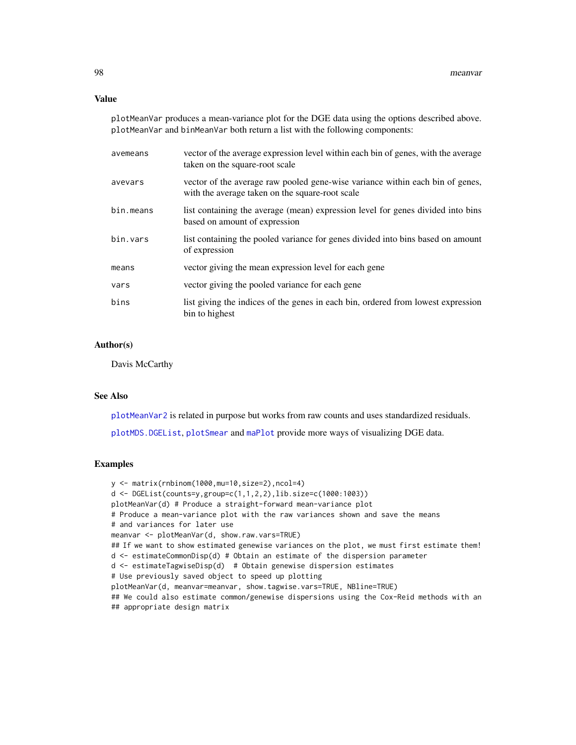### Value

`plotMeanVar` produces a mean-variance plot for the DGE data using the options described above. `plotMeanVar` and `binMeanVar` both return a list with the following components:

| | |
|---|---|
| `avemeans` | vector of the average expression level within each bin of genes, with the average taken on the square-root scale |
| `avevars` | vector of the average raw pooled gene-wise variance within each bin of genes, with the average taken on the square-root scale |
| `bin.means` | list containing the average (mean) expression level for genes divided into bins based on amount of expression |
| `bin.vars` | list containing the pooled variance for genes divided into bins based on amount of expression |
| `means` | vector giving the mean expression level for each gene |
| `vars` | vector giving the pooled variance for each gene |
| `bins` | list giving the indices of the genes in each bin, ordered from lowest expression bin to highest |

### Author(s)

Davis McCarthy

### See Also

`plotMeanVar2` is related in purpose but works from raw counts and uses standardized residuals.

`plotMDS.DGEList`, `plotSmear` and `maPlot` provide more ways of visualizing DGE data.

### Examples

```
y <- matrix(rnbinom(1000,mu=10,size=2),ncol=4)
d <- DGEList(counts=y,group=c(1,1,2,2),lib.size=c(1000:1003))
plotMeanVar(d) # Produce a straight-forward mean-variance plot
# Produce a mean-variance plot with the raw variances shown and save the means
# and variances for later use
meanvar <- plotMeanVar(d, show.raw.vars=TRUE)
## If we want to show estimated genewise variances on the plot, we must first estimate them!
d <- estimateCommonDisp(d) # Obtain an estimate of the dispersion parameter
d <- estimateTagwiseDisp(d)  # Obtain genewise dispersion estimates
# Use previously saved object to speed up plotting
plotMeanVar(d, meanvar=meanvar, show.tagwise.vars=TRUE, NBline=TRUE)
## We could also estimate common/genewise dispersions using the Cox-Reid methods with an
## appropriate design matrix
```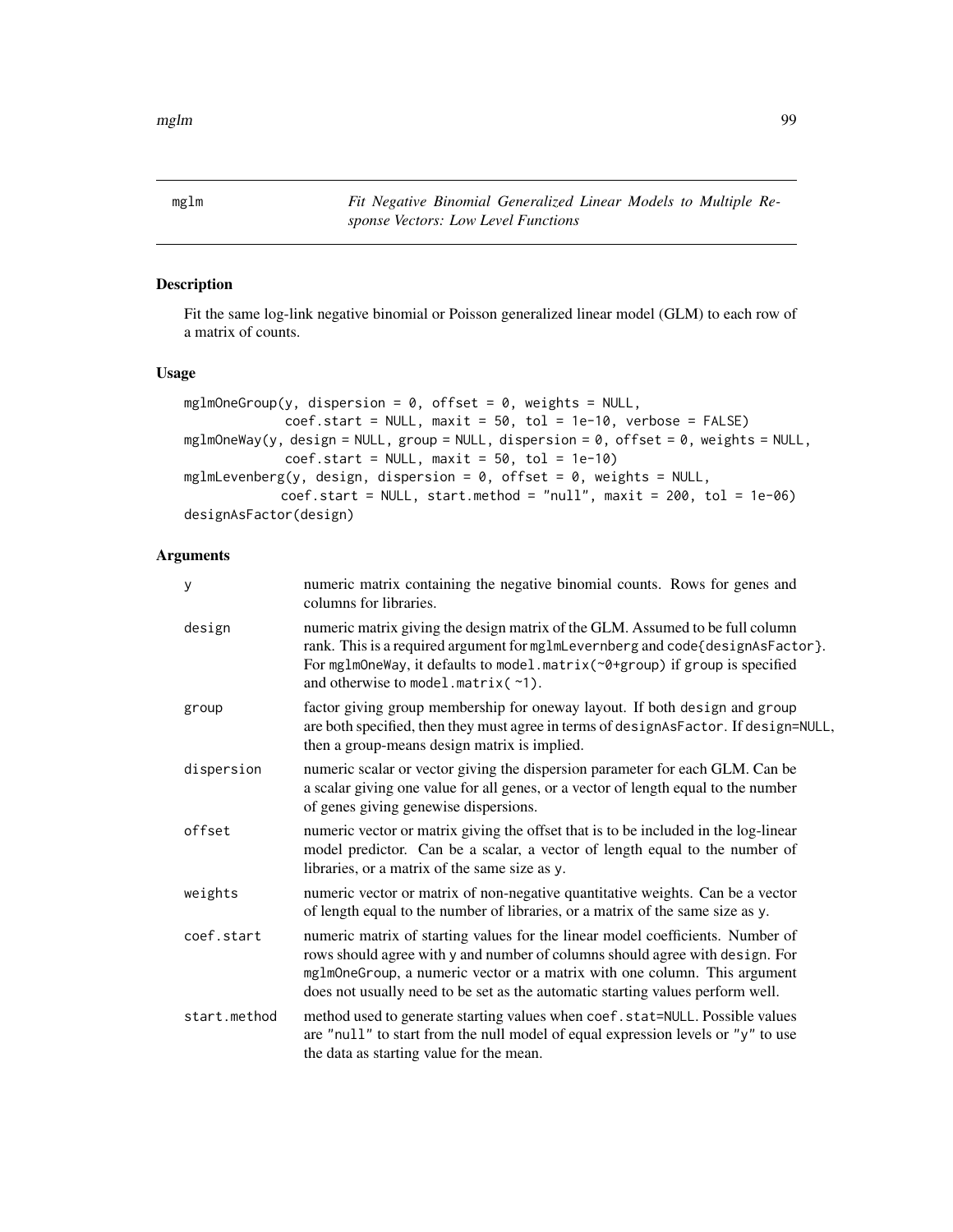mglm *Fit Negative Binomial Generalized Linear Models to Multiple Response Vectors: Low Level Functions*

## Description

Fit the same log-link negative binomial or Poisson generalized linear model (GLM) to each row of a matrix of counts.

## Usage

```
mglmOneGroup(y, dispersion = 0, offset = 0, weights = NULL,
             coef.start = NULL, maxit = 50, tol = 1e-10, verbose = FALSE)
mglmOneWay(y, design = NULL, group = NULL, dispersion = 0, offset = 0, weights = NULL,
             coef.start = NULL, maxit = 50, tol = 1e-10)
mglmLevenberg(y, design, dispersion = 0, offset = 0, weights = NULL,
             coef.start = NULL, start.method = "null", maxit = 200, tol = 1e-06)
designAsFactor(design)
```

## Arguments

| | |
|---|---|
| y | numeric matrix containing the negative binomial counts. Rows for genes and columns for libraries. |
| design | numeric matrix giving the design matrix of the GLM. Assumed to be full column rank. This is a required argument for mglmLevernberg and code{designAsFactor}. For mglmOneWay, it defaults to model.matrix(~0+group) if group is specified and otherwise to model.matrix( ~1). |
| group | factor giving group membership for oneway layout. If both design and group are both specified, then they must agree in terms of designAsFactor. If design=NULL, then a group-means design matrix is implied. |
| dispersion | numeric scalar or vector giving the dispersion parameter for each GLM. Can be a scalar giving one value for all genes, or a vector of length equal to the number of genes giving genewise dispersions. |
| offset | numeric vector or matrix giving the offset that is to be included in the log-linear model predictor. Can be a scalar, a vector of length equal to the number of libraries, or a matrix of the same size as y. |
| weights | numeric vector or matrix of non-negative quantitative weights. Can be a vector of length equal to the number of libraries, or a matrix of the same size as y. |
| coef.start | numeric matrix of starting values for the linear model coefficients. Number of rows should agree with y and number of columns should agree with design. For mglmOneGroup, a numeric vector or a matrix with one column. This argument does not usually need to be set as the automatic starting values perform well. |
| start.method | method used to generate starting values when coef.stat=NULL. Possible values are "null" to start from the null model of equal expression levels or "y" to use the data as starting value for the mean. |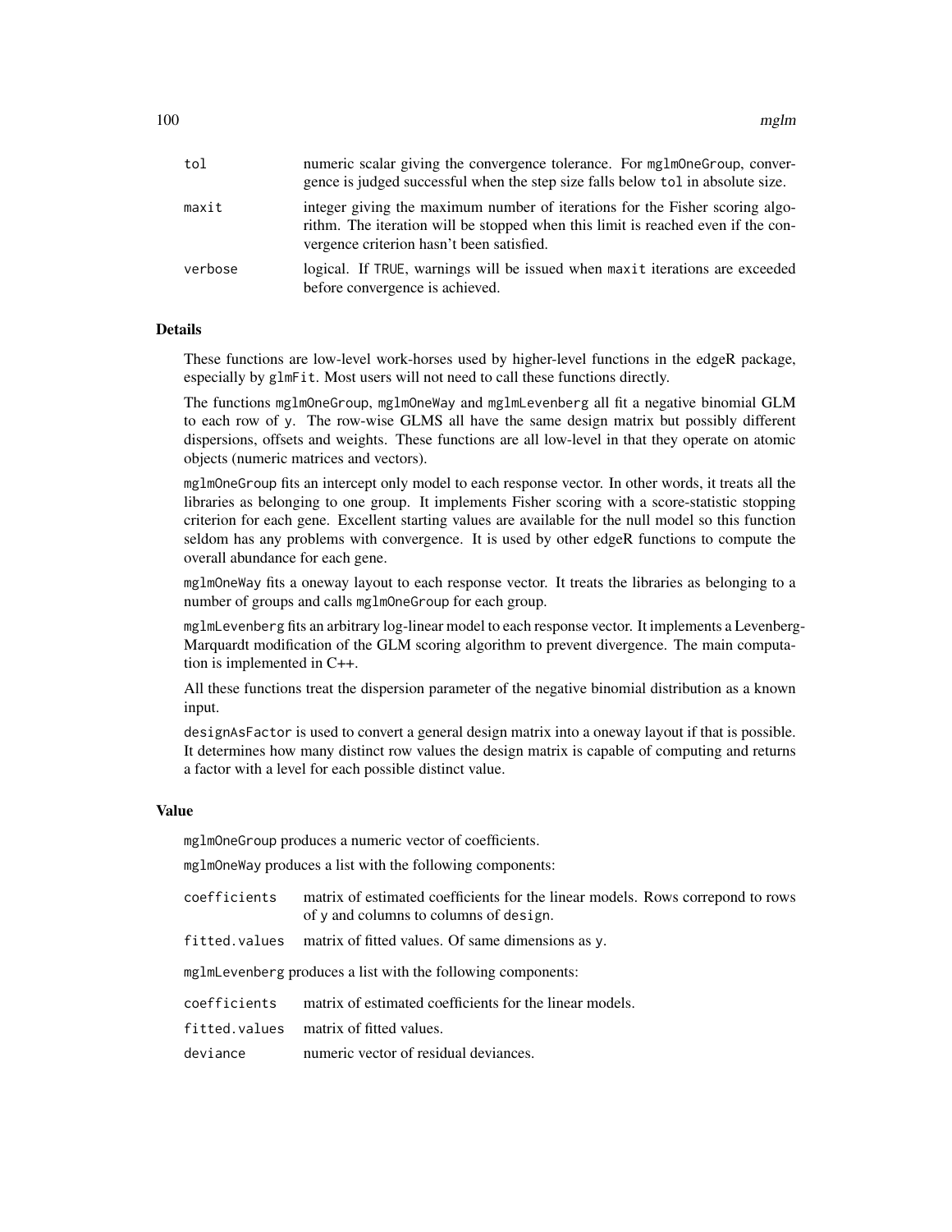| | |
|---|---|
| `tol` | numeric scalar giving the convergence tolerance. For `mglmOneGroup`, convergence is judged successful when the step size falls below `tol` in absolute size. |
| `maxit` | integer giving the maximum number of iterations for the Fisher scoring algorithm. The iteration will be stopped when this limit is reached even if the convergence criterion hasn't been satisfied. |
| `verbose` | logical. If `TRUE`, warnings will be issued when `maxit` iterations are exceeded before convergence is achieved. |

## Details

These functions are low-level work-horses used by higher-level functions in the edgeR package, especially by `glmFit`. Most users will not need to call these functions directly.

The functions `mglmOneGroup`, `mglmOneWay` and `mglmLevenberg` all fit a negative binomial GLM to each row of `y`. The row-wise GLMS all have the same design matrix but possibly different dispersions, offsets and weights. These functions are all low-level in that they operate on atomic objects (numeric matrices and vectors).

`mglmOneGroup` fits an intercept only model to each response vector. In other words, it treats all the libraries as belonging to one group. It implements Fisher scoring with a score-statistic stopping criterion for each gene. Excellent starting values are available for the null model so this function seldom has any problems with convergence. It is used by other edgeR functions to compute the overall abundance for each gene.

`mglmOneWay` fits a oneway layout to each response vector. It treats the libraries as belonging to a number of groups and calls `mglmOneGroup` for each group.

`mglmLevenberg` fits an arbitrary log-linear model to each response vector. It implements a Levenberg-Marquardt modification of the GLM scoring algorithm to prevent divergence. The main computation is implemented in C++.

All these functions treat the dispersion parameter of the negative binomial distribution as a known input.

`designAsFactor` is used to convert a general design matrix into a oneway layout if that is possible. It determines how many distinct row values the design matrix is capable of computing and returns a factor with a level for each possible distinct value.

## Value

`mglmOneGroup` produces a numeric vector of coefficients.

`mglmOneWay` produces a list with the following components:

| | |
|---|---|
| `coefficients` | matrix of estimated coefficients for the linear models. Rows correpond to rows of `y` and columns to columns of `design`. |
| `fitted.values` | matrix of fitted values. Of same dimensions as `y`. |

`mglmLevenberg` produces a list with the following components:

| | |
|---|---|
| `coefficients` | matrix of estimated coefficients for the linear models. |
| `fitted.values` | matrix of fitted values. |
| `deviance` | numeric vector of residual deviances. |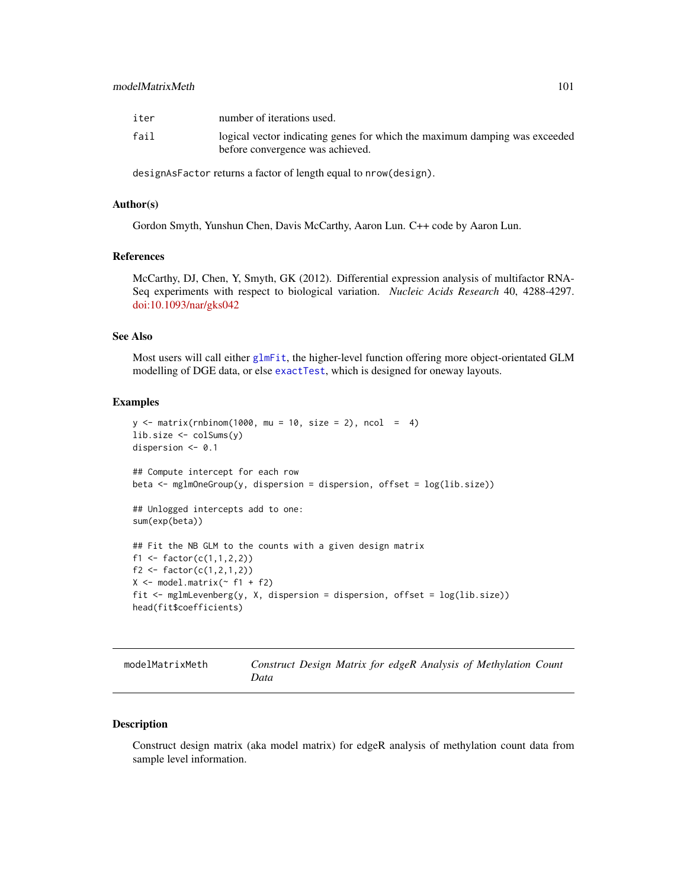| | |
|---|---|
| iter | number of iterations used. |
| fail | logical vector indicating genes for which the maximum damping was exceeded before convergence was achieved. |

designAsFactor returns a factor of length equal to nrow(design).

### Author(s)

Gordon Smyth, Yunshun Chen, Davis McCarthy, Aaron Lun. C++ code by Aaron Lun.

### References

McCarthy, DJ, Chen, Y, Smyth, GK (2012). Differential expression analysis of multifactor RNA-Seq experiments with respect to biological variation. *Nucleic Acids Research* 40, 4288-4297. doi:10.1093/nar/gks042

### See Also

Most users will call either glmFit, the higher-level function offering more object-orientated GLM modelling of DGE data, or else exactTest, which is designed for oneway layouts.

### Examples

```
y <- matrix(rnbinom(1000, mu = 10, size = 2), ncol  =  4)
lib.size <- colSums(y)
dispersion <- 0.1

## Compute intercept for each row
beta <- mglmOneGroup(y, dispersion = dispersion, offset = log(lib.size))

## Unlogged intercepts add to one:
sum(exp(beta))

## Fit the NB GLM to the counts with a given design matrix
f1 <- factor(c(1,1,2,2))
f2 <- factor(c(1,2,1,2))
X <- model.matrix(~ f1 + f2)
fit <- mglmLevenberg(y, X, dispersion = dispersion, offset = log(lib.size))
head(fit$coefficients)
```

---

## modelMatrixMeth — *Construct Design Matrix for edgeR Analysis of Methylation Count Data*

### Description

Construct design matrix (aka model matrix) for edgeR analysis of methylation count data from sample level information.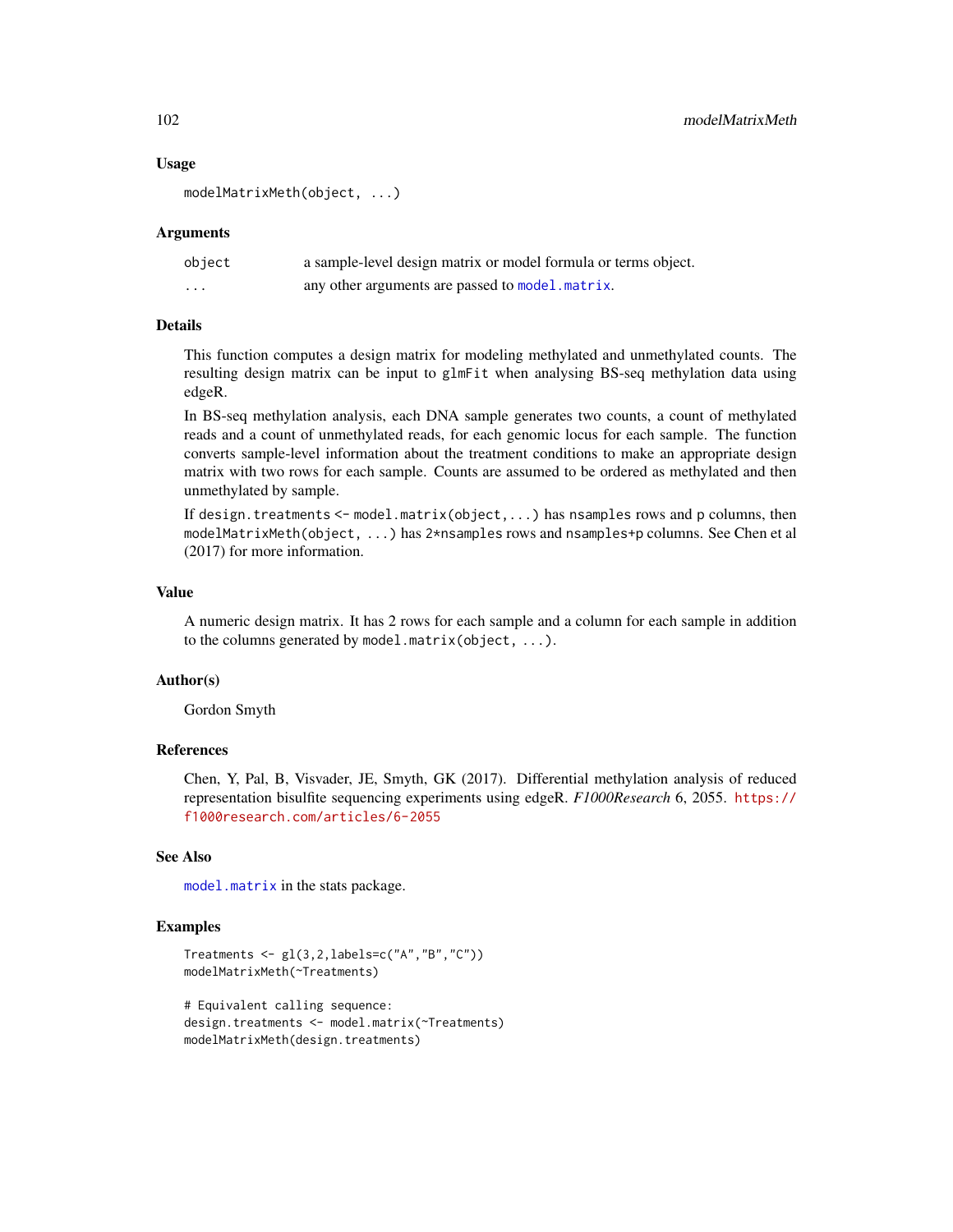## Usage

```
modelMatrixMeth(object, ...)
```

## Arguments

| | |
|---|---|
| object | a sample-level design matrix or model formula or terms object. |
| ... | any other arguments are passed to model.matrix. |

## Details

This function computes a design matrix for modeling methylated and unmethylated counts. The resulting design matrix can be input to glmFit when analysing BS-seq methylation data using edgeR.

In BS-seq methylation analysis, each DNA sample generates two counts, a count of methylated reads and a count of unmethylated reads, for each genomic locus for each sample. The function converts sample-level information about the treatment conditions to make an appropriate design matrix with two rows for each sample. Counts are assumed to be ordered as methylated and then unmethylated by sample.

If design.treatments <- model.matrix(object,...) has nsamples rows and p columns, then modelMatrixMeth(object, ...) has 2*nsamples rows and nsamples+p columns. See Chen et al (2017) for more information.

## Value

A numeric design matrix. It has 2 rows for each sample and a column for each sample in addition to the columns generated by model.matrix(object, ...).

## Author(s)

Gordon Smyth

## References

Chen, Y, Pal, B, Visvader, JE, Smyth, GK (2017). Differential methylation analysis of reduced representation bisulfite sequencing experiments using edgeR. *F1000Research* 6, 2055. https://f1000research.com/articles/6-2055

## See Also

model.matrix in the stats package.

## Examples

```
Treatments <- gl(3,2,labels=c("A","B","C"))
modelMatrixMeth(~Treatments)

# Equivalent calling sequence:
design.treatments <- model.matrix(~Treatments)
modelMatrixMeth(design.treatments)
```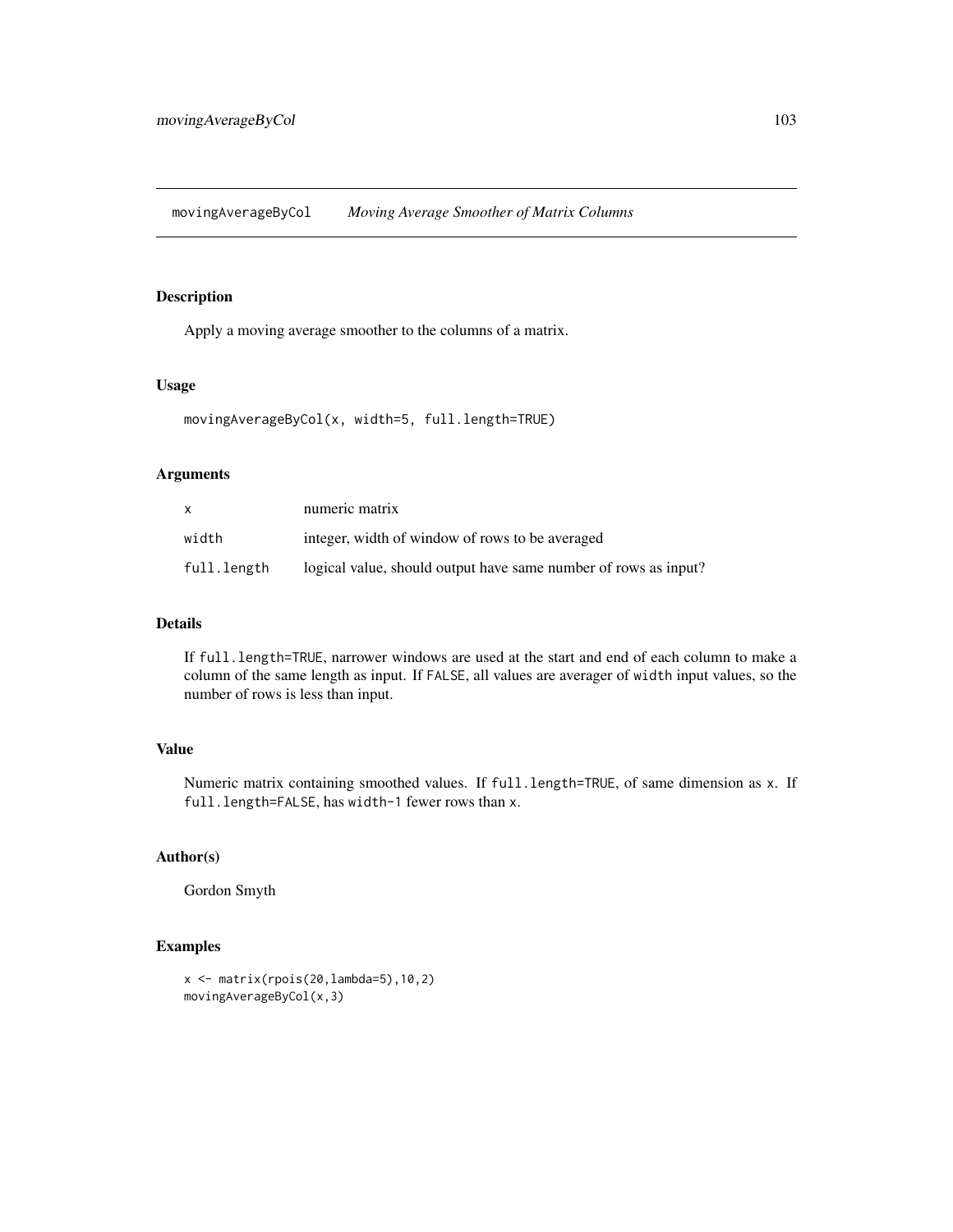movingAverageByCol    *Moving Average Smoother of Matrix Columns*

## Description

Apply a moving average smoother to the columns of a matrix.

## Usage

```
movingAverageByCol(x, width=5, full.length=TRUE)
```

## Arguments

| | |
|---|---|
| x | numeric matrix |
| width | integer, width of window of rows to be averaged |
| full.length | logical value, should output have same number of rows as input? |

## Details

If `full.length=TRUE`, narrower windows are used at the start and end of each column to make a column of the same length as input. If `FALSE`, all values are averager of `width` input values, so the number of rows is less than input.

## Value

Numeric matrix containing smoothed values. If `full.length=TRUE`, of same dimension as `x`. If `full.length=FALSE`, has `width-1` fewer rows than `x`.

## Author(s)

Gordon Smyth

## Examples

```
x <- matrix(rpois(20,lambda=5),10,2)
movingAverageByCol(x,3)
```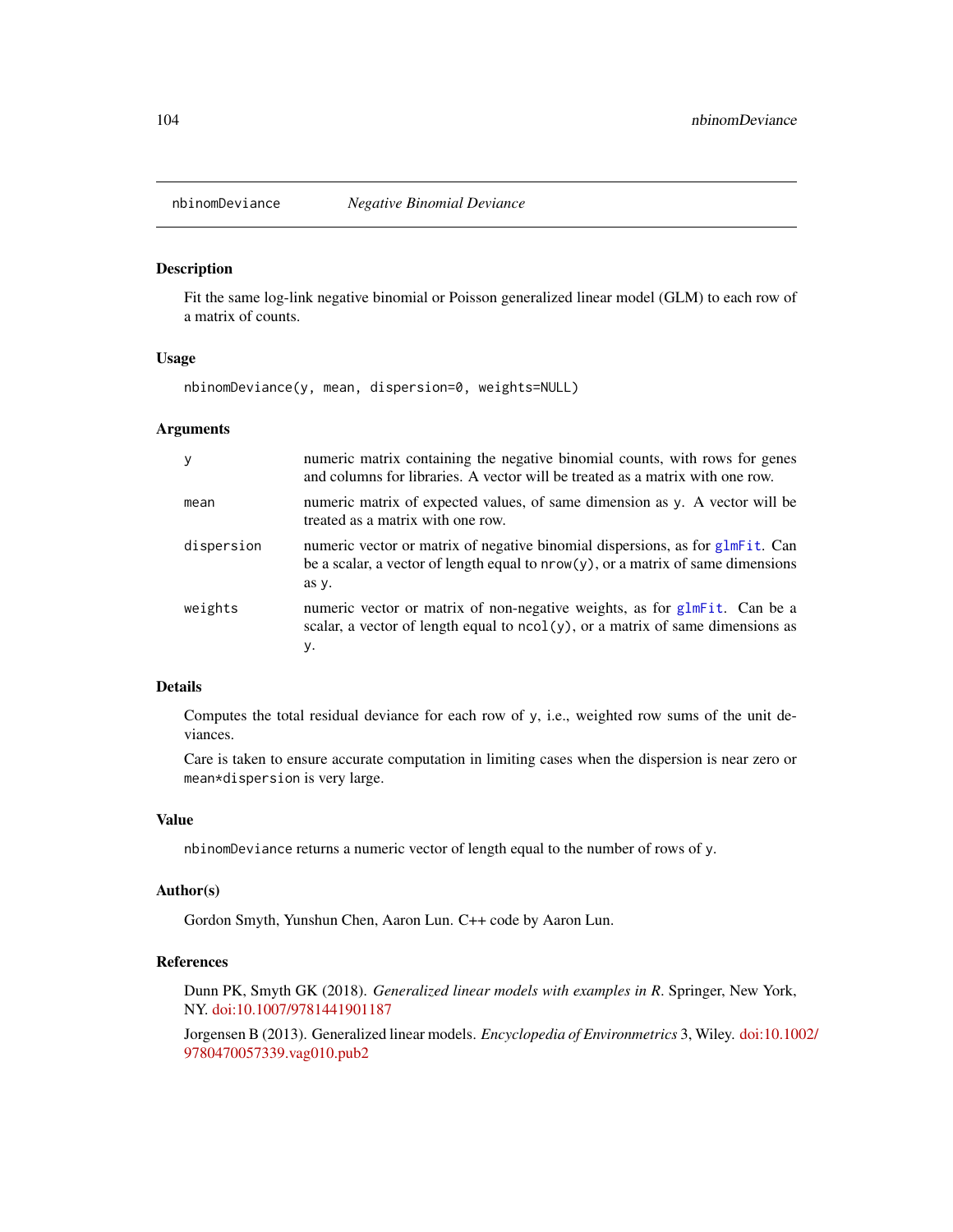## nbinomDeviance *Negative Binomial Deviance*

### Description

Fit the same log-link negative binomial or Poisson generalized linear model (GLM) to each row of a matrix of counts.

### Usage

```
nbinomDeviance(y, mean, dispersion=0, weights=NULL)
```

### Arguments

| | |
|---|---|
| `y` | numeric matrix containing the negative binomial counts, with rows for genes and columns for libraries. A vector will be treated as a matrix with one row. |
| `mean` | numeric matrix of expected values, of same dimension as `y`. A vector will be treated as a matrix with one row. |
| `dispersion` | numeric vector or matrix of negative binomial dispersions, as for `glmFit`. Can be a scalar, a vector of length equal to `nrow(y)`, or a matrix of same dimensions as `y`. |
| `weights` | numeric vector or matrix of non-negative weights, as for `glmFit`. Can be a scalar, a vector of length equal to `ncol(y)`, or a matrix of same dimensions as `y`. |

### Details

Computes the total residual deviance for each row of `y`, i.e., weighted row sums of the unit deviances.

Care is taken to ensure accurate computation in limiting cases when the dispersion is near zero or `mean*dispersion` is very large.

### Value

`nbinomDeviance` returns a numeric vector of length equal to the number of rows of `y`.

### Author(s)

Gordon Smyth, Yunshun Chen, Aaron Lun. C++ code by Aaron Lun.

### References

Dunn PK, Smyth GK (2018). *Generalized linear models with examples in R*. Springer, New York, NY. doi:10.1007/9781441901187

Jorgensen B (2013). Generalized linear models. *Encyclopedia of Environmetrics* 3, Wiley. doi:10.1002/9780470057339.vag010.pub2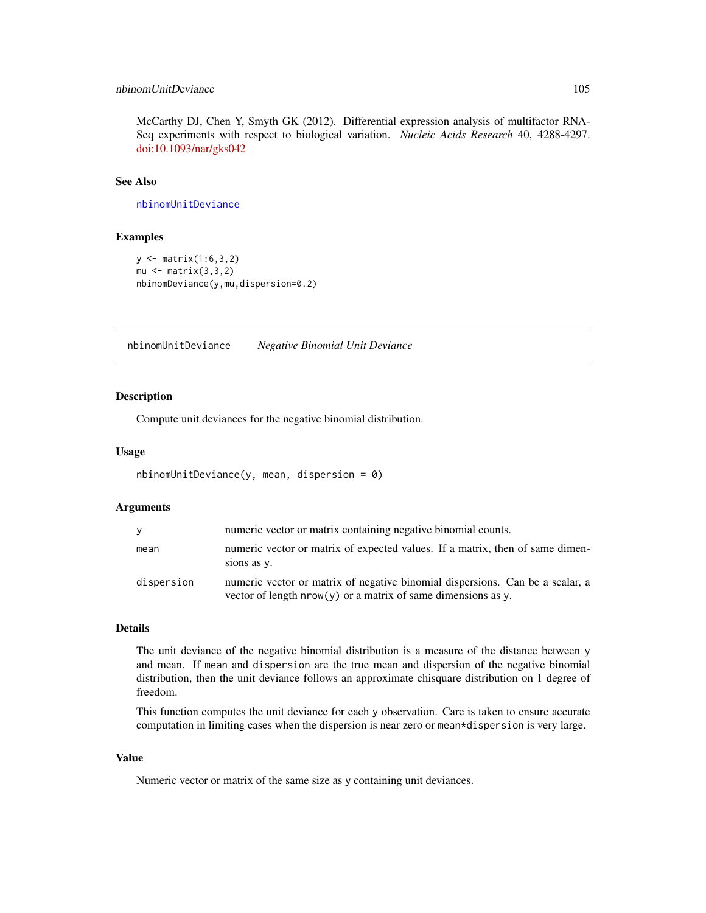McCarthy DJ, Chen Y, Smyth GK (2012). Differential expression analysis of multifactor RNA-Seq experiments with respect to biological variation. *Nucleic Acids Research* 40, 4288-4297. doi:10.1093/nar/gks042

### See Also

nbinomUnitDeviance

### Examples

```
y <- matrix(1:6,3,2)
mu <- matrix(3,3,2)
nbinomDeviance(y,mu,dispersion=0.2)
```

---

## nbinomUnitDeviance    *Negative Binomial Unit Deviance*

---

### Description

Compute unit deviances for the negative binomial distribution.

### Usage

```
nbinomUnitDeviance(y, mean, dispersion = 0)
```

### Arguments

| | |
|---|---|
| y | numeric vector or matrix containing negative binomial counts. |
| mean | numeric vector or matrix of expected values. If a matrix, then of same dimensions as y. |
| dispersion | numeric vector or matrix of negative binomial dispersions. Can be a scalar, a vector of length nrow(y) or a matrix of same dimensions as y. |

### Details

The unit deviance of the negative binomial distribution is a measure of the distance between y and mean. If mean and dispersion are the true mean and dispersion of the negative binomial distribution, then the unit deviance follows an approximate chisquare distribution on 1 degree of freedom.

This function computes the unit deviance for each y observation. Care is taken to ensure accurate computation in limiting cases when the dispersion is near zero or mean*dispersion is very large.

### Value

Numeric vector or matrix of the same size as y containing unit deviances.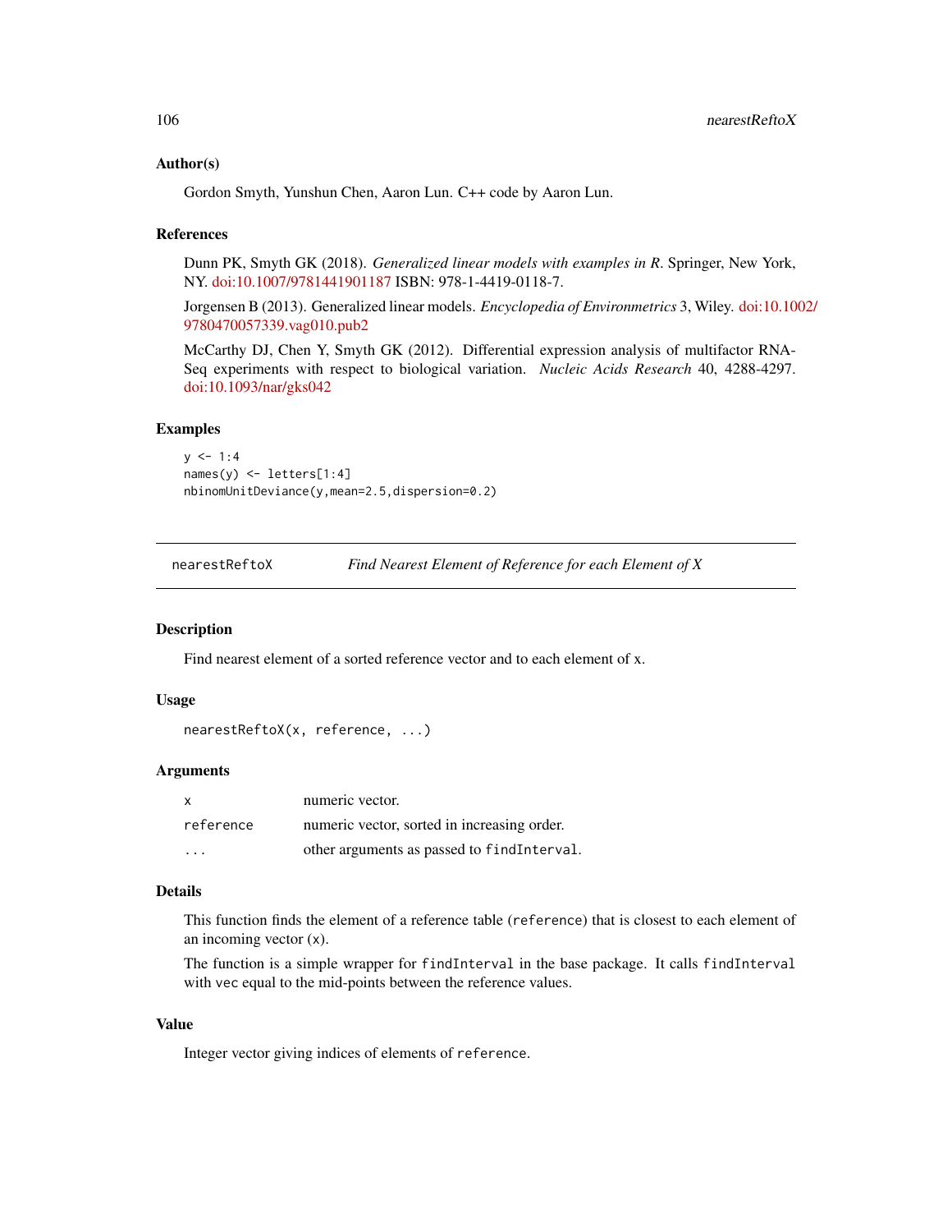### Author(s)

Gordon Smyth, Yunshun Chen, Aaron Lun. C++ code by Aaron Lun.

### References

Dunn PK, Smyth GK (2018). *Generalized linear models with examples in R*. Springer, New York, NY. doi:10.1007/9781441901187 ISBN: 978-1-4419-0118-7.

Jorgensen B (2013). Generalized linear models. *Encyclopedia of Environmetrics* 3, Wiley. doi:10.1002/9780470057339.vag010.pub2

McCarthy DJ, Chen Y, Smyth GK (2012). Differential expression analysis of multifactor RNA-Seq experiments with respect to biological variation. *Nucleic Acids Research* 40, 4288-4297. doi:10.1093/nar/gks042

### Examples

```
y <- 1:4
names(y) <- letters[1:4]
nbinomUnitDeviance(y,mean=2.5,dispersion=0.2)
```

---

## nearestReftoX — *Find Nearest Element of Reference for each Element of X*

### Description

Find nearest element of a sorted reference vector and to each element of x.

### Usage

```
nearestReftoX(x, reference, ...)
```

### Arguments

| | |
|---|---|
| `x` | numeric vector. |
| `reference` | numeric vector, sorted in increasing order. |
| `...` | other arguments as passed to `findInterval`. |

### Details

This function finds the element of a reference table (`reference`) that is closest to each element of an incoming vector (`x`).

The function is a simple wrapper for `findInterval` in the base package. It calls `findInterval` with `vec` equal to the mid-points between the reference values.

### Value

Integer vector giving indices of elements of `reference`.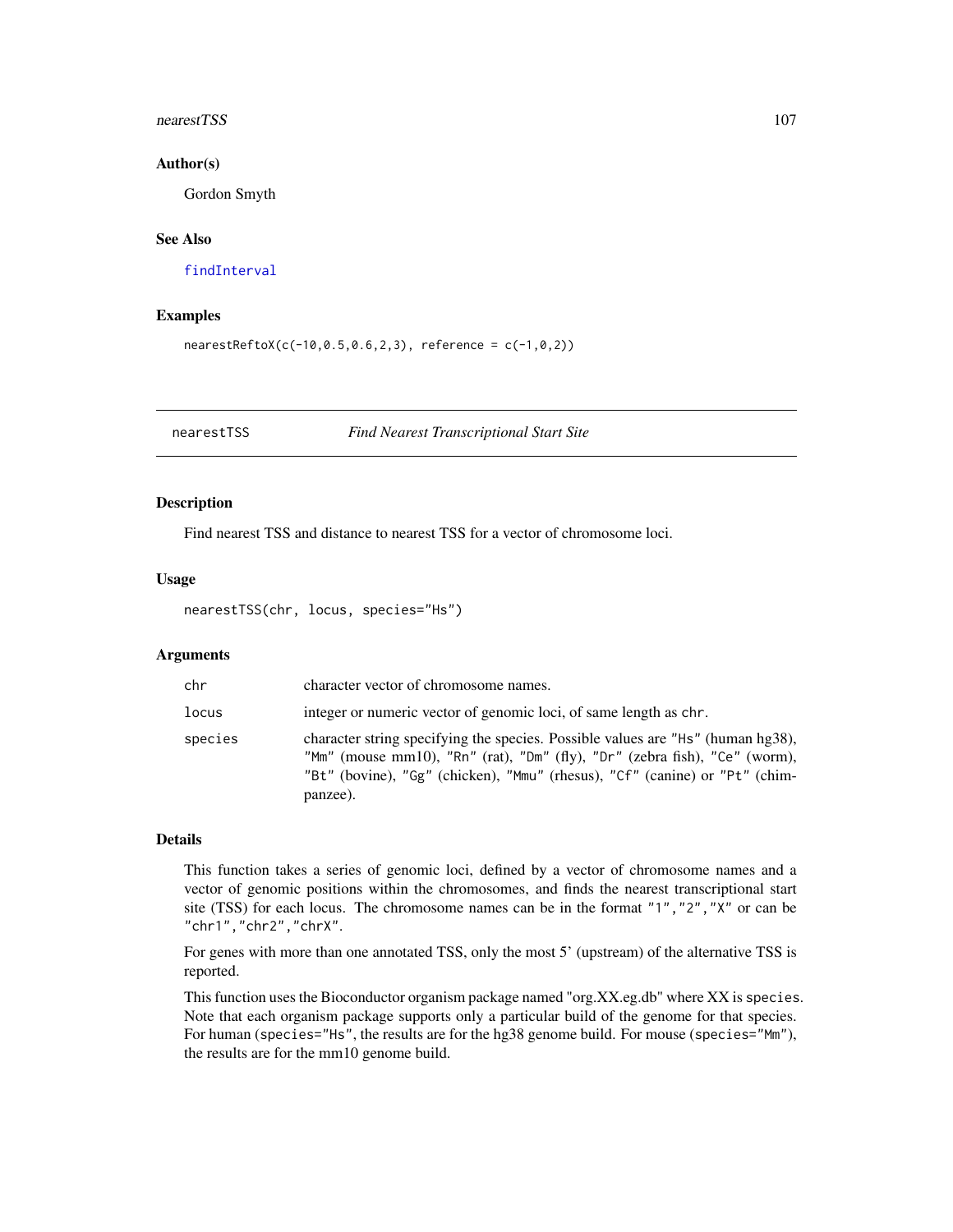### Author(s)

Gordon Smyth

### See Also

findInterval

### Examples

```
nearestReftoX(c(-10,0.5,0.6,2,3), reference = c(-1,0,2))
```

---

## nearestTSS *Find Nearest Transcriptional Start Site*

---

### Description

Find nearest TSS and distance to nearest TSS for a vector of chromosome loci.

### Usage

```
nearestTSS(chr, locus, species="Hs")
```

### Arguments

| | |
|---|---|
| `chr` | character vector of chromosome names. |
| `locus` | integer or numeric vector of genomic loci, of same length as `chr`. |
| `species` | character string specifying the species. Possible values are `"Hs"` (human hg38), `"Mm"` (mouse mm10), `"Rn"` (rat), `"Dm"` (fly), `"Dr"` (zebra fish), `"Ce"` (worm), `"Bt"` (bovine), `"Gg"` (chicken), `"Mmu"` (rhesus), `"Cf"` (canine) or `"Pt"` (chimpanzee). |

### Details

This function takes a series of genomic loci, defined by a vector of chromosome names and a vector of genomic positions within the chromosomes, and finds the nearest transcriptional start site (TSS) for each locus. The chromosome names can be in the format `"1"`,`"2"`,`"X"` or can be `"chr1"`,`"chr2"`,`"chrX"`.

For genes with more than one annotated TSS, only the most 5' (upstream) of the alternative TSS is reported.

This function uses the Bioconductor organism package named "org.XX.eg.db" where XX is `species`. Note that each organism package supports only a particular build of the genome for that species. For human (`species="Hs"`, the results are for the hg38 genome build. For mouse (`species="Mm"`), the results are for the mm10 genome build.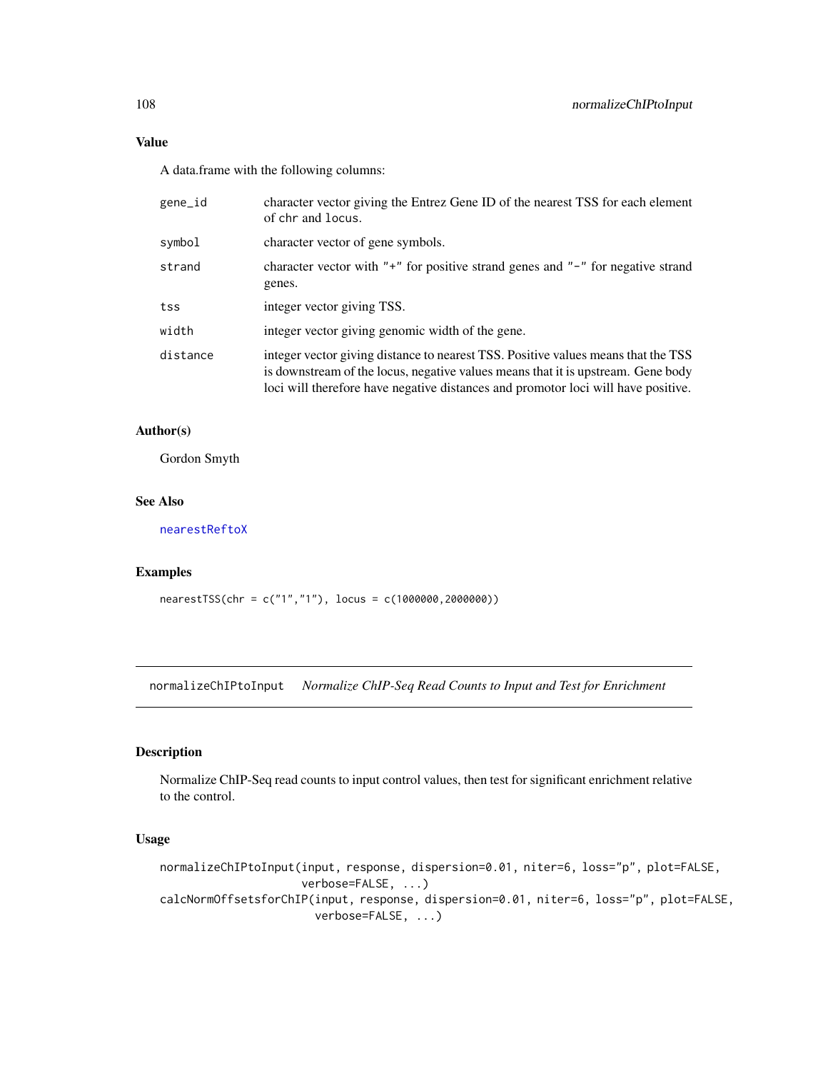### Value

A data.frame with the following columns:

| | |
|---|---|
| `gene_id` | character vector giving the Entrez Gene ID of the nearest TSS for each element of `chr` and `locus`. |
| `symbol` | character vector of gene symbols. |
| `strand` | character vector with `"+"` for positive strand genes and `"-"` for negative strand genes. |
| `tss` | integer vector giving TSS. |
| `width` | integer vector giving genomic width of the gene. |
| `distance` | integer vector giving distance to nearest TSS. Positive values means that the TSS is downstream of the locus, negative values means that it is upstream. Gene body loci will therefore have negative distances and promotor loci will have positive. |

### Author(s)

Gordon Smyth

### See Also

nearestReftoX

### Examples

```
nearestTSS(chr = c("1","1"), locus = c(1000000,2000000))
```

## normalizeChIPtoInput *Normalize ChIP-Seq Read Counts to Input and Test for Enrichment*

### Description

Normalize ChIP-Seq read counts to input control values, then test for significant enrichment relative to the control.

### Usage

```
normalizeChIPtoInput(input, response, dispersion=0.01, niter=6, loss="p", plot=FALSE,
                     verbose=FALSE, ...)
calcNormOffsetsforChIP(input, response, dispersion=0.01, niter=6, loss="p", plot=FALSE,
                       verbose=FALSE, ...)
```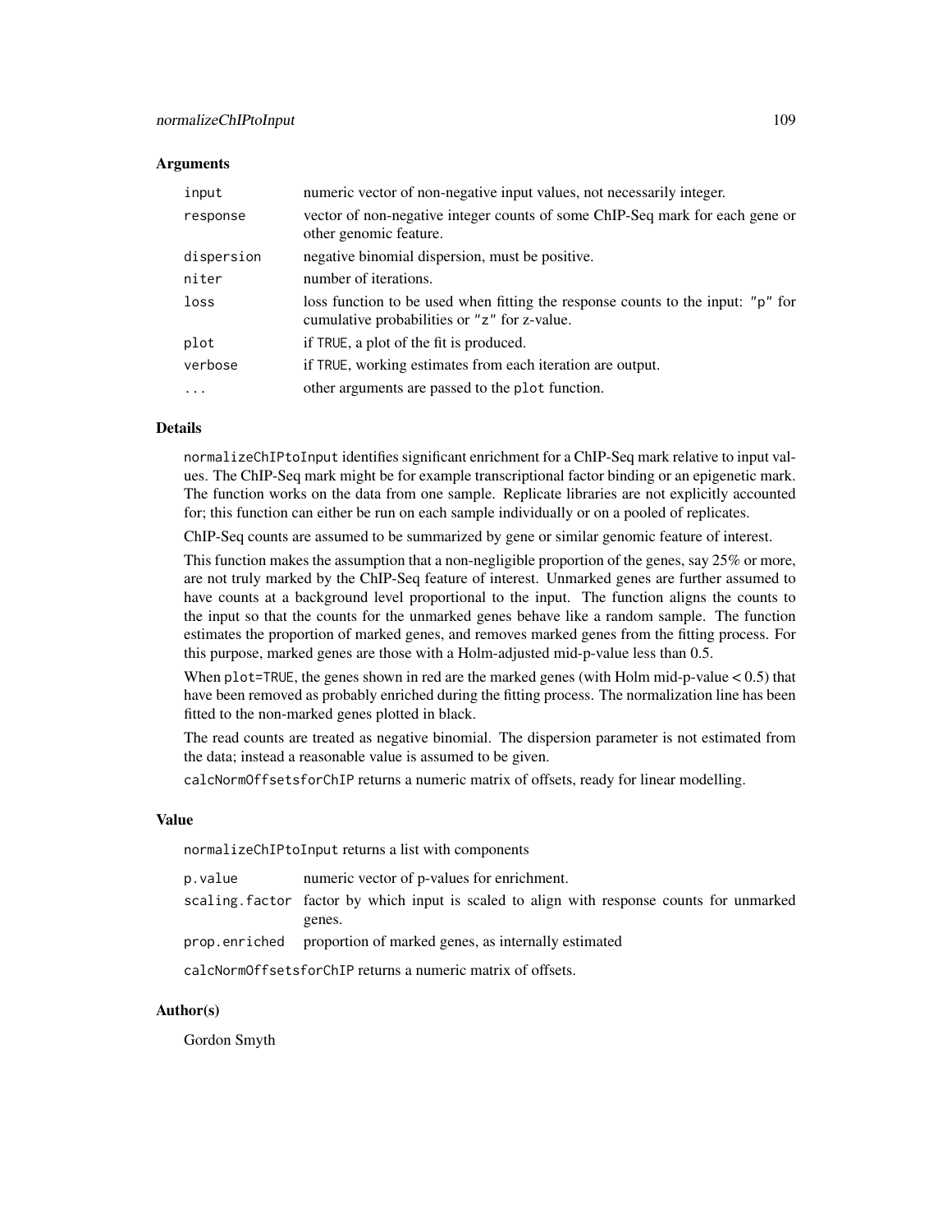### Arguments

| | |
|---|---|
| `input` | numeric vector of non-negative input values, not necessarily integer. |
| `response` | vector of non-negative integer counts of some ChIP-Seq mark for each gene or other genomic feature. |
| `dispersion` | negative binomial dispersion, must be positive. |
| `niter` | number of iterations. |
| `loss` | loss function to be used when fitting the response counts to the input: `"p"` for cumulative probabilities or `"z"` for z-value. |
| `plot` | if `TRUE`, a plot of the fit is produced. |
| `verbose` | if `TRUE`, working estimates from each iteration are output. |
| `...` | other arguments are passed to the `plot` function. |

### Details

`normalizeChIPtoInput` identifies significant enrichment for a ChIP-Seq mark relative to input values. The ChIP-Seq mark might be for example transcriptional factor binding or an epigenetic mark. The function works on the data from one sample. Replicate libraries are not explicitly accounted for; this function can either be run on each sample individually or on a pooled of replicates.

ChIP-Seq counts are assumed to be summarized by gene or similar genomic feature of interest.

This function makes the assumption that a non-negligible proportion of the genes, say 25% or more, are not truly marked by the ChIP-Seq feature of interest. Unmarked genes are further assumed to have counts at a background level proportional to the input. The function aligns the counts to the input so that the counts for the unmarked genes behave like a random sample. The function estimates the proportion of marked genes, and removes marked genes from the fitting process. For this purpose, marked genes are those with a Holm-adjusted mid-p-value less than 0.5.

When `plot=TRUE`, the genes shown in red are the marked genes (with Holm mid-p-value < 0.5) that have been removed as probably enriched during the fitting process. The normalization line has been fitted to the non-marked genes plotted in black.

The read counts are treated as negative binomial. The dispersion parameter is not estimated from the data; instead a reasonable value is assumed to be given.

`calcNormOffsetsforChIP` returns a numeric matrix of offsets, ready for linear modelling.

### Value

`normalizeChIPtoInput` returns a list with components

| | |
|---|---|
| `p.value` | numeric vector of p-values for enrichment. |
| `scaling.factor` | factor by which input is scaled to align with response counts for unmarked genes. |
| `prop.enriched` | proportion of marked genes, as internally estimated |

`calcNormOffsetsforChIP` returns a numeric matrix of offsets.

### Author(s)

Gordon Smyth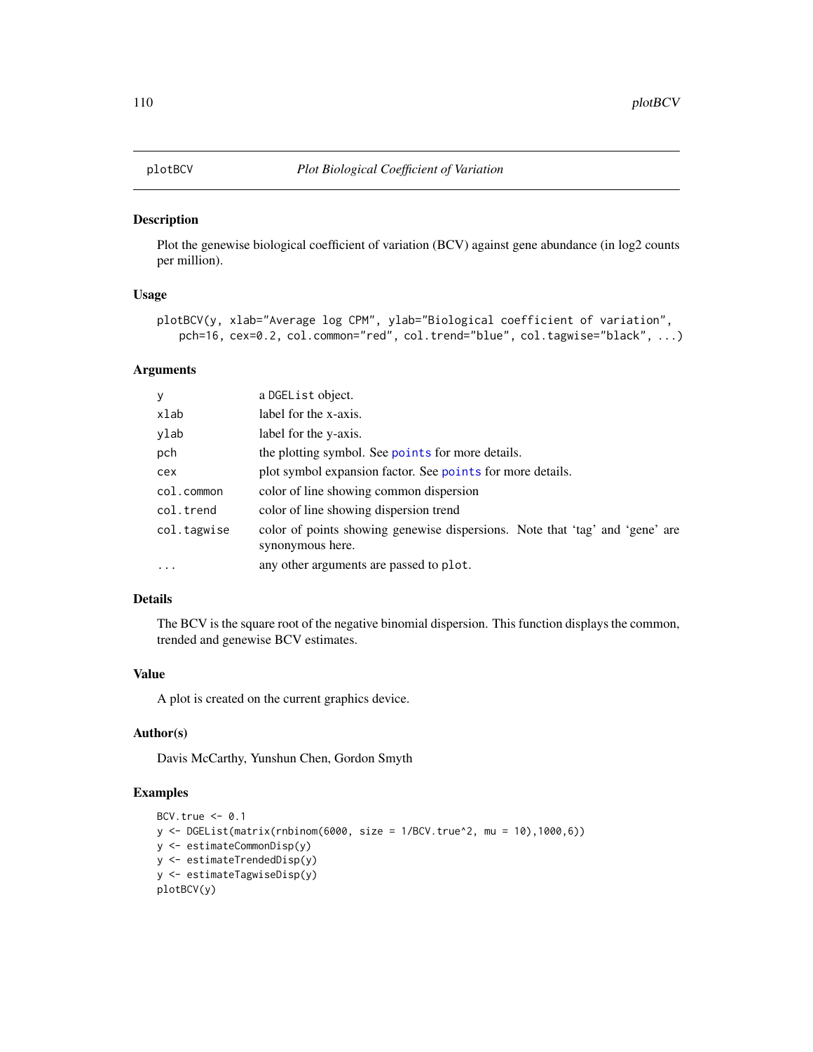## plotBCV — *Plot Biological Coefficient of Variation*

### Description

Plot the genewise biological coefficient of variation (BCV) against gene abundance (in log2 counts per million).

### Usage

```
plotBCV(y, xlab="Average log CPM", ylab="Biological coefficient of variation",
   pch=16, cex=0.2, col.common="red", col.trend="blue", col.tagwise="black", ...)
```

### Arguments

| | |
|---|---|
| `y` | a `DGEList` object. |
| `xlab` | label for the x-axis. |
| `ylab` | label for the y-axis. |
| `pch` | the plotting symbol. See `points` for more details. |
| `cex` | plot symbol expansion factor. See `points` for more details. |
| `col.common` | color of line showing common dispersion |
| `col.trend` | color of line showing dispersion trend |
| `col.tagwise` | color of points showing genewise dispersions. Note that 'tag' and 'gene' are synonymous here. |
| `...` | any other arguments are passed to `plot`. |

### Details

The BCV is the square root of the negative binomial dispersion. This function displays the common, trended and genewise BCV estimates.

### Value

A plot is created on the current graphics device.

### Author(s)

Davis McCarthy, Yunshun Chen, Gordon Smyth

### Examples

```
BCV.true <- 0.1
y <- DGEList(matrix(rnbinom(6000, size = 1/BCV.true^2, mu = 10),1000,6))
y <- estimateCommonDisp(y)
y <- estimateTrendedDisp(y)
y <- estimateTagwiseDisp(y)
plotBCV(y)
```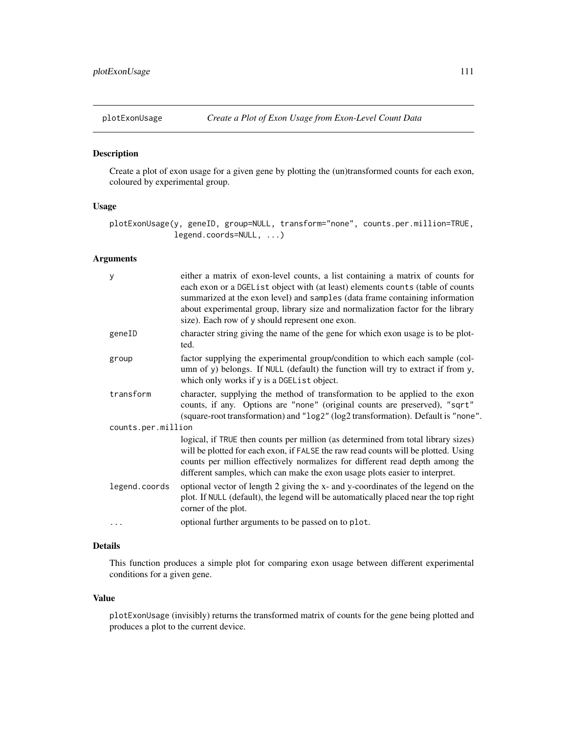## plotExonUsage — *Create a Plot of Exon Usage from Exon-Level Count Data*

### Description

Create a plot of exon usage for a given gene by plotting the (un)transformed counts for each exon, coloured by experimental group.

### Usage

```
plotExonUsage(y, geneID, group=NULL, transform="none", counts.per.million=TRUE,
              legend.coords=NULL, ...)
```

### Arguments

| Argument | Description |
| --- | --- |
| `y` | either a matrix of exon-level counts, a list containing a matrix of counts for each exon or a `DGEList` object with (at least) elements `counts` (table of counts summarized at the exon level) and `samples` (data frame containing information about experimental group, library size and normalization factor for the library size). Each row of `y` should represent one exon. |
| `geneID` | character string giving the name of the gene for which exon usage is to be plotted. |
| `group` | factor supplying the experimental group/condition to which each sample (column of `y`) belongs. If `NULL` (default) the function will try to extract if from `y`, which only works if `y` is a `DGEList` object. |
| `transform` | character, supplying the method of transformation to be applied to the exon counts, if any. Options are `"none"` (original counts are preserved), `"sqrt"` (square-root transformation) and `"log2"` (log2 transformation). Default is `"none"`. |
| `counts.per.million` | logical, if `TRUE` then counts per million (as determined from total library sizes) will be plotted for each exon, if `FALSE` the raw read counts will be plotted. Using counts per million effectively normalizes for different read depth among the different samples, which can make the exon usage plots easier to interpret. |
| `legend.coords` | optional vector of length 2 giving the x- and y-coordinates of the legend on the plot. If `NULL` (default), the legend will be automatically placed near the top right corner of the plot. |
| `...` | optional further arguments to be passed on to `plot`. |

### Details

This function produces a simple plot for comparing exon usage between different experimental conditions for a given gene.

### Value

`plotExonUsage` (invisibly) returns the transformed matrix of counts for the gene being plotted and produces a plot to the current device.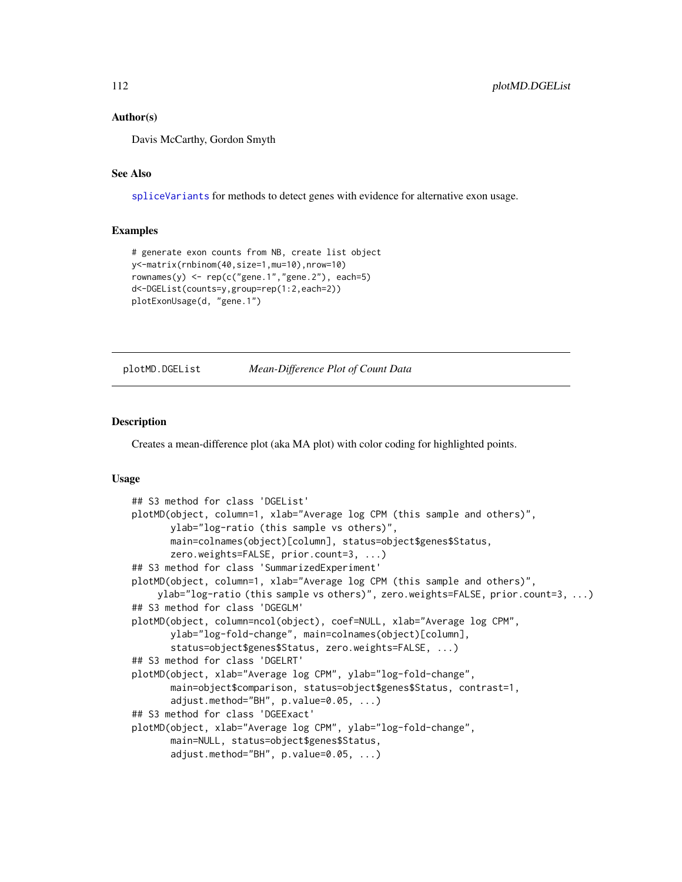## Author(s)

Davis McCarthy, Gordon Smyth

## See Also

spliceVariants for methods to detect genes with evidence for alternative exon usage.

## Examples

```
# generate exon counts from NB, create list object
y<-matrix(rnbinom(40,size=1,mu=10),nrow=10)
rownames(y) <- rep(c("gene.1","gene.2"), each=5)
d<-DGEList(counts=y,group=rep(1:2,each=2))
plotExonUsage(d, "gene.1")
```

---

# plotMD.DGEList &nbsp;&nbsp;&nbsp; *Mean-Difference Plot of Count Data*

## Description

Creates a mean-difference plot (aka MA plot) with color coding for highlighted points.

## Usage

```
## S3 method for class 'DGEList'
plotMD(object, column=1, xlab="Average log CPM (this sample and others)",
       ylab="log-ratio (this sample vs others)",
       main=colnames(object)[column], status=object$genes$Status,
       zero.weights=FALSE, prior.count=3, ...)
## S3 method for class 'SummarizedExperiment'
plotMD(object, column=1, xlab="Average log CPM (this sample and others)",
     ylab="log-ratio (this sample vs others)", zero.weights=FALSE, prior.count=3, ...)
## S3 method for class 'DGEGLM'
plotMD(object, column=ncol(object), coef=NULL, xlab="Average log CPM",
       ylab="log-fold-change", main=colnames(object)[column],
       status=object$genes$Status, zero.weights=FALSE, ...)
## S3 method for class 'DGELRT'
plotMD(object, xlab="Average log CPM", ylab="log-fold-change",
       main=object$comparison, status=object$genes$Status, contrast=1,
       adjust.method="BH", p.value=0.05, ...)
## S3 method for class 'DGEExact'
plotMD(object, xlab="Average log CPM", ylab="log-fold-change",
       main=NULL, status=object$genes$Status,
       adjust.method="BH", p.value=0.05, ...)
```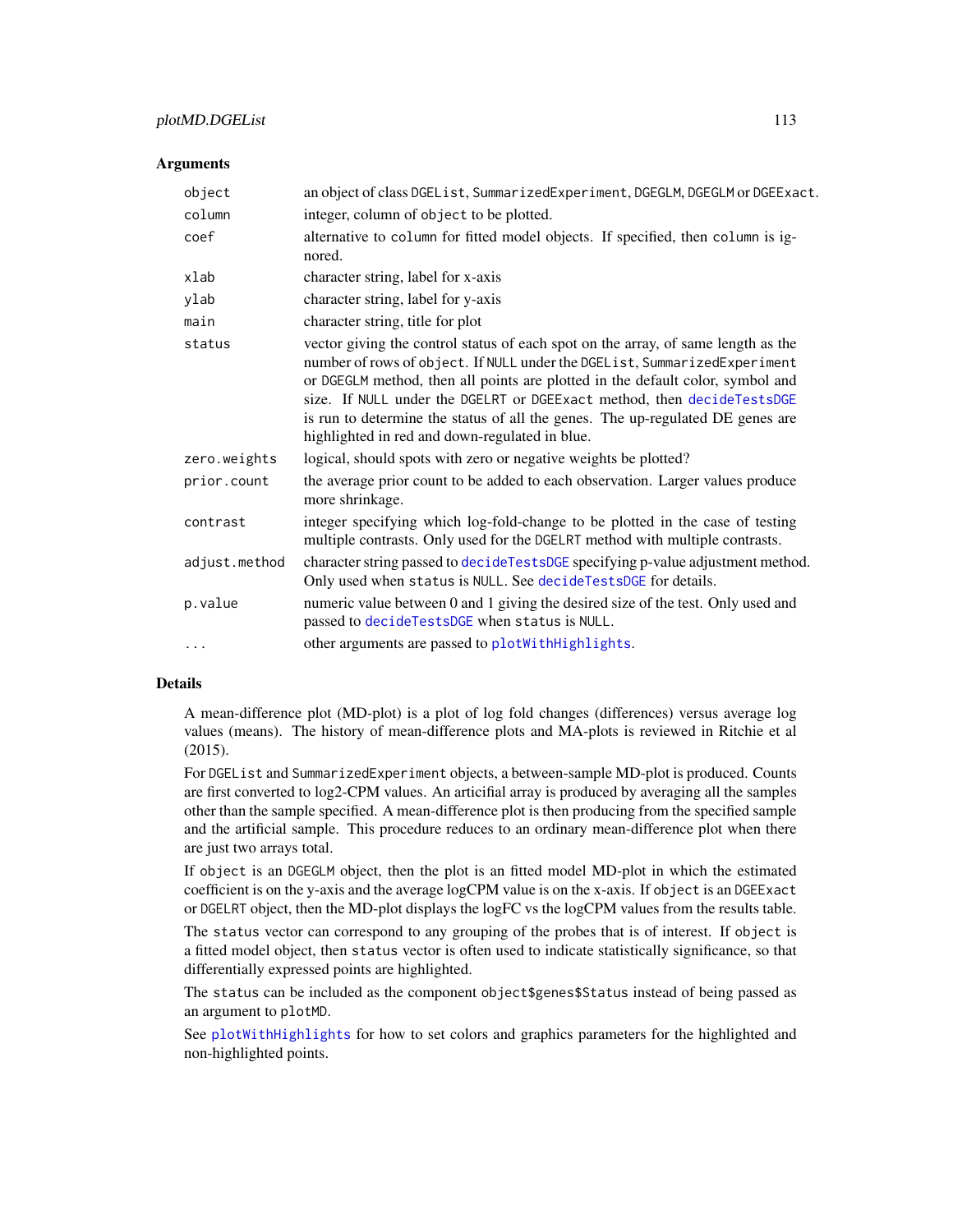## Arguments

| | |
|---|---|
| `object` | an object of class `DGEList`, `SummarizedExperiment`, `DGEGLM`, `DGEGLM` or `DGEExact`. |
| `column` | integer, column of `object` to be plotted. |
| `coef` | alternative to `column` for fitted model objects. If specified, then `column` is ignored. |
| `xlab` | character string, label for x-axis |
| `ylab` | character string, label for y-axis |
| `main` | character string, title for plot |
| `status` | vector giving the control status of each spot on the array, of same length as the number of rows of `object`. If `NULL` under the `DGEList`, `SummarizedExperiment` or `DGEGLM` method, then all points are plotted in the default color, symbol and size. If `NULL` under the `DGELRT` or `DGEExact` method, then `decideTestsDGE` is run to determine the status of all the genes. The up-regulated DE genes are highlighted in red and down-regulated in blue. |
| `zero.weights` | logical, should spots with zero or negative weights be plotted? |
| `prior.count` | the average prior count to be added to each observation. Larger values produce more shrinkage. |
| `contrast` | integer specifying which log-fold-change to be plotted in the case of testing multiple contrasts. Only used for the `DGELRT` method with multiple contrasts. |
| `adjust.method` | character string passed to `decideTestsDGE` specifying p-value adjustment method. Only used when `status` is `NULL`. See `decideTestsDGE` for details. |
| `p.value` | numeric value between 0 and 1 giving the desired size of the test. Only used and passed to `decideTestsDGE` when `status` is `NULL`. |
| `...` | other arguments are passed to `plotWithHighlights`. |

## Details

A mean-difference plot (MD-plot) is a plot of log fold changes (differences) versus average log values (means). The history of mean-difference plots and MA-plots is reviewed in Ritchie et al (2015).

For `DGEList` and `SummarizedExperiment` objects, a between-sample MD-plot is produced. Counts are first converted to log2-CPM values. An articifial array is produced by averaging all the samples other than the sample specified. A mean-difference plot is then producing from the specified sample and the artificial sample. This procedure reduces to an ordinary mean-difference plot when there are just two arrays total.

If `object` is an `DGEGLM` object, then the plot is an fitted model MD-plot in which the estimated coefficient is on the y-axis and the average logCPM value is on the x-axis. If `object` is an `DGEExact` or `DGELRT` object, then the MD-plot displays the logFC vs the logCPM values from the results table.

The `status` vector can correspond to any grouping of the probes that is of interest. If `object` is a fitted model object, then `status` vector is often used to indicate statistically significance, so that differentially expressed points are highlighted.

The `status` can be included as the component `object$genes$Status` instead of being passed as an argument to `plotMD`.

See `plotWithHighlights` for how to set colors and graphics parameters for the highlighted and non-highlighted points.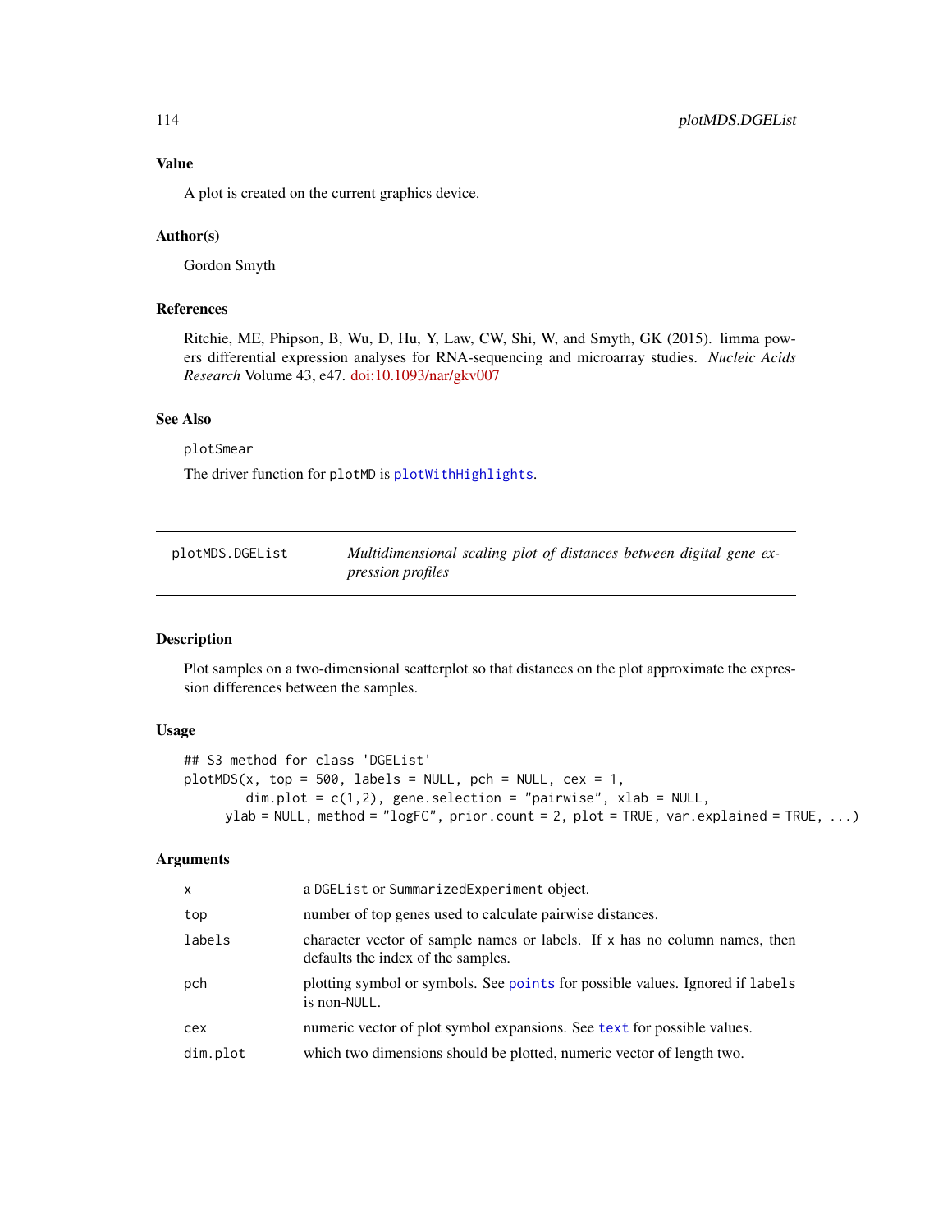## Value

A plot is created on the current graphics device.

## Author(s)

Gordon Smyth

## References

Ritchie, ME, Phipson, B, Wu, D, Hu, Y, Law, CW, Shi, W, and Smyth, GK (2015). limma powers differential expression analyses for RNA-sequencing and microarray studies. *Nucleic Acids Research* Volume 43, e47. doi:10.1093/nar/gkv007

## See Also

plotSmear

The driver function for plotMD is plotWithHighlights.

---

# plotMDS.DGEList — *Multidimensional scaling plot of distances between digital gene expression profiles*

---

## Description

Plot samples on a two-dimensional scatterplot so that distances on the plot approximate the expression differences between the samples.

## Usage

```
## S3 method for class 'DGEList'
plotMDS(x, top = 500, labels = NULL, pch = NULL, cex = 1,
        dim.plot = c(1,2), gene.selection = "pairwise", xlab = NULL,
     ylab = NULL, method = "logFC", prior.count = 2, plot = TRUE, var.explained = TRUE, ...)
```

## Arguments

| | |
|---|---|
| x | a DGEList or SummarizedExperiment object. |
| top | number of top genes used to calculate pairwise distances. |
| labels | character vector of sample names or labels. If x has no column names, then defaults the index of the samples. |
| pch | plotting symbol or symbols. See points for possible values. Ignored if labels is non-NULL. |
| cex | numeric vector of plot symbol expansions. See text for possible values. |
| dim.plot | which two dimensions should be plotted, numeric vector of length two. |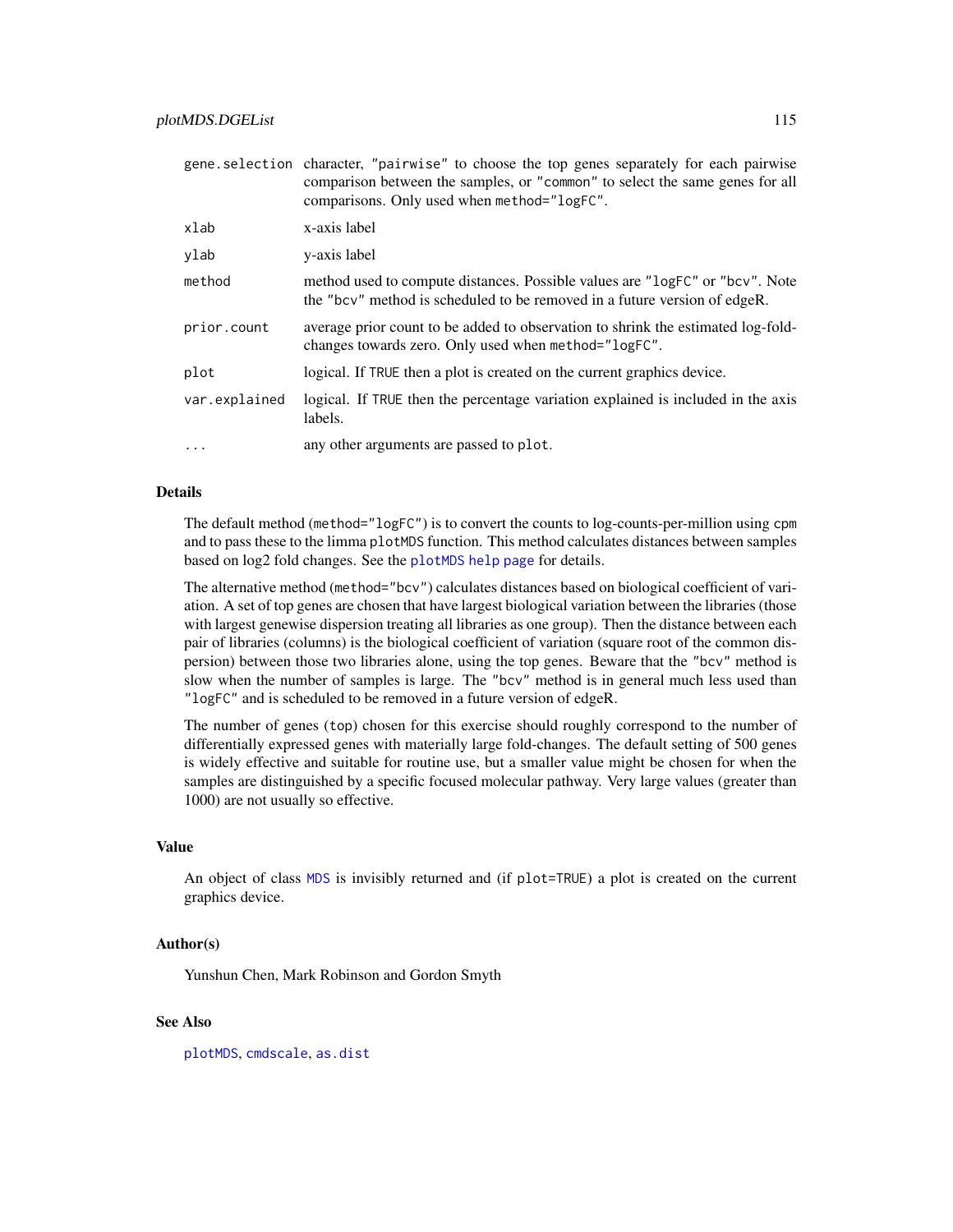| | |
|---|---|
| `gene.selection` | character, `"pairwise"` to choose the top genes separately for each pairwise comparison between the samples, or `"common"` to select the same genes for all comparisons. Only used when `method="logFC"`. |
| `xlab` | x-axis label |
| `ylab` | y-axis label |
| `method` | method used to compute distances. Possible values are `"logFC"` or `"bcv"`. Note the `"bcv"` method is scheduled to be removed in a future version of edgeR. |
| `prior.count` | average prior count to be added to observation to shrink the estimated log-fold-changes towards zero. Only used when `method="logFC"`. |
| `plot` | logical. If `TRUE` then a plot is created on the current graphics device. |
| `var.explained` | logical. If `TRUE` then the percentage variation explained is included in the axis labels. |
| `...` | any other arguments are passed to `plot`. |

## Details

The default method (`method="logFC"`) is to convert the counts to log-counts-per-million using `cpm` and to pass these to the limma `plotMDS` function. This method calculates distances between samples based on log2 fold changes. See the `plotMDS help page` for details.

The alternative method (`method="bcv"`) calculates distances based on biological coefficient of variation. A set of top genes are chosen that have largest biological variation between the libraries (those with largest genewise dispersion treating all libraries as one group). Then the distance between each pair of libraries (columns) is the biological coefficient of variation (square root of the common dispersion) between those two libraries alone, using the top genes. Beware that the `"bcv"` method is slow when the number of samples is large. The `"bcv"` method is in general much less used than `"logFC"` and is scheduled to be removed in a future version of edgeR.

The number of genes (`top`) chosen for this exercise should roughly correspond to the number of differentially expressed genes with materially large fold-changes. The default setting of 500 genes is widely effective and suitable for routine use, but a smaller value might be chosen for when the samples are distinguished by a specific focused molecular pathway. Very large values (greater than 1000) are not usually so effective.

## Value

An object of class `MDS` is invisibly returned and (if `plot=TRUE`) a plot is created on the current graphics device.

## Author(s)

Yunshun Chen, Mark Robinson and Gordon Smyth

## See Also

`plotMDS`, `cmdscale`, `as.dist`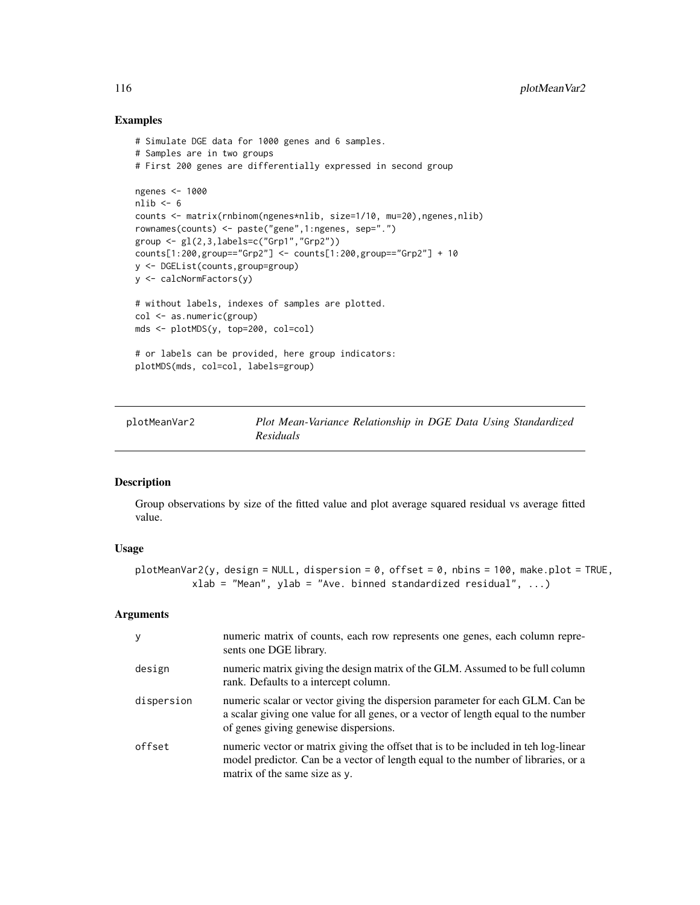## Examples

```
# Simulate DGE data for 1000 genes and 6 samples.
# Samples are in two groups
# First 200 genes are differentially expressed in second group

ngenes <- 1000
nlib <- 6
counts <- matrix(rnbinom(ngenes*nlib, size=1/10, mu=20),ngenes,nlib)
rownames(counts) <- paste("gene",1:ngenes, sep=".")
group <- gl(2,3,labels=c("Grp1","Grp2"))
counts[1:200,group=="Grp2"] <- counts[1:200,group=="Grp2"] + 10
y <- DGEList(counts,group=group)
y <- calcNormFactors(y)

# without labels, indexes of samples are plotted.
col <- as.numeric(group)
mds <- plotMDS(y, top=200, col=col)

# or labels can be provided, here group indicators:
plotMDS(mds, col=col, labels=group)
```

---

# plotMeanVar2 — *Plot Mean-Variance Relationship in DGE Data Using Standardized Residuals*

---

## Description

Group observations by size of the fitted value and plot average squared residual vs average fitted value.

## Usage

```
plotMeanVar2(y, design = NULL, dispersion = 0, offset = 0, nbins = 100, make.plot = TRUE,
          xlab = "Mean", ylab = "Ave. binned standardized residual", ...)
```

## Arguments

| | |
|---|---|
| y | numeric matrix of counts, each row represents one genes, each column represents one DGE library. |
| design | numeric matrix giving the design matrix of the GLM. Assumed to be full column rank. Defaults to a intercept column. |
| dispersion | numeric scalar or vector giving the dispersion parameter for each GLM. Can be a scalar giving one value for all genes, or a vector of length equal to the number of genes giving genewise dispersions. |
| offset | numeric vector or matrix giving the offset that is to be included in teh log-linear model predictor. Can be a vector of length equal to the number of libraries, or a matrix of the same size as y. |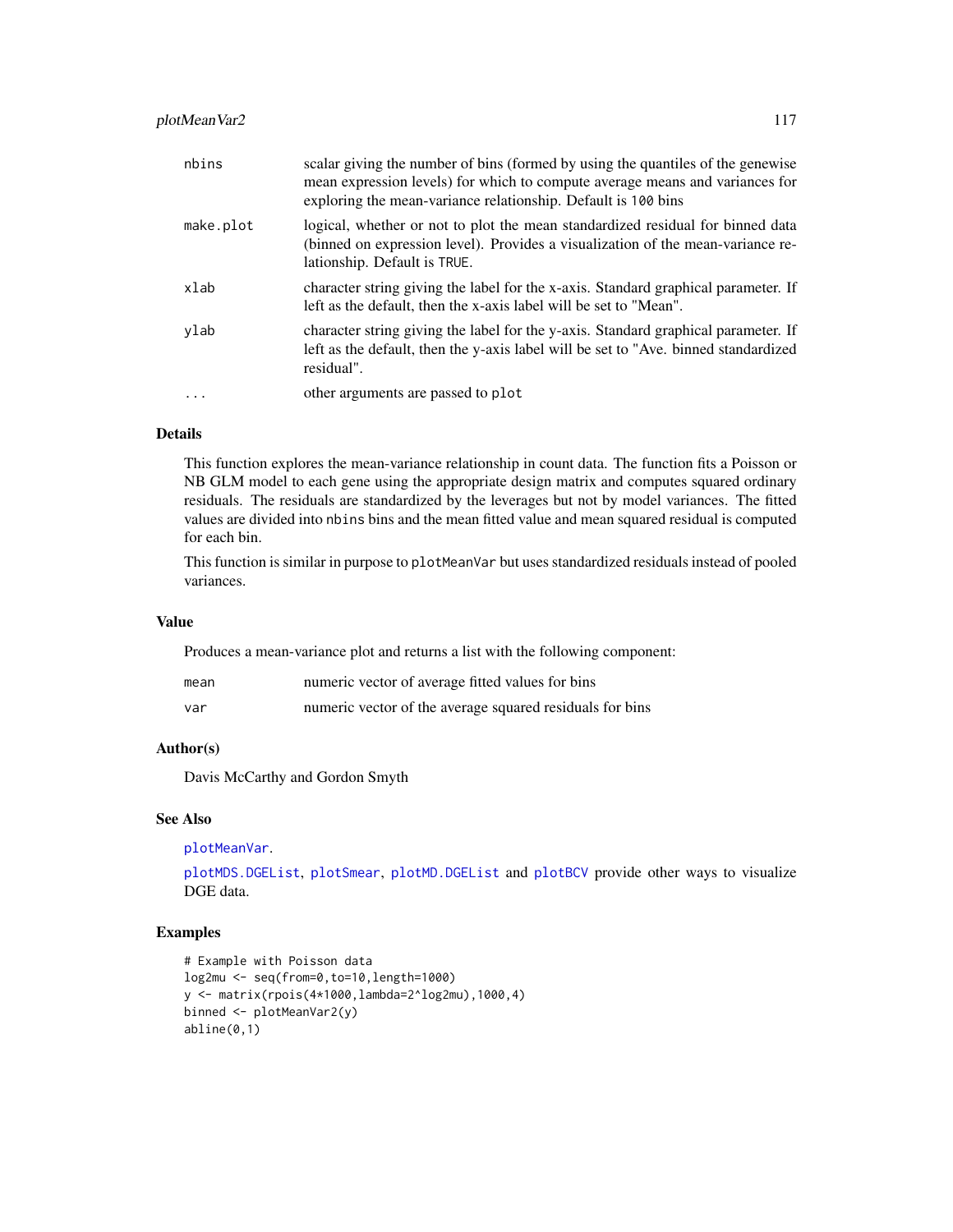| | |
|---|---|
| nbins | scalar giving the number of bins (formed by using the quantiles of the genewise mean expression levels) for which to compute average means and variances for exploring the mean-variance relationship. Default is `100` bins |
| make.plot | logical, whether or not to plot the mean standardized residual for binned data (binned on expression level). Provides a visualization of the mean-variance relationship. Default is `TRUE`. |
| xlab | character string giving the label for the x-axis. Standard graphical parameter. If left as the default, then the x-axis label will be set to "Mean". |
| ylab | character string giving the label for the y-axis. Standard graphical parameter. If left as the default, then the y-axis label will be set to "Ave. binned standardized residual". |
| ... | other arguments are passed to `plot` |

## Details

This function explores the mean-variance relationship in count data. The function fits a Poisson or NB GLM model to each gene using the appropriate design matrix and computes squared ordinary residuals. The residuals are standardized by the leverages but not by model variances. The fitted values are divided into `nbins` bins and the mean fitted value and mean squared residual is computed for each bin.

This function is similar in purpose to `plotMeanVar` but uses standardized residuals instead of pooled variances.

## Value

Produces a mean-variance plot and returns a list with the following component:

| | |
|---|---|
| mean | numeric vector of average fitted values for bins |
| var | numeric vector of the average squared residuals for bins |

## Author(s)

Davis McCarthy and Gordon Smyth

## See Also

`plotMeanVar`.

`plotMDS.DGEList`, `plotSmear`, `plotMD.DGEList` and `plotBCV` provide other ways to visualize DGE data.

## Examples

```
# Example with Poisson data
log2mu <- seq(from=0,to=10,length=1000)
y <- matrix(rpois(4*1000,lambda=2^log2mu),1000,4)
binned <- plotMeanVar2(y)
abline(0,1)
```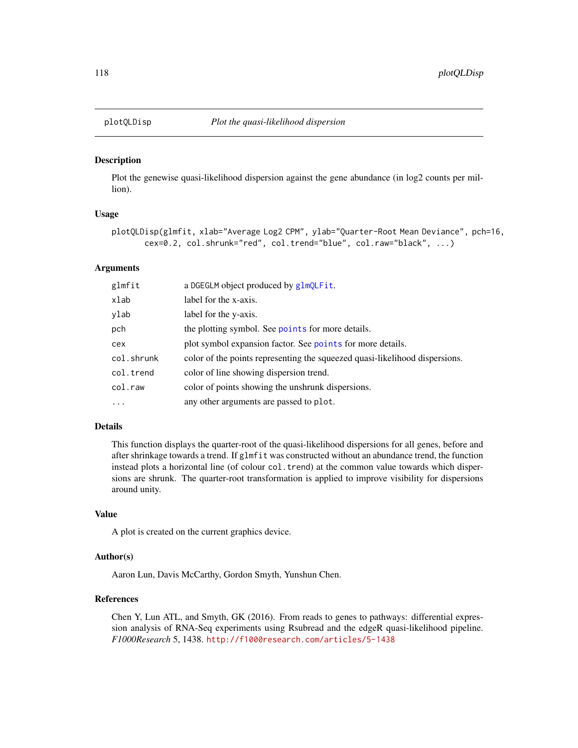# plotQLDisp — *Plot the quasi-likelihood dispersion*

## Description

Plot the genewise quasi-likelihood dispersion against the gene abundance (in log2 counts per million).

## Usage

```
plotQLDisp(glmfit, xlab="Average Log2 CPM", ylab="Quarter-Root Mean Deviance", pch=16,
       cex=0.2, col.shrunk="red", col.trend="blue", col.raw="black", ...)
```

## Arguments

| | |
|---|---|
| `glmfit` | a `DGEGLM` object produced by `glmQLFit`. |
| `xlab` | label for the x-axis. |
| `ylab` | label for the y-axis. |
| `pch` | the plotting symbol. See `points` for more details. |
| `cex` | plot symbol expansion factor. See `points` for more details. |
| `col.shrunk` | color of the points representing the squeezed quasi-likelihood dispersions. |
| `col.trend` | color of line showing dispersion trend. |
| `col.raw` | color of points showing the unshrunk dispersions. |
| `...` | any other arguments are passed to `plot`. |

## Details

This function displays the quarter-root of the quasi-likelihood dispersions for all genes, before and after shrinkage towards a trend. If `glmfit` was constructed without an abundance trend, the function instead plots a horizontal line (of colour `col.trend`) at the common value towards which dispersions are shrunk. The quarter-root transformation is applied to improve visibility for dispersions around unity.

## Value

A plot is created on the current graphics device.

## Author(s)

Aaron Lun, Davis McCarthy, Gordon Smyth, Yunshun Chen.

## References

Chen Y, Lun ATL, and Smyth, GK (2016). From reads to genes to pathways: differential expression analysis of RNA-Seq experiments using Rsubread and the edgeR quasi-likelihood pipeline. *F1000Research* 5, 1438. http://f1000research.com/articles/5-1438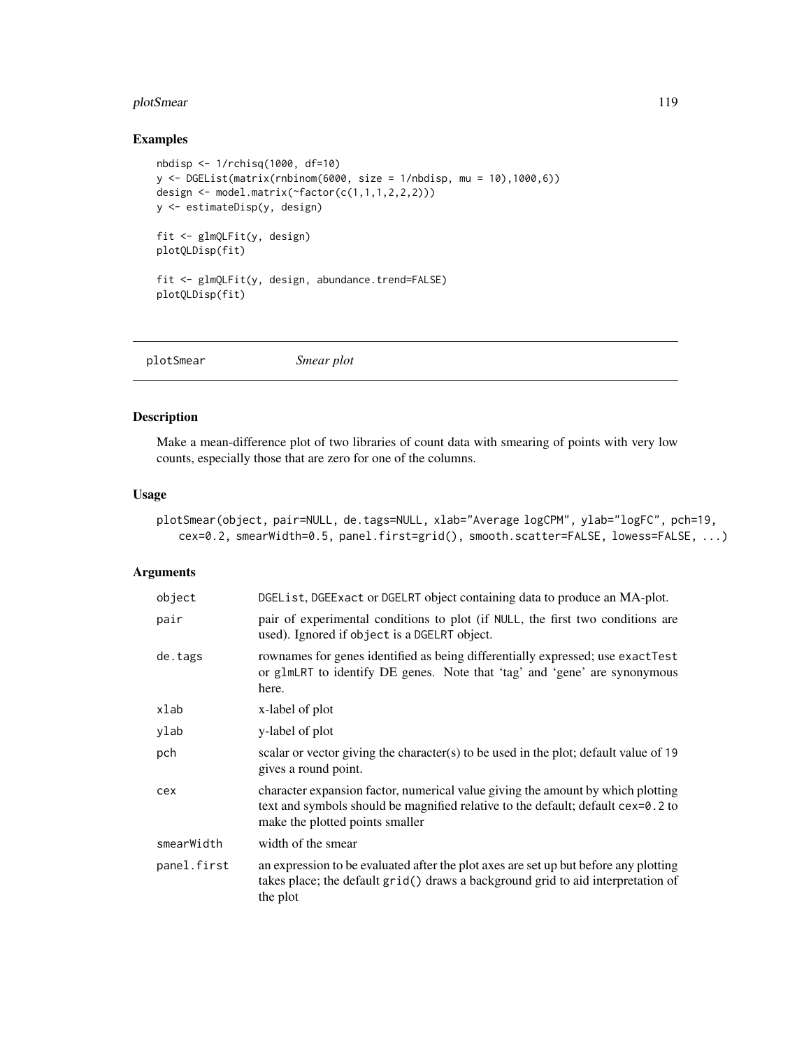## Examples

```
nbdisp <- 1/rchisq(1000, df=10)
y <- DGEList(matrix(rnbinom(6000, size = 1/nbdisp, mu = 10),1000,6))
design <- model.matrix(~factor(c(1,1,1,2,2,2)))
y <- estimateDisp(y, design)

fit <- glmQLFit(y, design)
plotQLDisp(fit)

fit <- glmQLFit(y, design, abundance.trend=FALSE)
plotQLDisp(fit)
```

---

# plotSmear *Smear plot*

---

## Description

Make a mean-difference plot of two libraries of count data with smearing of points with very low counts, especially those that are zero for one of the columns.

## Usage

```
plotSmear(object, pair=NULL, de.tags=NULL, xlab="Average logCPM", ylab="logFC", pch=19,
    cex=0.2, smearWidth=0.5, panel.first=grid(), smooth.scatter=FALSE, lowess=FALSE, ...)
```

## Arguments

| | |
|---|---|
| object | DGEList, DGEExact or DGELRT object containing data to produce an MA-plot. |
| pair | pair of experimental conditions to plot (if NULL, the first two conditions are used). Ignored if object is a DGELRT object. |
| de.tags | rownames for genes identified as being differentially expressed; use exactTest or glmLRT to identify DE genes. Note that 'tag' and 'gene' are synonymous here. |
| xlab | x-label of plot |
| ylab | y-label of plot |
| pch | scalar or vector giving the character(s) to be used in the plot; default value of 19 gives a round point. |
| cex | character expansion factor, numerical value giving the amount by which plotting text and symbols should be magnified relative to the default; default cex=0.2 to make the plotted points smaller |
| smearWidth | width of the smear |
| panel.first | an expression to be evaluated after the plot axes are set up but before any plotting takes place; the default grid() draws a background grid to aid interpretation of the plot |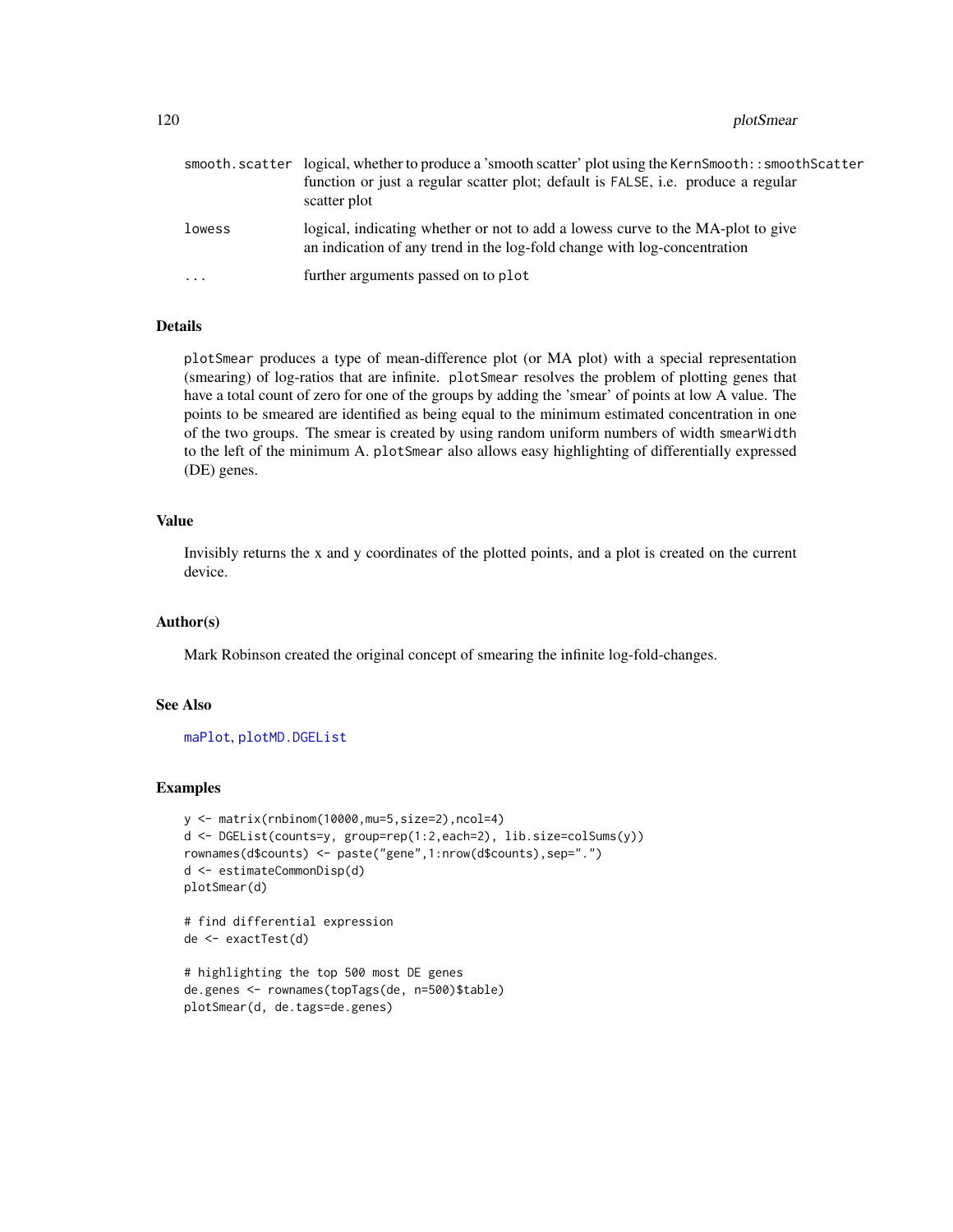| | |
|---|---|
| smooth.scatter | logical, whether to produce a 'smooth scatter' plot using the KernSmooth::smoothScatter function or just a regular scatter plot; default is FALSE, i.e. produce a regular scatter plot |
| lowess | logical, indicating whether or not to add a lowess curve to the MA-plot to give an indication of any trend in the log-fold change with log-concentration |
| ... | further arguments passed on to plot |

## Details

plotSmear produces a type of mean-difference plot (or MA plot) with a special representation (smearing) of log-ratios that are infinite. plotSmear resolves the problem of plotting genes that have a total count of zero for one of the groups by adding the 'smear' of points at low A value. The points to be smeared are identified as being equal to the minimum estimated concentration in one of the two groups. The smear is created by using random uniform numbers of width smearWidth to the left of the minimum A. plotSmear also allows easy highlighting of differentially expressed (DE) genes.

## Value

Invisibly returns the x and y coordinates of the plotted points, and a plot is created on the current device.

## Author(s)

Mark Robinson created the original concept of smearing the infinite log-fold-changes.

## See Also

maPlot, plotMD.DGEList

## Examples

```
y <- matrix(rnbinom(10000,mu=5,size=2),ncol=4)
d <- DGEList(counts=y, group=rep(1:2,each=2), lib.size=colSums(y))
rownames(d$counts) <- paste("gene",1:nrow(d$counts),sep=".")
d <- estimateCommonDisp(d)
plotSmear(d)

# find differential expression
de <- exactTest(d)

# highlighting the top 500 most DE genes
de.genes <- rownames(topTags(de, n=500)$table)
plotSmear(d, de.tags=de.genes)
```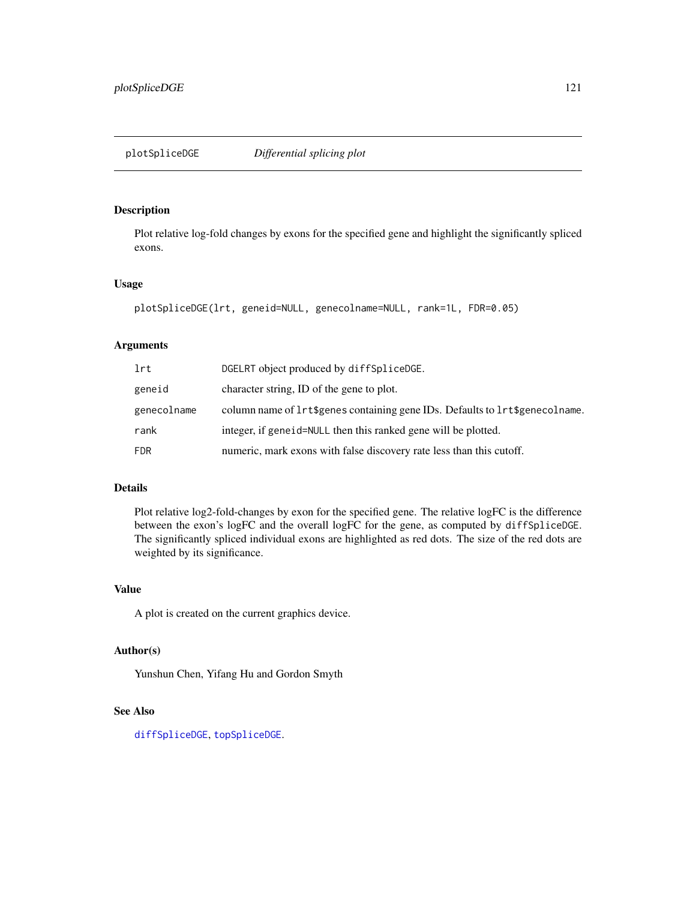## plotSpliceDGE *Differential splicing plot*

### Description

Plot relative log-fold changes by exons for the specified gene and highlight the significantly spliced exons.

### Usage

```
plotSpliceDGE(lrt, geneid=NULL, genecolname=NULL, rank=1L, FDR=0.05)
```

### Arguments

| | |
|---|---|
| `lrt` | `DGELRT` object produced by `diffSpliceDGE`. |
| `geneid` | character string, ID of the gene to plot. |
| `genecolname` | column name of `lrt$genes` containing gene IDs. Defaults to `lrt$genecolname`. |
| `rank` | integer, if `geneid=NULL` then this ranked gene will be plotted. |
| `FDR` | numeric, mark exons with false discovery rate less than this cutoff. |

### Details

Plot relative log2-fold-changes by exon for the specified gene. The relative logFC is the difference between the exon's logFC and the overall logFC for the gene, as computed by `diffSpliceDGE`. The significantly spliced individual exons are highlighted as red dots. The size of the red dots are weighted by its significance.

### Value

A plot is created on the current graphics device.

### Author(s)

Yunshun Chen, Yifang Hu and Gordon Smyth

### See Also

`diffSpliceDGE`, `topSpliceDGE`.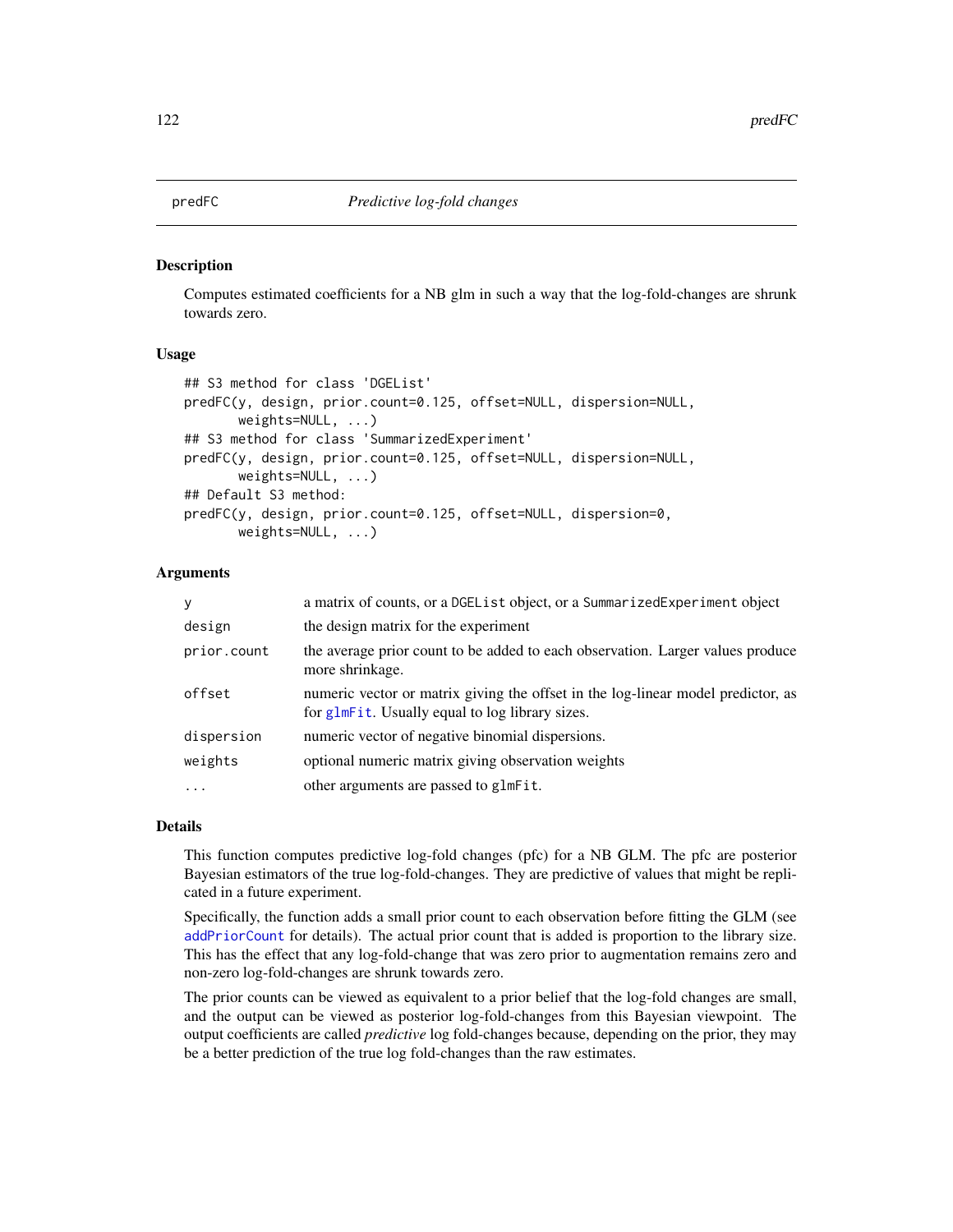## predFC — *Predictive log-fold changes*

### Description

Computes estimated coefficients for a NB glm in such a way that the log-fold-changes are shrunk towards zero.

### Usage

```
## S3 method for class 'DGEList'
predFC(y, design, prior.count=0.125, offset=NULL, dispersion=NULL,
       weights=NULL, ...)
## S3 method for class 'SummarizedExperiment'
predFC(y, design, prior.count=0.125, offset=NULL, dispersion=NULL,
       weights=NULL, ...)
## Default S3 method:
predFC(y, design, prior.count=0.125, offset=NULL, dispersion=0,
       weights=NULL, ...)
```

### Arguments

| | |
|---|---|
| `y` | a matrix of counts, or a `DGEList` object, or a `SummarizedExperiment` object |
| `design` | the design matrix for the experiment |
| `prior.count` | the average prior count to be added to each observation. Larger values produce more shrinkage. |
| `offset` | numeric vector or matrix giving the offset in the log-linear model predictor, as for `glmFit`. Usually equal to log library sizes. |
| `dispersion` | numeric vector of negative binomial dispersions. |
| `weights` | optional numeric matrix giving observation weights |
| `...` | other arguments are passed to `glmFit`. |

### Details

This function computes predictive log-fold changes (pfc) for a NB GLM. The pfc are posterior Bayesian estimators of the true log-fold-changes. They are predictive of values that might be replicated in a future experiment.

Specifically, the function adds a small prior count to each observation before fitting the GLM (see `addPriorCount` for details). The actual prior count that is added is proportion to the library size. This has the effect that any log-fold-change that was zero prior to augmentation remains zero and non-zero log-fold-changes are shrunk towards zero.

The prior counts can be viewed as equivalent to a prior belief that the log-fold changes are small, and the output can be viewed as posterior log-fold-changes from this Bayesian viewpoint. The output coefficients are called *predictive* log fold-changes because, depending on the prior, they may be a better prediction of the true log fold-changes than the raw estimates.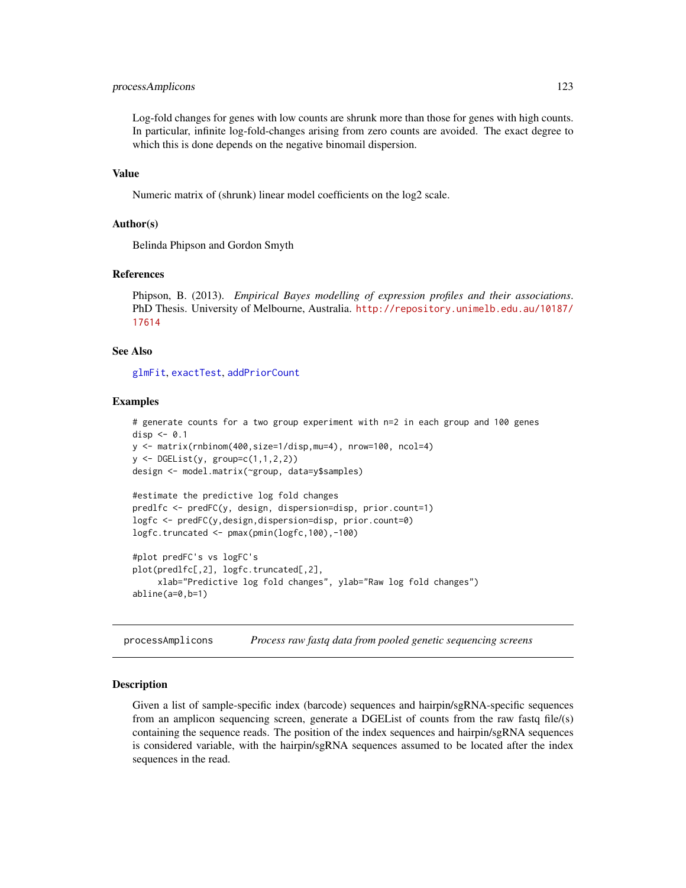Log-fold changes for genes with low counts are shrunk more than those for genes with high counts. In particular, infinite log-fold-changes arising from zero counts are avoided. The exact degree to which this is done depends on the negative binomail dispersion.

### Value

Numeric matrix of (shrunk) linear model coefficients on the log2 scale.

### Author(s)

Belinda Phipson and Gordon Smyth

### References

Phipson, B. (2013). *Empirical Bayes modelling of expression profiles and their associations*. PhD Thesis. University of Melbourne, Australia. http://repository.unimelb.edu.au/10187/17614

### See Also

glmFit, exactTest, addPriorCount

### Examples

```
# generate counts for a two group experiment with n=2 in each group and 100 genes
disp <- 0.1
y <- matrix(rnbinom(400,size=1/disp,mu=4), nrow=100, ncol=4)
y <- DGEList(y, group=c(1,1,2,2))
design <- model.matrix(~group, data=y$samples)

#estimate the predictive log fold changes
predlfc <- predFC(y, design, dispersion=disp, prior.count=1)
logfc <- predFC(y,design,dispersion=disp, prior.count=0)
logfc.truncated <- pmax(pmin(logfc,100),-100)

#plot predFC's vs logFC's
plot(predlfc[,2], logfc.truncated[,2],
     xlab="Predictive log fold changes", ylab="Raw log fold changes")
abline(a=0,b=1)
```

---

## processAmplicons — *Process raw fastq data from pooled genetic sequencing screens*

### Description

Given a list of sample-specific index (barcode) sequences and hairpin/sgRNA-specific sequences from an amplicon sequencing screen, generate a DGEList of counts from the raw fastq file/(s) containing the sequence reads. The position of the index sequences and hairpin/sgRNA sequences is considered variable, with the hairpin/sgRNA sequences assumed to be located after the index sequences in the read.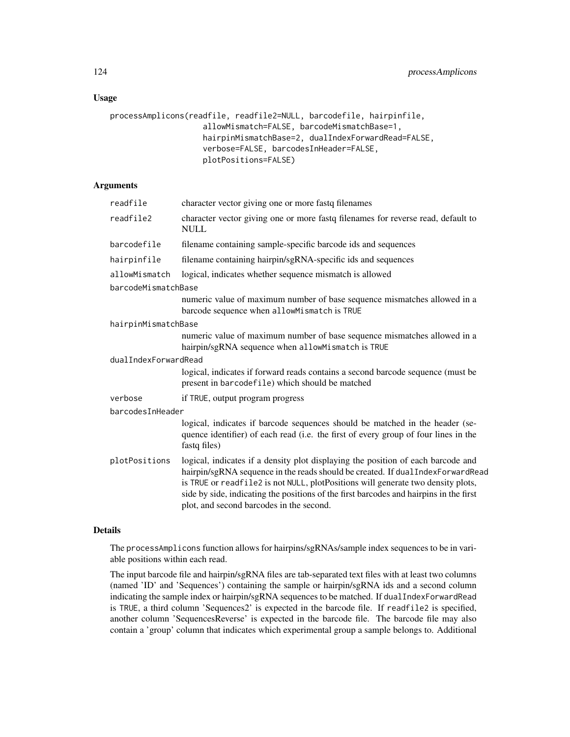## Usage

```
processAmplicons(readfile, readfile2=NULL, barcodefile, hairpinfile,
                 allowMismatch=FALSE, barcodeMismatchBase=1,
                 hairpinMismatchBase=2, dualIndexForwardRead=FALSE,
                 verbose=FALSE, barcodesInHeader=FALSE,
                 plotPositions=FALSE)
```

## Arguments

- `readfile` character vector giving one or more fastq filenames
- `readfile2` character vector giving one or more fastq filenames for reverse read, default to NULL
- `barcodefile` filename containing sample-specific barcode ids and sequences
- `hairpinfile` filename containing hairpin/sgRNA-specific ids and sequences
- `allowMismatch` logical, indicates whether sequence mismatch is allowed
- `barcodeMismatchBase` numeric value of maximum number of base sequence mismatches allowed in a barcode sequence when `allowMismatch` is `TRUE`
- `hairpinMismatchBase` numeric value of maximum number of base sequence mismatches allowed in a hairpin/sgRNA sequence when `allowMismatch` is `TRUE`
- `dualIndexForwardRead` logical, indicates if forward reads contains a second barcode sequence (must be present in `barcodefile`) which should be matched
- `verbose` if `TRUE`, output program progress
- `barcodesInHeader` logical, indicates if barcode sequences should be matched in the header (sequence identifier) of each read (i.e. the first of every group of four lines in the fastq files)
- `plotPositions` logical, indicates if a density plot displaying the position of each barcode and hairpin/sgRNA sequence in the reads should be created. If `dualIndexForwardRead` is `TRUE` or `readfile2` is not `NULL`, plotPositions will generate two density plots, side by side, indicating the positions of the first barcodes and hairpins in the first plot, and second barcodes in the second.

## Details

The `processAmplicons` function allows for hairpins/sgRNAs/sample index sequences to be in variable positions within each read.

The input barcode file and hairpin/sgRNA files are tab-separated text files with at least two columns (named 'ID' and 'Sequences') containing the sample or hairpin/sgRNA ids and a second column indicating the sample index or hairpin/sgRNA sequences to be matched. If `dualIndexForwardRead` is `TRUE`, a third column 'Sequences2' is expected in the barcode file. If `readfile2` is specified, another column 'SequencesReverse' is expected in the barcode file. The barcode file may also contain a 'group' column that indicates which experimental group a sample belongs to. Additional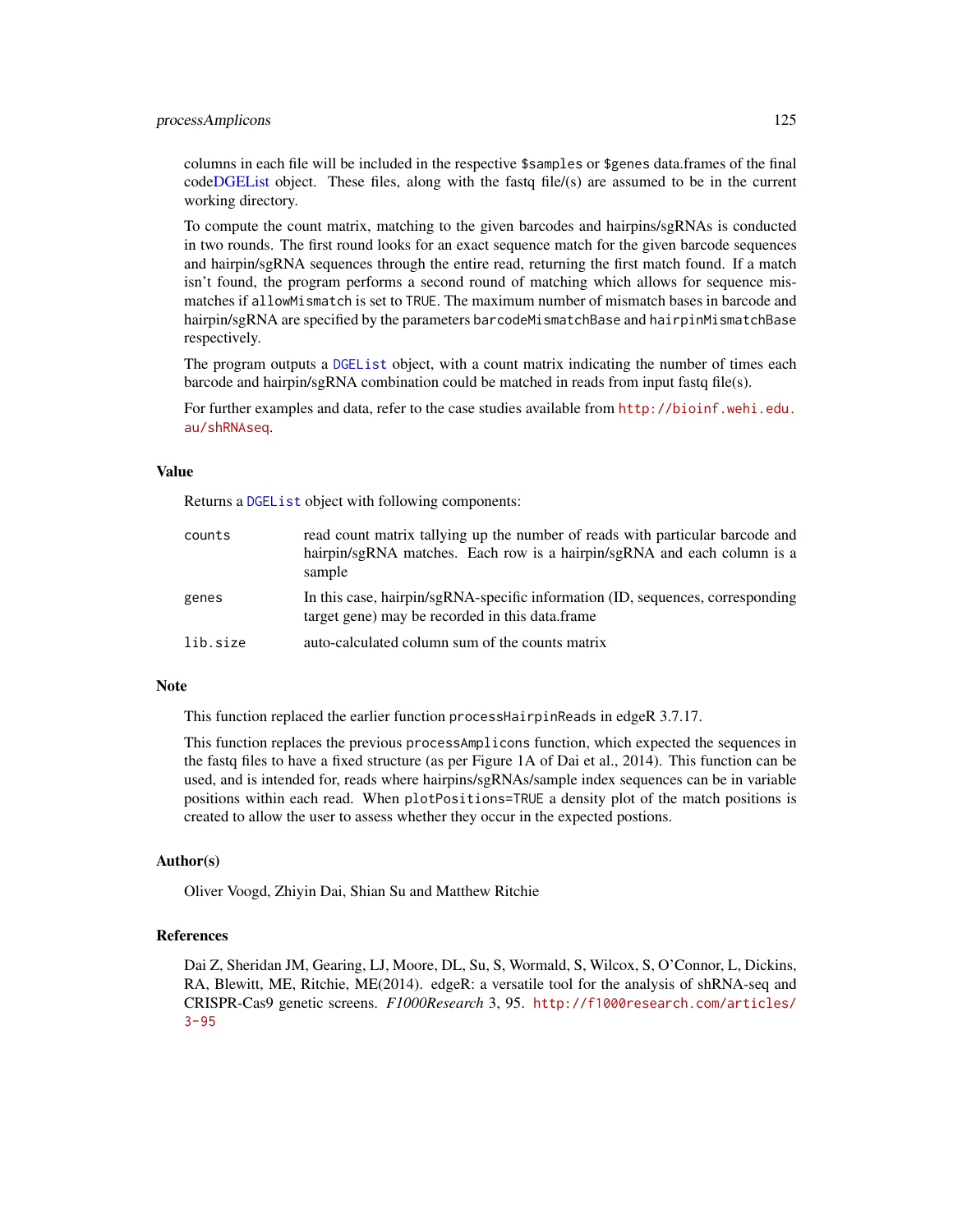columns in each file will be included in the respective `$samples` or `$genes` data.frames of the final codeDGEList object. These files, along with the fastq file/(s) are assumed to be in the current working directory.

To compute the count matrix, matching to the given barcodes and hairpins/sgRNAs is conducted in two rounds. The first round looks for an exact sequence match for the given barcode sequences and hairpin/sgRNA sequences through the entire read, returning the first match found. If a match isn't found, the program performs a second round of matching which allows for sequence mismatches if `allowMismatch` is set to `TRUE`. The maximum number of mismatch bases in barcode and hairpin/sgRNA are specified by the parameters `barcodeMismatchBase` and `hairpinMismatchBase` respectively.

The program outputs a `DGEList` object, with a count matrix indicating the number of times each barcode and hairpin/sgRNA combination could be matched in reads from input fastq file(s).

For further examples and data, refer to the case studies available from http://bioinf.wehi.edu.au/shRNAseq.

## Value

Returns a `DGEList` object with following components:

| | |
|---|---|
| `counts` | read count matrix tallying up the number of reads with particular barcode and hairpin/sgRNA matches. Each row is a hairpin/sgRNA and each column is a sample |
| `genes` | In this case, hairpin/sgRNA-specific information (ID, sequences, corresponding target gene) may be recorded in this data.frame |
| `lib.size` | auto-calculated column sum of the counts matrix |

## Note

This function replaced the earlier function `processHairpinReads` in edgeR 3.7.17.

This function replaces the previous `processAmplicons` function, which expected the sequences in the fastq files to have a fixed structure (as per Figure 1A of Dai et al., 2014). This function can be used, and is intended for, reads where hairpins/sgRNAs/sample index sequences can be in variable positions within each read. When `plotPositions=TRUE` a density plot of the match positions is created to allow the user to assess whether they occur in the expected postions.

## Author(s)

Oliver Voogd, Zhiyin Dai, Shian Su and Matthew Ritchie

## References

Dai Z, Sheridan JM, Gearing, LJ, Moore, DL, Su, S, Wormald, S, Wilcox, S, O'Connor, L, Dickins, RA, Blewitt, ME, Ritchie, ME(2014). edgeR: a versatile tool for the analysis of shRNA-seq and CRISPR-Cas9 genetic screens. *F1000Research* 3, 95. http://f1000research.com/articles/3-95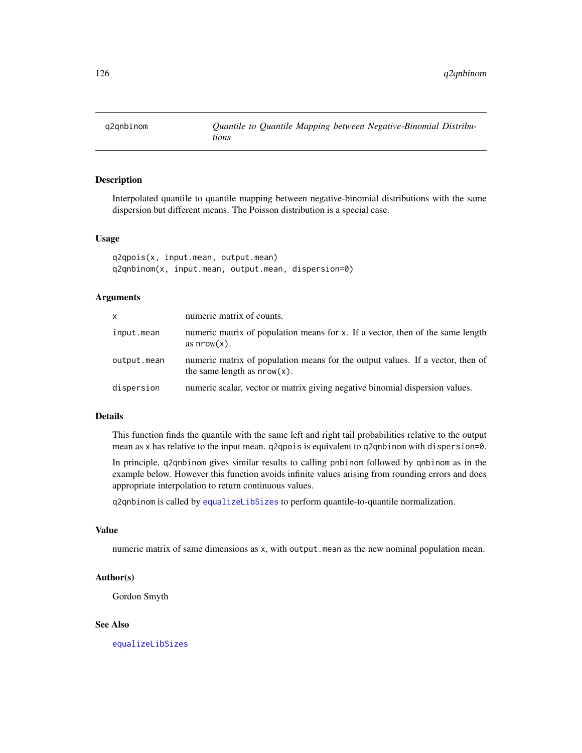## q2qnbinom — *Quantile to Quantile Mapping between Negative-Binomial Distributions*

### Description

Interpolated quantile to quantile mapping between negative-binomial distributions with the same dispersion but different means. The Poisson distribution is a special case.

### Usage

```
q2qpois(x, input.mean, output.mean)
q2qnbinom(x, input.mean, output.mean, dispersion=0)
```

### Arguments

| | |
|---|---|
| `x` | numeric matrix of counts. |
| `input.mean` | numeric matrix of population means for `x`. If a vector, then of the same length as `nrow(x)`. |
| `output.mean` | numeric matrix of population means for the output values. If a vector, then of the same length as `nrow(x)`. |
| `dispersion` | numeric scalar, vector or matrix giving negative binomial dispersion values. |

### Details

This function finds the quantile with the same left and right tail probabilities relative to the output mean as `x` has relative to the input mean. `q2qpois` is equivalent to `q2qnbinom` with `dispersion=0`.

In principle, `q2qnbinom` gives similar results to calling `pnbinom` followed by `qnbinom` as in the example below. However this function avoids infinite values arising from rounding errors and does appropriate interpolation to return continuous values.

`q2qnbinom` is called by `equalizeLibSizes` to perform quantile-to-quantile normalization.

### Value

numeric matrix of same dimensions as `x`, with `output.mean` as the new nominal population mean.

### Author(s)

Gordon Smyth

### See Also

`equalizeLibSizes`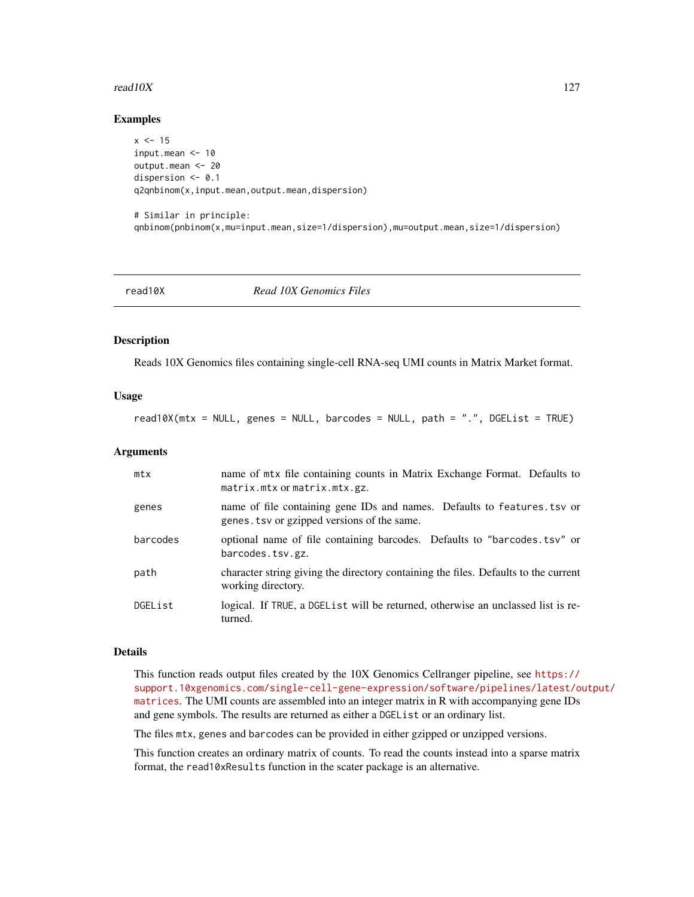### Examples

```
x <- 15
input.mean <- 10
output.mean <- 20
dispersion <- 0.1
q2qnbinom(x,input.mean,output.mean,dispersion)

# Similar in principle:
qnbinom(pnbinom(x,mu=input.mean,size=1/dispersion),mu=output.mean,size=1/dispersion)
```

---

## read10X *Read 10X Genomics Files*

---

### Description

Reads 10X Genomics files containing single-cell RNA-seq UMI counts in Matrix Market format.

### Usage

```
read10X(mtx = NULL, genes = NULL, barcodes = NULL, path = ".", DGEList = TRUE)
```

### Arguments

| | |
|---|---|
| `mtx` | name of `mtx` file containing counts in Matrix Exchange Format. Defaults to `matrix.mtx` or `matrix.mtx.gz`. |
| `genes` | name of file containing gene IDs and names. Defaults to `features.tsv` or `genes.tsv` or gzipped versions of the same. |
| `barcodes` | optional name of file containing barcodes. Defaults to `"barcodes.tsv"` or `barcodes.tsv.gz`. |
| `path` | character string giving the directory containing the files. Defaults to the current working directory. |
| `DGEList` | logical. If `TRUE`, a `DGEList` will be returned, otherwise an unclassed list is returned. |

### Details

This function reads output files created by the 10X Genomics Cellranger pipeline, see https://support.10xgenomics.com/single-cell-gene-expression/software/pipelines/latest/output/matrices. The UMI counts are assembled into an integer matrix in R with accompanying gene IDs and gene symbols. The results are returned as either a `DGEList` or an ordinary list.

The files `mtx`, `genes` and `barcodes` can be provided in either gzipped or unzipped versions.

This function creates an ordinary matrix of counts. To read the counts instead into a sparse matrix format, the `read10xResults` function in the scater package is an alternative.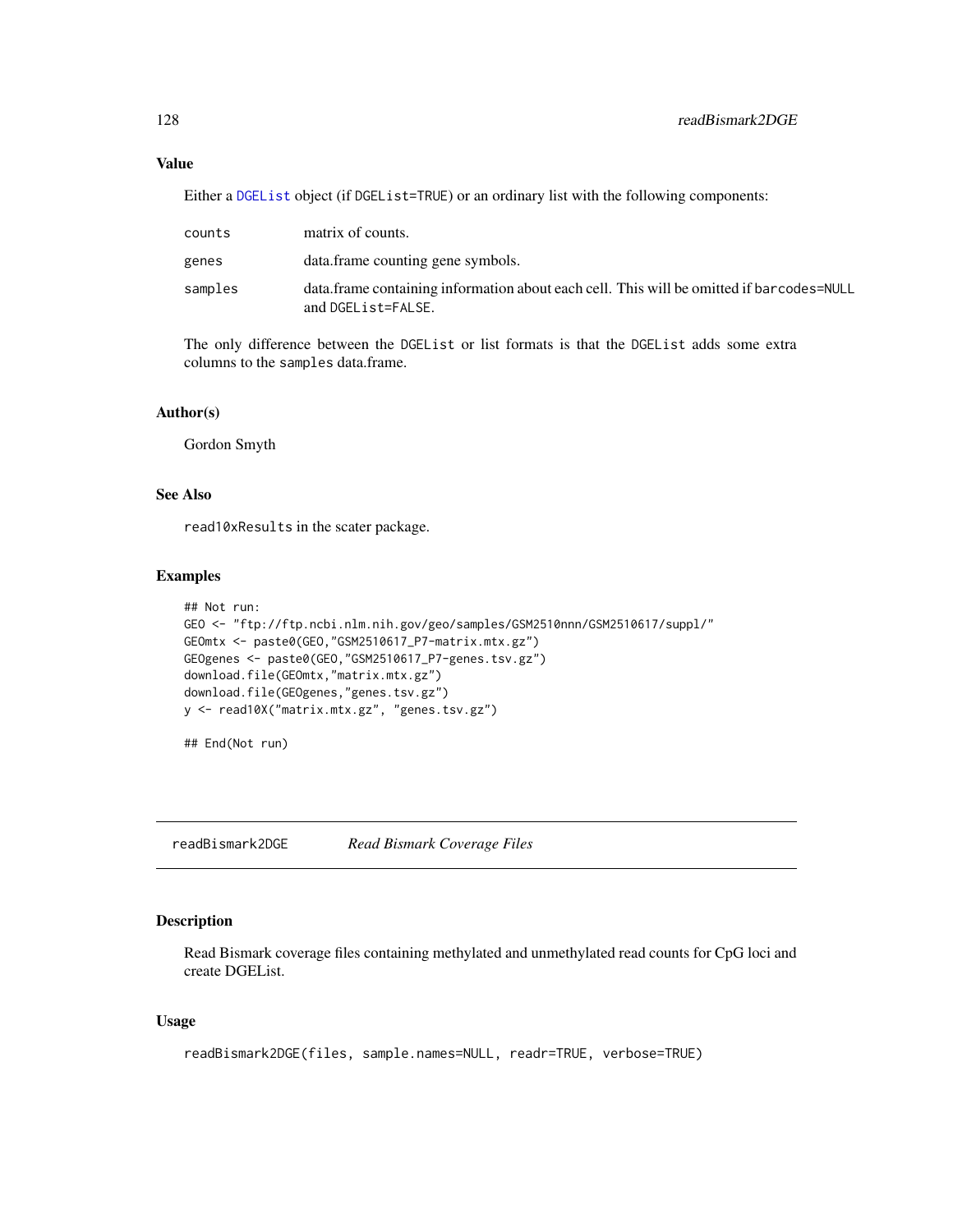### Value

Either a DGEList object (if DGEList=TRUE) or an ordinary list with the following components:

| | |
|---|---|
| counts | matrix of counts. |
| genes | data.frame counting gene symbols. |
| samples | data.frame containing information about each cell. This will be omitted if barcodes=NULL and DGEList=FALSE. |

The only difference between the DGEList or list formats is that the DGEList adds some extra columns to the samples data.frame.

### Author(s)

Gordon Smyth

### See Also

read10xResults in the scater package.

### Examples

```
## Not run:
GEO <- "ftp://ftp.ncbi.nlm.nih.gov/geo/samples/GSM2510nnn/GSM2510617/suppl/"
GEOmtx <- paste0(GEO,"GSM2510617_P7-matrix.mtx.gz")
GEOgenes <- paste0(GEO,"GSM2510617_P7-genes.tsv.gz")
download.file(GEOmtx,"matrix.mtx.gz")
download.file(GEOgenes,"genes.tsv.gz")
y <- read10X("matrix.mtx.gz", "genes.tsv.gz")

## End(Not run)
```

---

## readBismark2DGE    *Read Bismark Coverage Files*

---

### Description

Read Bismark coverage files containing methylated and unmethylated read counts for CpG loci and create DGEList.

### Usage

```
readBismark2DGE(files, sample.names=NULL, readr=TRUE, verbose=TRUE)
```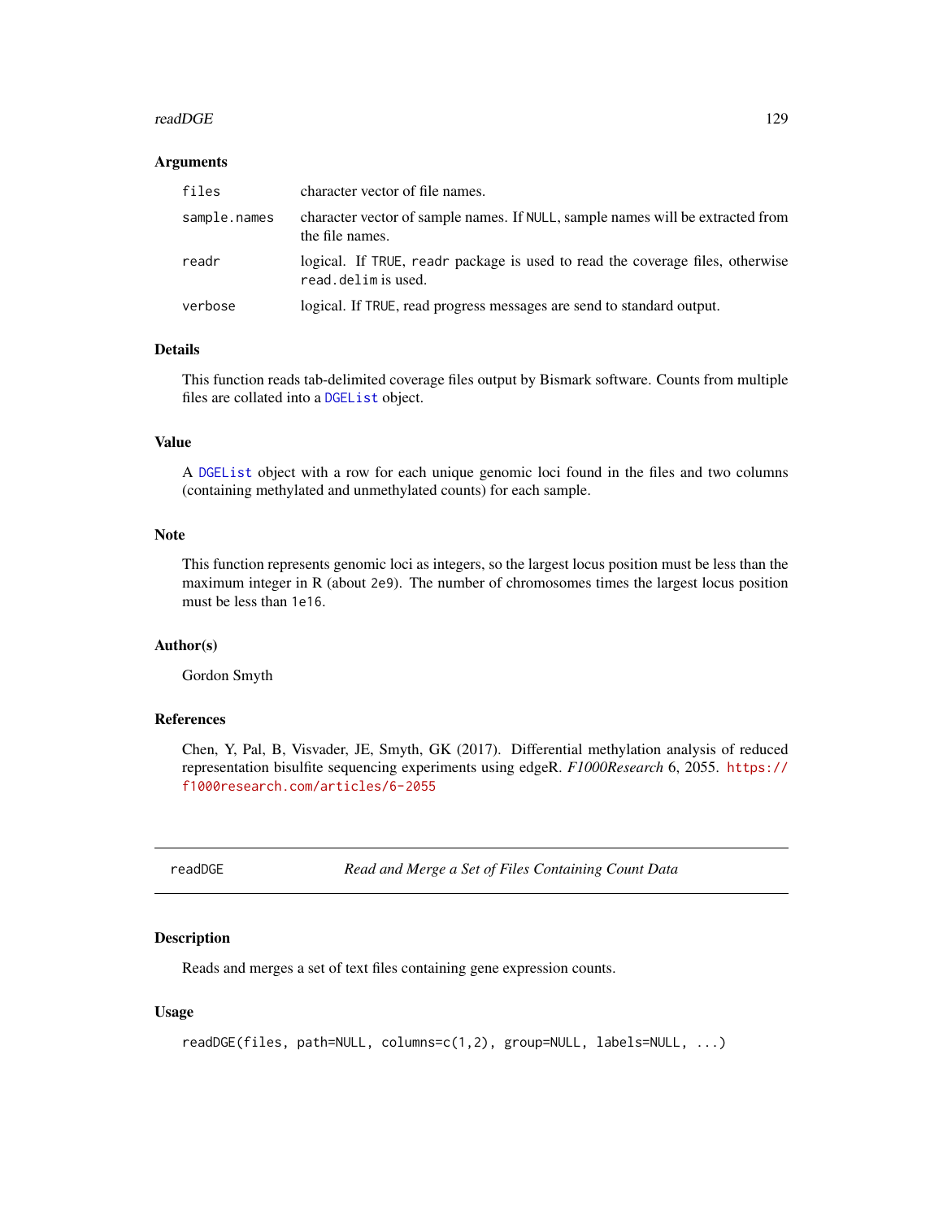### Arguments

| | |
|---|---|
| `files` | character vector of file names. |
| `sample.names` | character vector of sample names. If `NULL`, sample names will be extracted from the file names. |
| `readr` | logical. If `TRUE`, `readr` package is used to read the coverage files, otherwise `read.delim` is used. |
| `verbose` | logical. If `TRUE`, read progress messages are send to standard output. |

### Details

This function reads tab-delimited coverage files output by Bismark software. Counts from multiple files are collated into a `DGEList` object.

### Value

A `DGEList` object with a row for each unique genomic loci found in the files and two columns (containing methylated and unmethylated counts) for each sample.

### Note

This function represents genomic loci as integers, so the largest locus position must be less than the maximum integer in R (about `2e9`). The number of chromosomes times the largest locus position must be less than `1e16`.

### Author(s)

Gordon Smyth

### References

Chen, Y, Pal, B, Visvader, JE, Smyth, GK (2017). Differential methylation analysis of reduced representation bisulfite sequencing experiments using edgeR. *F1000Research* 6, 2055. https://f1000research.com/articles/6-2055

---

## readDGE — *Read and Merge a Set of Files Containing Count Data*

---

### Description

Reads and merges a set of text files containing gene expression counts.

### Usage

```
readDGE(files, path=NULL, columns=c(1,2), group=NULL, labels=NULL, ...)
```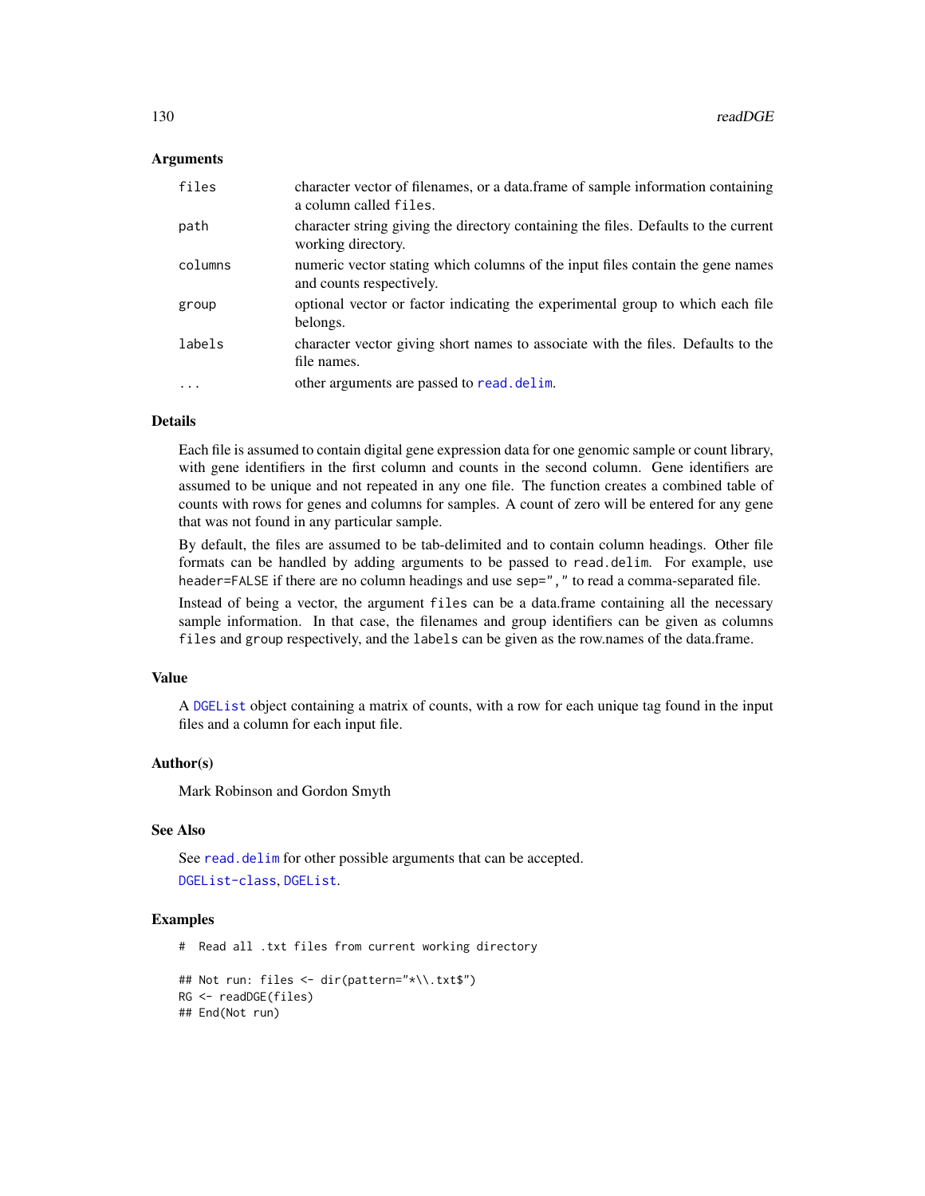### Arguments

| | |
|---|---|
| `files` | character vector of filenames, or a data.frame of sample information containing a column called `files`. |
| `path` | character string giving the directory containing the files. Defaults to the current working directory. |
| `columns` | numeric vector stating which columns of the input files contain the gene names and counts respectively. |
| `group` | optional vector or factor indicating the experimental group to which each file belongs. |
| `labels` | character vector giving short names to associate with the files. Defaults to the file names. |
| `...` | other arguments are passed to `read.delim`. |

### Details

Each file is assumed to contain digital gene expression data for one genomic sample or count library, with gene identifiers in the first column and counts in the second column. Gene identifiers are assumed to be unique and not repeated in any one file. The function creates a combined table of counts with rows for genes and columns for samples. A count of zero will be entered for any gene that was not found in any particular sample.

By default, the files are assumed to be tab-delimited and to contain column headings. Other file formats can be handled by adding arguments to be passed to `read.delim`. For example, use `header=FALSE` if there are no column headings and use `sep=","` to read a comma-separated file.

Instead of being a vector, the argument `files` can be a data.frame containing all the necessary sample information. In that case, the filenames and group identifiers can be given as columns `files` and `group` respectively, and the `labels` can be given as the row.names of the data.frame.

### Value

A `DGEList` object containing a matrix of counts, with a row for each unique tag found in the input files and a column for each input file.

### Author(s)

Mark Robinson and Gordon Smyth

### See Also

See `read.delim` for other possible arguments that can be accepted.

`DGEList-class`, `DGEList`.

### Examples

```
#  Read all .txt files from current working directory

## Not run: files <- dir(pattern="*\\.txt$")
RG <- readDGE(files)
## End(Not run)
```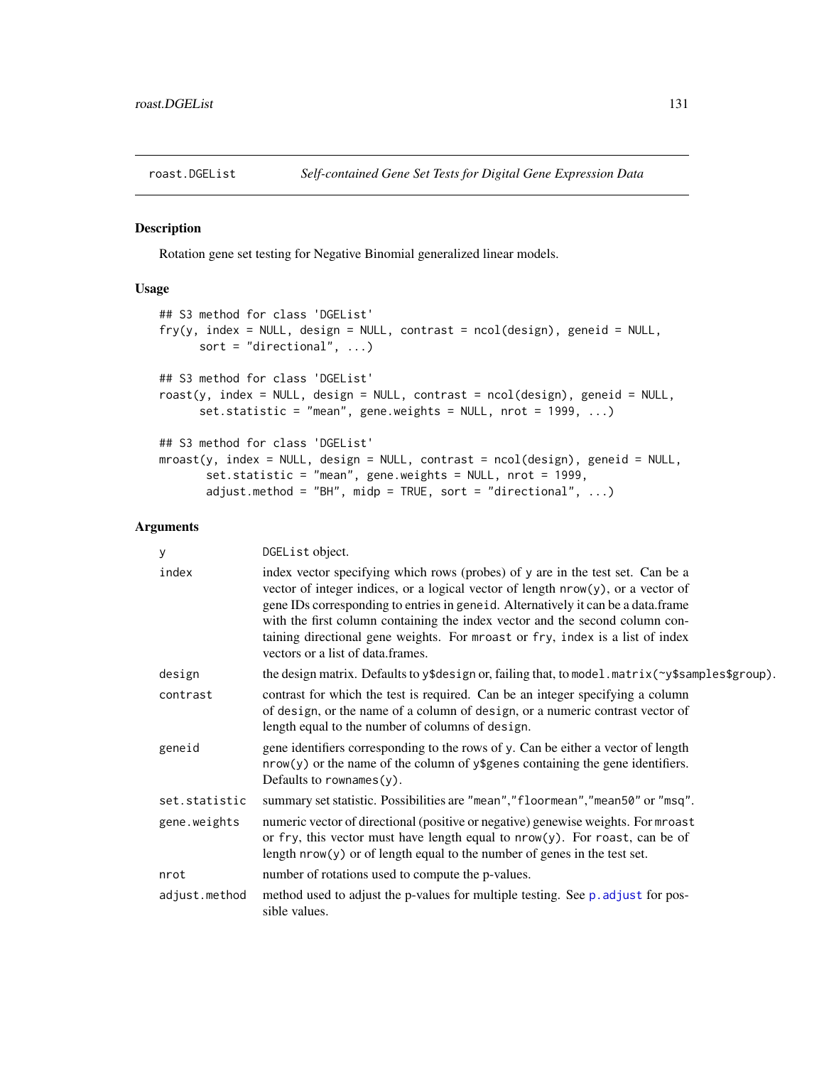roast.DGEList *Self-contained Gene Set Tests for Digital Gene Expression Data*

## Description

Rotation gene set testing for Negative Binomial generalized linear models.

## Usage

```
## S3 method for class 'DGEList'
fry(y, index = NULL, design = NULL, contrast = ncol(design), geneid = NULL,
      sort = "directional", ...)

## S3 method for class 'DGEList'
roast(y, index = NULL, design = NULL, contrast = ncol(design), geneid = NULL,
      set.statistic = "mean", gene.weights = NULL, nrot = 1999, ...)

## S3 method for class 'DGEList'
mroast(y, index = NULL, design = NULL, contrast = ncol(design), geneid = NULL,
       set.statistic = "mean", gene.weights = NULL, nrot = 1999,
       adjust.method = "BH", midp = TRUE, sort = "directional", ...)
```

## Arguments

| | |
|---|---|
| `y` | `DGEList` object. |
| `index` | index vector specifying which rows (probes) of `y` are in the test set. Can be a vector of integer indices, or a logical vector of length `nrow(y)`, or a vector of gene IDs corresponding to entries in `geneid`. Alternatively it can be a data.frame with the first column containing the index vector and the second column containing directional gene weights. For `mroast` or `fry`, `index` is a list of index vectors or a list of data.frames. |
| `design` | the design matrix. Defaults to `y$design` or, failing that, to `model.matrix(~y$samples$group)`. |
| `contrast` | contrast for which the test is required. Can be an integer specifying a column of `design`, or the name of a column of `design`, or a numeric contrast vector of length equal to the number of columns of `design`. |
| `geneid` | gene identifiers corresponding to the rows of `y`. Can be either a vector of length `nrow(y)` or the name of the column of `y$genes` containing the gene identifiers. Defaults to `rownames(y)`. |
| `set.statistic` | summary set statistic. Possibilities are `"mean"`,`"floormean"`,`"mean50"` or `"msq"`. |
| `gene.weights` | numeric vector of directional (positive or negative) genewise weights. For `mroast` or `fry`, this vector must have length equal to `nrow(y)`. For `roast`, can be of length `nrow(y)` or of length equal to the number of genes in the test set. |
| `nrot` | number of rotations used to compute the p-values. |
| `adjust.method` | method used to adjust the p-values for multiple testing. See `p.adjust` for possible values. |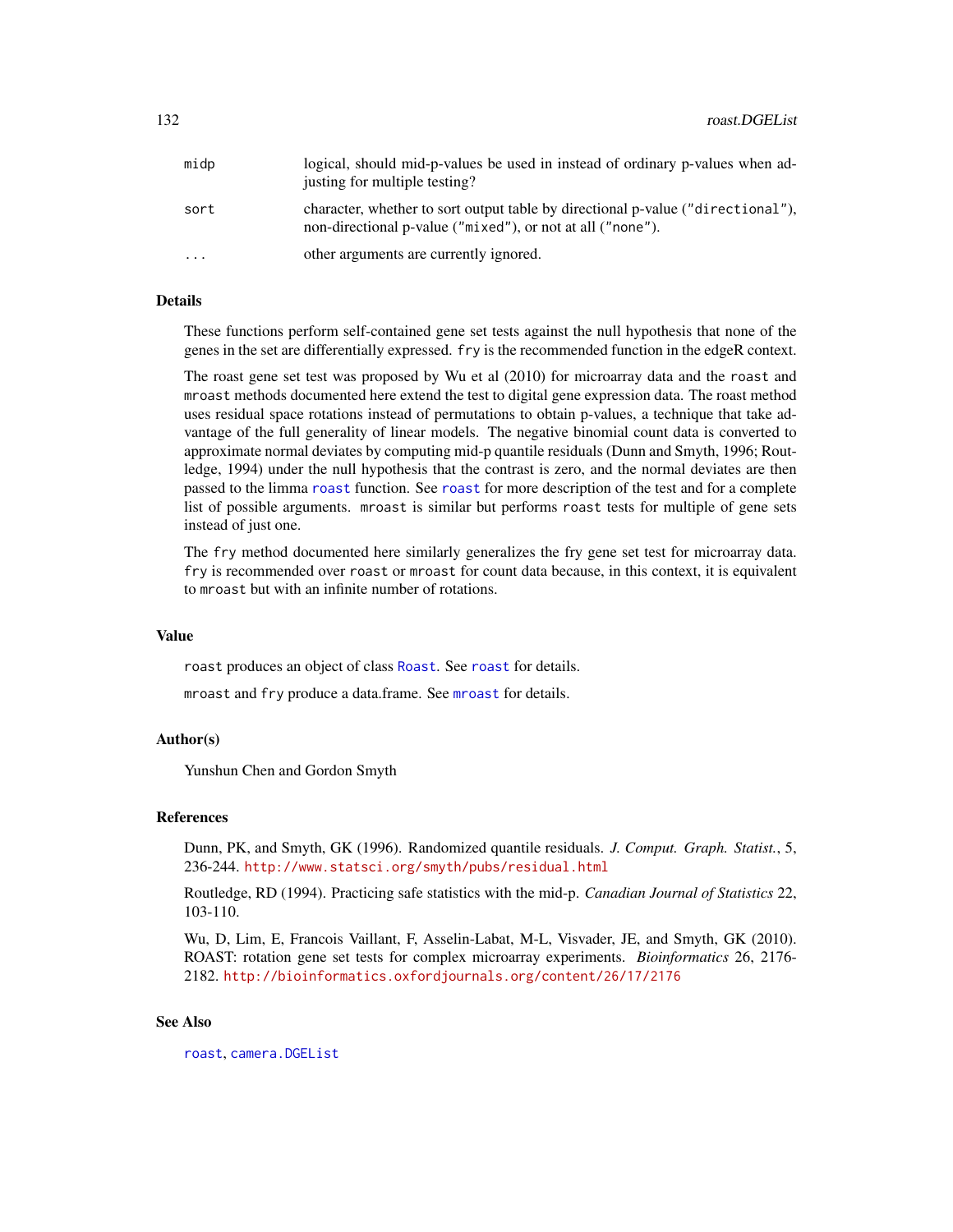| | |
|---|---|
| `midp` | logical, should mid-p-values be used in instead of ordinary p-values when adjusting for multiple testing? |
| `sort` | character, whether to sort output table by directional p-value ("directional"), non-directional p-value ("mixed"), or not at all ("none"). |
| `...` | other arguments are currently ignored. |

## Details

These functions perform self-contained gene set tests against the null hypothesis that none of the genes in the set are differentially expressed. `fry` is the recommended function in the edgeR context.

The roast gene set test was proposed by Wu et al (2010) for microarray data and the `roast` and `mroast` methods documented here extend the test to digital gene expression data. The roast method uses residual space rotations instead of permutations to obtain p-values, a technique that take advantage of the full generality of linear models. The negative binomial count data is converted to approximate normal deviates by computing mid-p quantile residuals (Dunn and Smyth, 1996; Routledge, 1994) under the null hypothesis that the contrast is zero, and the normal deviates are then passed to the limma `roast` function. See `roast` for more description of the test and for a complete list of possible arguments. `mroast` is similar but performs `roast` tests for multiple of gene sets instead of just one.

The `fry` method documented here similarly generalizes the fry gene set test for microarray data. `fry` is recommended over `roast` or `mroast` for count data because, in this context, it is equivalent to `mroast` but with an infinite number of rotations.

## Value

`roast` produces an object of class `Roast`. See `roast` for details.

`mroast` and `fry` produce a data.frame. See `mroast` for details.

## Author(s)

Yunshun Chen and Gordon Smyth

## References

Dunn, PK, and Smyth, GK (1996). Randomized quantile residuals. *J. Comput. Graph. Statist.*, 5, 236-244. http://www.statsci.org/smyth/pubs/residual.html

Routledge, RD (1994). Practicing safe statistics with the mid-p. *Canadian Journal of Statistics* 22, 103-110.

Wu, D, Lim, E, Francois Vaillant, F, Asselin-Labat, M-L, Visvader, JE, and Smyth, GK (2010). ROAST: rotation gene set tests for complex microarray experiments. *Bioinformatics* 26, 2176-2182. http://bioinformatics.oxfordjournals.org/content/26/17/2176

## See Also

`roast`, `camera.DGEList`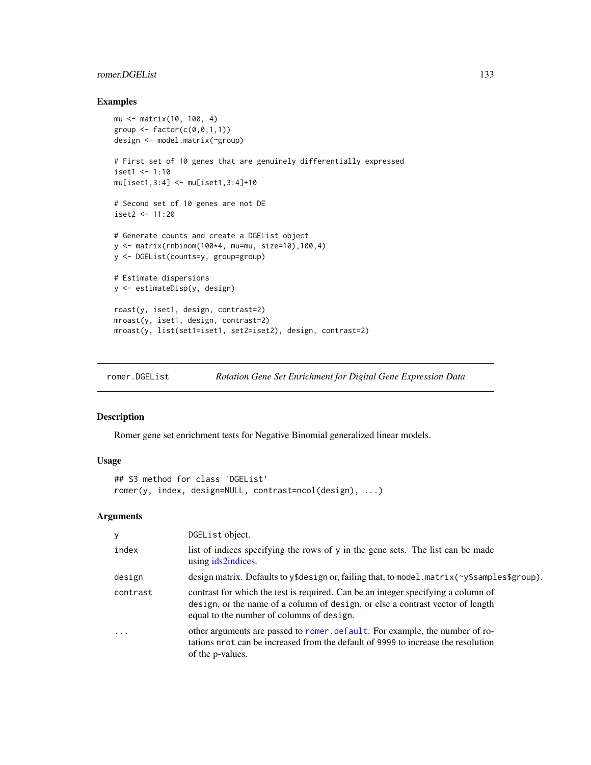## Examples

```
mu <- matrix(10, 100, 4)
group <- factor(c(0,0,1,1))
design <- model.matrix(~group)

# First set of 10 genes that are genuinely differentially expressed
iset1 <- 1:10
mu[iset1,3:4] <- mu[iset1,3:4]+10

# Second set of 10 genes are not DE
iset2 <- 11:20

# Generate counts and create a DGEList object
y <- matrix(rnbinom(100*4, mu=mu, size=10),100,4)
y <- DGEList(counts=y, group=group)

# Estimate dispersions
y <- estimateDisp(y, design)

roast(y, iset1, design, contrast=2)
mroast(y, iset1, design, contrast=2)
mroast(y, list(set1=iset1, set2=iset2), design, contrast=2)
```

---

`romer.DGEList` *Rotation Gene Set Enrichment for Digital Gene Expression Data*

---

## Description

Romer gene set enrichment tests for Negative Binomial generalized linear models.

## Usage

```
## S3 method for class 'DGEList'
romer(y, index, design=NULL, contrast=ncol(design), ...)
```

## Arguments

| | |
|---|---|
| `y` | `DGEList` object. |
| `index` | list of indices specifying the rows of y in the gene sets. The list can be made using ids2indices. |
| `design` | design matrix. Defaults to `y$design` or, failing that, to `model.matrix(~y$samples$group)`. |
| `contrast` | contrast for which the test is required. Can be an integer specifying a column of `design`, or the name of a column of `design`, or else a contrast vector of length equal to the number of columns of `design`. |
| `...` | other arguments are passed to `romer.default`. For example, the number of rotations `nrot` can be increased from the default of `9999` to increase the resolution of the p-values. |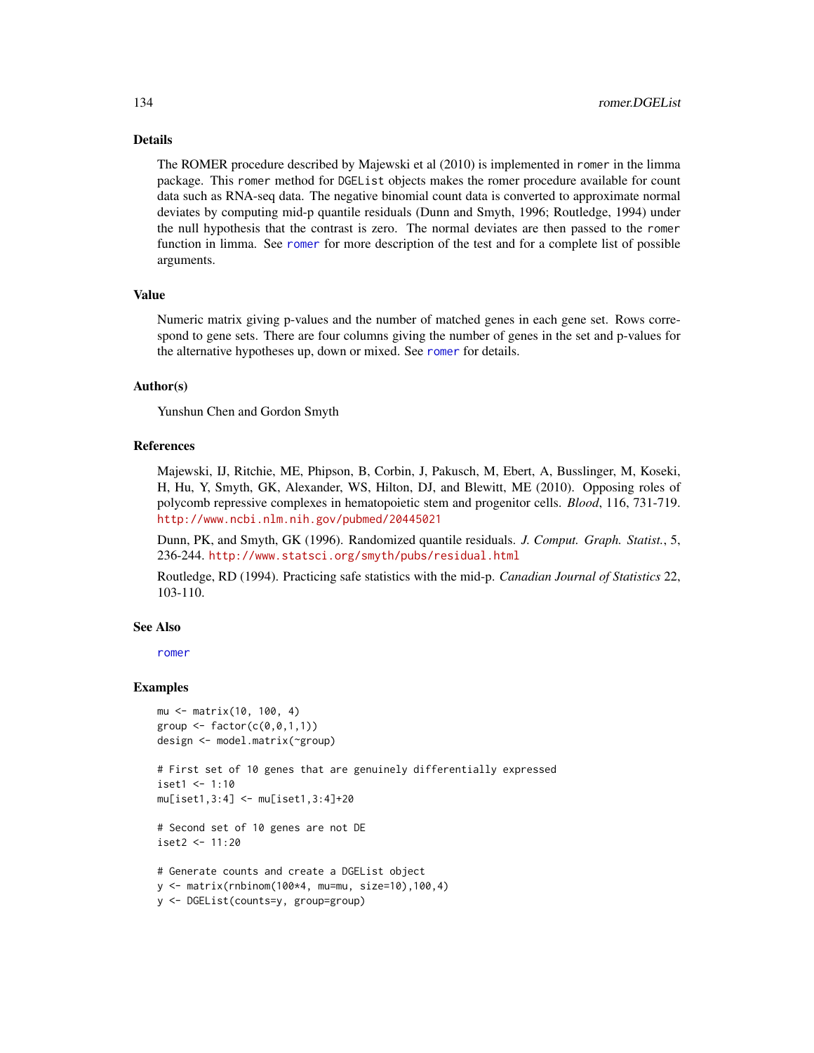## Details

The ROMER procedure described by Majewski et al (2010) is implemented in `romer` in the limma package. This `romer` method for `DGEList` objects makes the romer procedure available for count data such as RNA-seq data. The negative binomial count data is converted to approximate normal deviates by computing mid-p quantile residuals (Dunn and Smyth, 1996; Routledge, 1994) under the null hypothesis that the contrast is zero. The normal deviates are then passed to the `romer` function in limma. See `romer` for more description of the test and for a complete list of possible arguments.

## Value

Numeric matrix giving p-values and the number of matched genes in each gene set. Rows correspond to gene sets. There are four columns giving the number of genes in the set and p-values for the alternative hypotheses up, down or mixed. See `romer` for details.

## Author(s)

Yunshun Chen and Gordon Smyth

## References

Majewski, IJ, Ritchie, ME, Phipson, B, Corbin, J, Pakusch, M, Ebert, A, Busslinger, M, Koseki, H, Hu, Y, Smyth, GK, Alexander, WS, Hilton, DJ, and Blewitt, ME (2010). Opposing roles of polycomb repressive complexes in hematopoietic stem and progenitor cells. *Blood*, 116, 731-719. http://www.ncbi.nlm.nih.gov/pubmed/20445021

Dunn, PK, and Smyth, GK (1996). Randomized quantile residuals. *J. Comput. Graph. Statist.*, 5, 236-244. http://www.statsci.org/smyth/pubs/residual.html

Routledge, RD (1994). Practicing safe statistics with the mid-p. *Canadian Journal of Statistics* 22, 103-110.

## See Also

`romer`

## Examples

```
mu <- matrix(10, 100, 4)
group <- factor(c(0,0,1,1))
design <- model.matrix(~group)

# First set of 10 genes that are genuinely differentially expressed
iset1 <- 1:10
mu[iset1,3:4] <- mu[iset1,3:4]+20

# Second set of 10 genes are not DE
iset2 <- 11:20

# Generate counts and create a DGEList object
y <- matrix(rnbinom(100*4, mu=mu, size=10),100,4)
y <- DGEList(counts=y, group=group)
```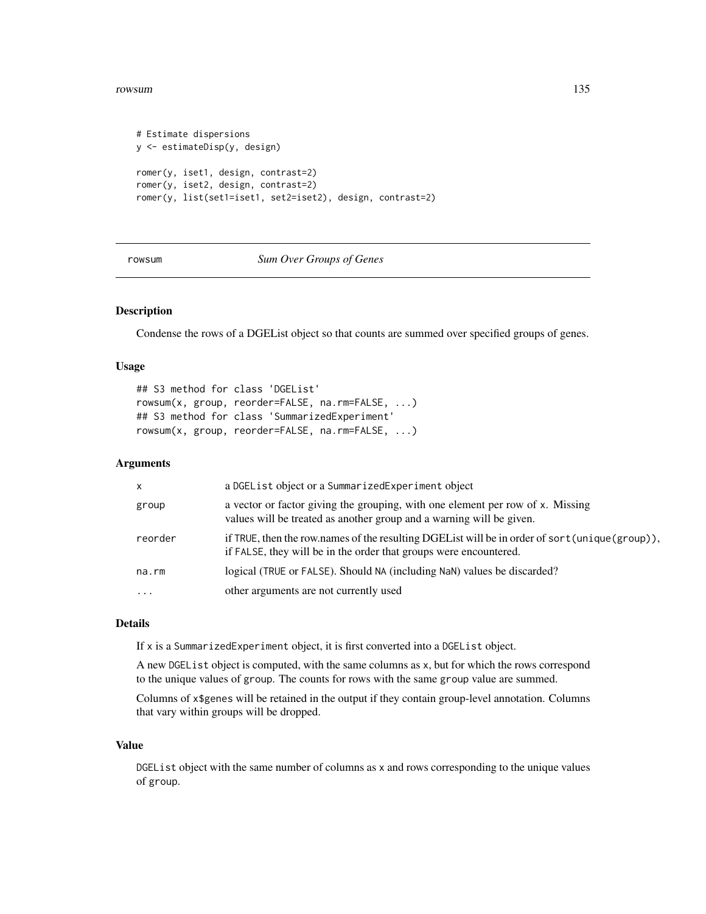```
# Estimate dispersions
y <- estimateDisp(y, design)

romer(y, iset1, design, contrast=2)
romer(y, iset2, design, contrast=2)
romer(y, list(set1=iset1, set2=iset2), design, contrast=2)
```

---

## rowsum — *Sum Over Groups of Genes*

---

### Description

Condense the rows of a DGEList object so that counts are summed over specified groups of genes.

### Usage

```
## S3 method for class 'DGEList'
rowsum(x, group, reorder=FALSE, na.rm=FALSE, ...)
## S3 method for class 'SummarizedExperiment'
rowsum(x, group, reorder=FALSE, na.rm=FALSE, ...)
```

### Arguments

| | |
|---|---|
| `x` | a `DGEList` object or a `SummarizedExperiment` object |
| `group` | a vector or factor giving the grouping, with one element per row of `x`. Missing values will be treated as another group and a warning will be given. |
| `reorder` | if `TRUE`, then the row.names of the resulting DGEList will be in order of `sort(unique(group))`, if `FALSE`, they will be in the order that groups were encountered. |
| `na.rm` | logical (`TRUE` or `FALSE`). Should `NA` (including `NaN`) values be discarded? |
| `...` | other arguments are not currently used |

### Details

If `x` is a `SummarizedExperiment` object, it is first converted into a `DGEList` object.

A new `DGEList` object is computed, with the same columns as `x`, but for which the rows correspond to the unique values of `group`. The counts for rows with the same `group` value are summed.

Columns of `x$genes` will be retained in the output if they contain group-level annotation. Columns that vary within groups will be dropped.

### Value

`DGEList` object with the same number of columns as `x` and rows corresponding to the unique values of `group`.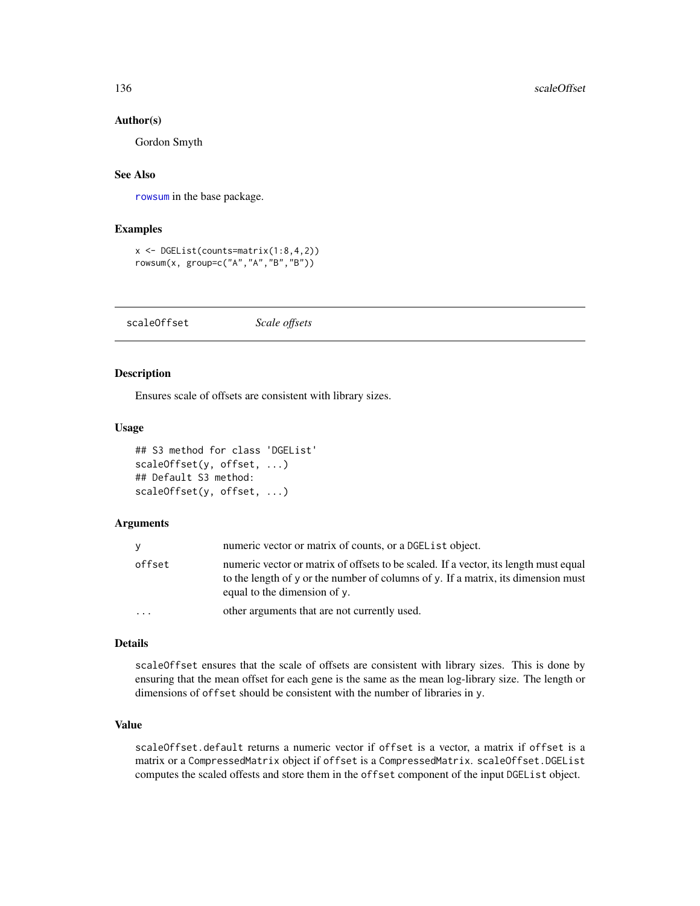### Author(s)

Gordon Smyth

### See Also

`rowsum` in the base package.

### Examples

```
x <- DGEList(counts=matrix(1:8,4,2))
rowsum(x, group=c("A","A","B","B"))
```

---

## scaleOffset *Scale offsets*

---

### Description

Ensures scale of offsets are consistent with library sizes.

### Usage

```
## S3 method for class 'DGEList'
scaleOffset(y, offset, ...)
## Default S3 method:
scaleOffset(y, offset, ...)
```

### Arguments

| | |
|---|---|
| `y` | numeric vector or matrix of counts, or a `DGEList` object. |
| `offset` | numeric vector or matrix of offsets to be scaled. If a vector, its length must equal to the length of `y` or the number of columns of `y`. If a matrix, its dimension must equal to the dimension of `y`. |
| `...` | other arguments that are not currently used. |

### Details

`scaleOffset` ensures that the scale of offsets are consistent with library sizes. This is done by ensuring that the mean offset for each gene is the same as the mean log-library size. The length or dimensions of `offset` should be consistent with the number of libraries in `y`.

### Value

`scaleOffset.default` returns a numeric vector if `offset` is a vector, a matrix if `offset` is a matrix or a `CompressedMatrix` object if `offset` is a `CompressedMatrix`. `scaleOffset.DGEList` computes the scaled offests and store them in the `offset` component of the input `DGEList` object.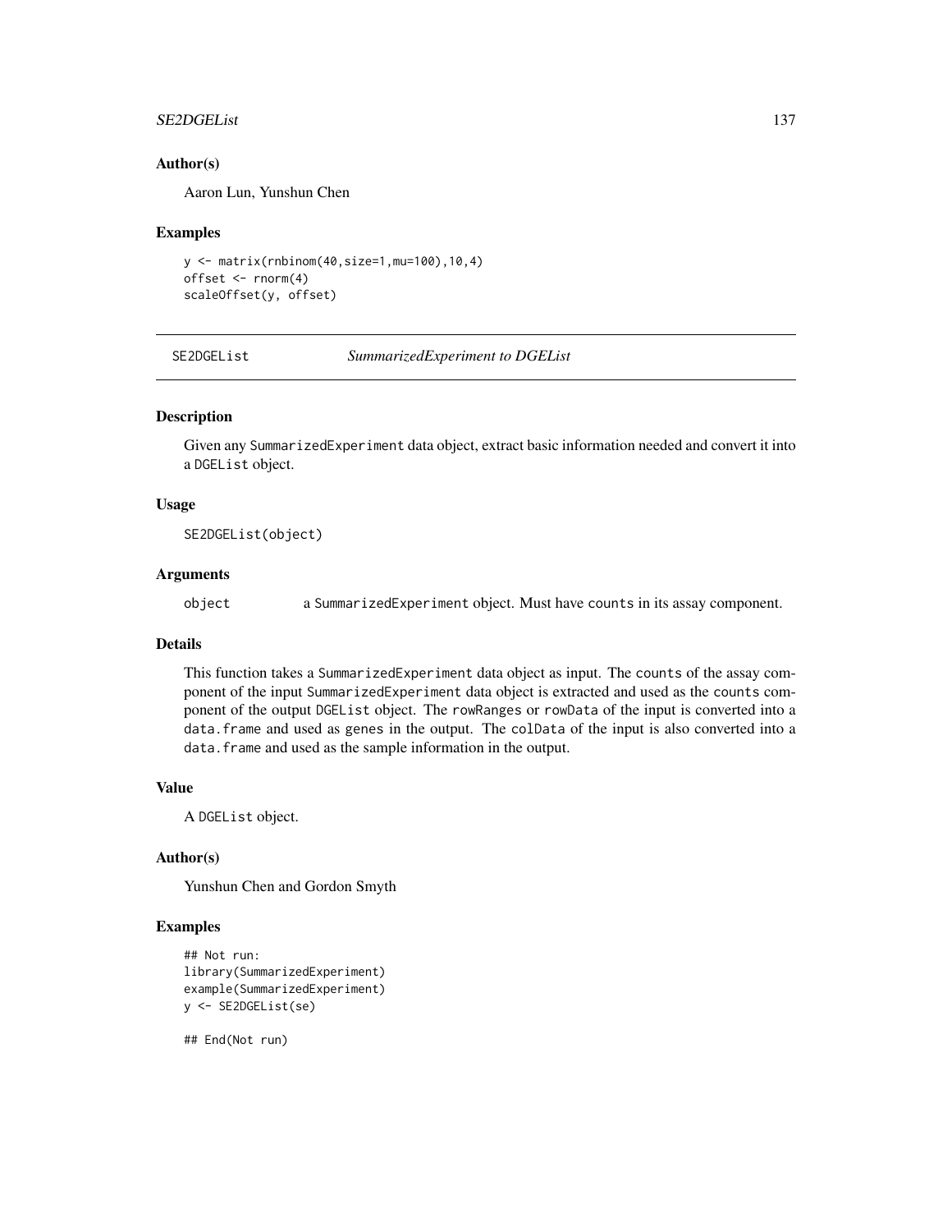### Author(s)

Aaron Lun, Yunshun Chen

### Examples

```
y <- matrix(rnbinom(40,size=1,mu=100),10,4)
offset <- rnorm(4)
scaleOffset(y, offset)
```

---

## SE2DGEList *SummarizedExperiment to DGEList*

---

### Description

Given any SummarizedExperiment data object, extract basic information needed and convert it into a DGEList object.

### Usage

```
SE2DGEList(object)
```

### Arguments

object a SummarizedExperiment object. Must have counts in its assay component.

### Details

This function takes a SummarizedExperiment data object as input. The counts of the assay component of the input SummarizedExperiment data object is extracted and used as the counts component of the output DGEList object. The rowRanges or rowData of the input is converted into a data.frame and used as genes in the output. The colData of the input is also converted into a data.frame and used as the sample information in the output.

### Value

A DGEList object.

### Author(s)

Yunshun Chen and Gordon Smyth

### Examples

```
## Not run:
library(SummarizedExperiment)
example(SummarizedExperiment)
y <- SE2DGEList(se)

## End(Not run)
```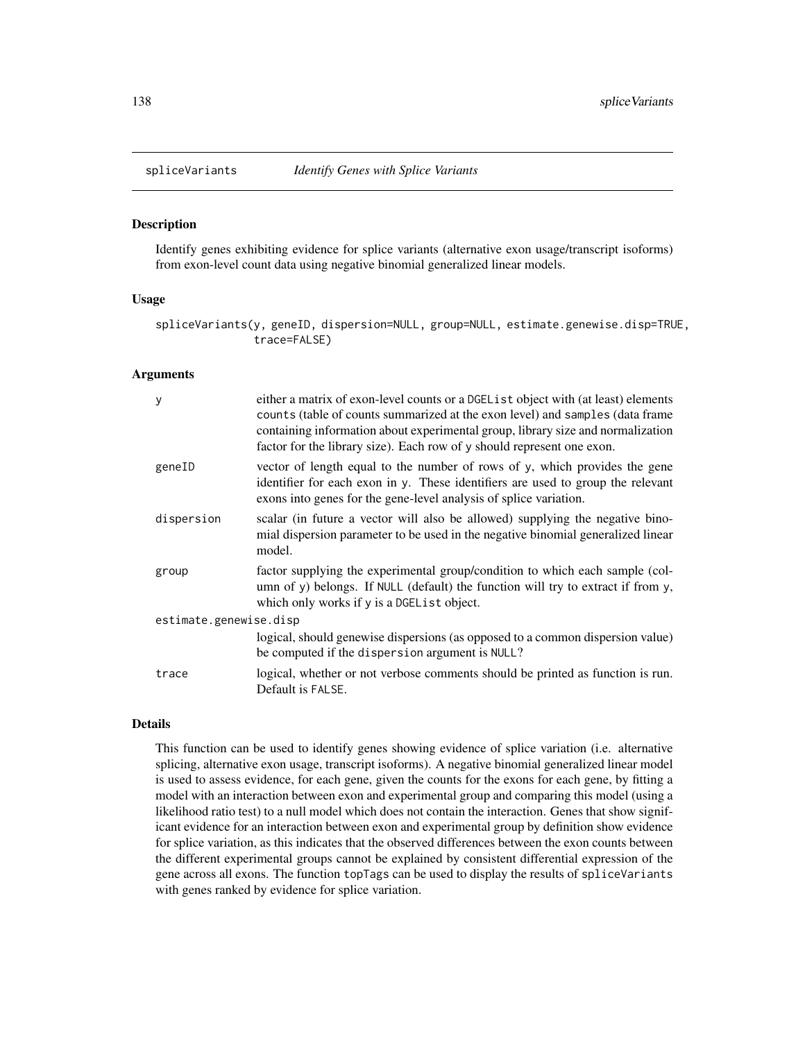## spliceVariants *Identify Genes with Splice Variants*

### Description

Identify genes exhibiting evidence for splice variants (alternative exon usage/transcript isoforms) from exon-level count data using negative binomial generalized linear models.

### Usage

```
spliceVariants(y, geneID, dispersion=NULL, group=NULL, estimate.genewise.disp=TRUE,
               trace=FALSE)
```

### Arguments

| | |
|---|---|
| `y` | either a matrix of exon-level counts or a `DGEList` object with (at least) elements `counts` (table of counts summarized at the exon level) and `samples` (data frame containing information about experimental group, library size and normalization factor for the library size). Each row of `y` should represent one exon. |
| `geneID` | vector of length equal to the number of rows of `y`, which provides the gene identifier for each exon in `y`. These identifiers are used to group the relevant exons into genes for the gene-level analysis of splice variation. |
| `dispersion` | scalar (in future a vector will also be allowed) supplying the negative binomial dispersion parameter to be used in the negative binomial generalized linear model. |
| `group` | factor supplying the experimental group/condition to which each sample (column of `y`) belongs. If `NULL` (default) the function will try to extract if from `y`, which only works if `y` is a `DGEList` object. |
| `estimate.genewise.disp` | logical, should genewise dispersions (as opposed to a common dispersion value) be computed if the `dispersion` argument is `NULL`? |
| `trace` | logical, whether or not verbose comments should be printed as function is run. Default is `FALSE`. |

### Details

This function can be used to identify genes showing evidence of splice variation (i.e. alternative splicing, alternative exon usage, transcript isoforms). A negative binomial generalized linear model is used to assess evidence, for each gene, given the counts for the exons for each gene, by fitting a model with an interaction between exon and experimental group and comparing this model (using a likelihood ratio test) to a null model which does not contain the interaction. Genes that show significant evidence for an interaction between exon and experimental group by definition show evidence for splice variation, as this indicates that the observed differences between the exon counts between the different experimental groups cannot be explained by consistent differential expression of the gene across all exons. The function `topTags` can be used to display the results of `spliceVariants` with genes ranked by evidence for splice variation.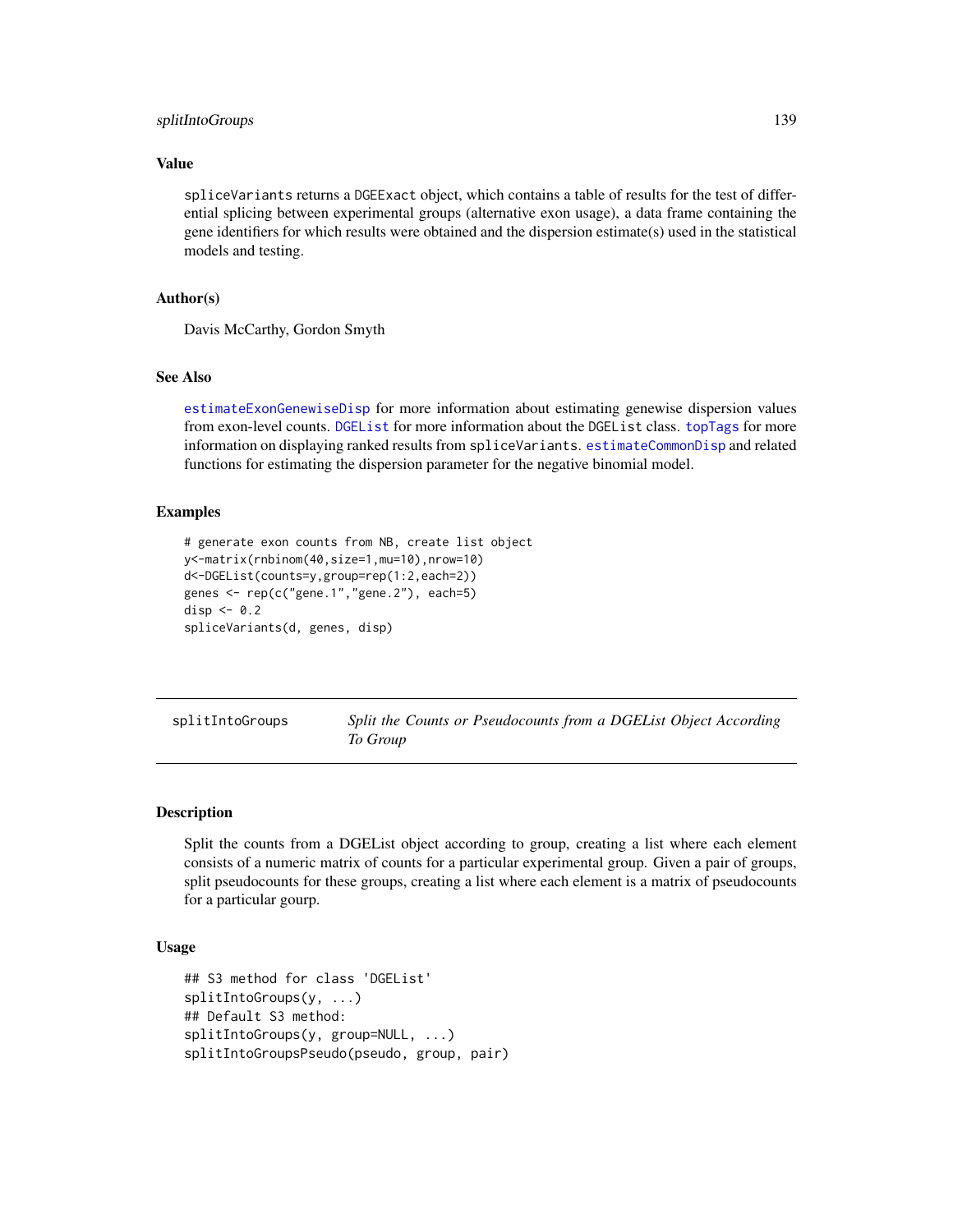### Value

spliceVariants returns a DGEExact object, which contains a table of results for the test of differential splicing between experimental groups (alternative exon usage), a data frame containing the gene identifiers for which results were obtained and the dispersion estimate(s) used in the statistical models and testing.

### Author(s)

Davis McCarthy, Gordon Smyth

### See Also

estimateExonGenewiseDisp for more information about estimating genewise dispersion values from exon-level counts. DGEList for more information about the DGEList class. topTags for more information on displaying ranked results from spliceVariants. estimateCommonDisp and related functions for estimating the dispersion parameter for the negative binomial model.

### Examples

```
# generate exon counts from NB, create list object
y<-matrix(rnbinom(40,size=1,mu=10),nrow=10)
d<-DGEList(counts=y,group=rep(1:2,each=2))
genes <- rep(c("gene.1","gene.2"), each=5)
disp <- 0.2
spliceVariants(d, genes, disp)
```

---

## splitIntoGroups — *Split the Counts or Pseudocounts from a DGEList Object According To Group*

### Description

Split the counts from a DGEList object according to group, creating a list where each element consists of a numeric matrix of counts for a particular experimental group. Given a pair of groups, split pseudocounts for these groups, creating a list where each element is a matrix of pseudocounts for a particular gourp.

### Usage

```
## S3 method for class 'DGEList'
splitIntoGroups(y, ...)
## Default S3 method:
splitIntoGroups(y, group=NULL, ...)
splitIntoGroupsPseudo(pseudo, group, pair)
```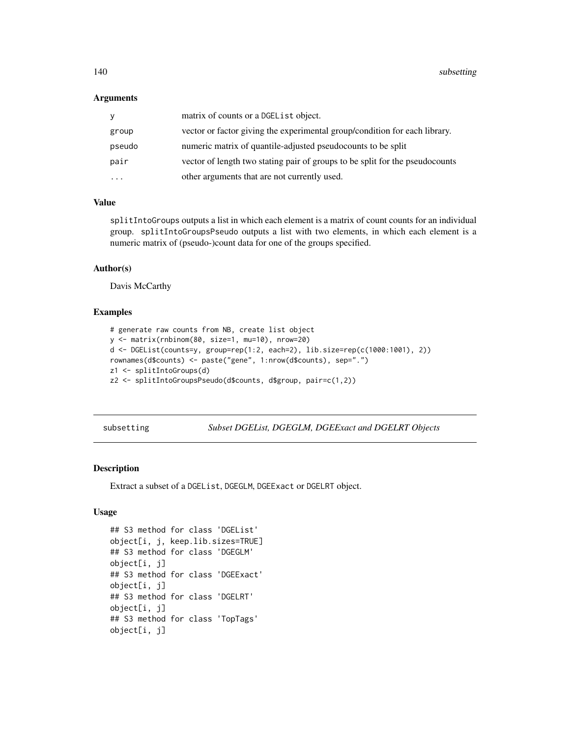### Arguments

| | |
|---|---|
| y | matrix of counts or a DGEList object. |
| group | vector or factor giving the experimental group/condition for each library. |
| pseudo | numeric matrix of quantile-adjusted pseudocounts to be split |
| pair | vector of length two stating pair of groups to be split for the pseudocounts |
| ... | other arguments that are not currently used. |

### Value

splitIntoGroups outputs a list in which each element is a matrix of count counts for an individual group. splitIntoGroupsPseudo outputs a list with two elements, in which each element is a numeric matrix of (pseudo-)count data for one of the groups specified.

### Author(s)

Davis McCarthy

### Examples

```
# generate raw counts from NB, create list object
y <- matrix(rnbinom(80, size=1, mu=10), nrow=20)
d <- DGEList(counts=y, group=rep(1:2, each=2), lib.size=rep(c(1000:1001), 2))
rownames(d$counts) <- paste("gene", 1:nrow(d$counts), sep=".")
z1 <- splitIntoGroups(d)
z2 <- splitIntoGroupsPseudo(d$counts, d$group, pair=c(1,2))
```

---

## subsetting — *Subset DGEList, DGEGLM, DGEExact and DGELRT Objects*

### Description

Extract a subset of a DGEList, DGEGLM, DGEExact or DGELRT object.

### Usage

```
## S3 method for class 'DGEList'
object[i, j, keep.lib.sizes=TRUE]
## S3 method for class 'DGEGLM'
object[i, j]
## S3 method for class 'DGEExact'
object[i, j]
## S3 method for class 'DGELRT'
object[i, j]
## S3 method for class 'TopTags'
object[i, j]
```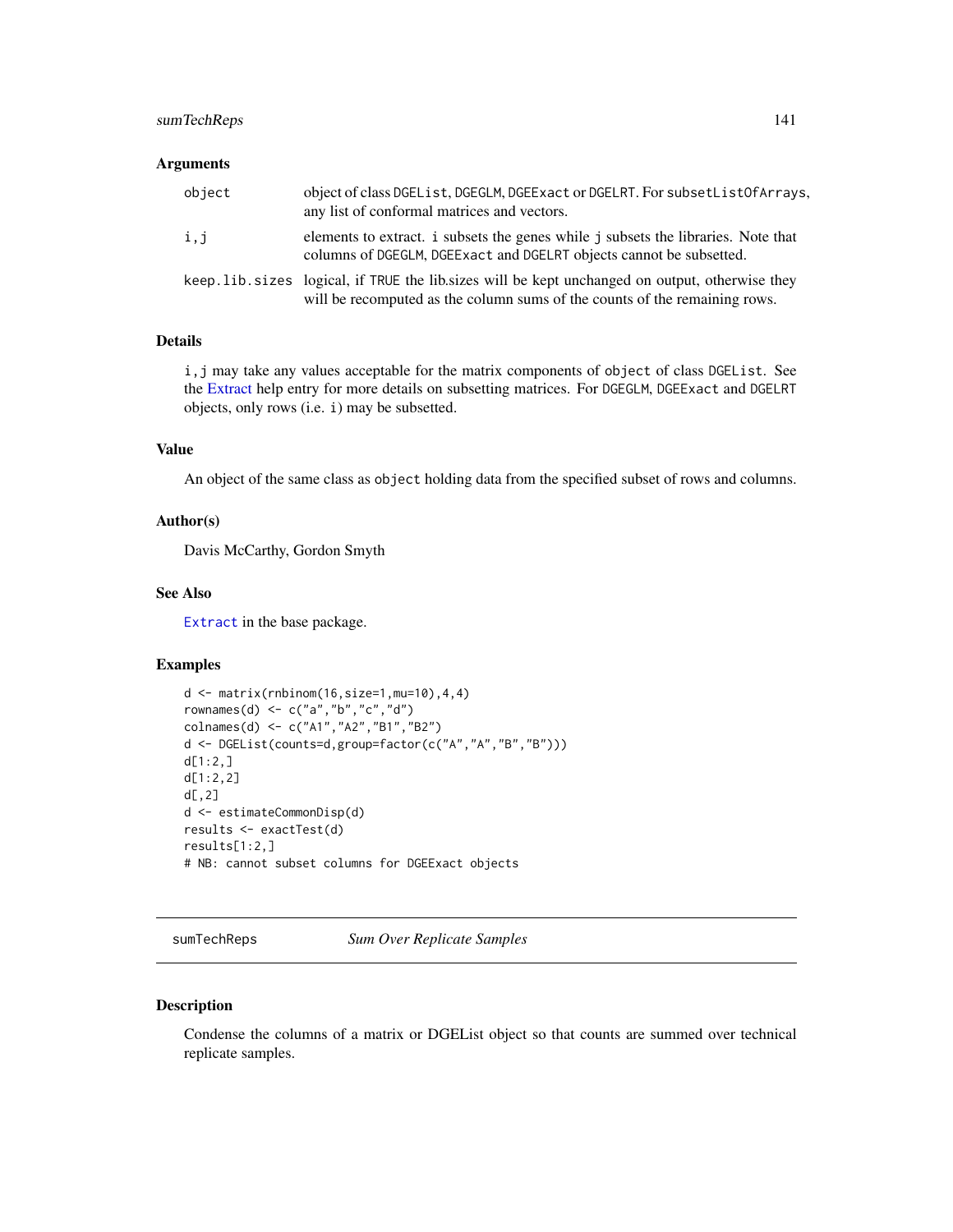### Arguments

| | |
|---|---|
| object | object of class DGEList, DGEGLM, DGEExact or DGELRT. For subsetListOfArrays, any list of conformal matrices and vectors. |
| i,j | elements to extract. i subsets the genes while j subsets the libraries. Note that columns of DGEGLM, DGEExact and DGELRT objects cannot be subsetted. |
| keep.lib.sizes | logical, if TRUE the lib.sizes will be kept unchanged on output, otherwise they will be recomputed as the column sums of the counts of the remaining rows. |

### Details

i,j may take any values acceptable for the matrix components of object of class DGEList. See the Extract help entry for more details on subsetting matrices. For DGEGLM, DGEExact and DGELRT objects, only rows (i.e. i) may be subsetted.

### Value

An object of the same class as object holding data from the specified subset of rows and columns.

### Author(s)

Davis McCarthy, Gordon Smyth

### See Also

Extract in the base package.

### Examples

```
d <- matrix(rnbinom(16,size=1,mu=10),4,4)
rownames(d) <- c("a","b","c","d")
colnames(d) <- c("A1","A2","B1","B2")
d <- DGEList(counts=d,group=factor(c("A","A","B","B")))
d[1:2,]
d[1:2,2]
d[,2]
d <- estimateCommonDisp(d)
results <- exactTest(d)
results[1:2,]
# NB: cannot subset columns for DGEExact objects
```

---

## sumTechReps *Sum Over Replicate Samples*

### Description

Condense the columns of a matrix or DGEList object so that counts are summed over technical replicate samples.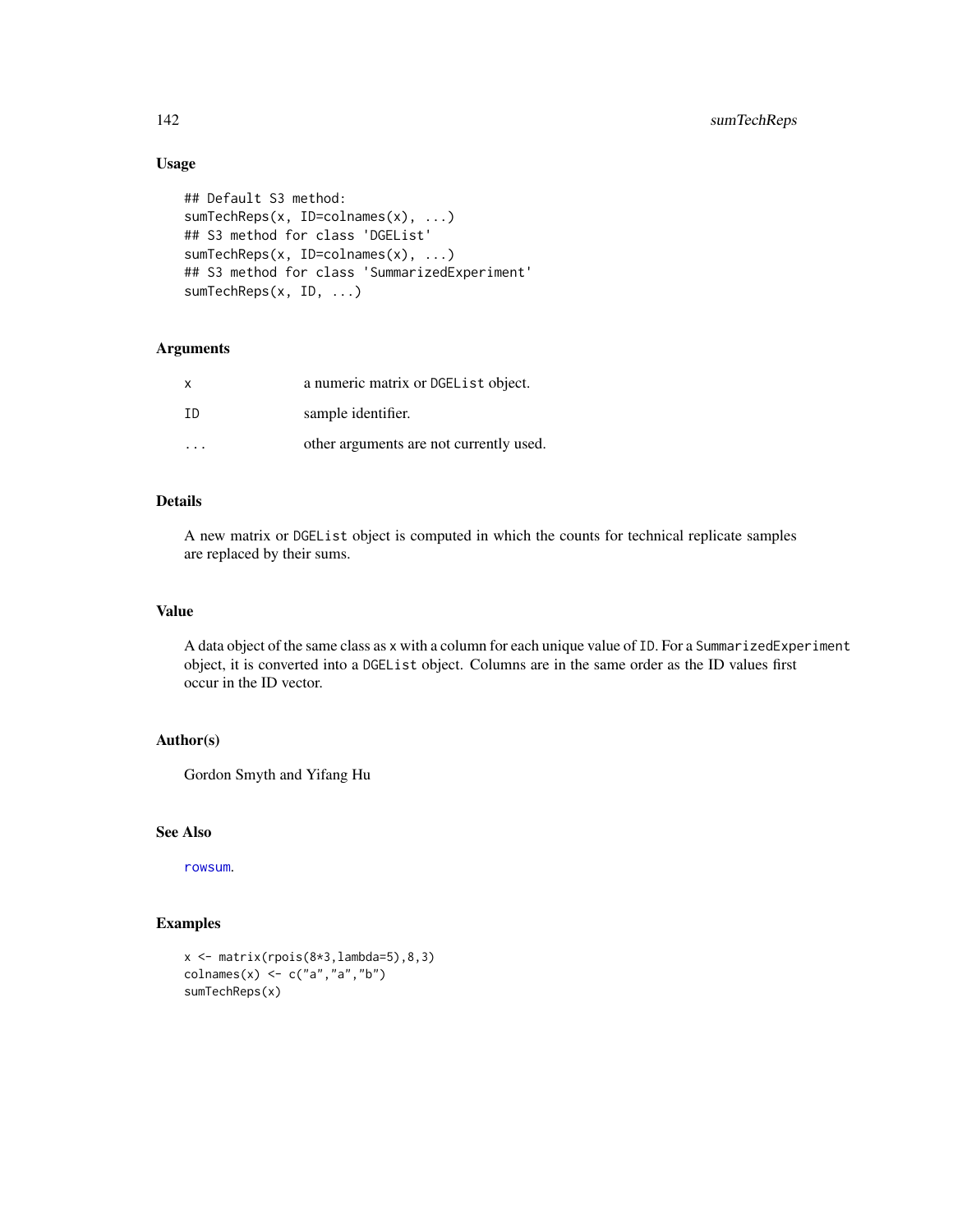## Usage

```
## Default S3 method:
sumTechReps(x, ID=colnames(x), ...)
## S3 method for class 'DGEList'
sumTechReps(x, ID=colnames(x), ...)
## S3 method for class 'SummarizedExperiment'
sumTechReps(x, ID, ...)
```

## Arguments

| | |
|---|---|
| x | a numeric matrix or DGEList object. |
| ID | sample identifier. |
| ... | other arguments are not currently used. |

## Details

A new matrix or DGEList object is computed in which the counts for technical replicate samples are replaced by their sums.

## Value

A data object of the same class as x with a column for each unique value of ID. For a SummarizedExperiment object, it is converted into a DGEList object. Columns are in the same order as the ID values first occur in the ID vector.

## Author(s)

Gordon Smyth and Yifang Hu

## See Also

rowsum.

## Examples

```
x <- matrix(rpois(8*3,lambda=5),8,3)
colnames(x) <- c("a","a","b")
sumTechReps(x)
```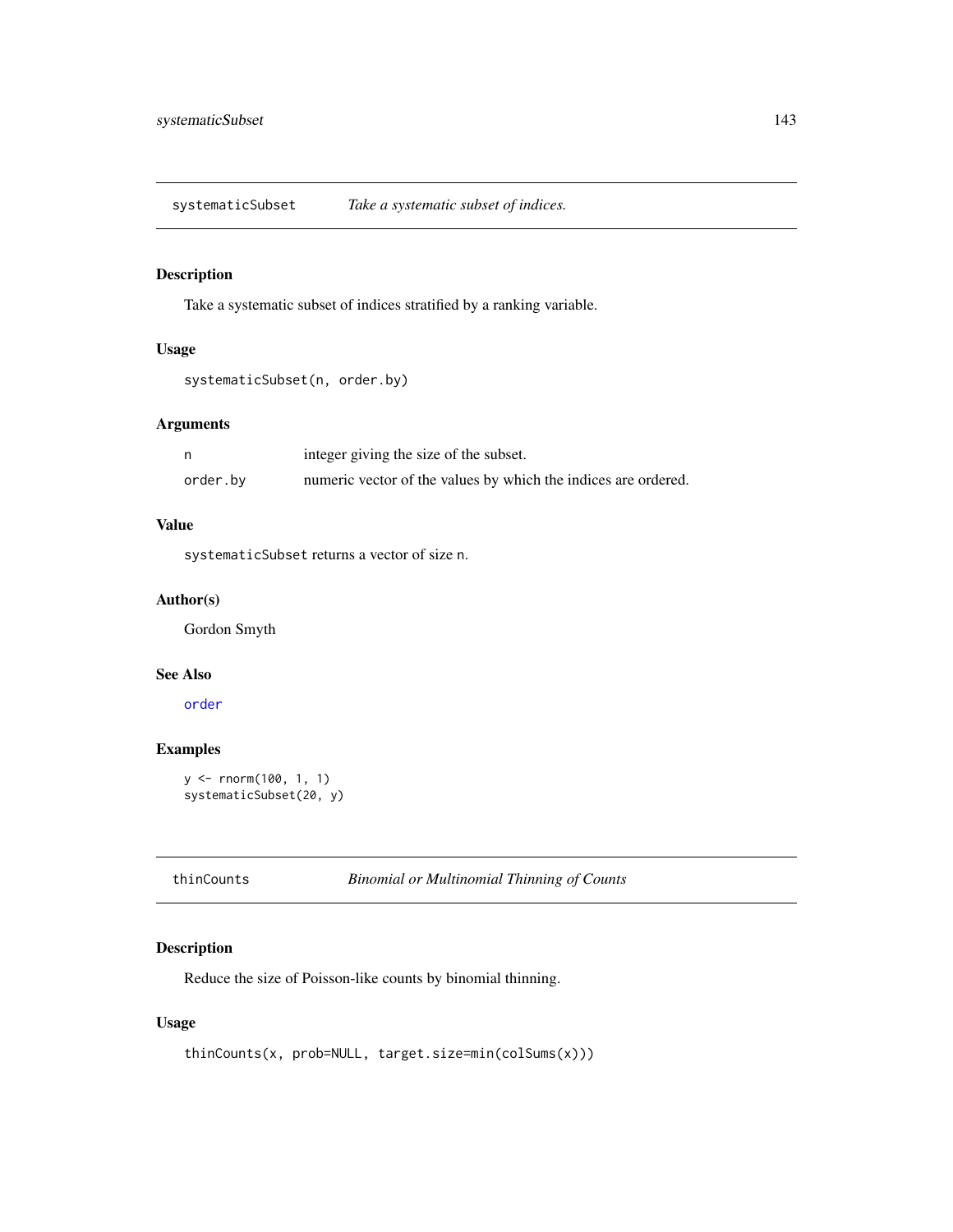## systematicSubset *Take a systematic subset of indices.*

### Description

Take a systematic subset of indices stratified by a ranking variable.

### Usage

```
systematicSubset(n, order.by)
```

### Arguments

| | |
|---|---|
| `n` | integer giving the size of the subset. |
| `order.by` | numeric vector of the values by which the indices are ordered. |

### Value

`systematicSubset` returns a vector of size `n`.

### Author(s)

Gordon Smyth

### See Also

`order`

### Examples

```
y <- rnorm(100, 1, 1)
systematicSubset(20, y)
```

## thinCounts *Binomial or Multinomial Thinning of Counts*

### Description

Reduce the size of Poisson-like counts by binomial thinning.

### Usage

```
thinCounts(x, prob=NULL, target.size=min(colSums(x)))
```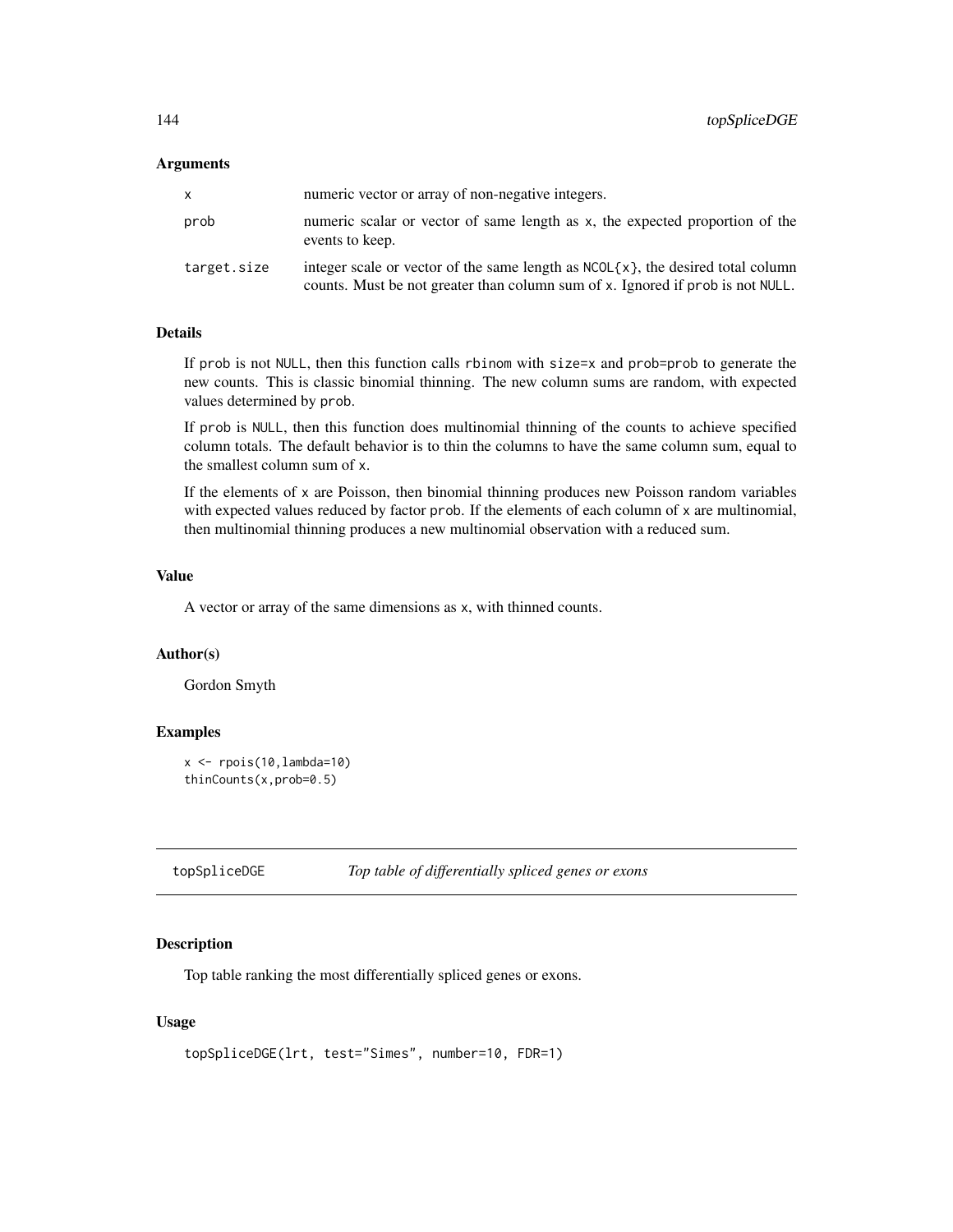### Arguments

| | |
|---|---|
| x | numeric vector or array of non-negative integers. |
| prob | numeric scalar or vector of same length as x, the expected proportion of the events to keep. |
| target.size | integer scale or vector of the same length as NCOL{x}, the desired total column counts. Must be not greater than column sum of x. Ignored if prob is not NULL. |

### Details

If prob is not NULL, then this function calls rbinom with size=x and prob=prob to generate the new counts. This is classic binomial thinning. The new column sums are random, with expected values determined by prob.

If prob is NULL, then this function does multinomial thinning of the counts to achieve specified column totals. The default behavior is to thin the columns to have the same column sum, equal to the smallest column sum of x.

If the elements of x are Poisson, then binomial thinning produces new Poisson random variables with expected values reduced by factor prob. If the elements of each column of x are multinomial, then multinomial thinning produces a new multinomial observation with a reduced sum.

### Value

A vector or array of the same dimensions as x, with thinned counts.

### Author(s)

Gordon Smyth

### Examples

```
x <- rpois(10,lambda=10)
thinCounts(x,prob=0.5)
```

---

## topSpliceDGE *Top table of differentially spliced genes or exons*

---

### Description

Top table ranking the most differentially spliced genes or exons.

### Usage

```
topSpliceDGE(lrt, test="Simes", number=10, FDR=1)
```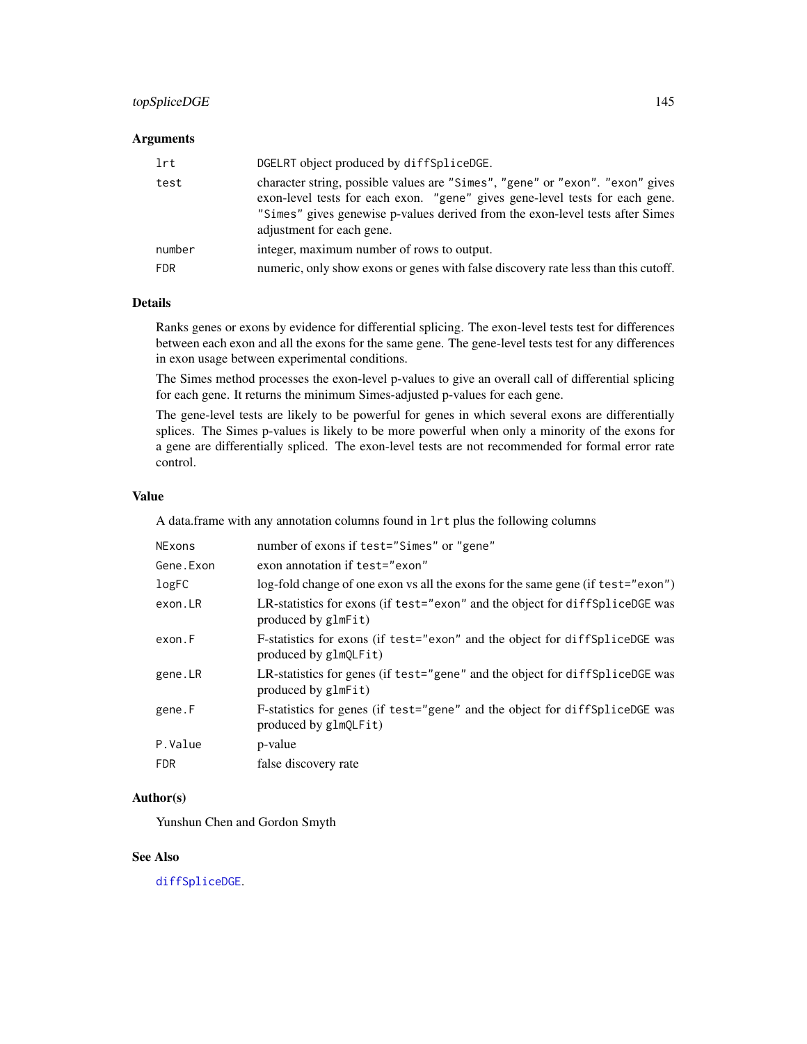### Arguments

| | |
|---|---|
| `lrt` | `DGELRT` object produced by `diffSpliceDGE`. |
| `test` | character string, possible values are `"Simes"`, `"gene"` or `"exon"`. `"exon"` gives exon-level tests for each exon. `"gene"` gives gene-level tests for each gene. `"Simes"` gives genewise p-values derived from the exon-level tests after Simes adjustment for each gene. |
| `number` | integer, maximum number of rows to output. |
| `FDR` | numeric, only show exons or genes with false discovery rate less than this cutoff. |

### Details

Ranks genes or exons by evidence for differential splicing. The exon-level tests test for differences between each exon and all the exons for the same gene. The gene-level tests test for any differences in exon usage between experimental conditions.

The Simes method processes the exon-level p-values to give an overall call of differential splicing for each gene. It returns the minimum Simes-adjusted p-values for each gene.

The gene-level tests are likely to be powerful for genes in which several exons are differentially splices. The Simes p-values is likely to be more powerful when only a minority of the exons for a gene are differentially spliced. The exon-level tests are not recommended for formal error rate control.

### Value

A data.frame with any annotation columns found in `lrt` plus the following columns

| | |
|---|---|
| `NExons` | number of exons if `test="Simes"` or `"gene"` |
| `Gene.Exon` | exon annotation if `test="exon"` |
| `logFC` | log-fold change of one exon vs all the exons for the same gene (if `test="exon"`) |
| `exon.LR` | LR-statistics for exons (if `test="exon"` and the object for `diffSpliceDGE` was produced by `glmFit`) |
| `exon.F` | F-statistics for exons (if `test="exon"` and the object for `diffSpliceDGE` was produced by `glmQLFit`) |
| `gene.LR` | LR-statistics for genes (if `test="gene"` and the object for `diffSpliceDGE` was produced by `glmFit`) |
| `gene.F` | F-statistics for genes (if `test="gene"` and the object for `diffSpliceDGE` was produced by `glmQLFit`) |
| `P.Value` | p-value |
| `FDR` | false discovery rate |

### Author(s)

Yunshun Chen and Gordon Smyth

### See Also

`diffSpliceDGE`.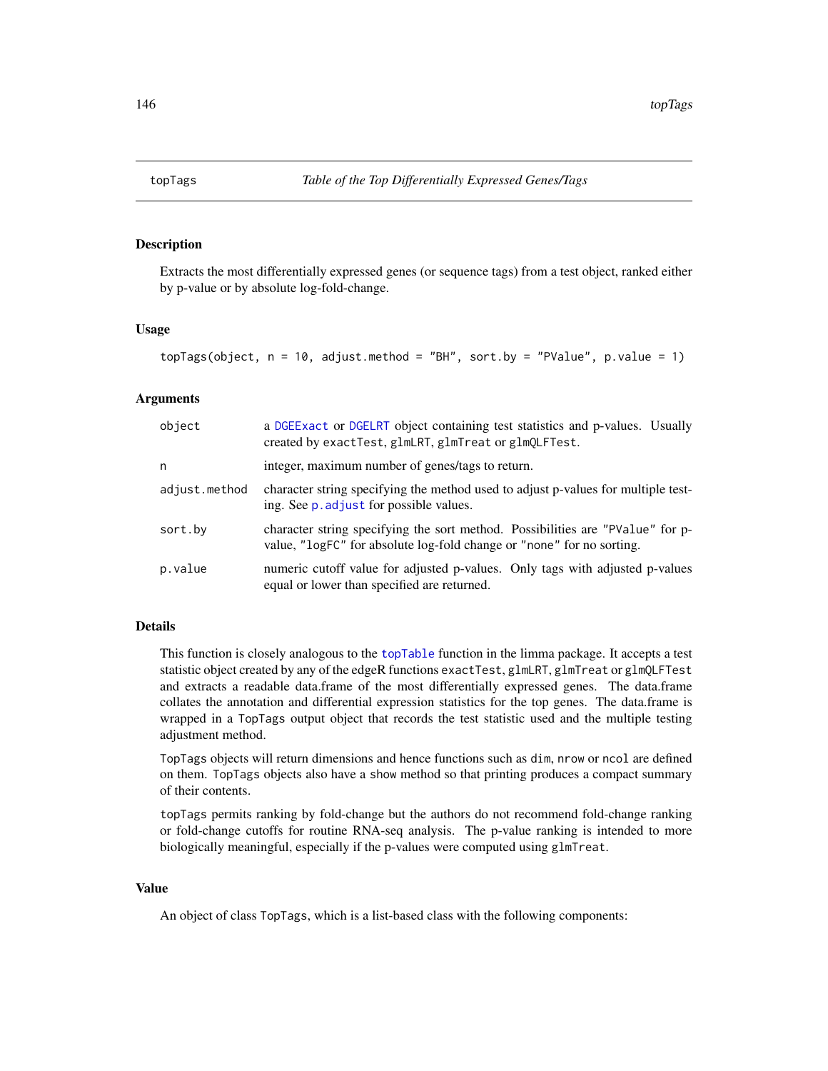## topTags — *Table of the Top Differentially Expressed Genes/Tags*

### Description

Extracts the most differentially expressed genes (or sequence tags) from a test object, ranked either by p-value or by absolute log-fold-change.

### Usage

```
topTags(object, n = 10, adjust.method = "BH", sort.by = "PValue", p.value = 1)
```

### Arguments

| | |
|---|---|
| `object` | a `DGEExact` or `DGELRT` object containing test statistics and p-values. Usually created by `exactTest`, `glmLRT`, `glmTreat` or `glmQLFTest`. |
| `n` | integer, maximum number of genes/tags to return. |
| `adjust.method` | character string specifying the method used to adjust p-values for multiple testing. See `p.adjust` for possible values. |
| `sort.by` | character string specifying the sort method. Possibilities are `"PValue"` for p-value, `"logFC"` for absolute log-fold change or `"none"` for no sorting. |
| `p.value` | numeric cutoff value for adjusted p-values. Only tags with adjusted p-values equal or lower than specified are returned. |

### Details

This function is closely analogous to the `topTable` function in the limma package. It accepts a test statistic object created by any of the edgeR functions `exactTest`, `glmLRT`, `glmTreat` or `glmQLFTest` and extracts a readable data.frame of the most differentially expressed genes. The data.frame collates the annotation and differential expression statistics for the top genes. The data.frame is wrapped in a `TopTags` output object that records the test statistic used and the multiple testing adjustment method.

`TopTags` objects will return dimensions and hence functions such as `dim`, `nrow` or `ncol` are defined on them. `TopTags` objects also have a `show` method so that printing produces a compact summary of their contents.

`topTags` permits ranking by fold-change but the authors do not recommend fold-change ranking or fold-change cutoffs for routine RNA-seq analysis. The p-value ranking is intended to more biologically meaningful, especially if the p-values were computed using `glmTreat`.

### Value

An object of class `TopTags`, which is a list-based class with the following components: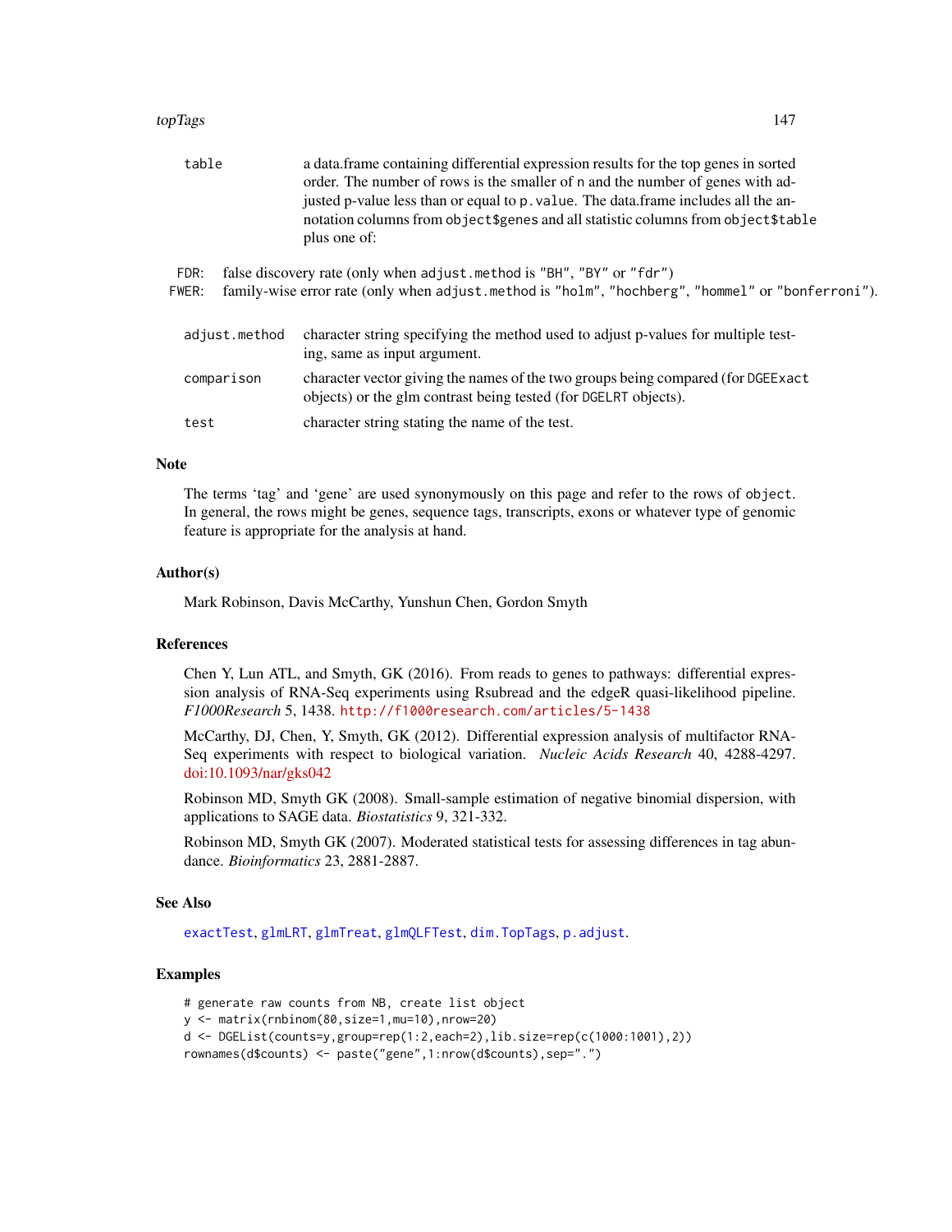table	a data.frame containing differential expression results for the top genes in sorted order. The number of rows is the smaller of n and the number of genes with adjusted p-value less than or equal to p.value. The data.frame includes all the annotation columns from object$genes and all statistic columns from object$table plus one of:

FDR: false discovery rate (only when adjust.method is "BH", "BY" or "fdr")

FWER: family-wise error rate (only when adjust.method is "holm", "hochberg", "hommel" or "bonferroni").

adjust.method	character string specifying the method used to adjust p-values for multiple testing, same as input argument.

comparison	character vector giving the names of the two groups being compared (for DGEExact objects) or the glm contrast being tested (for DGELRT objects).

test	character string stating the name of the test.

## Note

The terms 'tag' and 'gene' are used synonymously on this page and refer to the rows of object. In general, the rows might be genes, sequence tags, transcripts, exons or whatever type of genomic feature is appropriate for the analysis at hand.

## Author(s)

Mark Robinson, Davis McCarthy, Yunshun Chen, Gordon Smyth

## References

Chen Y, Lun ATL, and Smyth, GK (2016). From reads to genes to pathways: differential expression analysis of RNA-Seq experiments using Rsubread and the edgeR quasi-likelihood pipeline. *F1000Research* 5, 1438. http://f1000research.com/articles/5-1438

McCarthy, DJ, Chen, Y, Smyth, GK (2012). Differential expression analysis of multifactor RNA-Seq experiments with respect to biological variation. *Nucleic Acids Research* 40, 4288-4297. doi:10.1093/nar/gks042

Robinson MD, Smyth GK (2008). Small-sample estimation of negative binomial dispersion, with applications to SAGE data. *Biostatistics* 9, 321-332.

Robinson MD, Smyth GK (2007). Moderated statistical tests for assessing differences in tag abundance. *Bioinformatics* 23, 2881-2887.

## See Also

exactTest, glmLRT, glmTreat, glmQLFTest, dim.TopTags, p.adjust.

## Examples

```
# generate raw counts from NB, create list object
y <- matrix(rnbinom(80,size=1,mu=10),nrow=20)
d <- DGEList(counts=y,group=rep(1:2,each=2),lib.size=rep(c(1000:1001),2))
rownames(d$counts) <- paste("gene",1:nrow(d$counts),sep=".")
```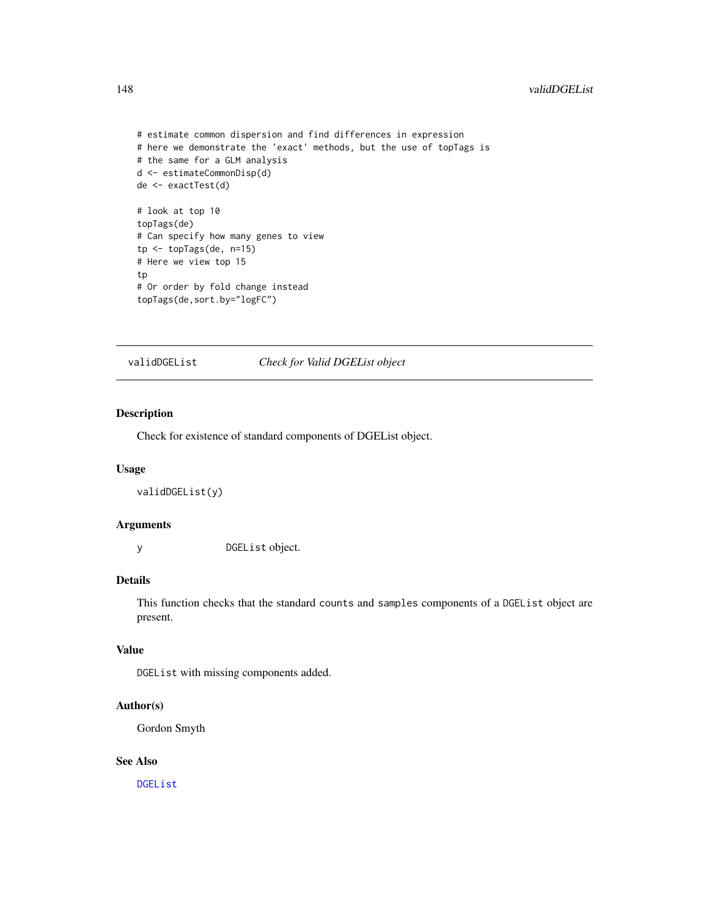```
# estimate common dispersion and find differences in expression
# here we demonstrate the 'exact' methods, but the use of topTags is
# the same for a GLM analysis
d <- estimateCommonDisp(d)
de <- exactTest(d)

# look at top 10
topTags(de)
# Can specify how many genes to view
tp <- topTags(de, n=15)
# Here we view top 15
tp
# Or order by fold change instead
topTags(de,sort.by="logFC")
```

## validDGEList — *Check for Valid DGEList object*

### Description

Check for existence of standard components of DGEList object.

### Usage

```
validDGEList(y)
```

### Arguments

| | |
|---|---|
| y | `DGEList` object. |

### Details

This function checks that the standard `counts` and `samples` components of a `DGEList` object are present.

### Value

`DGEList` with missing components added.

### Author(s)

Gordon Smyth

### See Also

`DGEList`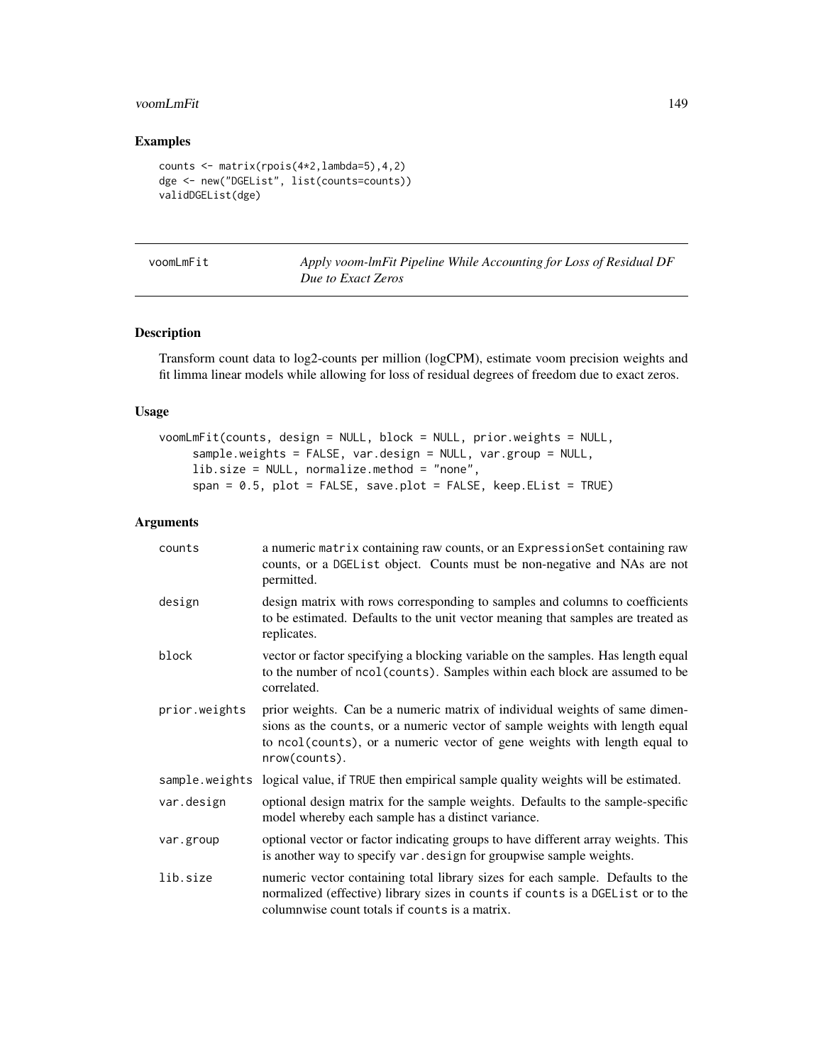## Examples

```
counts <- matrix(rpois(4*2,lambda=5),4,2)
dge <- new("DGEList", list(counts=counts))
validDGEList(dge)
```

---

# voomLmFit — *Apply voom-lmFit Pipeline While Accounting for Loss of Residual DF Due to Exact Zeros*

---

## Description

Transform count data to log2-counts per million (logCPM), estimate voom precision weights and fit limma linear models while allowing for loss of residual degrees of freedom due to exact zeros.

## Usage

```
voomLmFit(counts, design = NULL, block = NULL, prior.weights = NULL,
     sample.weights = FALSE, var.design = NULL, var.group = NULL,
     lib.size = NULL, normalize.method = "none",
     span = 0.5, plot = FALSE, save.plot = FALSE, keep.EList = TRUE)
```

## Arguments

| Argument | Description |
|---|---|
| `counts` | a numeric `matrix` containing raw counts, or an `ExpressionSet` containing raw counts, or a `DGEList` object. Counts must be non-negative and NAs are not permitted. |
| `design` | design matrix with rows corresponding to samples and columns to coefficients to be estimated. Defaults to the unit vector meaning that samples are treated as replicates. |
| `block` | vector or factor specifying a blocking variable on the samples. Has length equal to the number of `ncol(counts)`. Samples within each block are assumed to be correlated. |
| `prior.weights` | prior weights. Can be a numeric matrix of individual weights of same dimensions as the `counts`, or a numeric vector of sample weights with length equal to `ncol(counts)`, or a numeric vector of gene weights with length equal to `nrow(counts)`. |
| `sample.weights` | logical value, if `TRUE` then empirical sample quality weights will be estimated. |
| `var.design` | optional design matrix for the sample weights. Defaults to the sample-specific model whereby each sample has a distinct variance. |
| `var.group` | optional vector or factor indicating groups to have different array weights. This is another way to specify `var.design` for groupwise sample weights. |
| `lib.size` | numeric vector containing total library sizes for each sample. Defaults to the normalized (effective) library sizes in `counts` if `counts` is a `DGEList` or to the columnwise count totals if `counts` is a matrix. |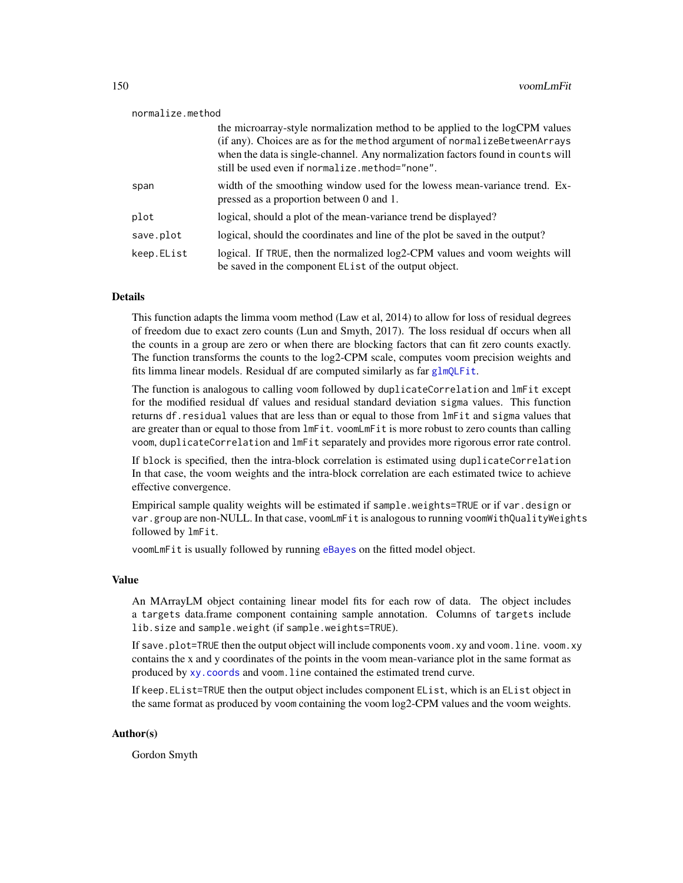| | |
|---|---|
| normalize.method | the microarray-style normalization method to be applied to the logCPM values (if any). Choices are as for the method argument of normalizeBetweenArrays when the data is single-channel. Any normalization factors found in counts will still be used even if normalize.method="none". |
| span | width of the smoothing window used for the lowess mean-variance trend. Expressed as a proportion between 0 and 1. |
| plot | logical, should a plot of the mean-variance trend be displayed? |
| save.plot | logical, should the coordinates and line of the plot be saved in the output? |
| keep.EList | logical. If TRUE, then the normalized log2-CPM values and voom weights will be saved in the component EList of the output object. |

## Details

This function adapts the limma voom method (Law et al, 2014) to allow for loss of residual degrees of freedom due to exact zero counts (Lun and Smyth, 2017). The loss residual df occurs when all the counts in a group are zero or when there are blocking factors that can fit zero counts exactly. The function transforms the counts to the log2-CPM scale, computes voom precision weights and fits limma linear models. Residual df are computed similarly as far glmQLFit.

The function is analogous to calling voom followed by duplicateCorrelation and lmFit except for the modified residual df values and residual standard deviation sigma values. This function returns df.residual values that are less than or equal to those from lmFit and sigma values that are greater than or equal to those from lmFit. voomLmFit is more robust to zero counts than calling voom, duplicateCorrelation and lmFit separately and provides more rigorous error rate control.

If block is specified, then the intra-block correlation is estimated using duplicateCorrelation In that case, the voom weights and the intra-block correlation are each estimated twice to achieve effective convergence.

Empirical sample quality weights will be estimated if sample.weights=TRUE or if var.design or var.group are non-NULL. In that case, voomLmFit is analogous to running voomWithQualityWeights followed by lmFit.

voomLmFit is usually followed by running eBayes on the fitted model object.

## Value

An MArrayLM object containing linear model fits for each row of data. The object includes a targets data.frame component containing sample annotation. Columns of targets include lib.size and sample.weight (if sample.weights=TRUE).

If save.plot=TRUE then the output object will include components voom.xy and voom.line. voom.xy contains the x and y coordinates of the points in the voom mean-variance plot in the same format as produced by xy.coords and voom.line contained the estimated trend curve.

If keep.EList=TRUE then the output object includes component EList, which is an EList object in the same format as produced by voom containing the voom log2-CPM values and the voom weights.

## Author(s)

Gordon Smyth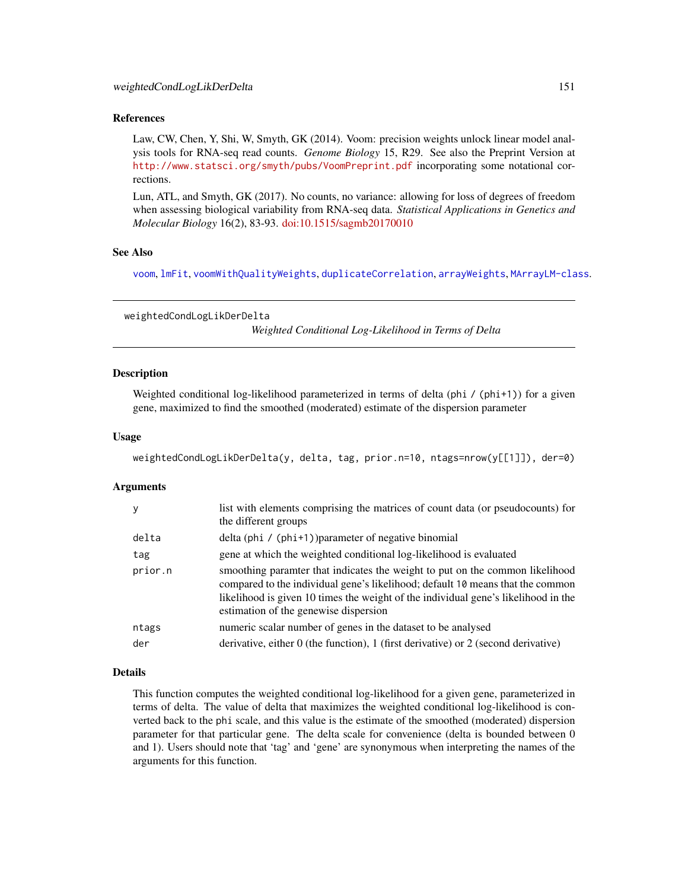## References

Law, CW, Chen, Y, Shi, W, Smyth, GK (2014). Voom: precision weights unlock linear model analysis tools for RNA-seq read counts. *Genome Biology* 15, R29. See also the Preprint Version at http://www.statsci.org/smyth/pubs/VoomPreprint.pdf incorporating some notational corrections.

Lun, ATL, and Smyth, GK (2017). No counts, no variance: allowing for loss of degrees of freedom when assessing biological variability from RNA-seq data. *Statistical Applications in Genetics and Molecular Biology* 16(2), 83-93. doi:10.1515/sagmb20170010

## See Also

voom, lmFit, voomWithQualityWeights, duplicateCorrelation, arrayWeights, MArrayLM-class.

---

# weightedCondLogLikDerDelta

*Weighted Conditional Log-Likelihood in Terms of Delta*

---

## Description

Weighted conditional log-likelihood parameterized in terms of delta (`phi / (phi+1)`) for a given gene, maximized to find the smoothed (moderated) estimate of the dispersion parameter

## Usage

```
weightedCondLogLikDerDelta(y, delta, tag, prior.n=10, ntags=nrow(y[[1]]), der=0)
```

## Arguments

| | |
|---|---|
| `y` | list with elements comprising the matrices of count data (or pseudocounts) for the different groups |
| `delta` | delta (`phi / (phi+1)`)parameter of negative binomial |
| `tag` | gene at which the weighted conditional log-likelihood is evaluated |
| `prior.n` | smoothing paramter that indicates the weight to put on the common likelihood compared to the individual gene's likelihood; default `10` means that the common likelihood is given 10 times the weight of the individual gene's likelihood in the estimation of the genewise dispersion |
| `ntags` | numeric scalar number of genes in the dataset to be analysed |
| `der` | derivative, either 0 (the function), 1 (first derivative) or 2 (second derivative) |

## Details

This function computes the weighted conditional log-likelihood for a given gene, parameterized in terms of delta. The value of delta that maximizes the weighted conditional log-likelihood is converted back to the `phi` scale, and this value is the estimate of the smoothed (moderated) dispersion parameter for that particular gene. The delta scale for convenience (delta is bounded between 0 and 1). Users should note that 'tag' and 'gene' are synonymous when interpreting the names of the arguments for this function.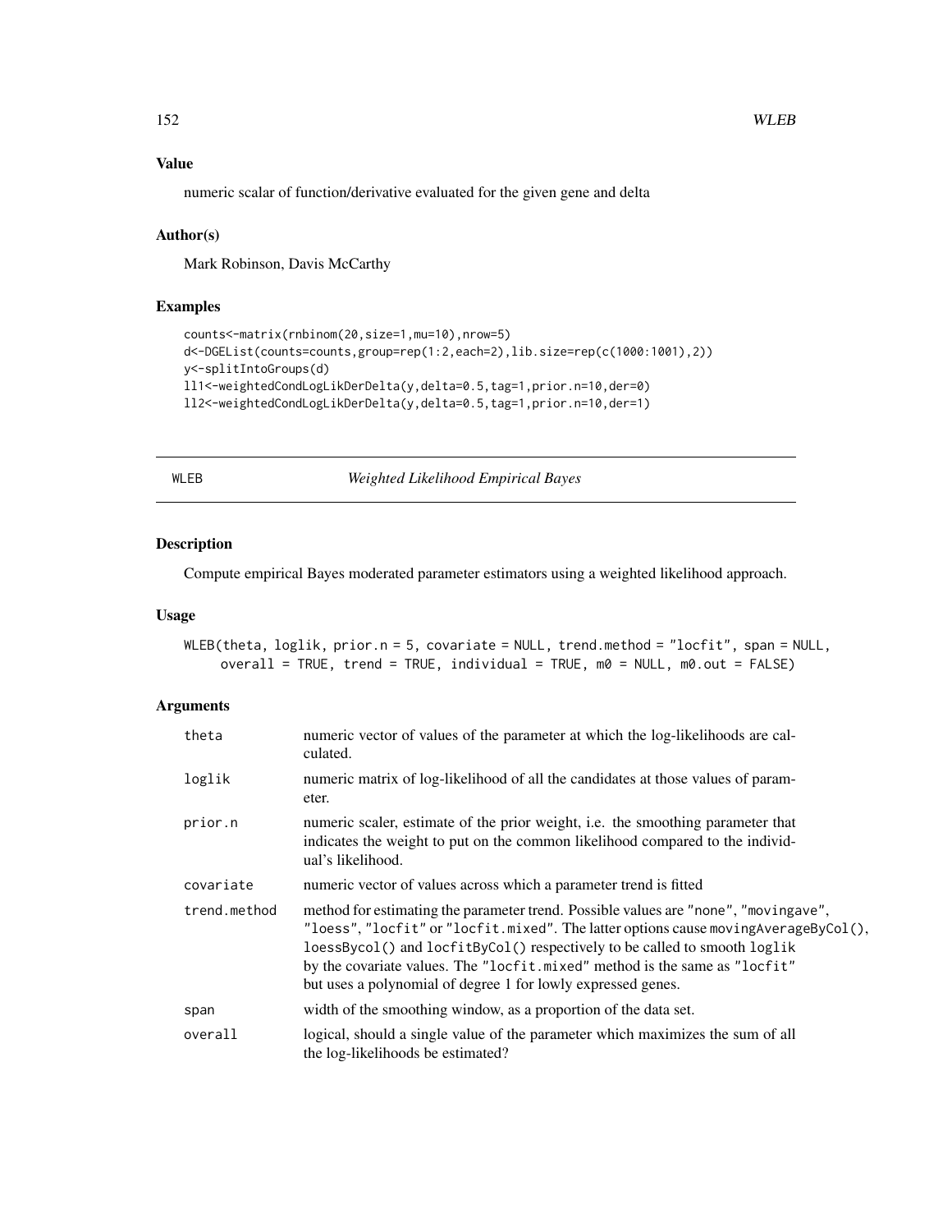## Value

numeric scalar of function/derivative evaluated for the given gene and delta

## Author(s)

Mark Robinson, Davis McCarthy

## Examples

```
counts<-matrix(rnbinom(20,size=1,mu=10),nrow=5)
d<-DGEList(counts=counts,group=rep(1:2,each=2),lib.size=rep(c(1000:1001),2))
y<-splitIntoGroups(d)
ll1<-weightedCondLogLikDerDelta(y,delta=0.5,tag=1,prior.n=10,der=0)
ll2<-weightedCondLogLikDerDelta(y,delta=0.5,tag=1,prior.n=10,der=1)
```

---

# WLEB *Weighted Likelihood Empirical Bayes*

---

## Description

Compute empirical Bayes moderated parameter estimators using a weighted likelihood approach.

## Usage

```
WLEB(theta, loglik, prior.n = 5, covariate = NULL, trend.method = "locfit", span = NULL,
     overall = TRUE, trend = TRUE, individual = TRUE, m0 = NULL, m0.out = FALSE)
```

## Arguments

| | |
|---|---|
| theta | numeric vector of values of the parameter at which the log-likelihoods are calculated. |
| loglik | numeric matrix of log-likelihood of all the candidates at those values of parameter. |
| prior.n | numeric scaler, estimate of the prior weight, i.e. the smoothing parameter that indicates the weight to put on the common likelihood compared to the individual's likelihood. |
| covariate | numeric vector of values across which a parameter trend is fitted |
| trend.method | method for estimating the parameter trend. Possible values are "none", "movingave", "loess", "locfit" or "locfit.mixed". The latter options cause movingAverageByCol(), loessBycol() and locfitByCol() respectively to be called to smooth loglik by the covariate values. The "locfit.mixed" method is the same as "locfit" but uses a polynomial of degree 1 for lowly expressed genes. |
| span | width of the smoothing window, as a proportion of the data set. |
| overall | logical, should a single value of the parameter which maximizes the sum of all the log-likelihoods be estimated? |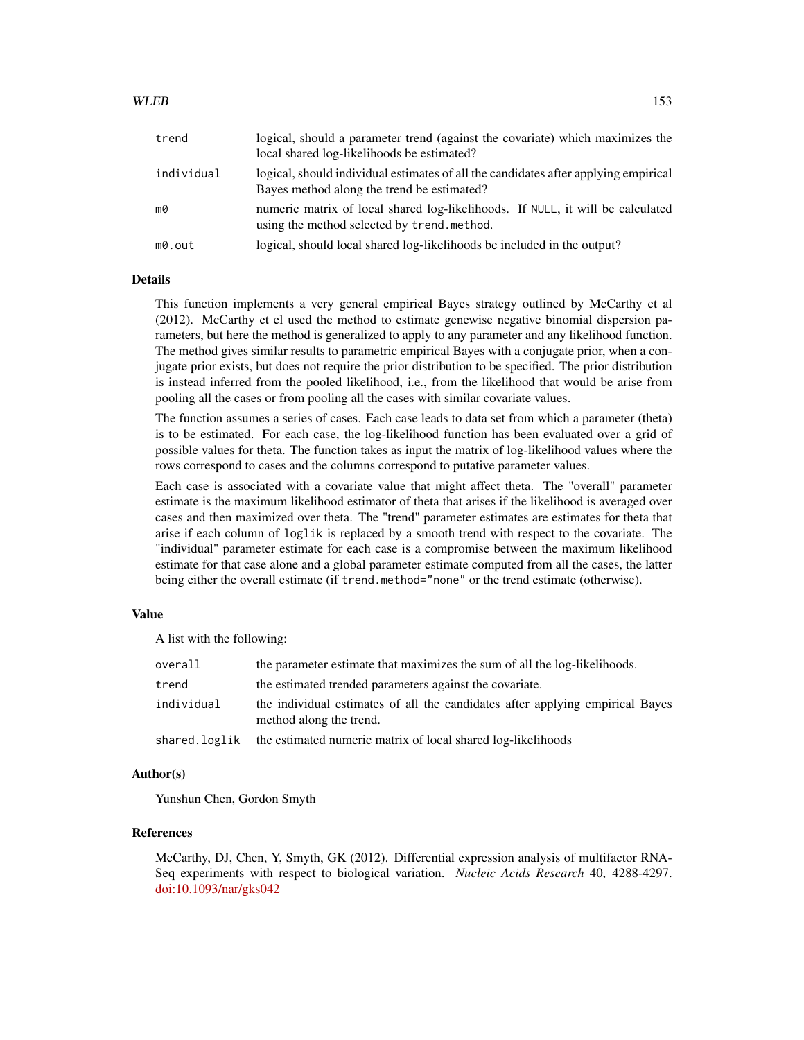| | |
|---|---|
| `trend` | logical, should a parameter trend (against the covariate) which maximizes the local shared log-likelihoods be estimated? |
| `individual` | logical, should individual estimates of all the candidates after applying empirical Bayes method along the trend be estimated? |
| `m0` | numeric matrix of local shared log-likelihoods. If `NULL`, it will be calculated using the method selected by `trend.method`. |
| `m0.out` | logical, should local shared log-likelihoods be included in the output? |

## Details

This function implements a very general empirical Bayes strategy outlined by McCarthy et al (2012). McCarthy et el used the method to estimate genewise negative binomial dispersion parameters, but here the method is generalized to apply to any parameter and any likelihood function. The method gives similar results to parametric empirical Bayes with a conjugate prior, when a conjugate prior exists, but does not require the prior distribution to be specified. The prior distribution is instead inferred from the pooled likelihood, i.e., from the likelihood that would be arise from pooling all the cases or from pooling all the cases with similar covariate values.

The function assumes a series of cases. Each case leads to data set from which a parameter (theta) is to be estimated. For each case, the log-likelihood function has been evaluated over a grid of possible values for theta. The function takes as input the matrix of log-likelihood values where the rows correspond to cases and the columns correspond to putative parameter values.

Each case is associated with a covariate value that might affect theta. The "overall" parameter estimate is the maximum likelihood estimator of theta that arises if the likelihood is averaged over cases and then maximized over theta. The "trend" parameter estimates are estimates for theta that arise if each column of `loglik` is replaced by a smooth trend with respect to the covariate. The "individual" parameter estimate for each case is a compromise between the maximum likelihood estimate for that case alone and a global parameter estimate computed from all the cases, the latter being either the overall estimate (if `trend.method="none"` or the trend estimate (otherwise).

## Value

A list with the following:

| | |
|---|---|
| `overall` | the parameter estimate that maximizes the sum of all the log-likelihoods. |
| `trend` | the estimated trended parameters against the covariate. |
| `individual` | the individual estimates of all the candidates after applying empirical Bayes method along the trend. |
| `shared.loglik` | the estimated numeric matrix of local shared log-likelihoods |

## Author(s)

Yunshun Chen, Gordon Smyth

## References

McCarthy, DJ, Chen, Y, Smyth, GK (2012). Differential expression analysis of multifactor RNA-Seq experiments with respect to biological variation. *Nucleic Acids Research* 40, 4288-4297. doi:10.1093/nar/gks042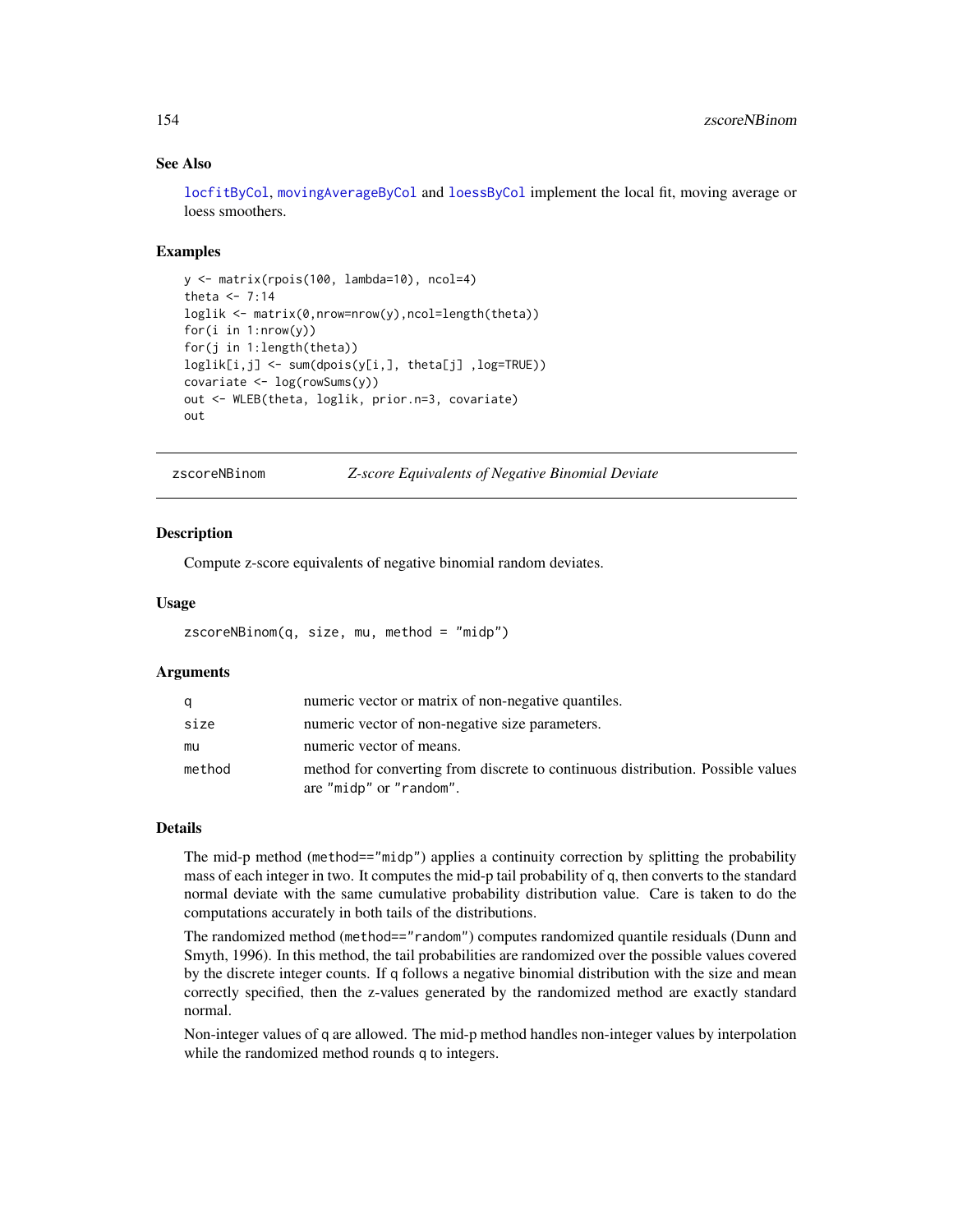## See Also

locfitByCol, movingAverageByCol and loessByCol implement the local fit, moving average or loess smoothers.

## Examples

```
y <- matrix(rpois(100, lambda=10), ncol=4)
theta <- 7:14
loglik <- matrix(0,nrow=nrow(y),ncol=length(theta))
for(i in 1:nrow(y))
for(j in 1:length(theta))
loglik[i,j] <- sum(dpois(y[i,], theta[j] ,log=TRUE))
covariate <- log(rowSums(y))
out <- WLEB(theta, loglik, prior.n=3, covariate)
out
```

---

# zscoreNBinom — *Z-score Equivalents of Negative Binomial Deviate*

## Description

Compute z-score equivalents of negative binomial random deviates.

## Usage

```
zscoreNBinom(q, size, mu, method = "midp")
```

## Arguments

| | |
|---|---|
| q | numeric vector or matrix of non-negative quantiles. |
| size | numeric vector of non-negative size parameters. |
| mu | numeric vector of means. |
| method | method for converting from discrete to continuous distribution. Possible values are "midp" or "random". |

## Details

The mid-p method (method=="midp") applies a continuity correction by splitting the probability mass of each integer in two. It computes the mid-p tail probability of q, then converts to the standard normal deviate with the same cumulative probability distribution value. Care is taken to do the computations accurately in both tails of the distributions.

The randomized method (method=="random") computes randomized quantile residuals (Dunn and Smyth, 1996). In this method, the tail probabilities are randomized over the possible values covered by the discrete integer counts. If q follows a negative binomial distribution with the size and mean correctly specified, then the z-values generated by the randomized method are exactly standard normal.

Non-integer values of q are allowed. The mid-p method handles non-integer values by interpolation while the randomized method rounds q to integers.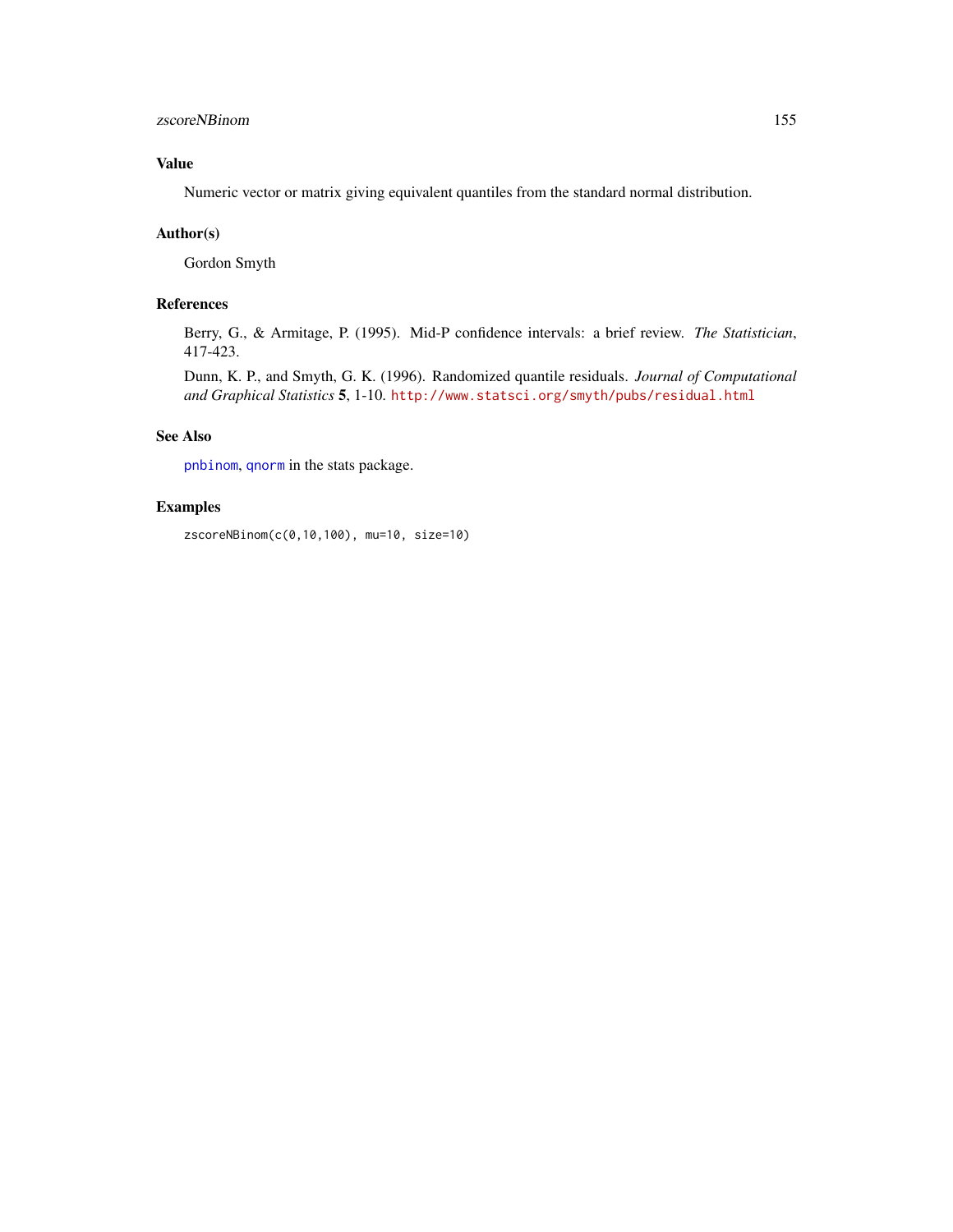## Value

Numeric vector or matrix giving equivalent quantiles from the standard normal distribution.

## Author(s)

Gordon Smyth

## References

Berry, G., & Armitage, P. (1995). Mid-P confidence intervals: a brief review. *The Statistician*, 417-423.

Dunn, K. P., and Smyth, G. K. (1996). Randomized quantile residuals. *Journal of Computational and Graphical Statistics* **5**, 1-10. http://www.statsci.org/smyth/pubs/residual.html

## See Also

pnbinom, qnorm in the stats package.

## Examples

```
zscoreNBinom(c(0,10,100), mu=10, size=10)
```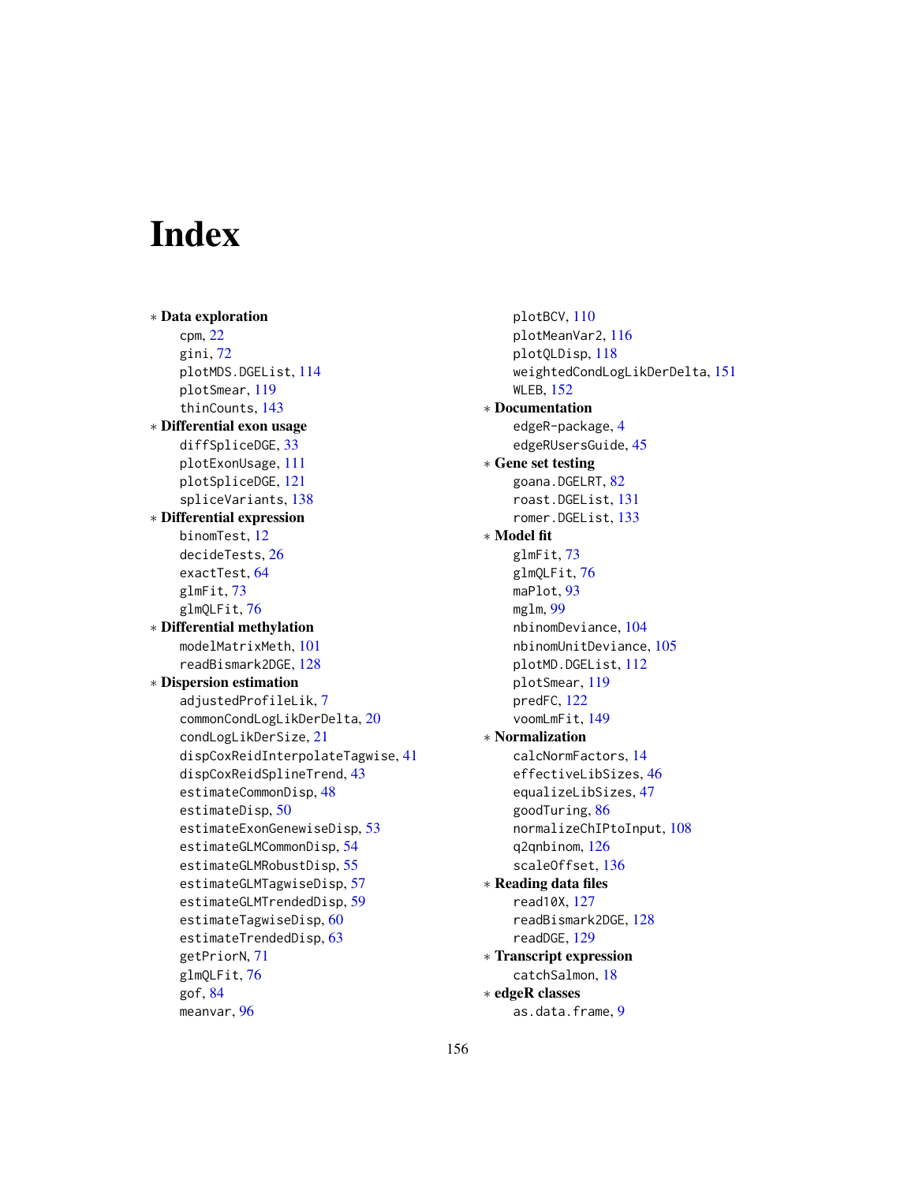# Index

* **Data exploration**
  - cpm, 22
  - gini, 72
  - plotMDS.DGEList, 114
  - plotSmear, 119
  - thinCounts, 143
* **Differential exon usage**
  - diffSpliceDGE, 33
  - plotExonUsage, 111
  - plotSpliceDGE, 121
  - spliceVariants, 138
* **Differential expression**
  - binomTest, 12
  - decideTests, 26
  - exactTest, 64
  - glmFit, 73
  - glmQLFit, 76
* **Differential methylation**
  - modelMatrixMeth, 101
  - readBismark2DGE, 128
* **Dispersion estimation**
  - adjustedProfileLik, 7
  - commonCondLogLikDerDelta, 20
  - condLogLikDerSize, 21
  - dispCoxReidInterpolateTagwise, 41
  - dispCoxReidSplineTrend, 43
  - estimateCommonDisp, 48
  - estimateDisp, 50
  - estimateExonGenewiseDisp, 53
  - estimateGLMCommonDisp, 54
  - estimateGLMRobustDisp, 55
  - estimateGLMTagwiseDisp, 57
  - estimateGLMTrendedDisp, 59
  - estimateTagwiseDisp, 60
  - estimateTrendedDisp, 63
  - getPriorN, 71
  - glmQLFit, 76
  - gof, 84
  - meanvar, 96
  - plotBCV, 110
  - plotMeanVar2, 116
  - plotQLDisp, 118
  - weightedCondLogLikDerDelta, 151
  - WLEB, 152
* **Documentation**
  - edgeR-package, 4
  - edgeRUsersGuide, 45
* **Gene set testing**
  - goana.DGELRT, 82
  - roast.DGEList, 131
  - romer.DGEList, 133
* **Model fit**
  - glmFit, 73
  - glmQLFit, 76
  - maPlot, 93
  - mglm, 99
  - nbinomDeviance, 104
  - nbinomUnitDeviance, 105
  - plotMD.DGEList, 112
  - plotSmear, 119
  - predFC, 122
  - voomLmFit, 149
* **Normalization**
  - calcNormFactors, 14
  - effectiveLibSizes, 46
  - equalizeLibSizes, 47
  - goodTuring, 86
  - normalizeChIPtoInput, 108
  - q2qnbinom, 126
  - scaleOffset, 136
* **Reading data files**
  - read10X, 127
  - readBismark2DGE, 128
  - readDGE, 129
* **Transcript expression**
  - catchSalmon, 18
* **edgeR classes**
  - as.data.frame, 9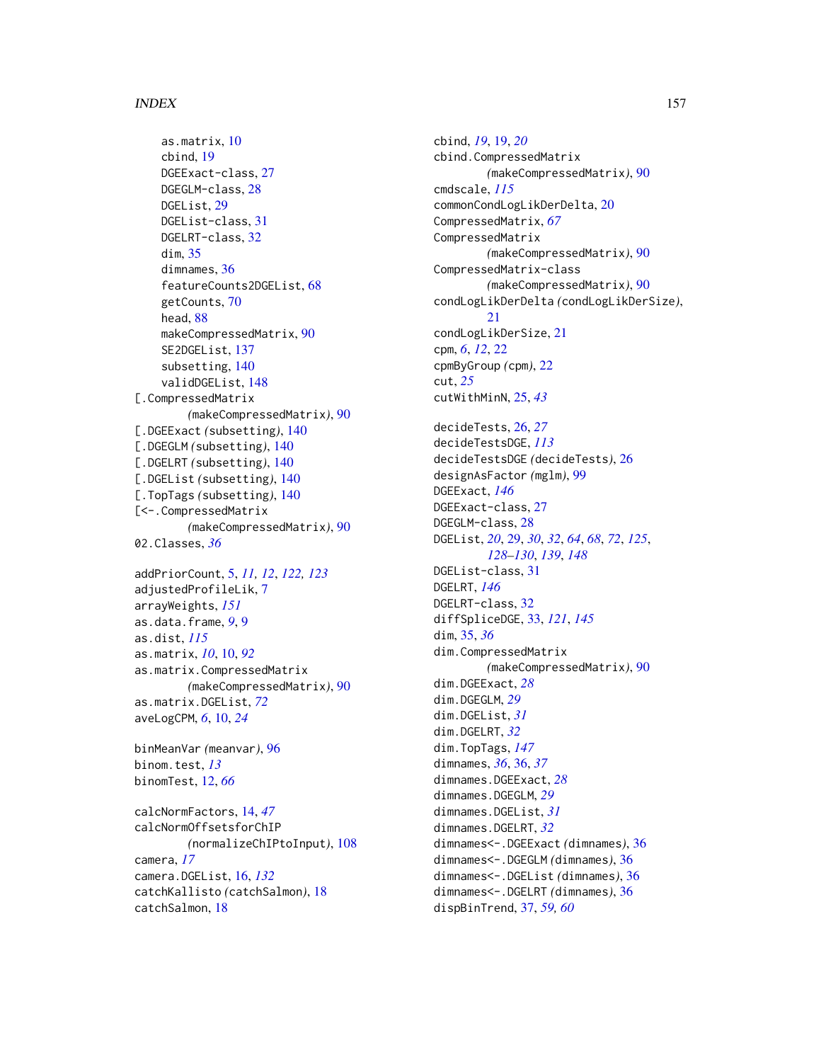as.matrix, 10
cbind, 19
DGEExact-class, 27
DGEGLM-class, 28
DGEList, 29
DGEList-class, 31
DGELRT-class, 32
dim, 35
dimnames, 36
featureCounts2DGEList, 68
getCounts, 70
head, 88
makeCompressedMatrix, 90
SE2DGEList, 137
subsetting, 140
validDGEList, 148
[.CompressedMatrix (makeCompressedMatrix), 90
[.DGEExact (subsetting), 140
[.DGEGLM (subsetting), 140
[.DGELRT (subsetting), 140
[.DGEList (subsetting), 140
[.TopTags (subsetting), 140
[<-.CompressedMatrix (makeCompressedMatrix), 90
02.Classes, *36*

addPriorCount, 5, *11, 12*, *122, 123*
adjustedProfileLik, 7
arrayWeights, *151*
as.data.frame, *9*, 9
as.dist, *115*
as.matrix, *10*, 10, *92*
as.matrix.CompressedMatrix (makeCompressedMatrix), 90
as.matrix.DGEList, *72*
aveLogCPM, *6*, 10, *24*

binMeanVar (meanvar), 96
binom.test, *13*
binomTest, 12, *66*

calcNormFactors, 14, *47*
calcNormOffsetsforChIP (normalizeChIPtoInput), 108
camera, *17*
camera.DGEList, 16, *132*
catchKallisto (catchSalmon), 18
catchSalmon, 18
cbind, *19*, 19, *20*
cbind.CompressedMatrix (makeCompressedMatrix), 90
cmdscale, *115*
commonCondLogLikDerDelta, 20
CompressedMatrix, *67*
CompressedMatrix (makeCompressedMatrix), 90
CompressedMatrix-class (makeCompressedMatrix), 90
condLogLikDerDelta (condLogLikDerSize), 21
condLogLikDerSize, 21
cpm, *6*, *12*, 22
cpmByGroup (cpm), 22
cut, *25*
cutWithMinN, 25, *43*

decideTests, 26, *27*
decideTestsDGE, *113*
decideTestsDGE (decideTests), 26
designAsFactor (mglm), 99
DGEExact, *146*
DGEExact-class, 27
DGEGLM-class, 28
DGEList, *20*, 29, *30*, *32*, *64*, *68*, *72*, *125*, *128–130*, *139*, *148*
DGEList-class, 31
DGELRT, *146*
DGELRT-class, 32
diffSpliceDGE, 33, *121*, *145*
dim, 35, *36*
dim.CompressedMatrix (makeCompressedMatrix), 90
dim.DGEExact, *28*
dim.DGEGLM, *29*
dim.DGEList, *31*
dim.DGELRT, *32*
dim.TopTags, *147*
dimnames, *36*, 36, *37*
dimnames.DGEExact, *28*
dimnames.DGEGLM, *29*
dimnames.DGEList, *31*
dimnames.DGELRT, *32*
dimnames<-.DGEExact (dimnames), 36
dimnames<-.DGEGLM (dimnames), 36
dimnames<-.DGEList (dimnames), 36
dimnames<-.DGELRT (dimnames), 36
dispBinTrend, 37, *59, 60*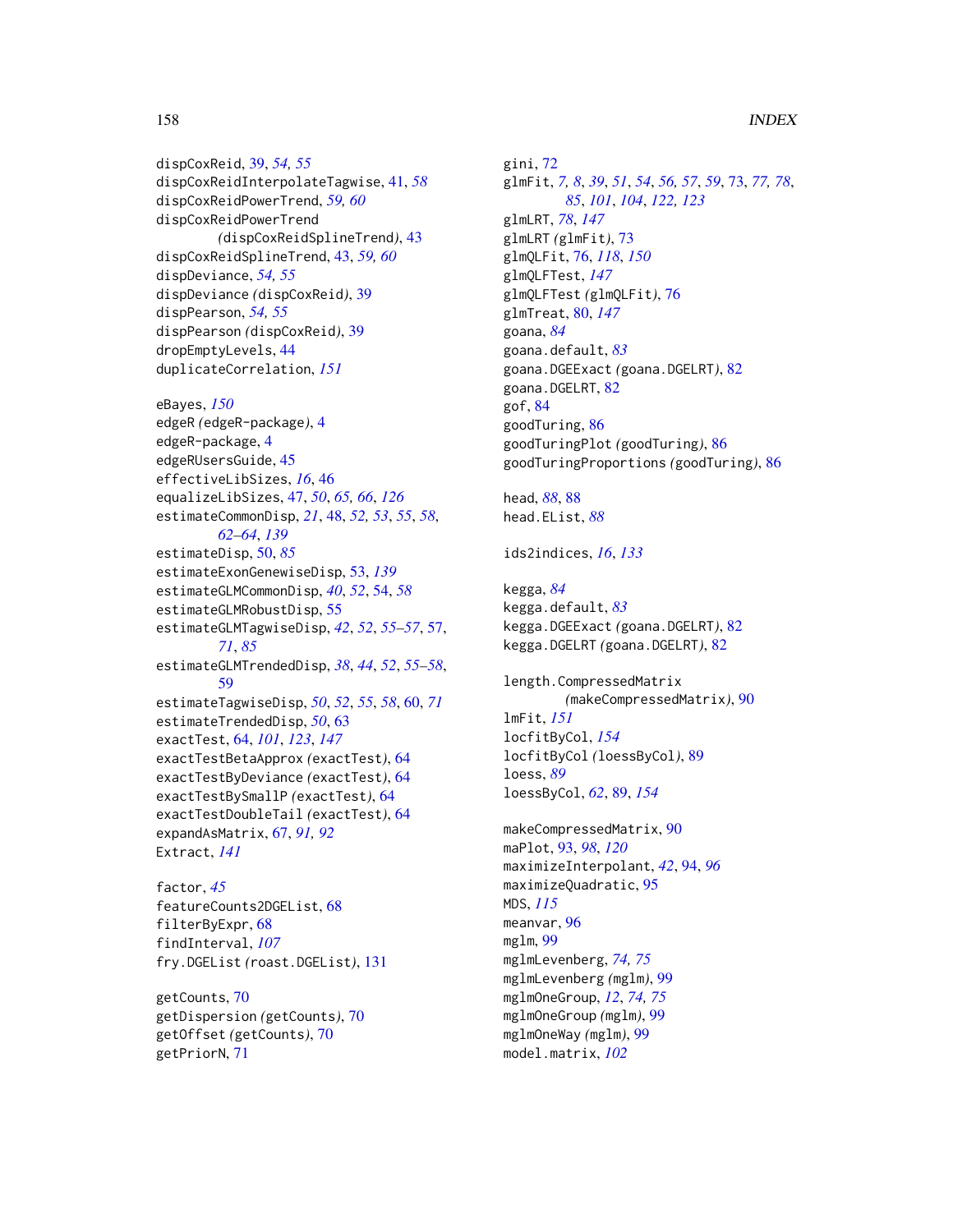dispCoxReid, 39, *54, 55*
dispCoxReidInterpolateTagwise, 41, *58*
dispCoxReidPowerTrend, *59, 60*
dispCoxReidPowerTrend *(*dispCoxReidSplineTrend*)*, 43
dispCoxReidSplineTrend, 43, *59, 60*
dispDeviance, *54, 55*
dispDeviance *(*dispCoxReid*)*, 39
dispPearson, *54, 55*
dispPearson *(*dispCoxReid*)*, 39
dropEmptyLevels, 44
duplicateCorrelation, *151*

eBayes, *150*
edgeR *(*edgeR-package*)*, 4
edgeR-package, 4
edgeRUsersGuide, 45
effectiveLibSizes, *16*, 46
equalizeLibSizes, 47, *50*, *65, 66*, *126*
estimateCommonDisp, *21*, 48, *52, 53*, *55*, *58*, *62–64*, *139*
estimateDisp, 50, *85*
estimateExonGenewiseDisp, 53, *139*
estimateGLMCommonDisp, *40*, *52*, 54, *58*
estimateGLMRobustDisp, 55
estimateGLMTagwiseDisp, *42*, *52*, *55–57*, 57, *71*, *85*
estimateGLMTrendedDisp, *38*, *44*, *52*, *55–58*, 59
estimateTagwiseDisp, *50*, *52*, *55*, *58*, 60, *71*
estimateTrendedDisp, *50*, 63
exactTest, 64, *101*, *123*, *147*
exactTestBetaApprox *(*exactTest*)*, 64
exactTestByDeviance *(*exactTest*)*, 64
exactTestBySmallP *(*exactTest*)*, 64
exactTestDoubleTail *(*exactTest*)*, 64
expandAsMatrix, 67, *91, 92*
Extract, *141*

factor, *45*
featureCounts2DGEList, 68
filterByExpr, 68
findInterval, *107*
fry.DGEList *(*roast.DGEList*)*, 131

getCounts, 70
getDispersion *(*getCounts*)*, 70
getOffset *(*getCounts*)*, 70
getPriorN, 71

gini, 72
glmFit, *7, 8*, *39*, *51*, *54*, *56, 57*, *59*, 73, *77, 78*, *85*, *101*, *104*, *122, 123*
glmLRT, *78*, *147*
glmLRT *(*glmFit*)*, 73
glmQLFit, 76, *118*, *150*
glmQLFTest, *147*
glmQLFTest *(*glmQLFit*)*, 76
glmTreat, 80, *147*
goana, *84*
goana.default, *83*
goana.DGEExact *(*goana.DGELRT*)*, 82
goana.DGELRT, 82
gof, 84
goodTuring, 86
goodTuringPlot *(*goodTuring*)*, 86
goodTuringProportions *(*goodTuring*)*, 86

head, *88*, 88
head.EList, *88*

ids2indices, *16*, *133*

kegga, *84*
kegga.default, *83*
kegga.DGEExact *(*goana.DGELRT*)*, 82
kegga.DGELRT *(*goana.DGELRT*)*, 82

length.CompressedMatrix *(*makeCompressedMatrix*)*, 90
lmFit, *151*
locfitByCol, *154*
locfitByCol *(*loessByCol*)*, 89
loess, *89*
loessByCol, *62*, 89, *154*

makeCompressedMatrix, 90
maPlot, 93, *98*, *120*
maximizeInterpolant, *42*, 94, *96*
maximizeQuadratic, 95
MDS, *115*
meanvar, 96
mglm, 99
mglmLevenberg, *74, 75*
mglmLevenberg *(*mglm*)*, 99
mglmOneGroup, *12*, *74, 75*
mglmOneGroup *(*mglm*)*, 99
mglmOneWay *(*mglm*)*, 99
model.matrix, *102*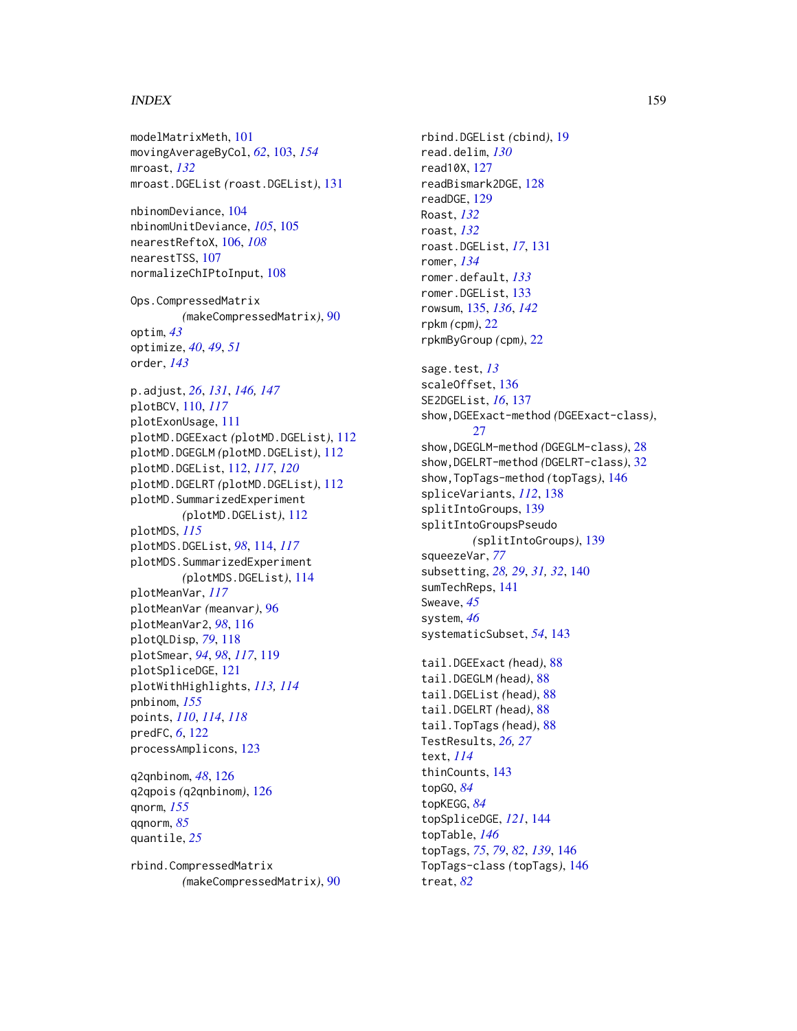modelMatrixMeth, 101
movingAverageByCol, *62*, 103, *154*
mroast, *132*
mroast.DGEList *(roast.DGEList)*, 131

nbinomDeviance, 104
nbinomUnitDeviance, *105*, 105
nearestReftoX, 106, *108*
nearestTSS, 107
normalizeChIPtoInput, 108

Ops.CompressedMatrix *(makeCompressedMatrix)*, 90
optim, *43*
optimize, *40*, *49*, *51*
order, *143*

p.adjust, *26*, *131*, *146, 147*
plotBCV, 110, *117*
plotExonUsage, 111
plotMD.DGEExact *(plotMD.DGEList)*, 112
plotMD.DGEGLM *(plotMD.DGEList)*, 112
plotMD.DGEList, 112, *117*, *120*
plotMD.DGELRT *(plotMD.DGEList)*, 112
plotMD.SummarizedExperiment *(plotMD.DGEList)*, 112
plotMDS, *115*
plotMDS.DGEList, *98*, 114, *117*
plotMDS.SummarizedExperiment *(plotMDS.DGEList)*, 114
plotMeanVar, *117*
plotMeanVar *(meanvar)*, 96
plotMeanVar2, *98*, 116
plotQLDisp, *79*, 118
plotSmear, *94*, *98*, *117*, 119
plotSpliceDGE, 121
plotWithHighlights, *113, 114*
pnbinom, *155*
points, *110*, *114*, *118*
predFC, *6*, 122
processAmplicons, 123

q2qnbinom, *48*, 126
q2qpois *(q2qnbinom)*, 126
qnorm, *155*
qqnorm, *85*
quantile, *25*

rbind.CompressedMatrix *(makeCompressedMatrix)*, 90
rbind.DGEList *(cbind)*, 19
read.delim, *130*
read10X, 127
readBismark2DGE, 128
readDGE, 129
Roast, *132*
roast, *132*
roast.DGEList, *17*, 131
romer, *134*
romer.default, *133*
romer.DGEList, 133
rowsum, 135, *136*, *142*
rpkm *(cpm)*, 22
rpkmByGroup *(cpm)*, 22

sage.test, *13*
scaleOffset, 136
SE2DGEList, *16*, 137
show,DGEExact-method *(DGEExact-class)*, 27
show,DGEGLM-method *(DGEGLM-class)*, 28
show,DGELRT-method *(DGELRT-class)*, 32
show,TopTags-method *(topTags)*, 146
spliceVariants, *112*, 138
splitIntoGroups, 139
splitIntoGroupsPseudo *(splitIntoGroups)*, 139
squeezeVar, *77*
subsetting, *28*, *29*, *31, 32*, 140
sumTechReps, 141
Sweave, *45*
system, *46*
systematicSubset, *54*, 143

tail.DGEExact *(head)*, 88
tail.DGEGLM *(head)*, 88
tail.DGEList *(head)*, 88
tail.DGELRT *(head)*, 88
tail.TopTags *(head)*, 88
TestResults, *26, 27*
text, *114*
thinCounts, 143
topGO, *84*
topKEGG, *84*
topSpliceDGE, *121*, 144
topTable, *146*
topTags, *75*, *79*, *82*, *139*, 146
TopTags-class *(topTags)*, 146
treat, *82*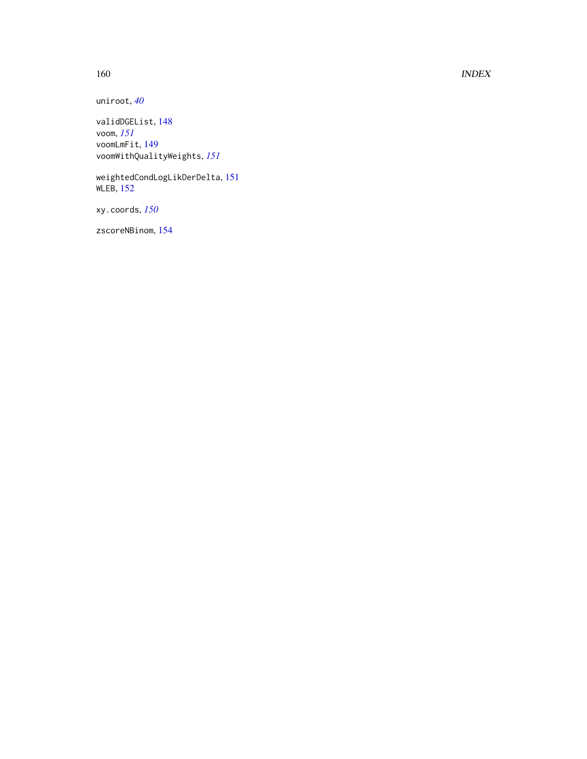uniroot, *40*

validDGEList, 148
voom, *151*
voomLmFit, 149
voomWithQualityWeights, *151*

weightedCondLogLikDerDelta, 151
WLEB, 152

xy.coords, *150*

zscoreNBinom, 154